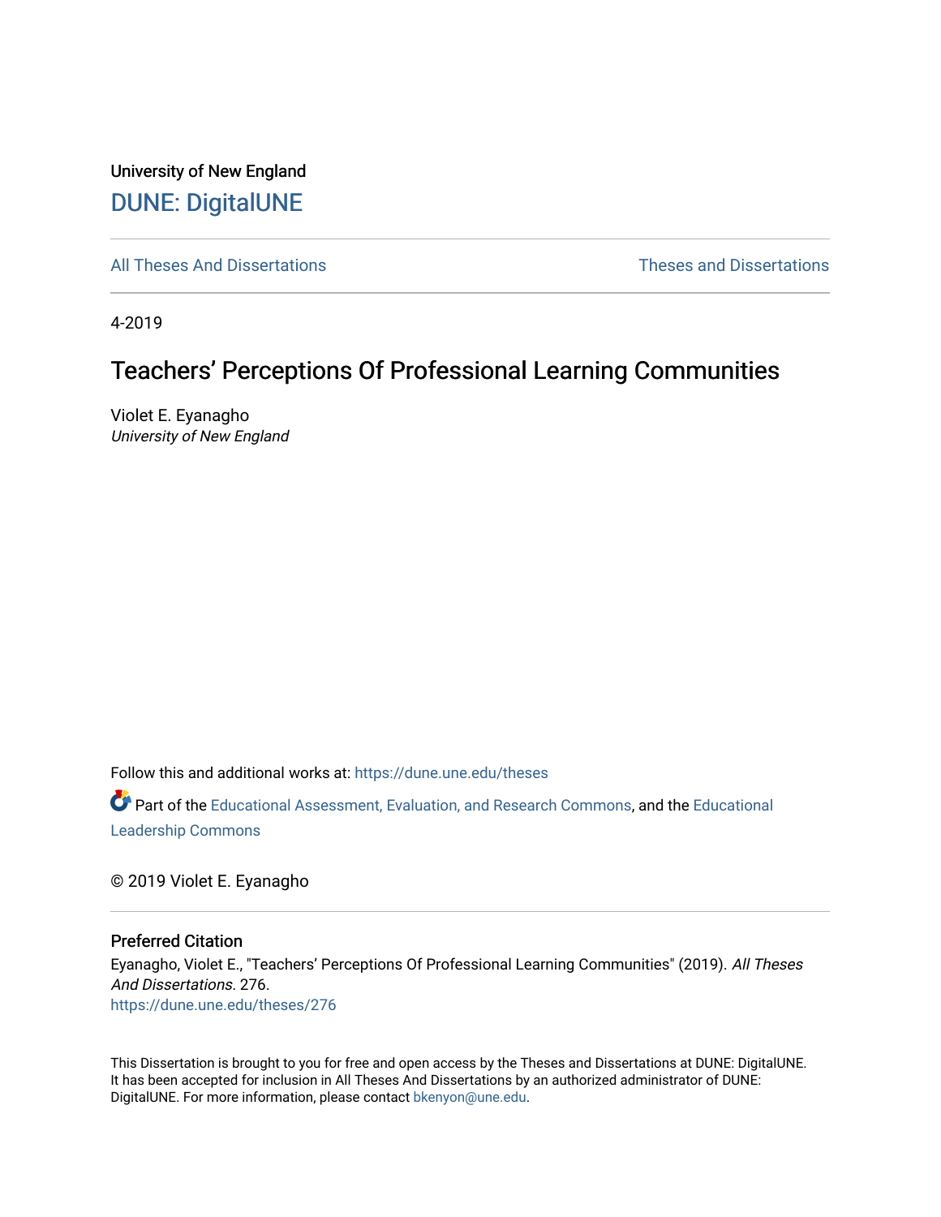University of New England

## DUNE: DigitalUNE

All Theses And Dissertations | Theses and Dissertations

4-2019

# Teachers' Perceptions Of Professional Learning Communities

Violet E. Eyanagho
*University of New England*

Follow this and additional works at: https://dune.une.edu/theses

Part of the Educational Assessment, Evaluation, and Research Commons, and the Educational Leadership Commons

© 2019 Violet E. Eyanagho

### Preferred Citation

Eyanagho, Violet E., "Teachers' Perceptions Of Professional Learning Communities" (2019). *All Theses And Dissertations*. 276.
https://dune.une.edu/theses/276

This Dissertation is brought to you for free and open access by the Theses and Dissertations at DUNE: DigitalUNE. It has been accepted for inclusion in All Theses And Dissertations by an authorized administrator of DUNE: DigitalUNE. For more information, please contact bkenyon@une.edu.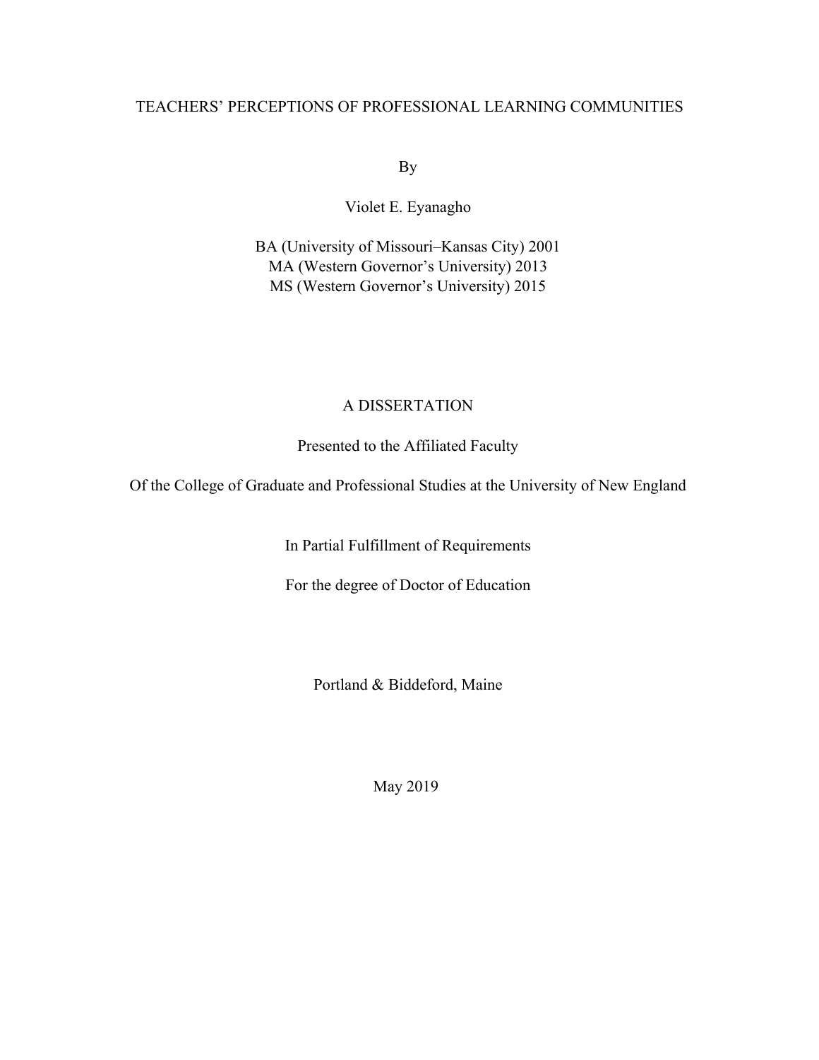# TEACHERS' PERCEPTIONS OF PROFESSIONAL LEARNING COMMUNITIES

By

Violet E. Eyanagho

BA (University of Missouri–Kansas City) 2001
MA (Western Governor's University) 2013
MS (Western Governor's University) 2015

A DISSERTATION

Presented to the Affiliated Faculty

Of the College of Graduate and Professional Studies at the University of New England

In Partial Fulfillment of Requirements

For the degree of Doctor of Education

Portland & Biddeford, Maine

May 2019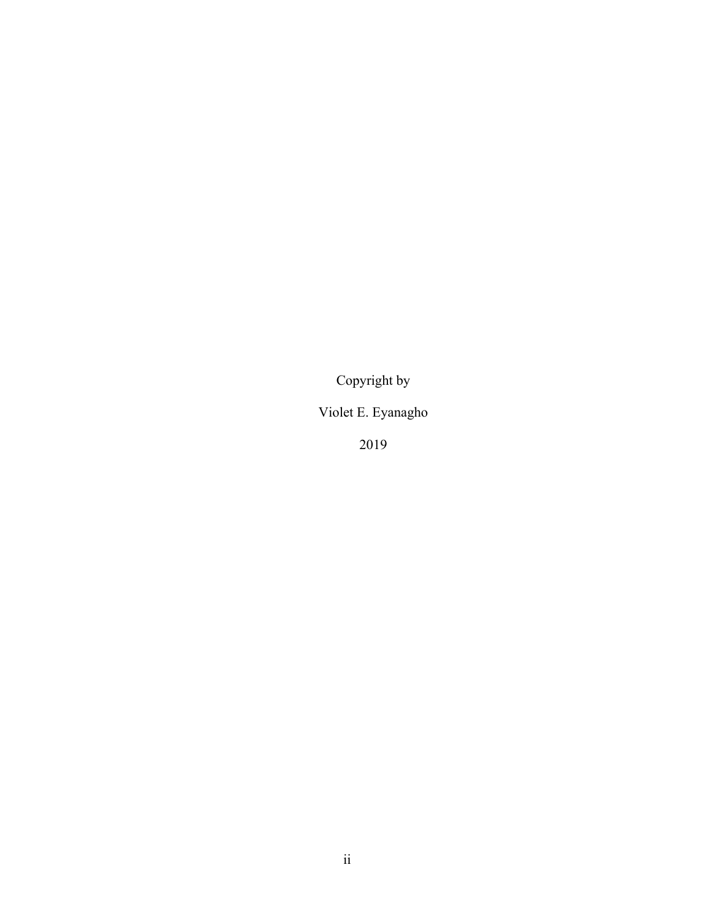Copyright by

Violet E. Eyanagho

2019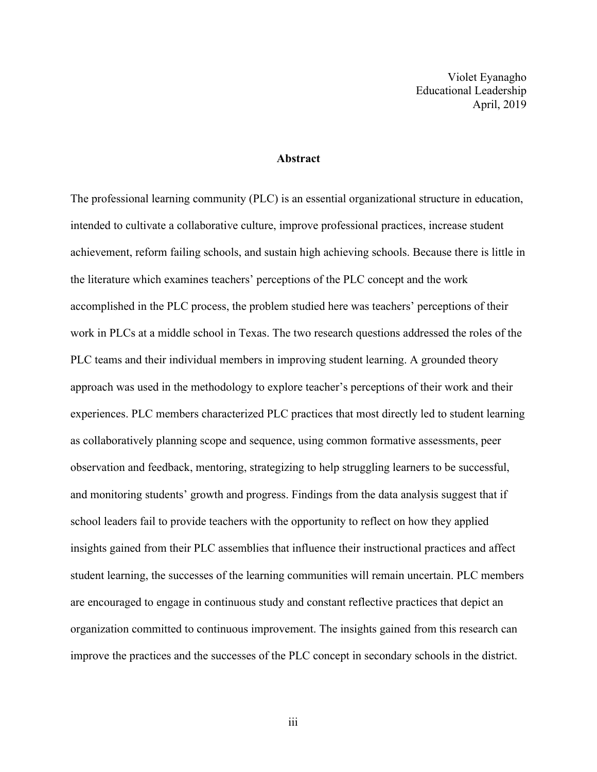Violet Eyanagho
Educational Leadership
April, 2019

## Abstract

The professional learning community (PLC) is an essential organizational structure in education, intended to cultivate a collaborative culture, improve professional practices, increase student achievement, reform failing schools, and sustain high achieving schools. Because there is little in the literature which examines teachers' perceptions of the PLC concept and the work accomplished in the PLC process, the problem studied here was teachers' perceptions of their work in PLCs at a middle school in Texas. The two research questions addressed the roles of the PLC teams and their individual members in improving student learning. A grounded theory approach was used in the methodology to explore teacher's perceptions of their work and their experiences. PLC members characterized PLC practices that most directly led to student learning as collaboratively planning scope and sequence, using common formative assessments, peer observation and feedback, mentoring, strategizing to help struggling learners to be successful, and monitoring students' growth and progress. Findings from the data analysis suggest that if school leaders fail to provide teachers with the opportunity to reflect on how they applied insights gained from their PLC assemblies that influence their instructional practices and affect student learning, the successes of the learning communities will remain uncertain. PLC members are encouraged to engage in continuous study and constant reflective practices that depict an organization committed to continuous improvement. The insights gained from this research can improve the practices and the successes of the PLC concept in secondary schools in the district.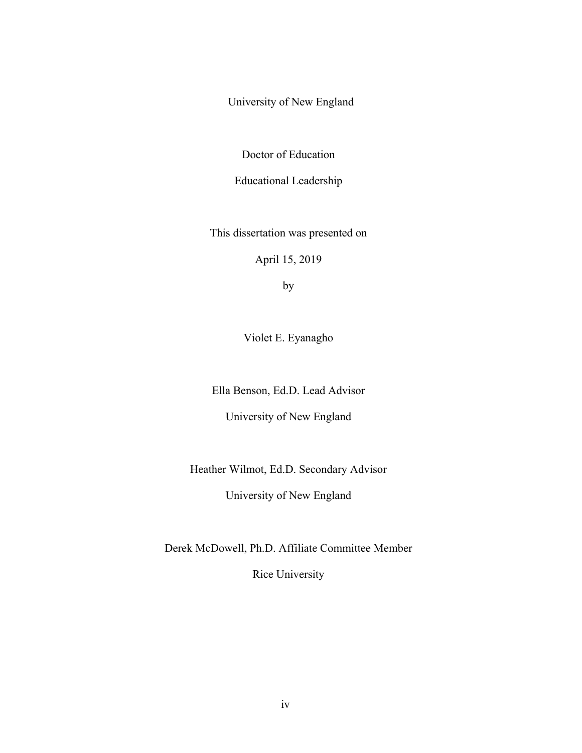University of New England

Doctor of Education

Educational Leadership

This dissertation was presented on

April 15, 2019

by

Violet E. Eyanagho

Ella Benson, Ed.D. Lead Advisor

University of New England

Heather Wilmot, Ed.D. Secondary Advisor

University of New England

Derek McDowell, Ph.D. Affiliate Committee Member

Rice University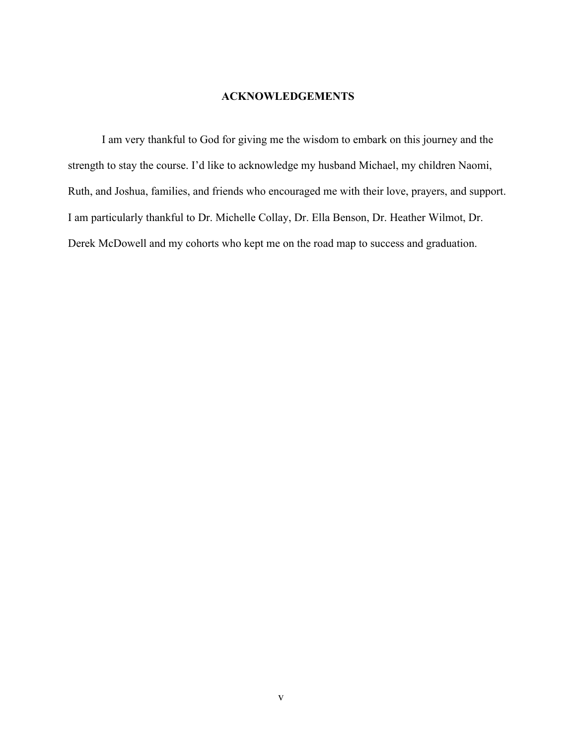## ACKNOWLEDGEMENTS

I am very thankful to God for giving me the wisdom to embark on this journey and the strength to stay the course. I'd like to acknowledge my husband Michael, my children Naomi, Ruth, and Joshua, families, and friends who encouraged me with their love, prayers, and support. I am particularly thankful to Dr. Michelle Collay, Dr. Ella Benson, Dr. Heather Wilmot, Dr. Derek McDowell and my cohorts who kept me on the road map to success and graduation.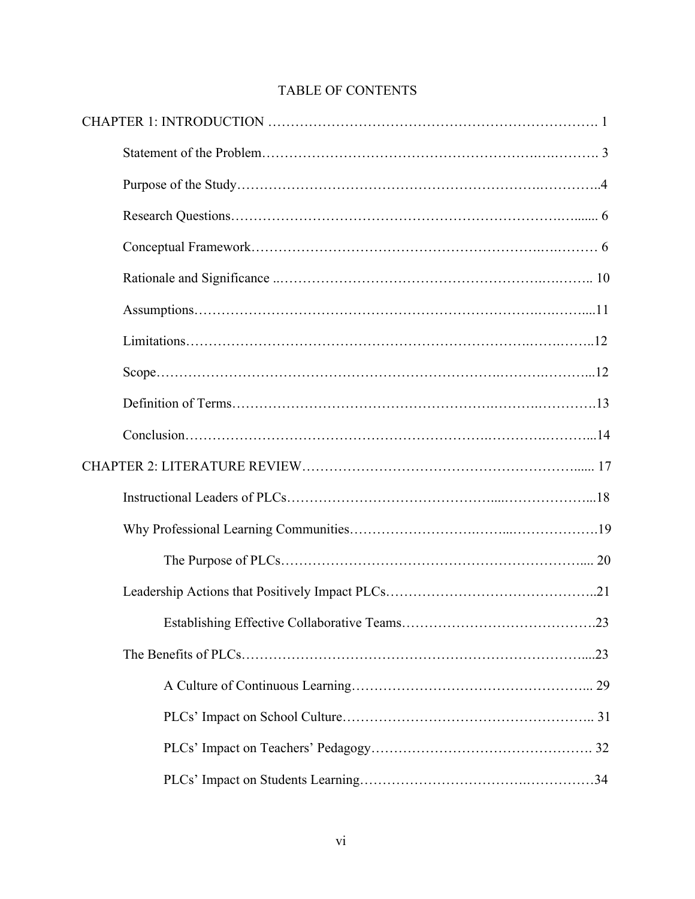# TABLE OF CONTENTS

CHAPTER 1: INTRODUCTION ………………………………………………………………. 1

- Statement of the Problem…………………………………………………….….………. 3
- Purpose of the Study……………………………………………………….…………..4
- Research Questions………………………………………………………….………...... 6
- Conceptual Framework……………………………………………………….….……… 6
- Rationale and Significance ..……………………………………………….….……….. 10
- Assumptions……………………………………………………………….….……....11
- Limitations……………………………………………………………….…….……..12
- Scope……………………………………………………………….…….…….…...12
- Definition of Terms…………………………………………….…….…….………….13
- Conclusion……………………………………………………..……….…….……...14

CHAPTER 2: LITERATURE REVIEW……………………………………………….…..... 17

- Instructional Leaders of PLCs……………………………………....………………...18
- Why Professional Learning Communities……………………….……...……………….19
    - The Purpose of PLCs………………………………………………………….... 20
- Leadership Actions that Positively Impact PLCs………………………………………..21
    - Establishing Effective Collaborative Teams………………………………….23
- The Benefits of PLCs……………………………………………………………....23
    - A Culture of Continuous Learning……………………………………………... 29
    - PLCs' Impact on School Culture…………………………………………….. 31
    - PLCs' Impact on Teachers' Pedagogy………………………………………. 32
    - PLCs' Impact on Students Learning…………………………….……………34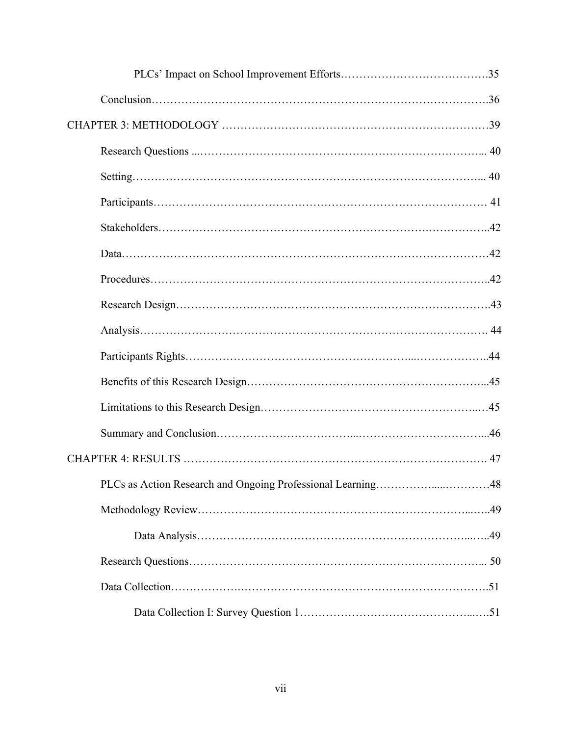PLCs' Impact on School Improvement Efforts……………………………….35

Conclusion…………………………………………………………………………….36

CHAPTER 3: METHODOLOGY ……………………………………………………………39

Research Questions ...……………………………………………………………... 40

Setting……………………………………………………………………………... 40

Participants………………………………………………………………………… 41

Stakeholders……………………………………………………………………..42

Data………………………………………………………………………………42

Procedures………………………………………………………………………..42

Research Design…………………………………………………………………….43

Analysis……………………………………………………………………………. 44

Participants Rights………………………………………………...………………..44

Benefits of this Research Design…………………………………………………...45

Limitations to this Research Design……………………………………………..…45

Summary and Conclusion……………………………...…………………………...46

CHAPTER 4: RESULTS ……………………………………………………………………. 47

PLCs as Action Research and Ongoing Professional Learning……………....…………48

Methodology Review……………………………………………………………...…..49

Data Analysis……………………………………………………………...…..49

Research Questions………………………………………………………………... 50

Data Collection…………….……………………………………………………….51

Data Collection I: Survey Question 1……………………………………...….51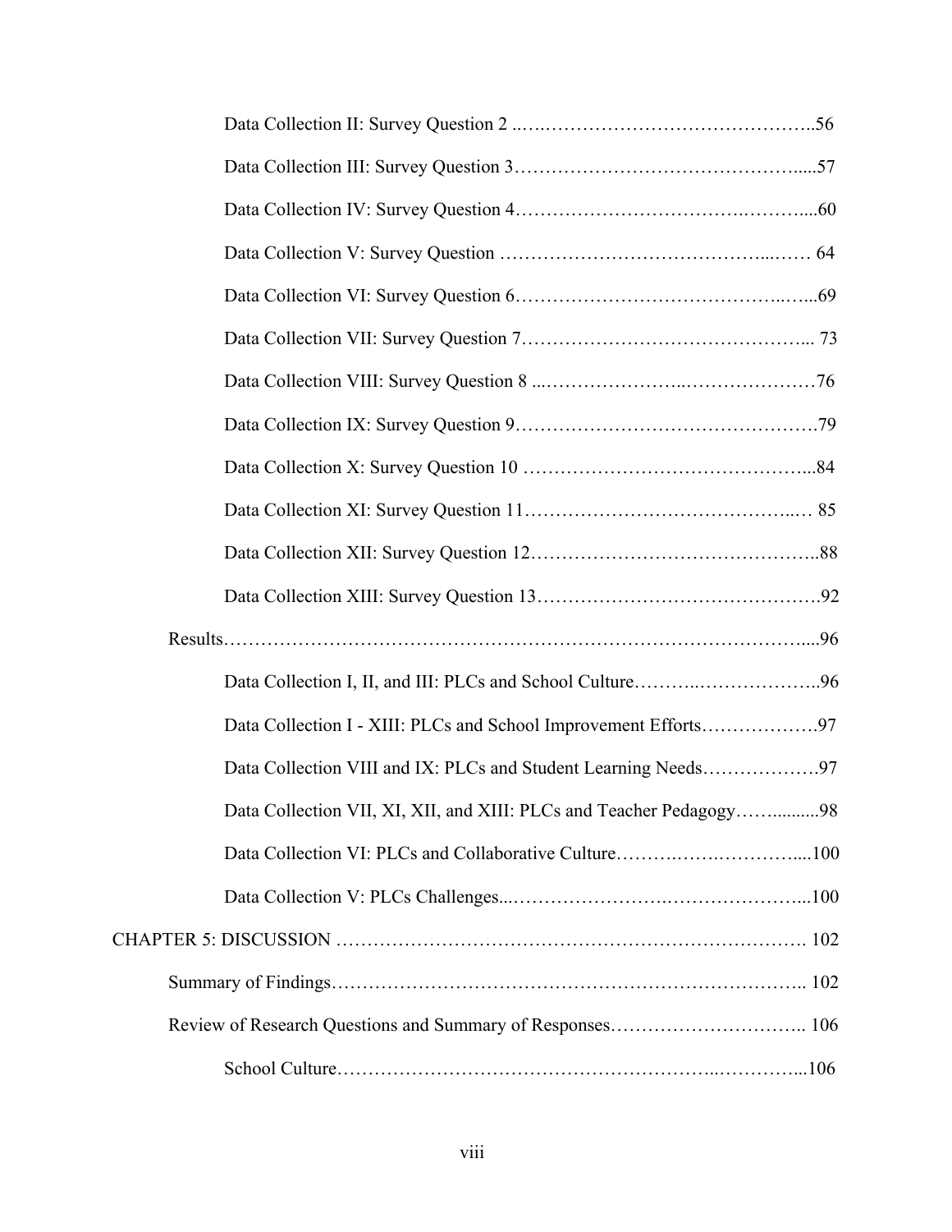Data Collection II: Survey Question 2 ..….……………………………………..56

Data Collection III: Survey Question 3……………………………………….....57

Data Collection IV: Survey Question 4…………….……………….…..……….....60

Data Collection V: Survey Question ……………………………………...…… 64

Data Collection VI: Survey Question 6……….…………………………..…...69

Data Collection VII: Survey Question 7……………………………………... 73

Data Collection VIII: Survey Question 8 ...………………...…………………76

Data Collection IX: Survey Question 9………………………………………….79

Data Collection X: Survey Question 10 ……………………………………...84

Data Collection XI: Survey Question 11……………………………………..… 85

Data Collection XII: Survey Question 12………………………………………..88

Data Collection XIII: Survey Question 13………………………………………92

Results……………………………………………………………………………....96

Data Collection I, II, and III: PLCs and School Culture………..………………..96

Data Collection I - XIII: PLCs and School Improvement Efforts……………….97

Data Collection VIII and IX: PLCs and Student Learning Needs……………….97

Data Collection VII, XI, XII, and XIII: PLCs and Teacher Pedagogy……..........98

Data Collection VI: PLCs and Collaborative Culture……….…….…………....100

Data Collection V: PLCs Challenges...…………………….…………………...100

CHAPTER 5: DISCUSSION ……………………………………………………………. 102

Summary of Findings………………………………………………………………….. 102

Review of Research Questions and Summary of Responses………………………….. 106

School Culture………………………………………………..…………...106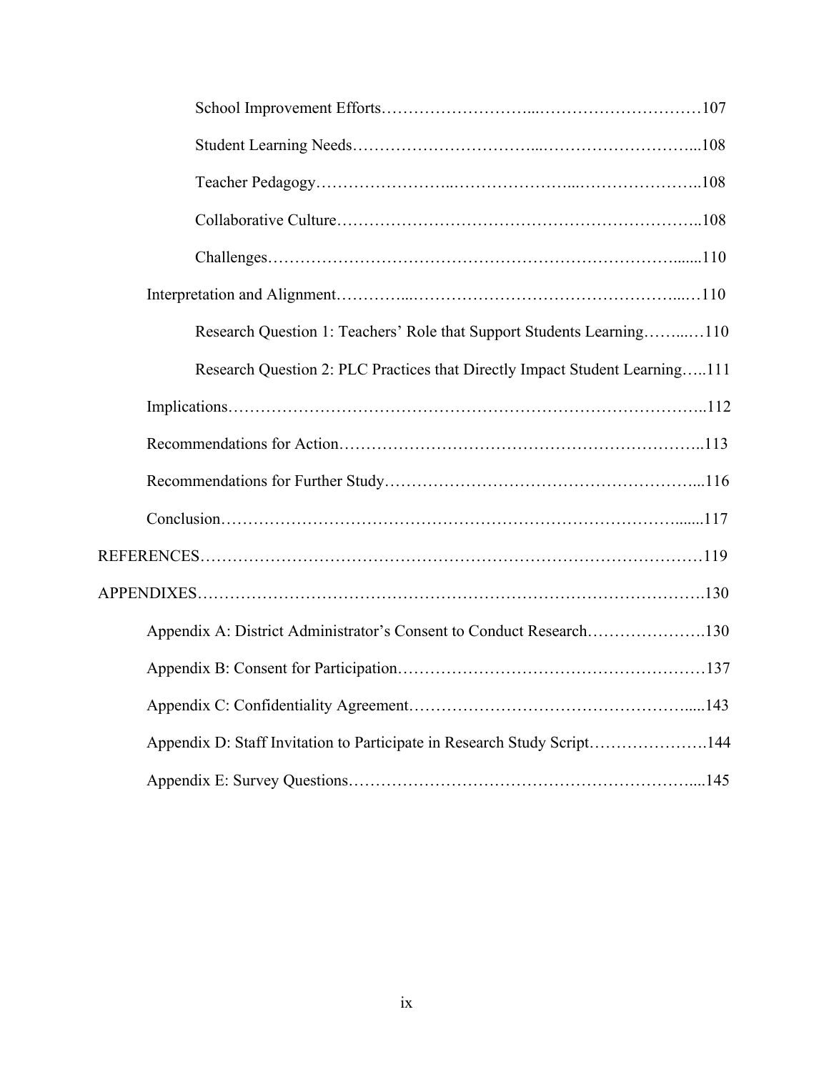School Improvement Efforts……………………...…………………………107

Student Learning Needs…………………………...………………………...108

Teacher Pedagogy……………………..…………………...…………………..108

Collaborative Culture………………………………………………………..108

Challenges…………………………………………………………………......110

Interpretation and Alignment…………...…………………………………………...…110

Research Question 1: Teachers' Role that Support Students Learning……..…110

Research Question 2: PLC Practices that Directly Impact Student Learning…..111

Implications……………………………………………………………………………..112

Recommendations for Action…………………………………………………………..113

Recommendations for Further Study…………………………………………………...116

Conclusion……………………………………………………………………….......117

REFERENCES……………………………………………………………………………119

APPENDIXES…………………………………………………………………………….130

Appendix A: District Administrator's Consent to Conduct Research………………….130

Appendix B: Consent for Participation…………………………………………………137

Appendix C: Confidentiality Agreement…………………………………………….....143

Appendix D: Staff Invitation to Participate in Research Study Script………………….144

Appendix E: Survey Questions……………………………………………………....145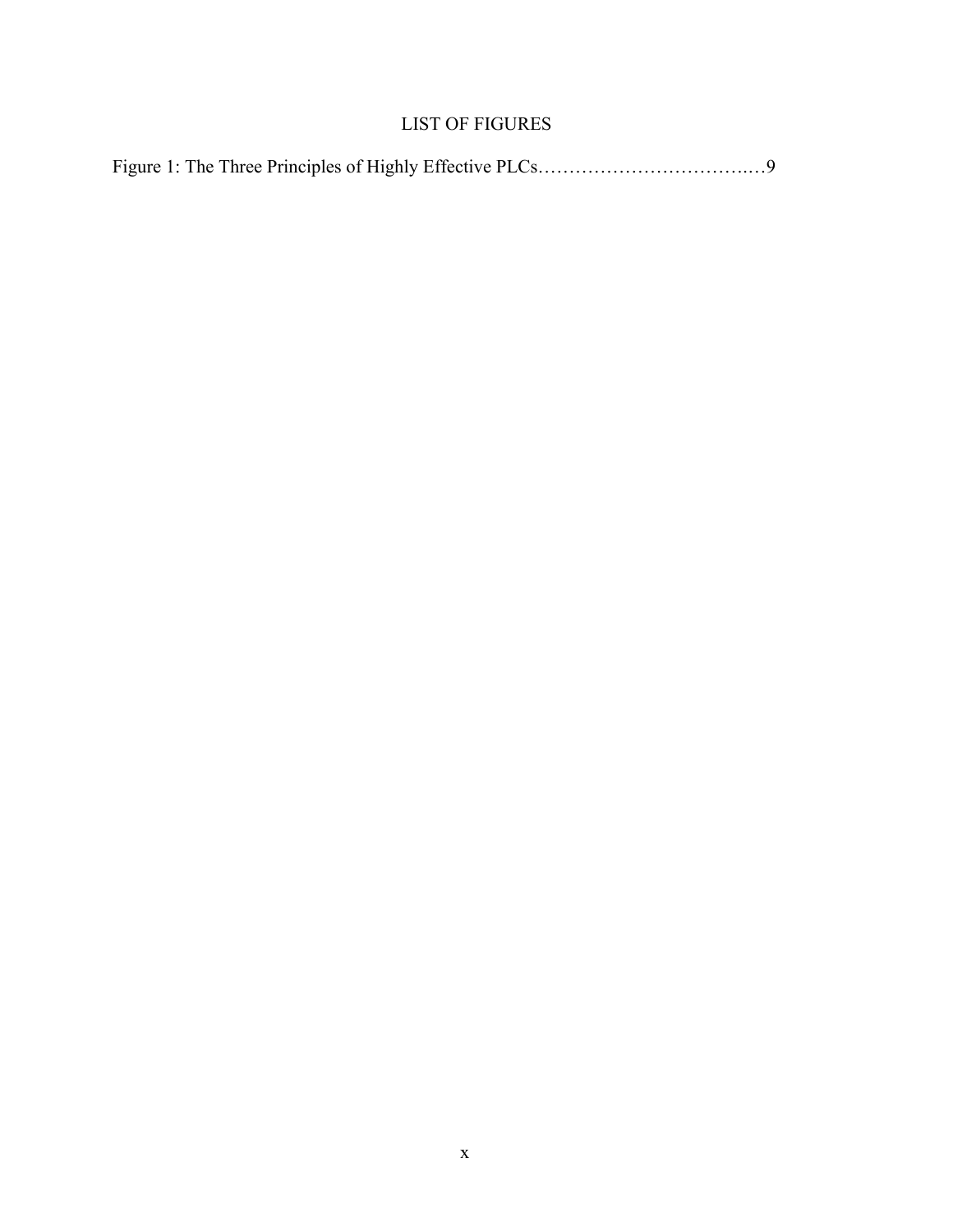# LIST OF FIGURES

Figure 1: The Three Principles of Highly Effective PLCs……………………………..…9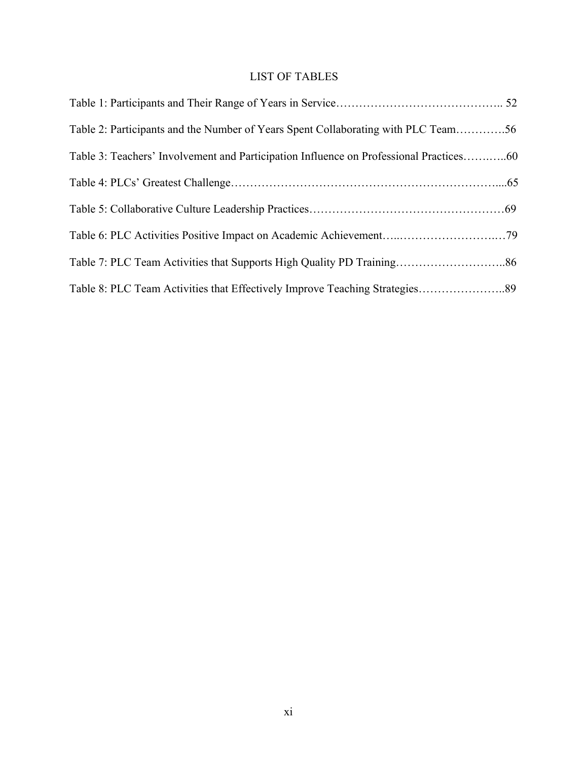# LIST OF TABLES

Table 1: Participants and Their Range of Years in Service…………………………………….. 52

Table 2: Participants and the Number of Years Spent Collaborating with PLC Team………….56

Table 3: Teachers' Involvement and Participation Influence on Professional Practices……….60

Table 4: PLCs' Greatest Challenge…………………………………………………………....65

Table 5: Collaborative Culture Leadership Practices……………………………………………69

Table 6: PLC Activities Positive Impact on Academic Achievement…..……………………..…79

Table 7: PLC Team Activities that Supports High Quality PD Training………………………..86

Table 8: PLC Team Activities that Effectively Improve Teaching Strategies…………………..89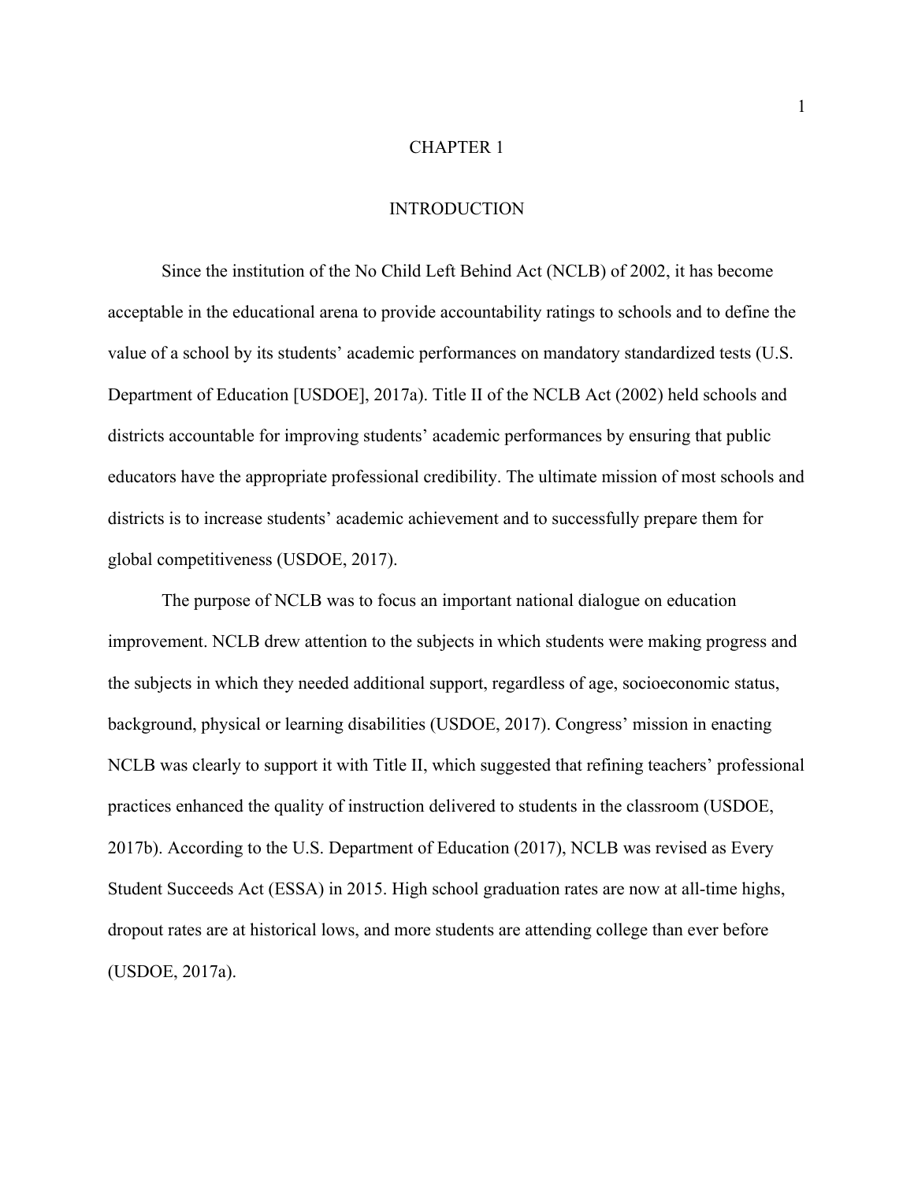# CHAPTER 1

## INTRODUCTION

Since the institution of the No Child Left Behind Act (NCLB) of 2002, it has become acceptable in the educational arena to provide accountability ratings to schools and to define the value of a school by its students' academic performances on mandatory standardized tests (U.S. Department of Education [USDOE], 2017a). Title II of the NCLB Act (2002) held schools and districts accountable for improving students' academic performances by ensuring that public educators have the appropriate professional credibility. The ultimate mission of most schools and districts is to increase students' academic achievement and to successfully prepare them for global competitiveness (USDOE, 2017).

The purpose of NCLB was to focus an important national dialogue on education improvement. NCLB drew attention to the subjects in which students were making progress and the subjects in which they needed additional support, regardless of age, socioeconomic status, background, physical or learning disabilities (USDOE, 2017). Congress' mission in enacting NCLB was clearly to support it with Title II, which suggested that refining teachers' professional practices enhanced the quality of instruction delivered to students in the classroom (USDOE, 2017b). According to the U.S. Department of Education (2017), NCLB was revised as Every Student Succeeds Act (ESSA) in 2015. High school graduation rates are now at all-time highs, dropout rates are at historical lows, and more students are attending college than ever before (USDOE, 2017a).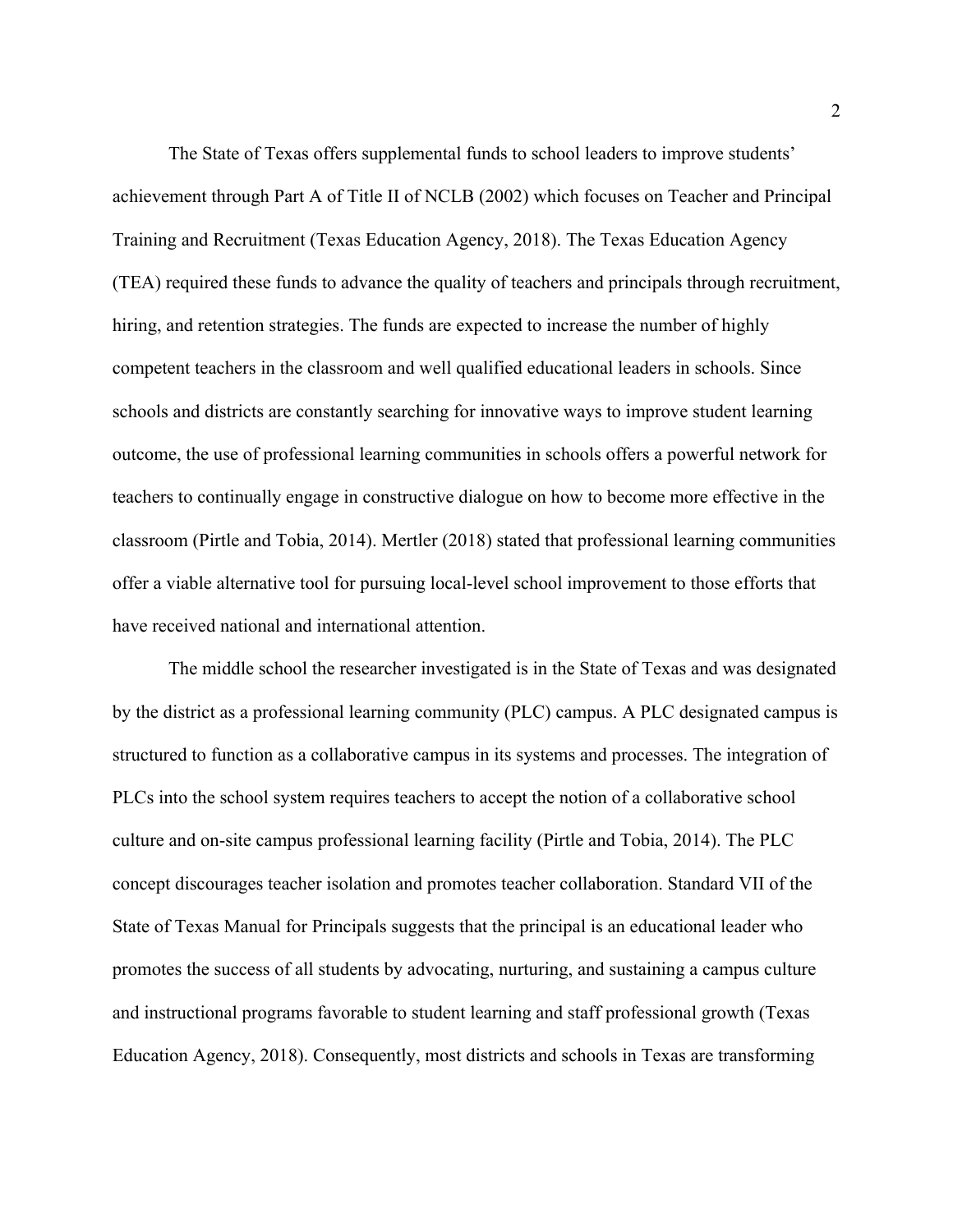The State of Texas offers supplemental funds to school leaders to improve students' achievement through Part A of Title II of NCLB (2002) which focuses on Teacher and Principal Training and Recruitment (Texas Education Agency, 2018). The Texas Education Agency (TEA) required these funds to advance the quality of teachers and principals through recruitment, hiring, and retention strategies. The funds are expected to increase the number of highly competent teachers in the classroom and well qualified educational leaders in schools. Since schools and districts are constantly searching for innovative ways to improve student learning outcome, the use of professional learning communities in schools offers a powerful network for teachers to continually engage in constructive dialogue on how to become more effective in the classroom (Pirtle and Tobia, 2014). Mertler (2018) stated that professional learning communities offer a viable alternative tool for pursuing local-level school improvement to those efforts that have received national and international attention.

The middle school the researcher investigated is in the State of Texas and was designated by the district as a professional learning community (PLC) campus. A PLC designated campus is structured to function as a collaborative campus in its systems and processes. The integration of PLCs into the school system requires teachers to accept the notion of a collaborative school culture and on-site campus professional learning facility (Pirtle and Tobia, 2014). The PLC concept discourages teacher isolation and promotes teacher collaboration. Standard VII of the State of Texas Manual for Principals suggests that the principal is an educational leader who promotes the success of all students by advocating, nurturing, and sustaining a campus culture and instructional programs favorable to student learning and staff professional growth (Texas Education Agency, 2018). Consequently, most districts and schools in Texas are transforming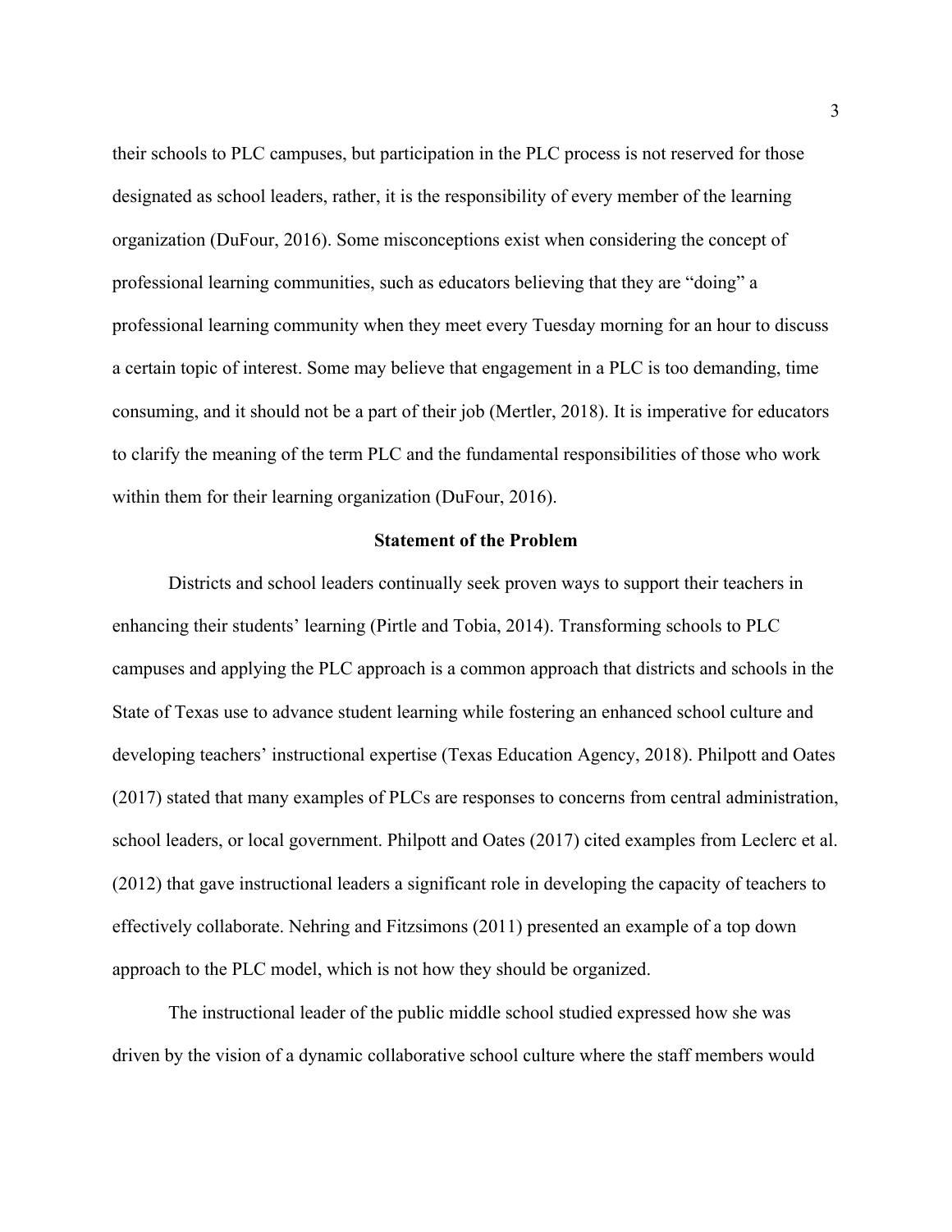their schools to PLC campuses, but participation in the PLC process is not reserved for those designated as school leaders, rather, it is the responsibility of every member of the learning organization (DuFour, 2016). Some misconceptions exist when considering the concept of professional learning communities, such as educators believing that they are "doing" a professional learning community when they meet every Tuesday morning for an hour to discuss a certain topic of interest. Some may believe that engagement in a PLC is too demanding, time consuming, and it should not be a part of their job (Mertler, 2018). It is imperative for educators to clarify the meaning of the term PLC and the fundamental responsibilities of those who work within them for their learning organization (DuFour, 2016).

## Statement of the Problem

Districts and school leaders continually seek proven ways to support their teachers in enhancing their students' learning (Pirtle and Tobia, 2014). Transforming schools to PLC campuses and applying the PLC approach is a common approach that districts and schools in the State of Texas use to advance student learning while fostering an enhanced school culture and developing teachers' instructional expertise (Texas Education Agency, 2018). Philpott and Oates (2017) stated that many examples of PLCs are responses to concerns from central administration, school leaders, or local government. Philpott and Oates (2017) cited examples from Leclerc et al. (2012) that gave instructional leaders a significant role in developing the capacity of teachers to effectively collaborate. Nehring and Fitzsimons (2011) presented an example of a top down approach to the PLC model, which is not how they should be organized.

The instructional leader of the public middle school studied expressed how she was driven by the vision of a dynamic collaborative school culture where the staff members would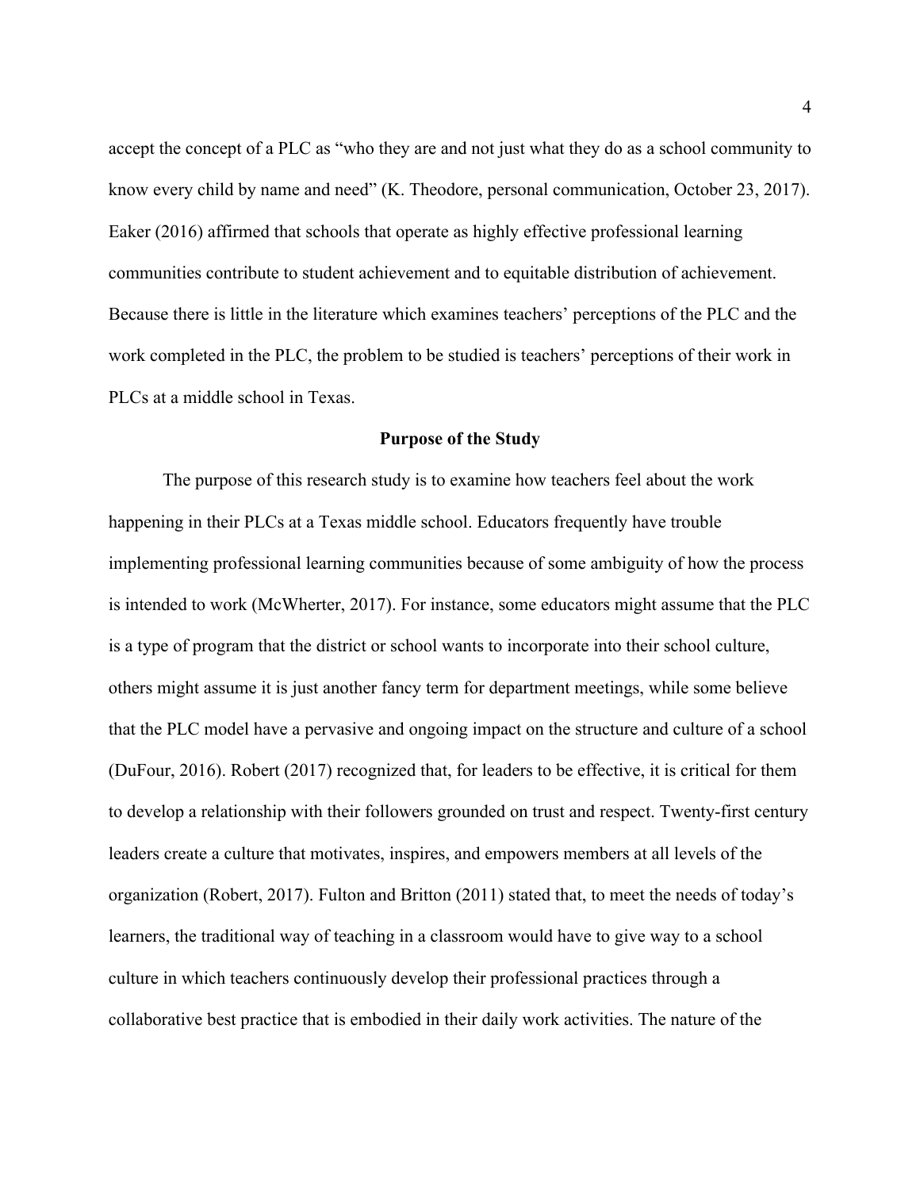accept the concept of a PLC as "who they are and not just what they do as a school community to know every child by name and need" (K. Theodore, personal communication, October 23, 2017). Eaker (2016) affirmed that schools that operate as highly effective professional learning communities contribute to student achievement and to equitable distribution of achievement. Because there is little in the literature which examines teachers' perceptions of the PLC and the work completed in the PLC, the problem to be studied is teachers' perceptions of their work in PLCs at a middle school in Texas.

## Purpose of the Study

The purpose of this research study is to examine how teachers feel about the work happening in their PLCs at a Texas middle school. Educators frequently have trouble implementing professional learning communities because of some ambiguity of how the process is intended to work (McWherter, 2017). For instance, some educators might assume that the PLC is a type of program that the district or school wants to incorporate into their school culture, others might assume it is just another fancy term for department meetings, while some believe that the PLC model have a pervasive and ongoing impact on the structure and culture of a school (DuFour, 2016). Robert (2017) recognized that, for leaders to be effective, it is critical for them to develop a relationship with their followers grounded on trust and respect. Twenty-first century leaders create a culture that motivates, inspires, and empowers members at all levels of the organization (Robert, 2017). Fulton and Britton (2011) stated that, to meet the needs of today's learners, the traditional way of teaching in a classroom would have to give way to a school culture in which teachers continuously develop their professional practices through a collaborative best practice that is embodied in their daily work activities. The nature of the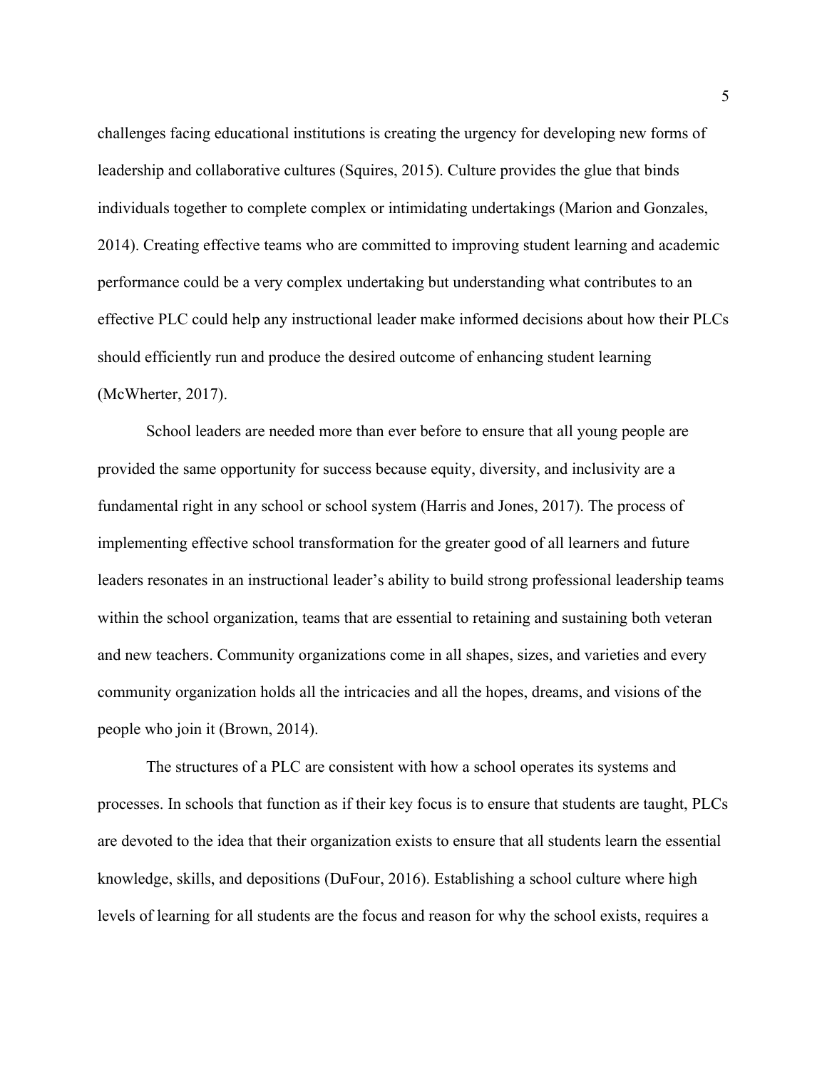challenges facing educational institutions is creating the urgency for developing new forms of leadership and collaborative cultures (Squires, 2015). Culture provides the glue that binds individuals together to complete complex or intimidating undertakings (Marion and Gonzales, 2014). Creating effective teams who are committed to improving student learning and academic performance could be a very complex undertaking but understanding what contributes to an effective PLC could help any instructional leader make informed decisions about how their PLCs should efficiently run and produce the desired outcome of enhancing student learning (McWherter, 2017).

School leaders are needed more than ever before to ensure that all young people are provided the same opportunity for success because equity, diversity, and inclusivity are a fundamental right in any school or school system (Harris and Jones, 2017). The process of implementing effective school transformation for the greater good of all learners and future leaders resonates in an instructional leader's ability to build strong professional leadership teams within the school organization, teams that are essential to retaining and sustaining both veteran and new teachers. Community organizations come in all shapes, sizes, and varieties and every community organization holds all the intricacies and all the hopes, dreams, and visions of the people who join it (Brown, 2014).

The structures of a PLC are consistent with how a school operates its systems and processes. In schools that function as if their key focus is to ensure that students are taught, PLCs are devoted to the idea that their organization exists to ensure that all students learn the essential knowledge, skills, and depositions (DuFour, 2016). Establishing a school culture where high levels of learning for all students are the focus and reason for why the school exists, requires a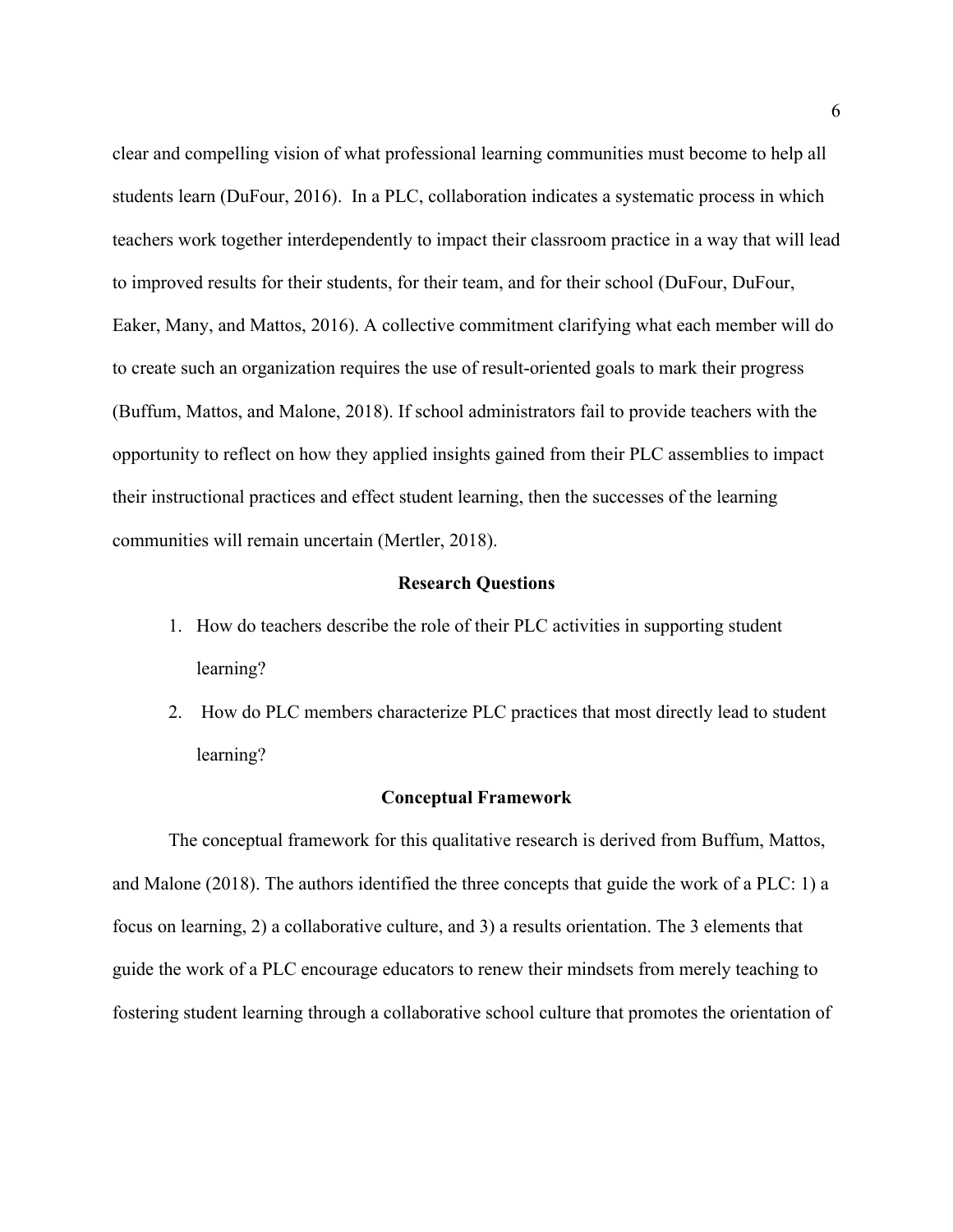clear and compelling vision of what professional learning communities must become to help all students learn (DuFour, 2016). In a PLC, collaboration indicates a systematic process in which teachers work together interdependently to impact their classroom practice in a way that will lead to improved results for their students, for their team, and for their school (DuFour, DuFour, Eaker, Many, and Mattos, 2016). A collective commitment clarifying what each member will do to create such an organization requires the use of result-oriented goals to mark their progress (Buffum, Mattos, and Malone, 2018). If school administrators fail to provide teachers with the opportunity to reflect on how they applied insights gained from their PLC assemblies to impact their instructional practices and effect student learning, then the successes of the learning communities will remain uncertain (Mertler, 2018).

## Research Questions

1. How do teachers describe the role of their PLC activities in supporting student learning?
2. How do PLC members characterize PLC practices that most directly lead to student learning?

## Conceptual Framework

The conceptual framework for this qualitative research is derived from Buffum, Mattos, and Malone (2018). The authors identified the three concepts that guide the work of a PLC: 1) a focus on learning, 2) a collaborative culture, and 3) a results orientation. The 3 elements that guide the work of a PLC encourage educators to renew their mindsets from merely teaching to fostering student learning through a collaborative school culture that promotes the orientation of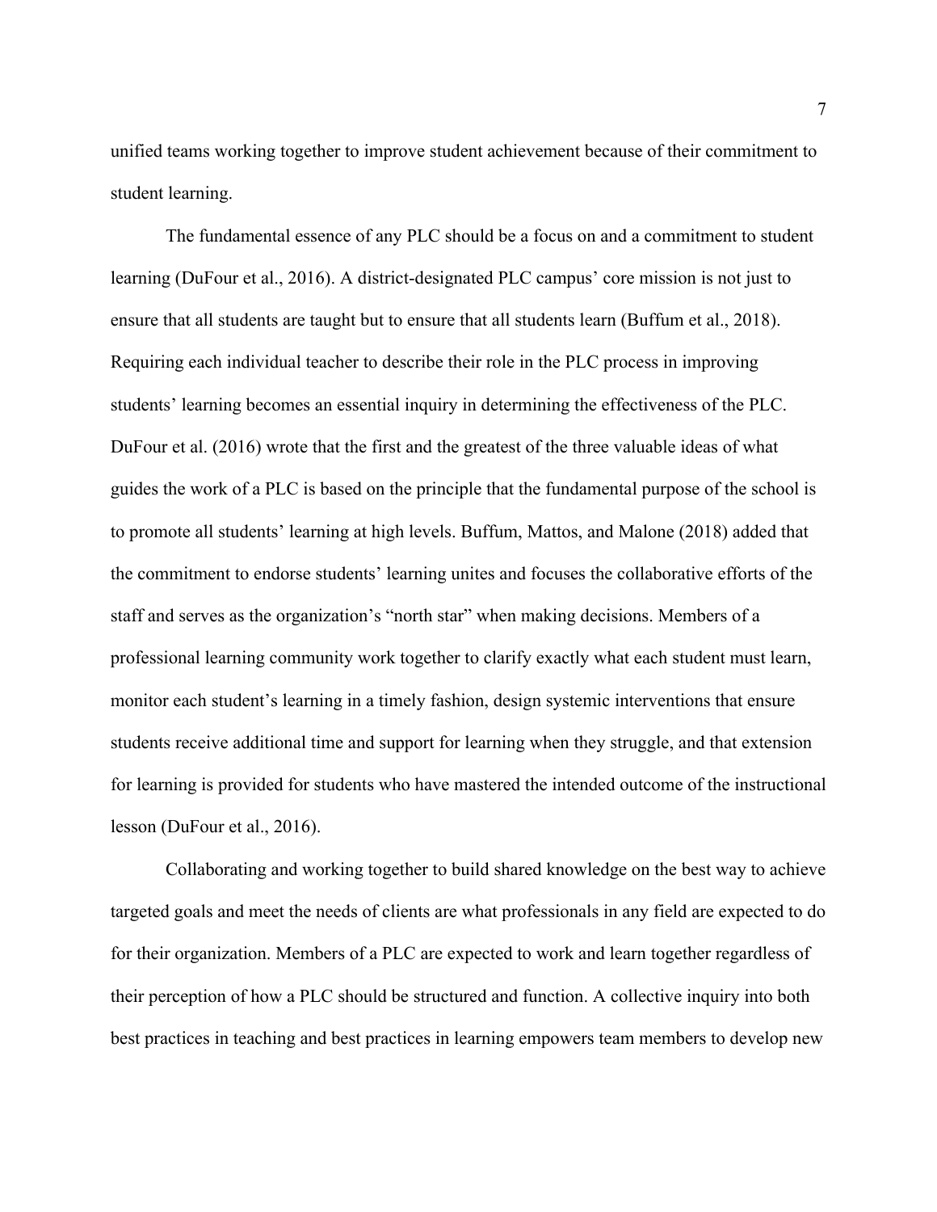unified teams working together to improve student achievement because of their commitment to student learning.

The fundamental essence of any PLC should be a focus on and a commitment to student learning (DuFour et al., 2016). A district-designated PLC campus' core mission is not just to ensure that all students are taught but to ensure that all students learn (Buffum et al., 2018). Requiring each individual teacher to describe their role in the PLC process in improving students' learning becomes an essential inquiry in determining the effectiveness of the PLC. DuFour et al. (2016) wrote that the first and the greatest of the three valuable ideas of what guides the work of a PLC is based on the principle that the fundamental purpose of the school is to promote all students' learning at high levels. Buffum, Mattos, and Malone (2018) added that the commitment to endorse students' learning unites and focuses the collaborative efforts of the staff and serves as the organization's "north star" when making decisions. Members of a professional learning community work together to clarify exactly what each student must learn, monitor each student's learning in a timely fashion, design systemic interventions that ensure students receive additional time and support for learning when they struggle, and that extension for learning is provided for students who have mastered the intended outcome of the instructional lesson (DuFour et al., 2016).

Collaborating and working together to build shared knowledge on the best way to achieve targeted goals and meet the needs of clients are what professionals in any field are expected to do for their organization. Members of a PLC are expected to work and learn together regardless of their perception of how a PLC should be structured and function. A collective inquiry into both best practices in teaching and best practices in learning empowers team members to develop new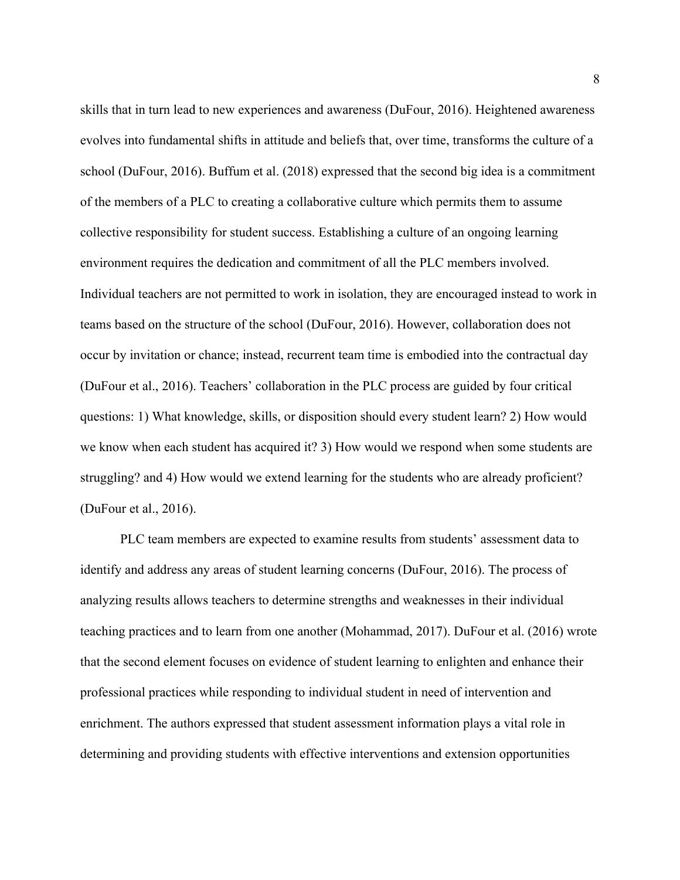skills that in turn lead to new experiences and awareness (DuFour, 2016). Heightened awareness evolves into fundamental shifts in attitude and beliefs that, over time, transforms the culture of a school (DuFour, 2016). Buffum et al. (2018) expressed that the second big idea is a commitment of the members of a PLC to creating a collaborative culture which permits them to assume collective responsibility for student success. Establishing a culture of an ongoing learning environment requires the dedication and commitment of all the PLC members involved. Individual teachers are not permitted to work in isolation, they are encouraged instead to work in teams based on the structure of the school (DuFour, 2016). However, collaboration does not occur by invitation or chance; instead, recurrent team time is embodied into the contractual day (DuFour et al., 2016). Teachers' collaboration in the PLC process are guided by four critical questions: 1) What knowledge, skills, or disposition should every student learn? 2) How would we know when each student has acquired it? 3) How would we respond when some students are struggling? and 4) How would we extend learning for the students who are already proficient? (DuFour et al., 2016).

PLC team members are expected to examine results from students' assessment data to identify and address any areas of student learning concerns (DuFour, 2016). The process of analyzing results allows teachers to determine strengths and weaknesses in their individual teaching practices and to learn from one another (Mohammad, 2017). DuFour et al. (2016) wrote that the second element focuses on evidence of student learning to enlighten and enhance their professional practices while responding to individual student in need of intervention and enrichment. The authors expressed that student assessment information plays a vital role in determining and providing students with effective interventions and extension opportunities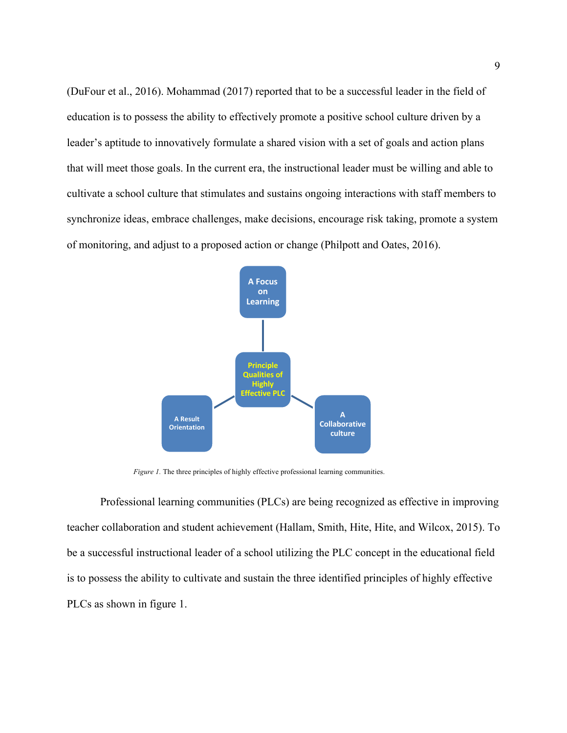(DuFour et al., 2016). Mohammad (2017) reported that to be a successful leader in the field of education is to possess the ability to effectively promote a positive school culture driven by a leader's aptitude to innovatively formulate a shared vision with a set of goals and action plans that will meet those goals. In the current era, the instructional leader must be willing and able to cultivate a school culture that stimulates and sustains ongoing interactions with staff members to synchronize ideas, embrace challenges, make decisions, encourage risk taking, promote a system of monitoring, and adjust to a proposed action or change (Philpott and Oates, 2016).

A Focus on Learning

Principle Qualities of Highly Effective PLC

A Result Orientation

A Collaborative culture

*Figure 1.* The three principles of highly effective professional learning communities.

Professional learning communities (PLCs) are being recognized as effective in improving teacher collaboration and student achievement (Hallam, Smith, Hite, Hite, and Wilcox, 2015). To be a successful instructional leader of a school utilizing the PLC concept in the educational field is to possess the ability to cultivate and sustain the three identified principles of highly effective PLCs as shown in figure 1.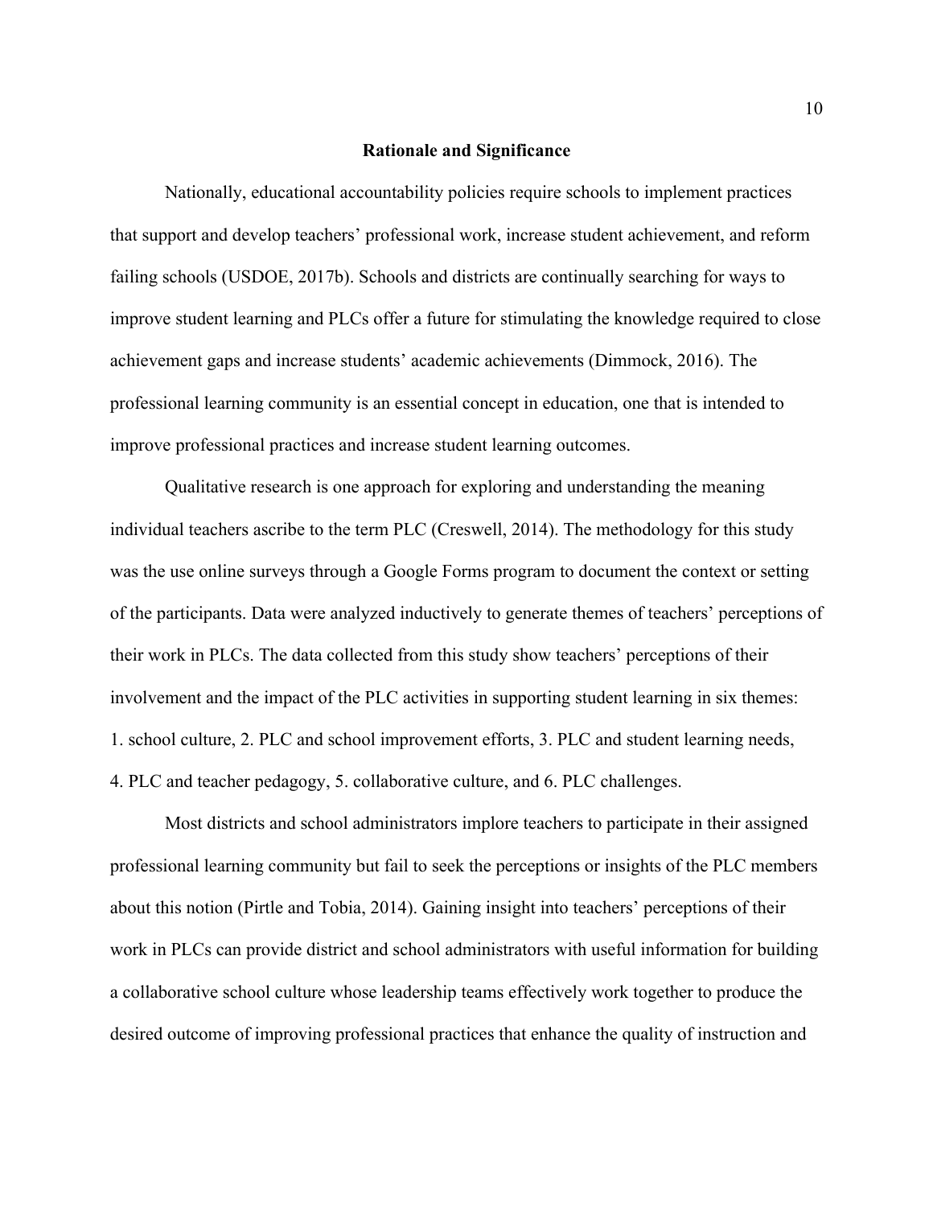## Rationale and Significance

Nationally, educational accountability policies require schools to implement practices that support and develop teachers' professional work, increase student achievement, and reform failing schools (USDOE, 2017b). Schools and districts are continually searching for ways to improve student learning and PLCs offer a future for stimulating the knowledge required to close achievement gaps and increase students' academic achievements (Dimmock, 2016). The professional learning community is an essential concept in education, one that is intended to improve professional practices and increase student learning outcomes.

Qualitative research is one approach for exploring and understanding the meaning individual teachers ascribe to the term PLC (Creswell, 2014). The methodology for this study was the use online surveys through a Google Forms program to document the context or setting of the participants. Data were analyzed inductively to generate themes of teachers' perceptions of their work in PLCs. The data collected from this study show teachers' perceptions of their involvement and the impact of the PLC activities in supporting student learning in six themes: 1. school culture, 2. PLC and school improvement efforts, 3. PLC and student learning needs, 4. PLC and teacher pedagogy, 5. collaborative culture, and 6. PLC challenges.

Most districts and school administrators implore teachers to participate in their assigned professional learning community but fail to seek the perceptions or insights of the PLC members about this notion (Pirtle and Tobia, 2014). Gaining insight into teachers' perceptions of their work in PLCs can provide district and school administrators with useful information for building a collaborative school culture whose leadership teams effectively work together to produce the desired outcome of improving professional practices that enhance the quality of instruction and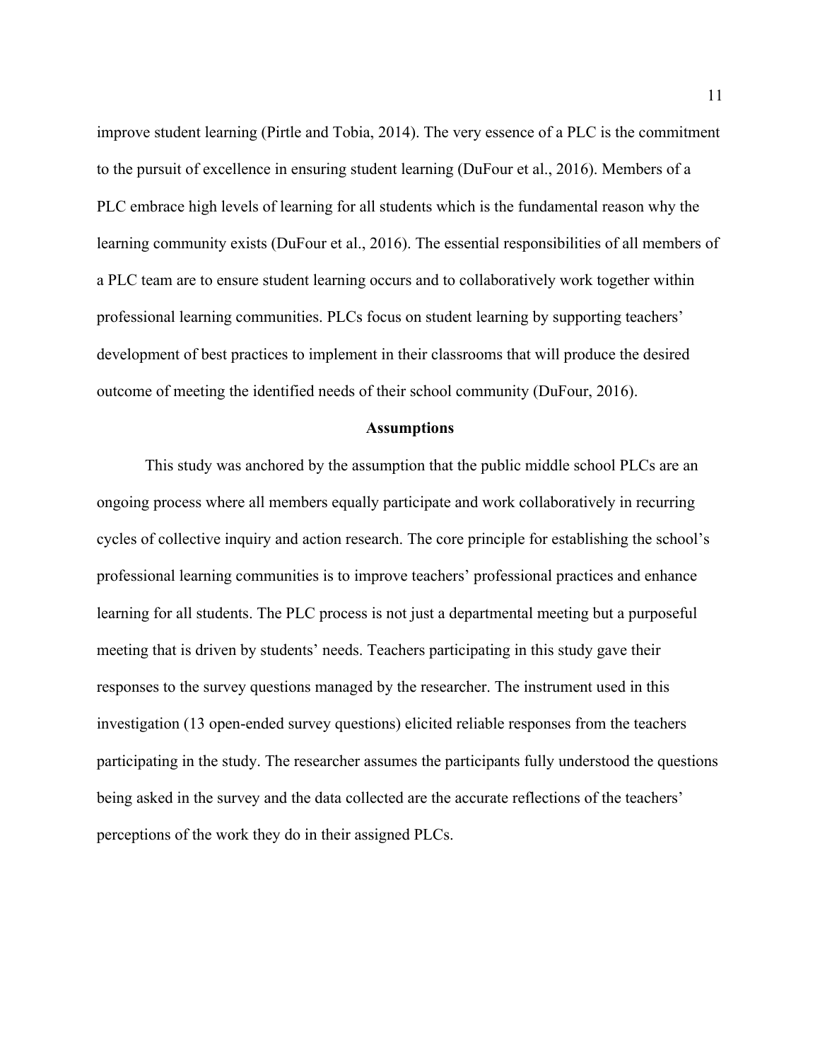improve student learning (Pirtle and Tobia, 2014). The very essence of a PLC is the commitment to the pursuit of excellence in ensuring student learning (DuFour et al., 2016). Members of a PLC embrace high levels of learning for all students which is the fundamental reason why the learning community exists (DuFour et al., 2016). The essential responsibilities of all members of a PLC team are to ensure student learning occurs and to collaboratively work together within professional learning communities. PLCs focus on student learning by supporting teachers' development of best practices to implement in their classrooms that will produce the desired outcome of meeting the identified needs of their school community (DuFour, 2016).

## Assumptions

This study was anchored by the assumption that the public middle school PLCs are an ongoing process where all members equally participate and work collaboratively in recurring cycles of collective inquiry and action research. The core principle for establishing the school's professional learning communities is to improve teachers' professional practices and enhance learning for all students. The PLC process is not just a departmental meeting but a purposeful meeting that is driven by students' needs. Teachers participating in this study gave their responses to the survey questions managed by the researcher. The instrument used in this investigation (13 open-ended survey questions) elicited reliable responses from the teachers participating in the study. The researcher assumes the participants fully understood the questions being asked in the survey and the data collected are the accurate reflections of the teachers' perceptions of the work they do in their assigned PLCs.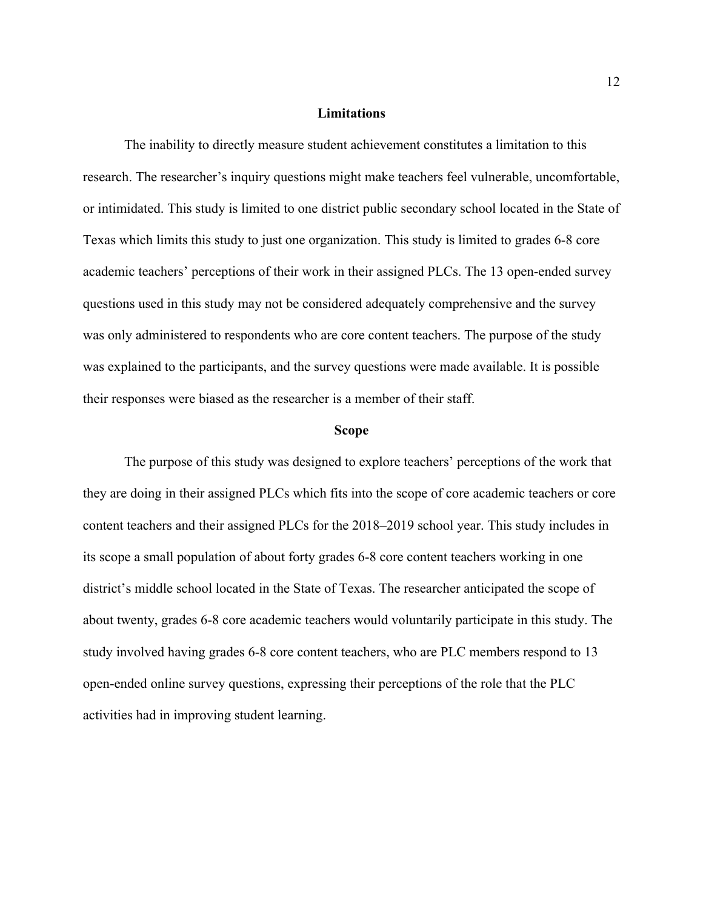## Limitations

The inability to directly measure student achievement constitutes a limitation to this research. The researcher's inquiry questions might make teachers feel vulnerable, uncomfortable, or intimidated. This study is limited to one district public secondary school located in the State of Texas which limits this study to just one organization. This study is limited to grades 6-8 core academic teachers' perceptions of their work in their assigned PLCs. The 13 open-ended survey questions used in this study may not be considered adequately comprehensive and the survey was only administered to respondents who are core content teachers. The purpose of the study was explained to the participants, and the survey questions were made available. It is possible their responses were biased as the researcher is a member of their staff.

## Scope

The purpose of this study was designed to explore teachers' perceptions of the work that they are doing in their assigned PLCs which fits into the scope of core academic teachers or core content teachers and their assigned PLCs for the 2018–2019 school year. This study includes in its scope a small population of about forty grades 6-8 core content teachers working in one district's middle school located in the State of Texas. The researcher anticipated the scope of about twenty, grades 6-8 core academic teachers would voluntarily participate in this study. The study involved having grades 6-8 core content teachers, who are PLC members respond to 13 open-ended online survey questions, expressing their perceptions of the role that the PLC activities had in improving student learning.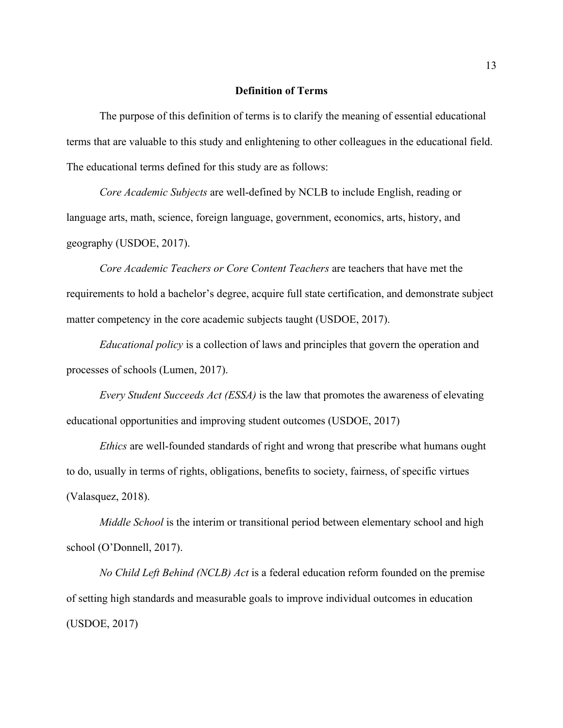## Definition of Terms

The purpose of this definition of terms is to clarify the meaning of essential educational terms that are valuable to this study and enlightening to other colleagues in the educational field. The educational terms defined for this study are as follows:

*Core Academic Subjects* are well-defined by NCLB to include English, reading or language arts, math, science, foreign language, government, economics, arts, history, and geography (USDOE, 2017).

*Core Academic Teachers or Core Content Teachers* are teachers that have met the requirements to hold a bachelor's degree, acquire full state certification, and demonstrate subject matter competency in the core academic subjects taught (USDOE, 2017).

*Educational policy* is a collection of laws and principles that govern the operation and processes of schools (Lumen, 2017).

*Every Student Succeeds Act (ESSA)* is the law that promotes the awareness of elevating educational opportunities and improving student outcomes (USDOE, 2017)

*Ethics* are well-founded standards of right and wrong that prescribe what humans ought to do, usually in terms of rights, obligations, benefits to society, fairness, of specific virtues (Valasquez, 2018).

*Middle School* is the interim or transitional period between elementary school and high school (O'Donnell, 2017).

*No Child Left Behind (NCLB) Act* is a federal education reform founded on the premise of setting high standards and measurable goals to improve individual outcomes in education (USDOE, 2017)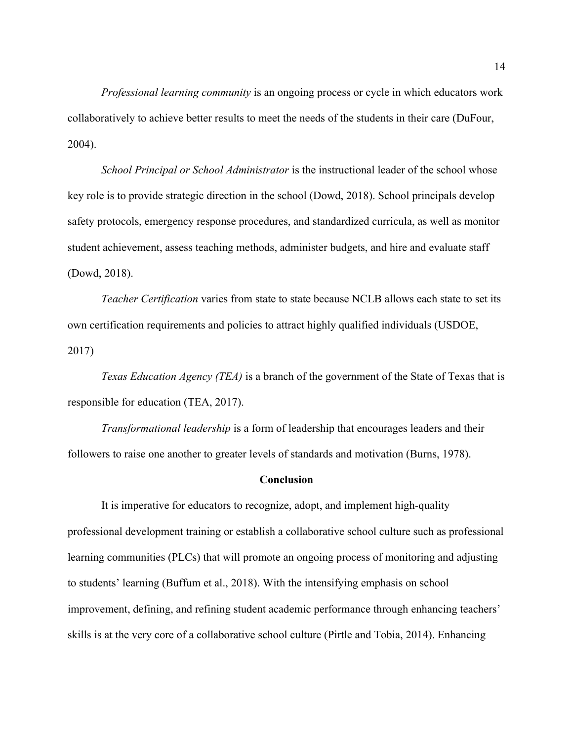*Professional learning community* is an ongoing process or cycle in which educators work collaboratively to achieve better results to meet the needs of the students in their care (DuFour, 2004).

*School Principal or School Administrator* is the instructional leader of the school whose key role is to provide strategic direction in the school (Dowd, 2018). School principals develop safety protocols, emergency response procedures, and standardized curricula, as well as monitor student achievement, assess teaching methods, administer budgets, and hire and evaluate staff (Dowd, 2018).

*Teacher Certification* varies from state to state because NCLB allows each state to set its own certification requirements and policies to attract highly qualified individuals (USDOE, 2017)

*Texas Education Agency (TEA)* is a branch of the government of the State of Texas that is responsible for education (TEA, 2017).

*Transformational leadership* is a form of leadership that encourages leaders and their followers to raise one another to greater levels of standards and motivation (Burns, 1978).

## Conclusion

It is imperative for educators to recognize, adopt, and implement high-quality professional development training or establish a collaborative school culture such as professional learning communities (PLCs) that will promote an ongoing process of monitoring and adjusting to students' learning (Buffum et al., 2018). With the intensifying emphasis on school improvement, defining, and refining student academic performance through enhancing teachers' skills is at the very core of a collaborative school culture (Pirtle and Tobia, 2014). Enhancing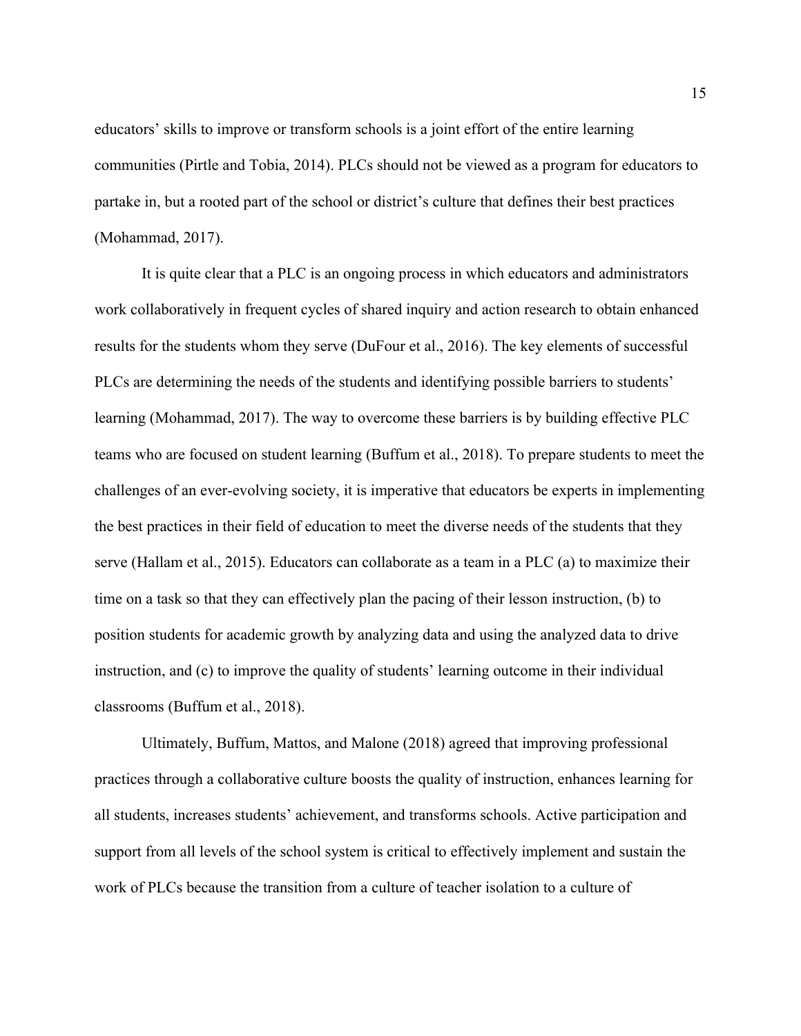educators' skills to improve or transform schools is a joint effort of the entire learning communities (Pirtle and Tobia, 2014). PLCs should not be viewed as a program for educators to partake in, but a rooted part of the school or district's culture that defines their best practices (Mohammad, 2017).

It is quite clear that a PLC is an ongoing process in which educators and administrators work collaboratively in frequent cycles of shared inquiry and action research to obtain enhanced results for the students whom they serve (DuFour et al., 2016). The key elements of successful PLCs are determining the needs of the students and identifying possible barriers to students' learning (Mohammad, 2017). The way to overcome these barriers is by building effective PLC teams who are focused on student learning (Buffum et al., 2018). To prepare students to meet the challenges of an ever-evolving society, it is imperative that educators be experts in implementing the best practices in their field of education to meet the diverse needs of the students that they serve (Hallam et al., 2015). Educators can collaborate as a team in a PLC (a) to maximize their time on a task so that they can effectively plan the pacing of their lesson instruction, (b) to position students for academic growth by analyzing data and using the analyzed data to drive instruction, and (c) to improve the quality of students' learning outcome in their individual classrooms (Buffum et al., 2018).

Ultimately, Buffum, Mattos, and Malone (2018) agreed that improving professional practices through a collaborative culture boosts the quality of instruction, enhances learning for all students, increases students' achievement, and transforms schools. Active participation and support from all levels of the school system is critical to effectively implement and sustain the work of PLCs because the transition from a culture of teacher isolation to a culture of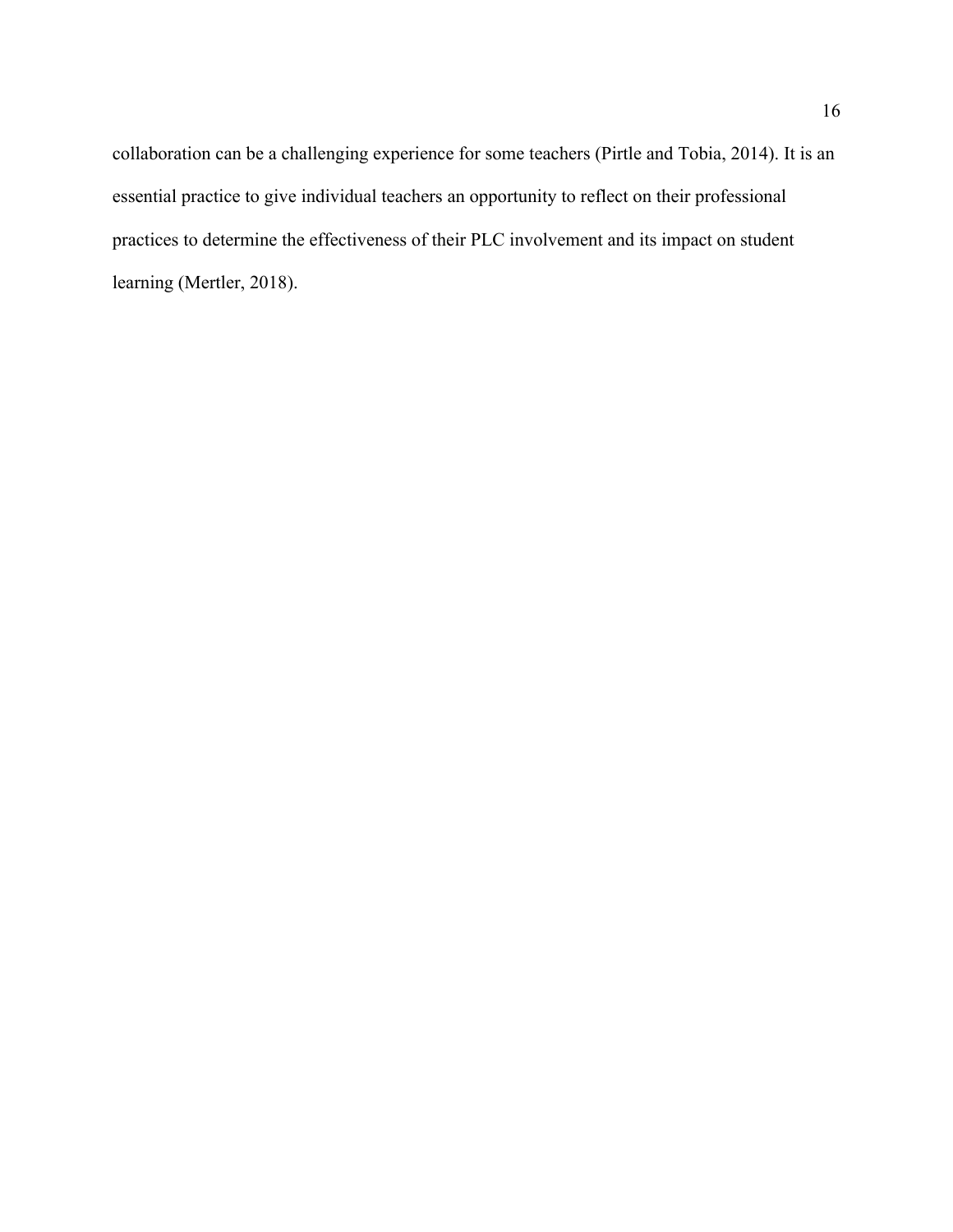collaboration can be a challenging experience for some teachers (Pirtle and Tobia, 2014). It is an essential practice to give individual teachers an opportunity to reflect on their professional practices to determine the effectiveness of their PLC involvement and its impact on student learning (Mertler, 2018).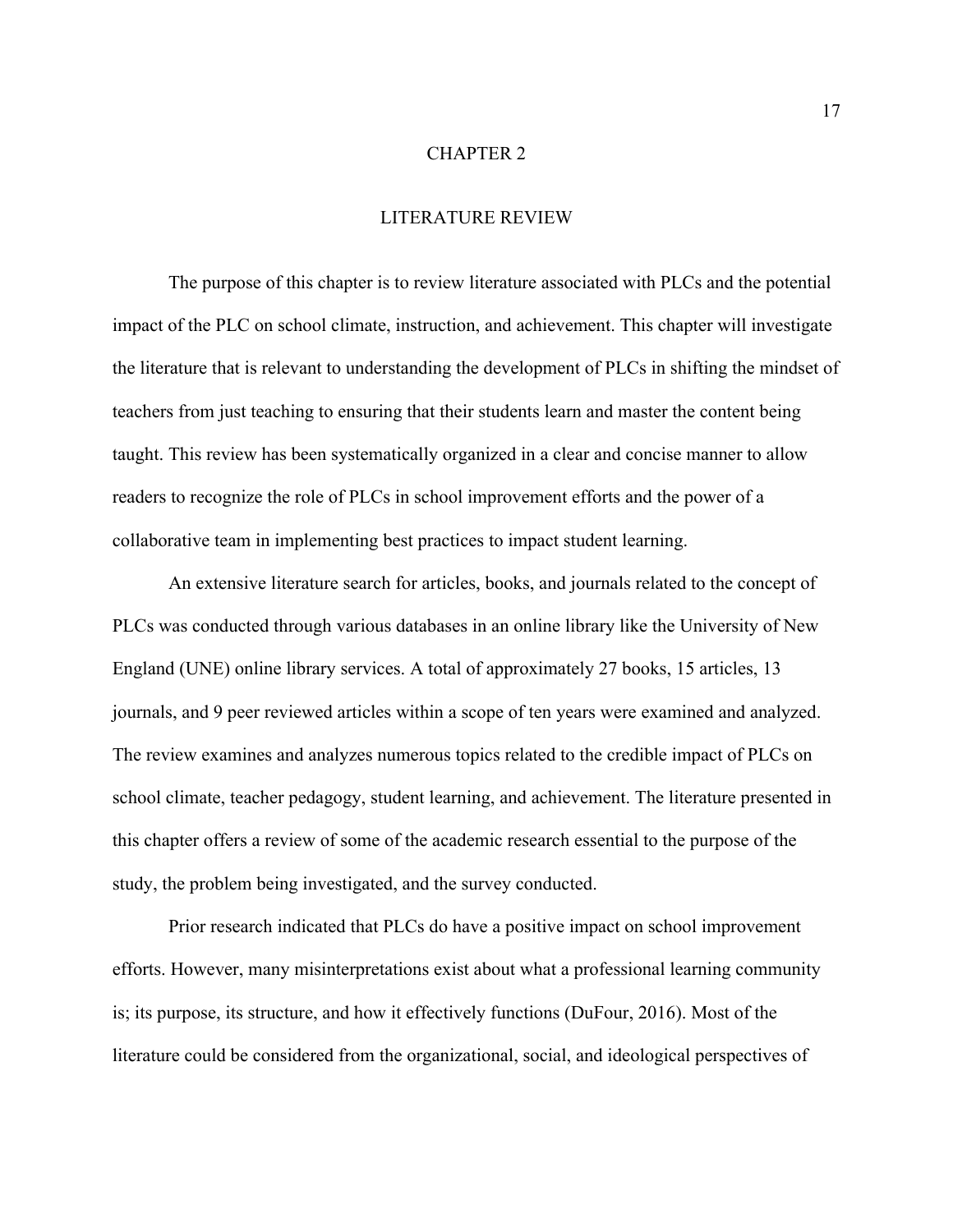# CHAPTER 2

## LITERATURE REVIEW

The purpose of this chapter is to review literature associated with PLCs and the potential impact of the PLC on school climate, instruction, and achievement. This chapter will investigate the literature that is relevant to understanding the development of PLCs in shifting the mindset of teachers from just teaching to ensuring that their students learn and master the content being taught. This review has been systematically organized in a clear and concise manner to allow readers to recognize the role of PLCs in school improvement efforts and the power of a collaborative team in implementing best practices to impact student learning.

An extensive literature search for articles, books, and journals related to the concept of PLCs was conducted through various databases in an online library like the University of New England (UNE) online library services. A total of approximately 27 books, 15 articles, 13 journals, and 9 peer reviewed articles within a scope of ten years were examined and analyzed. The review examines and analyzes numerous topics related to the credible impact of PLCs on school climate, teacher pedagogy, student learning, and achievement. The literature presented in this chapter offers a review of some of the academic research essential to the purpose of the study, the problem being investigated, and the survey conducted.

Prior research indicated that PLCs do have a positive impact on school improvement efforts. However, many misinterpretations exist about what a professional learning community is; its purpose, its structure, and how it effectively functions (DuFour, 2016). Most of the literature could be considered from the organizational, social, and ideological perspectives of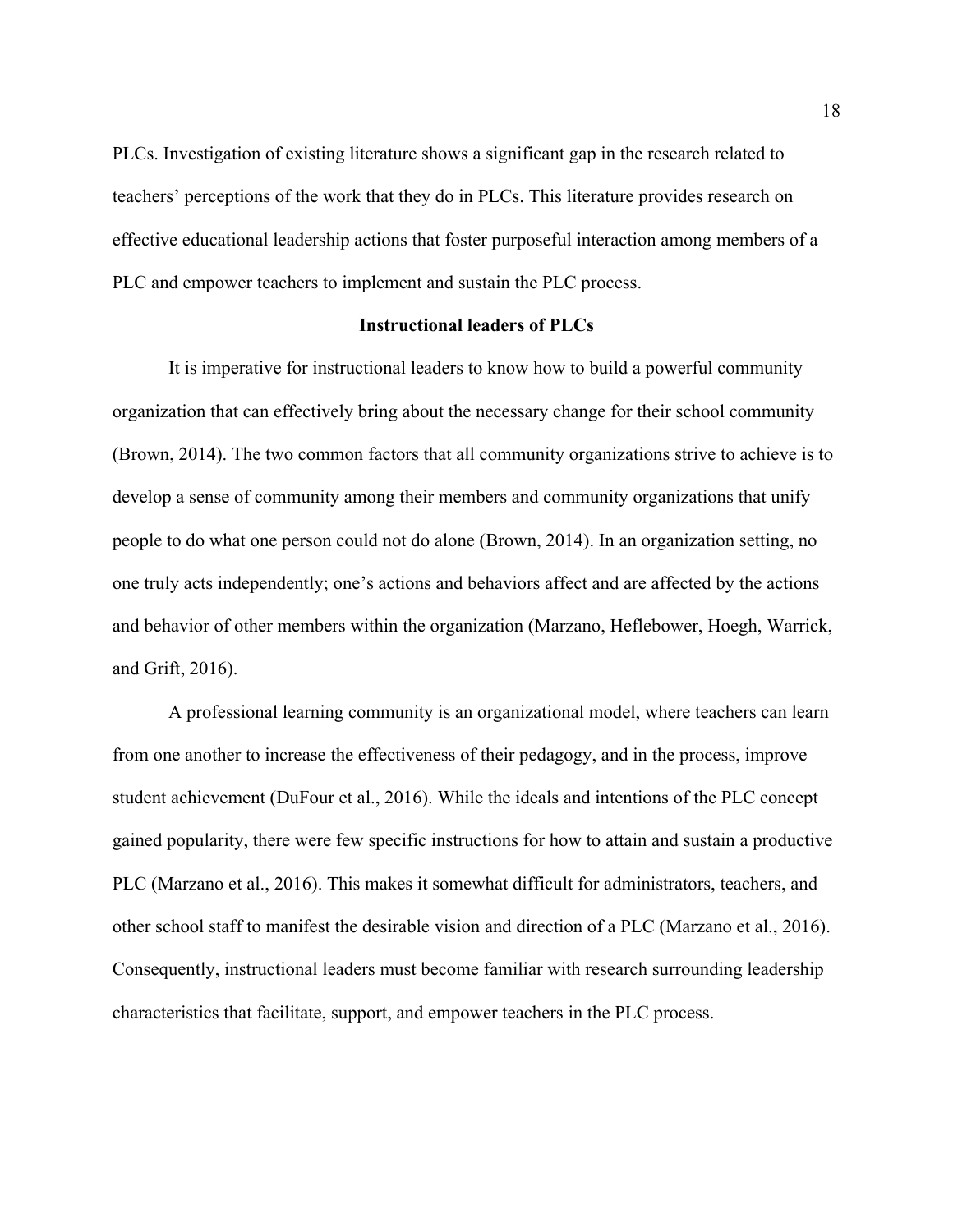PLCs. Investigation of existing literature shows a significant gap in the research related to teachers' perceptions of the work that they do in PLCs. This literature provides research on effective educational leadership actions that foster purposeful interaction among members of a PLC and empower teachers to implement and sustain the PLC process.

## Instructional leaders of PLCs

It is imperative for instructional leaders to know how to build a powerful community organization that can effectively bring about the necessary change for their school community (Brown, 2014). The two common factors that all community organizations strive to achieve is to develop a sense of community among their members and community organizations that unify people to do what one person could not do alone (Brown, 2014). In an organization setting, no one truly acts independently; one's actions and behaviors affect and are affected by the actions and behavior of other members within the organization (Marzano, Heflebower, Hoegh, Warrick, and Grift, 2016).

A professional learning community is an organizational model, where teachers can learn from one another to increase the effectiveness of their pedagogy, and in the process, improve student achievement (DuFour et al., 2016). While the ideals and intentions of the PLC concept gained popularity, there were few specific instructions for how to attain and sustain a productive PLC (Marzano et al., 2016). This makes it somewhat difficult for administrators, teachers, and other school staff to manifest the desirable vision and direction of a PLC (Marzano et al., 2016). Consequently, instructional leaders must become familiar with research surrounding leadership characteristics that facilitate, support, and empower teachers in the PLC process.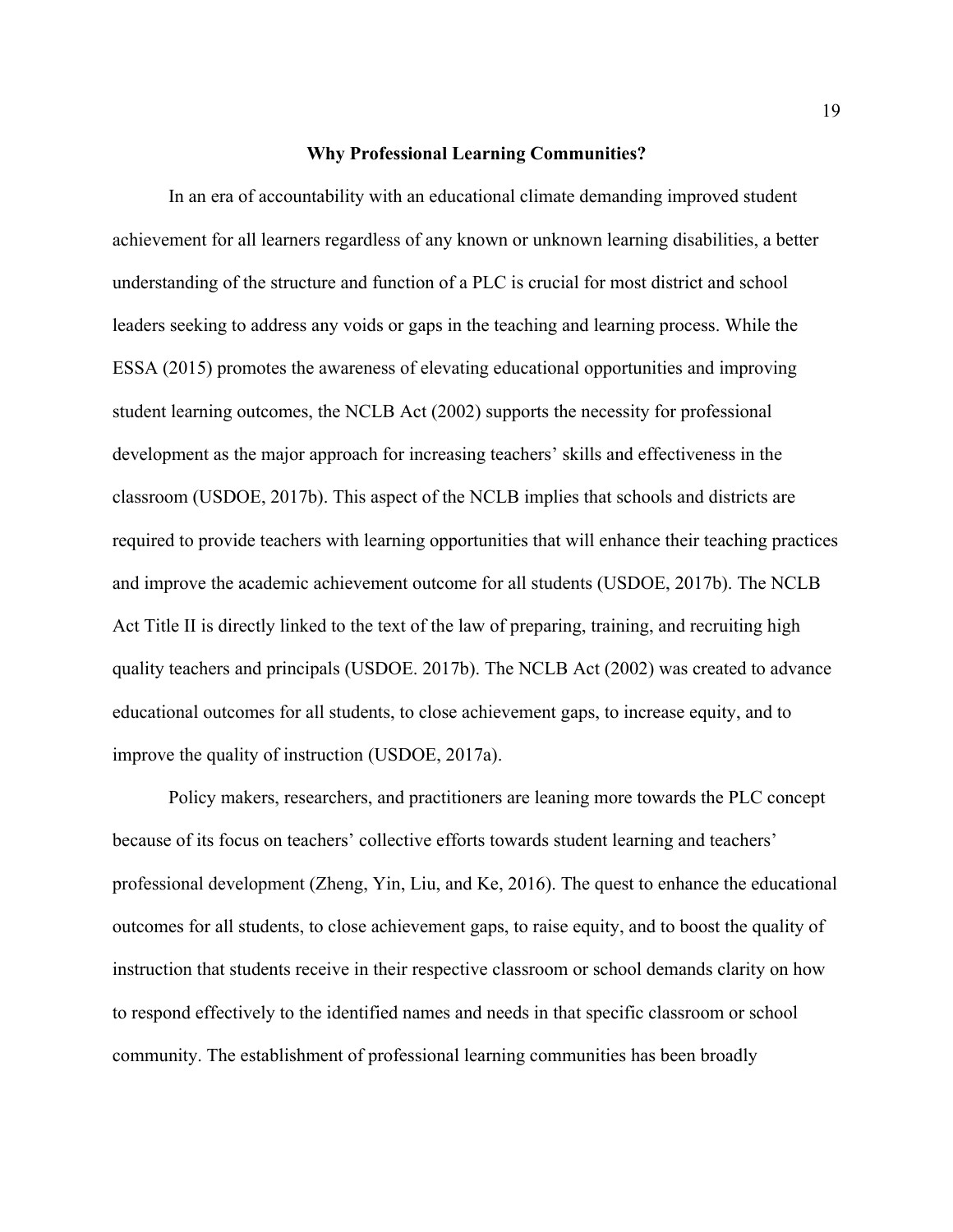**Why Professional Learning Communities?**

In an era of accountability with an educational climate demanding improved student achievement for all learners regardless of any known or unknown learning disabilities, a better understanding of the structure and function of a PLC is crucial for most district and school leaders seeking to address any voids or gaps in the teaching and learning process. While the ESSA (2015) promotes the awareness of elevating educational opportunities and improving student learning outcomes, the NCLB Act (2002) supports the necessity for professional development as the major approach for increasing teachers' skills and effectiveness in the classroom (USDOE, 2017b). This aspect of the NCLB implies that schools and districts are required to provide teachers with learning opportunities that will enhance their teaching practices and improve the academic achievement outcome for all students (USDOE, 2017b). The NCLB Act Title II is directly linked to the text of the law of preparing, training, and recruiting high quality teachers and principals (USDOE. 2017b). The NCLB Act (2002) was created to advance educational outcomes for all students, to close achievement gaps, to increase equity, and to improve the quality of instruction (USDOE, 2017a).

Policy makers, researchers, and practitioners are leaning more towards the PLC concept because of its focus on teachers' collective efforts towards student learning and teachers' professional development (Zheng, Yin, Liu, and Ke, 2016). The quest to enhance the educational outcomes for all students, to close achievement gaps, to raise equity, and to boost the quality of instruction that students receive in their respective classroom or school demands clarity on how to respond effectively to the identified names and needs in that specific classroom or school community. The establishment of professional learning communities has been broadly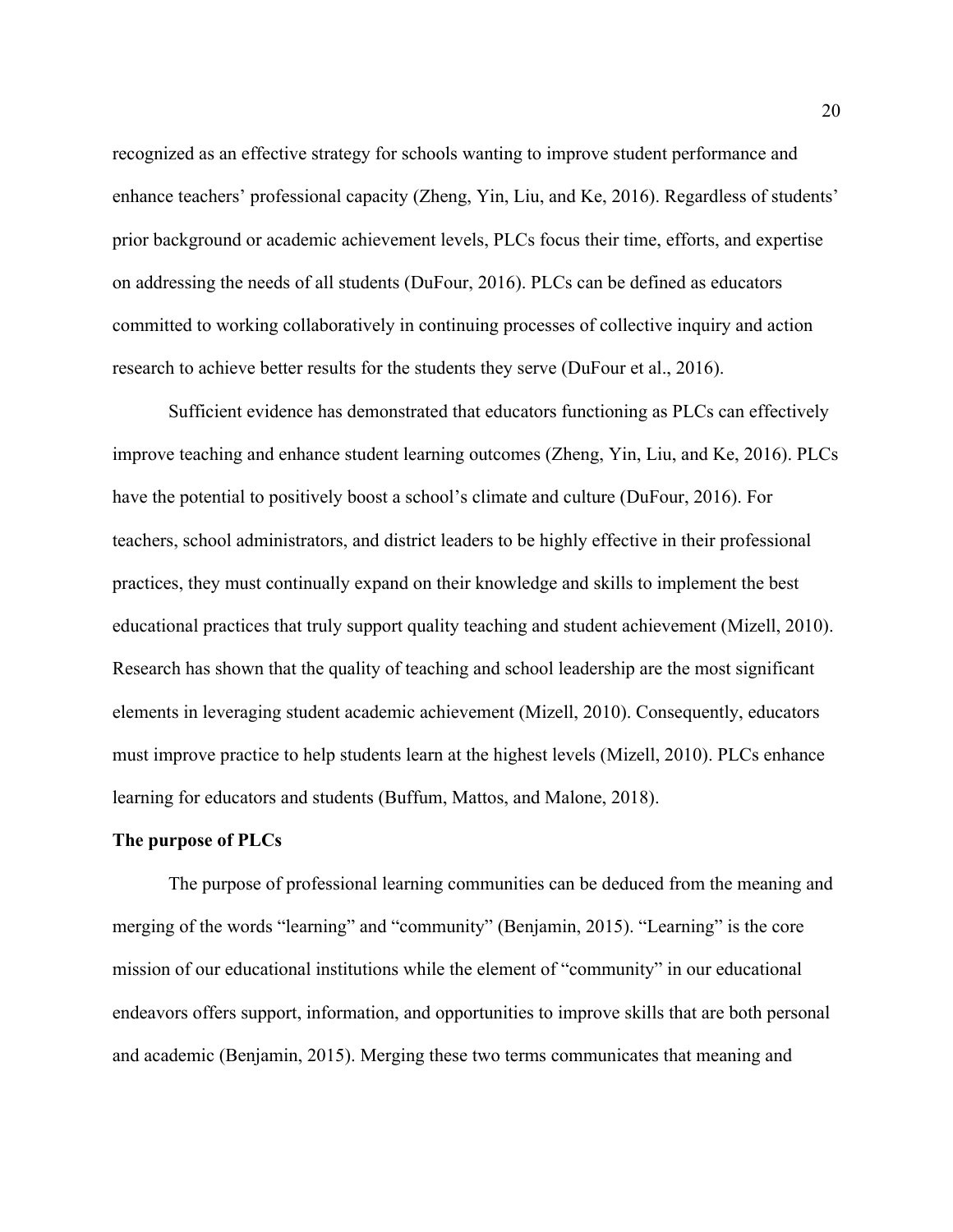recognized as an effective strategy for schools wanting to improve student performance and enhance teachers' professional capacity (Zheng, Yin, Liu, and Ke, 2016). Regardless of students' prior background or academic achievement levels, PLCs focus their time, efforts, and expertise on addressing the needs of all students (DuFour, 2016). PLCs can be defined as educators committed to working collaboratively in continuing processes of collective inquiry and action research to achieve better results for the students they serve (DuFour et al., 2016).

Sufficient evidence has demonstrated that educators functioning as PLCs can effectively improve teaching and enhance student learning outcomes (Zheng, Yin, Liu, and Ke, 2016). PLCs have the potential to positively boost a school's climate and culture (DuFour, 2016). For teachers, school administrators, and district leaders to be highly effective in their professional practices, they must continually expand on their knowledge and skills to implement the best educational practices that truly support quality teaching and student achievement (Mizell, 2010). Research has shown that the quality of teaching and school leadership are the most significant elements in leveraging student academic achievement (Mizell, 2010). Consequently, educators must improve practice to help students learn at the highest levels (Mizell, 2010). PLCs enhance learning for educators and students (Buffum, Mattos, and Malone, 2018).

**The purpose of PLCs**

The purpose of professional learning communities can be deduced from the meaning and merging of the words "learning" and "community" (Benjamin, 2015). "Learning" is the core mission of our educational institutions while the element of "community" in our educational endeavors offers support, information, and opportunities to improve skills that are both personal and academic (Benjamin, 2015). Merging these two terms communicates that meaning and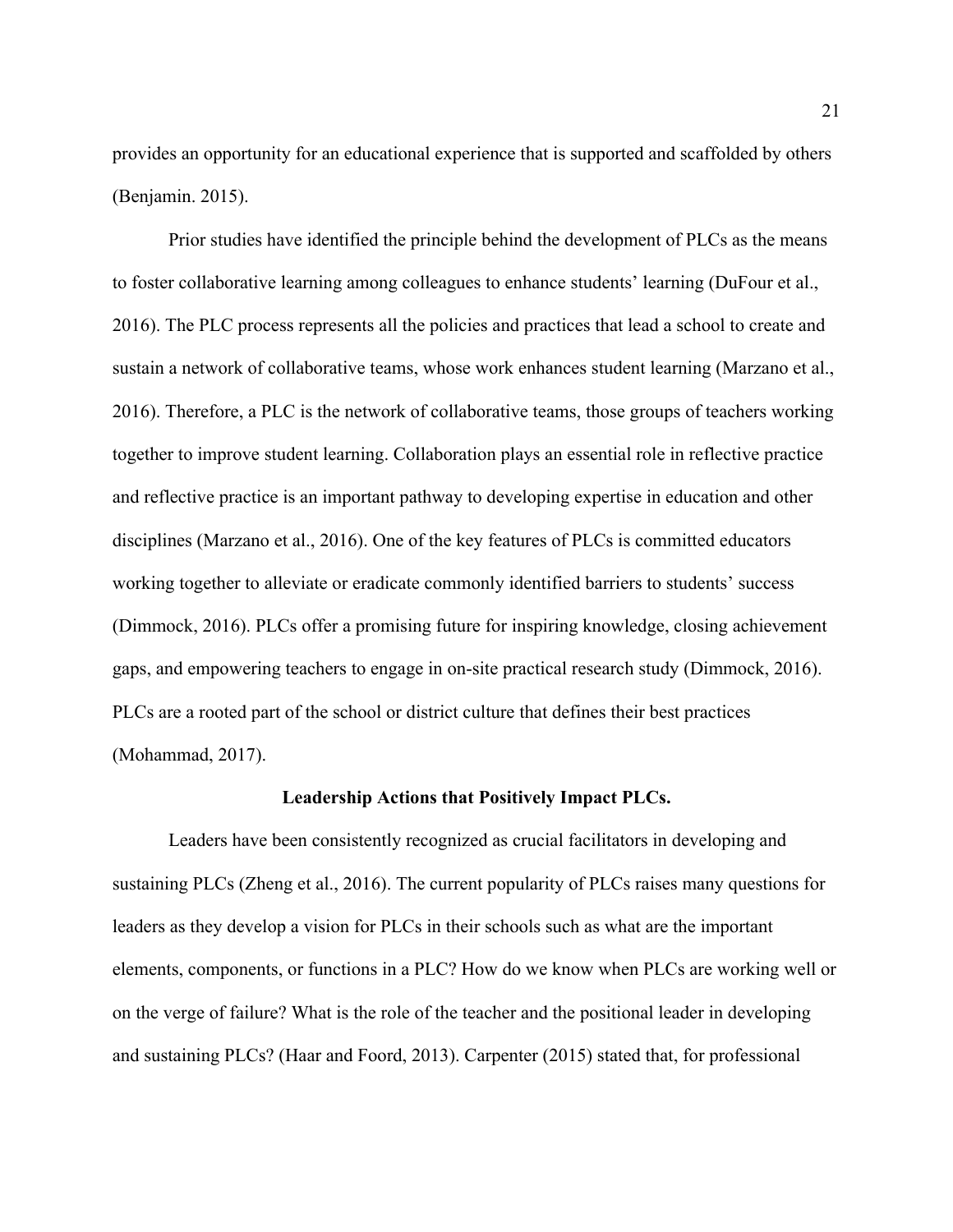provides an opportunity for an educational experience that is supported and scaffolded by others (Benjamin. 2015).

Prior studies have identified the principle behind the development of PLCs as the means to foster collaborative learning among colleagues to enhance students' learning (DuFour et al., 2016). The PLC process represents all the policies and practices that lead a school to create and sustain a network of collaborative teams, whose work enhances student learning (Marzano et al., 2016). Therefore, a PLC is the network of collaborative teams, those groups of teachers working together to improve student learning. Collaboration plays an essential role in reflective practice and reflective practice is an important pathway to developing expertise in education and other disciplines (Marzano et al., 2016). One of the key features of PLCs is committed educators working together to alleviate or eradicate commonly identified barriers to students' success (Dimmock, 2016). PLCs offer a promising future for inspiring knowledge, closing achievement gaps, and empowering teachers to engage in on-site practical research study (Dimmock, 2016). PLCs are a rooted part of the school or district culture that defines their best practices (Mohammad, 2017).

## Leadership Actions that Positively Impact PLCs.

Leaders have been consistently recognized as crucial facilitators in developing and sustaining PLCs (Zheng et al., 2016). The current popularity of PLCs raises many questions for leaders as they develop a vision for PLCs in their schools such as what are the important elements, components, or functions in a PLC? How do we know when PLCs are working well or on the verge of failure? What is the role of the teacher and the positional leader in developing and sustaining PLCs? (Haar and Foord, 2013). Carpenter (2015) stated that, for professional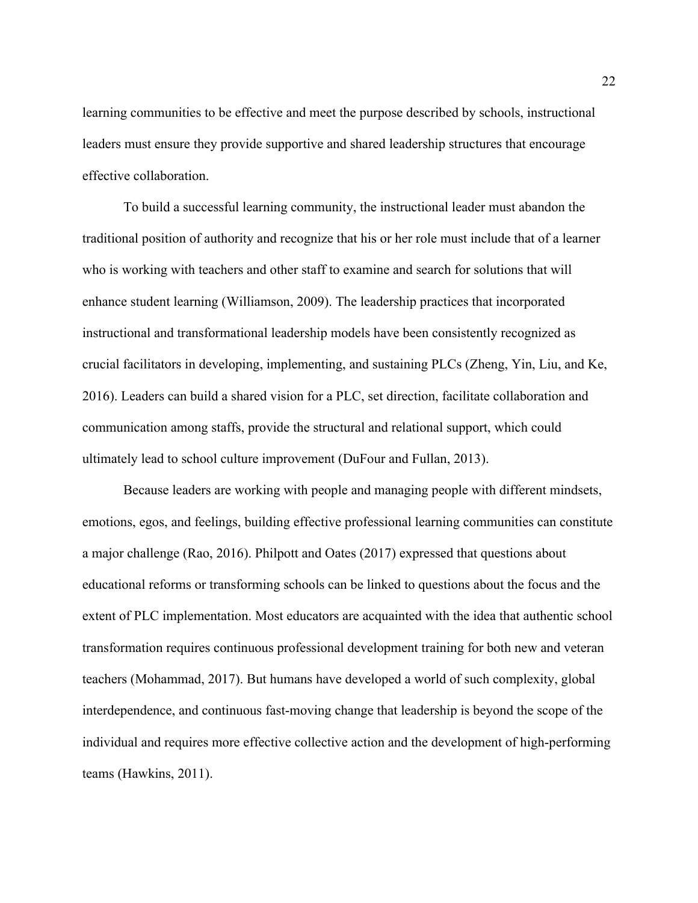learning communities to be effective and meet the purpose described by schools, instructional leaders must ensure they provide supportive and shared leadership structures that encourage effective collaboration.

To build a successful learning community, the instructional leader must abandon the traditional position of authority and recognize that his or her role must include that of a learner who is working with teachers and other staff to examine and search for solutions that will enhance student learning (Williamson, 2009). The leadership practices that incorporated instructional and transformational leadership models have been consistently recognized as crucial facilitators in developing, implementing, and sustaining PLCs (Zheng, Yin, Liu, and Ke, 2016). Leaders can build a shared vision for a PLC, set direction, facilitate collaboration and communication among staffs, provide the structural and relational support, which could ultimately lead to school culture improvement (DuFour and Fullan, 2013).

Because leaders are working with people and managing people with different mindsets, emotions, egos, and feelings, building effective professional learning communities can constitute a major challenge (Rao, 2016). Philpott and Oates (2017) expressed that questions about educational reforms or transforming schools can be linked to questions about the focus and the extent of PLC implementation. Most educators are acquainted with the idea that authentic school transformation requires continuous professional development training for both new and veteran teachers (Mohammad, 2017). But humans have developed a world of such complexity, global interdependence, and continuous fast-moving change that leadership is beyond the scope of the individual and requires more effective collective action and the development of high-performing teams (Hawkins, 2011).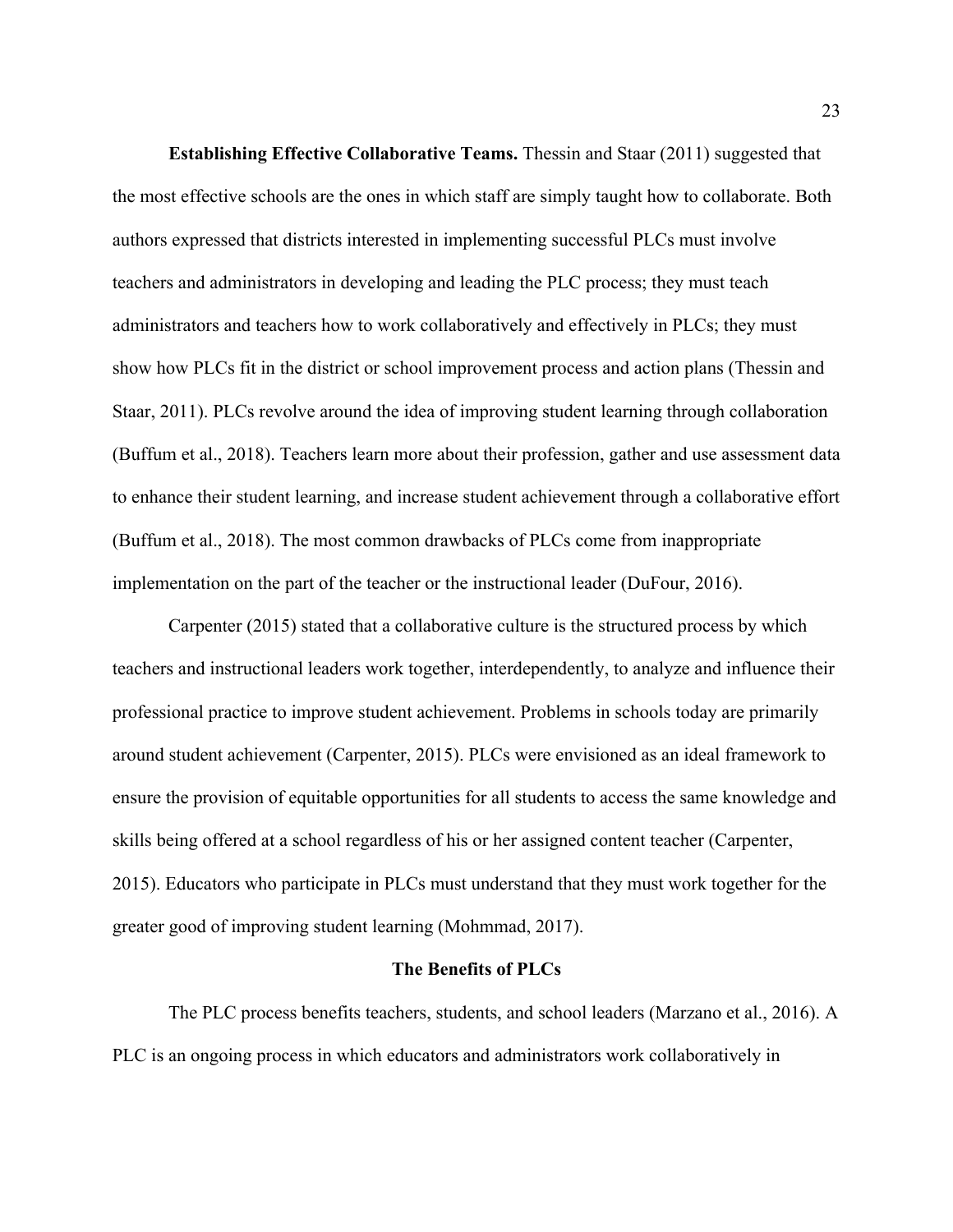**Establishing Effective Collaborative Teams.** Thessin and Staar (2011) suggested that the most effective schools are the ones in which staff are simply taught how to collaborate. Both authors expressed that districts interested in implementing successful PLCs must involve teachers and administrators in developing and leading the PLC process; they must teach administrators and teachers how to work collaboratively and effectively in PLCs; they must show how PLCs fit in the district or school improvement process and action plans (Thessin and Staar, 2011). PLCs revolve around the idea of improving student learning through collaboration (Buffum et al., 2018). Teachers learn more about their profession, gather and use assessment data to enhance their student learning, and increase student achievement through a collaborative effort (Buffum et al., 2018). The most common drawbacks of PLCs come from inappropriate implementation on the part of the teacher or the instructional leader (DuFour, 2016).

Carpenter (2015) stated that a collaborative culture is the structured process by which teachers and instructional leaders work together, interdependently, to analyze and influence their professional practice to improve student achievement. Problems in schools today are primarily around student achievement (Carpenter, 2015). PLCs were envisioned as an ideal framework to ensure the provision of equitable opportunities for all students to access the same knowledge and skills being offered at a school regardless of his or her assigned content teacher (Carpenter, 2015). Educators who participate in PLCs must understand that they must work together for the greater good of improving student learning (Mohmmad, 2017).

## The Benefits of PLCs

The PLC process benefits teachers, students, and school leaders (Marzano et al., 2016). A PLC is an ongoing process in which educators and administrators work collaboratively in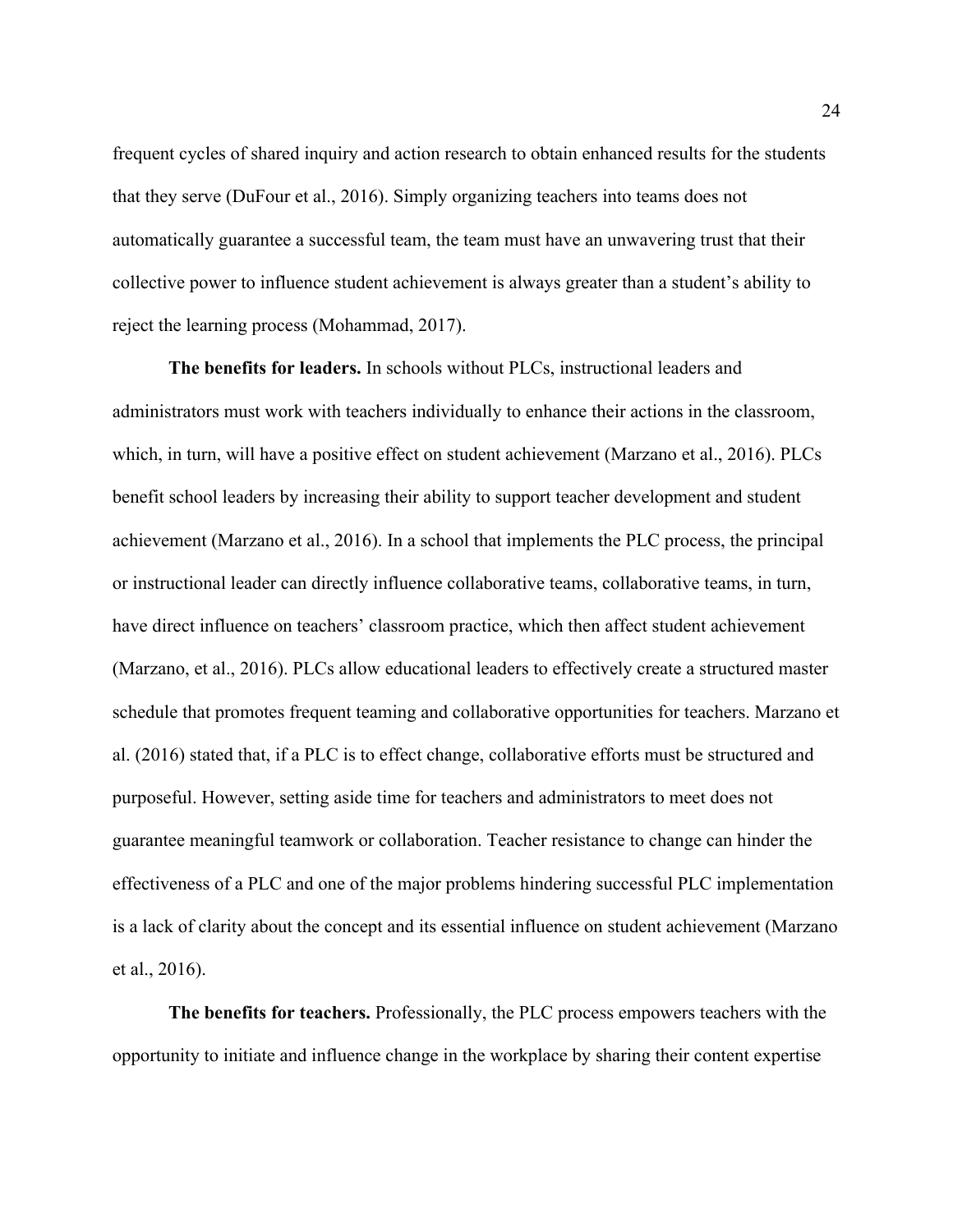frequent cycles of shared inquiry and action research to obtain enhanced results for the students that they serve (DuFour et al., 2016). Simply organizing teachers into teams does not automatically guarantee a successful team, the team must have an unwavering trust that their collective power to influence student achievement is always greater than a student's ability to reject the learning process (Mohammad, 2017).

**The benefits for leaders.** In schools without PLCs, instructional leaders and administrators must work with teachers individually to enhance their actions in the classroom, which, in turn, will have a positive effect on student achievement (Marzano et al., 2016). PLCs benefit school leaders by increasing their ability to support teacher development and student achievement (Marzano et al., 2016). In a school that implements the PLC process, the principal or instructional leader can directly influence collaborative teams, collaborative teams, in turn, have direct influence on teachers' classroom practice, which then affect student achievement (Marzano, et al., 2016). PLCs allow educational leaders to effectively create a structured master schedule that promotes frequent teaming and collaborative opportunities for teachers. Marzano et al. (2016) stated that, if a PLC is to effect change, collaborative efforts must be structured and purposeful. However, setting aside time for teachers and administrators to meet does not guarantee meaningful teamwork or collaboration. Teacher resistance to change can hinder the effectiveness of a PLC and one of the major problems hindering successful PLC implementation is a lack of clarity about the concept and its essential influence on student achievement (Marzano et al., 2016).

**The benefits for teachers.** Professionally, the PLC process empowers teachers with the opportunity to initiate and influence change in the workplace by sharing their content expertise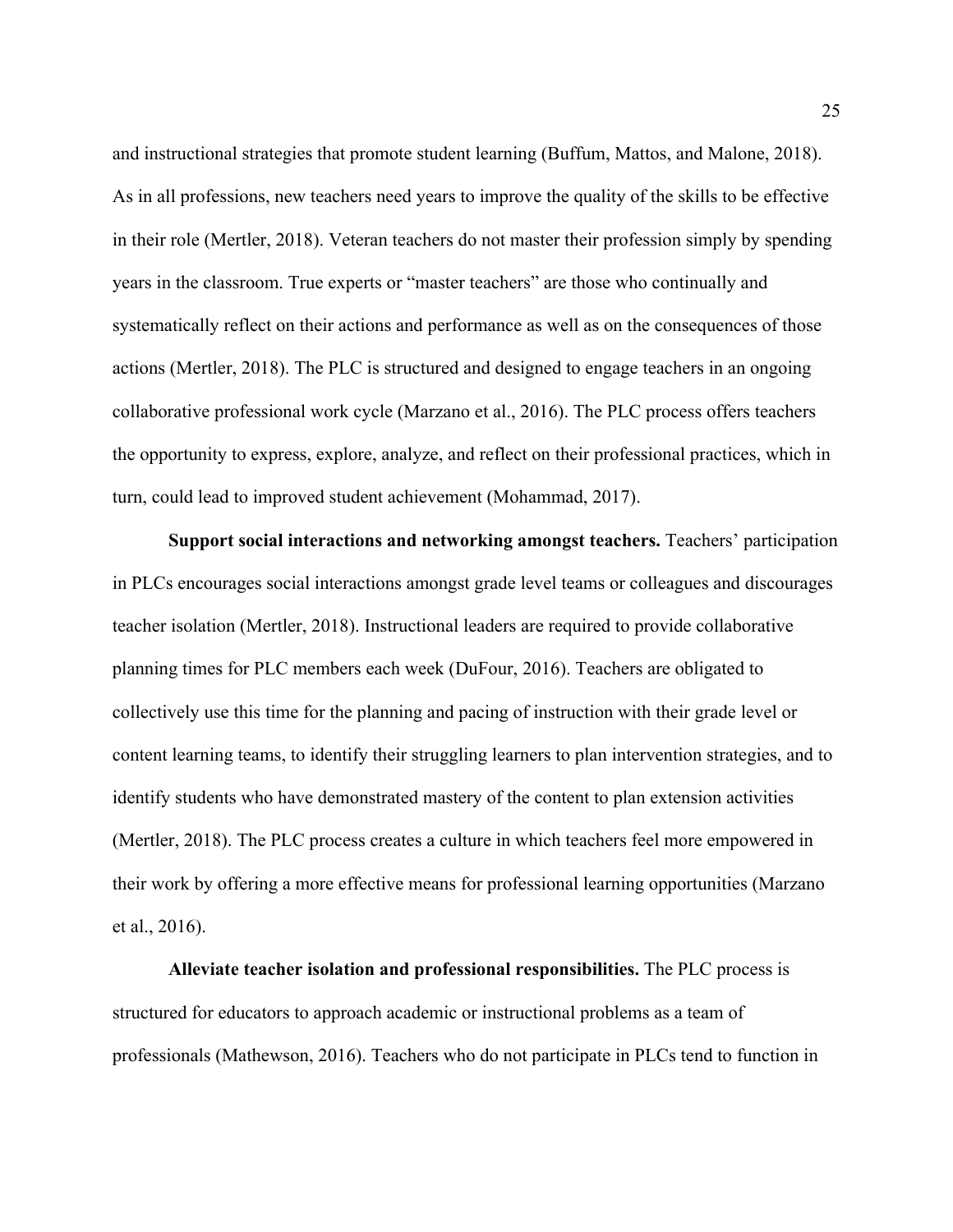and instructional strategies that promote student learning (Buffum, Mattos, and Malone, 2018). As in all professions, new teachers need years to improve the quality of the skills to be effective in their role (Mertler, 2018). Veteran teachers do not master their profession simply by spending years in the classroom. True experts or "master teachers" are those who continually and systematically reflect on their actions and performance as well as on the consequences of those actions (Mertler, 2018). The PLC is structured and designed to engage teachers in an ongoing collaborative professional work cycle (Marzano et al., 2016). The PLC process offers teachers the opportunity to express, explore, analyze, and reflect on their professional practices, which in turn, could lead to improved student achievement (Mohammad, 2017).

**Support social interactions and networking amongst teachers.** Teachers' participation in PLCs encourages social interactions amongst grade level teams or colleagues and discourages teacher isolation (Mertler, 2018). Instructional leaders are required to provide collaborative planning times for PLC members each week (DuFour, 2016). Teachers are obligated to collectively use this time for the planning and pacing of instruction with their grade level or content learning teams, to identify their struggling learners to plan intervention strategies, and to identify students who have demonstrated mastery of the content to plan extension activities (Mertler, 2018). The PLC process creates a culture in which teachers feel more empowered in their work by offering a more effective means for professional learning opportunities (Marzano et al., 2016).

**Alleviate teacher isolation and professional responsibilities.** The PLC process is structured for educators to approach academic or instructional problems as a team of professionals (Mathewson, 2016). Teachers who do not participate in PLCs tend to function in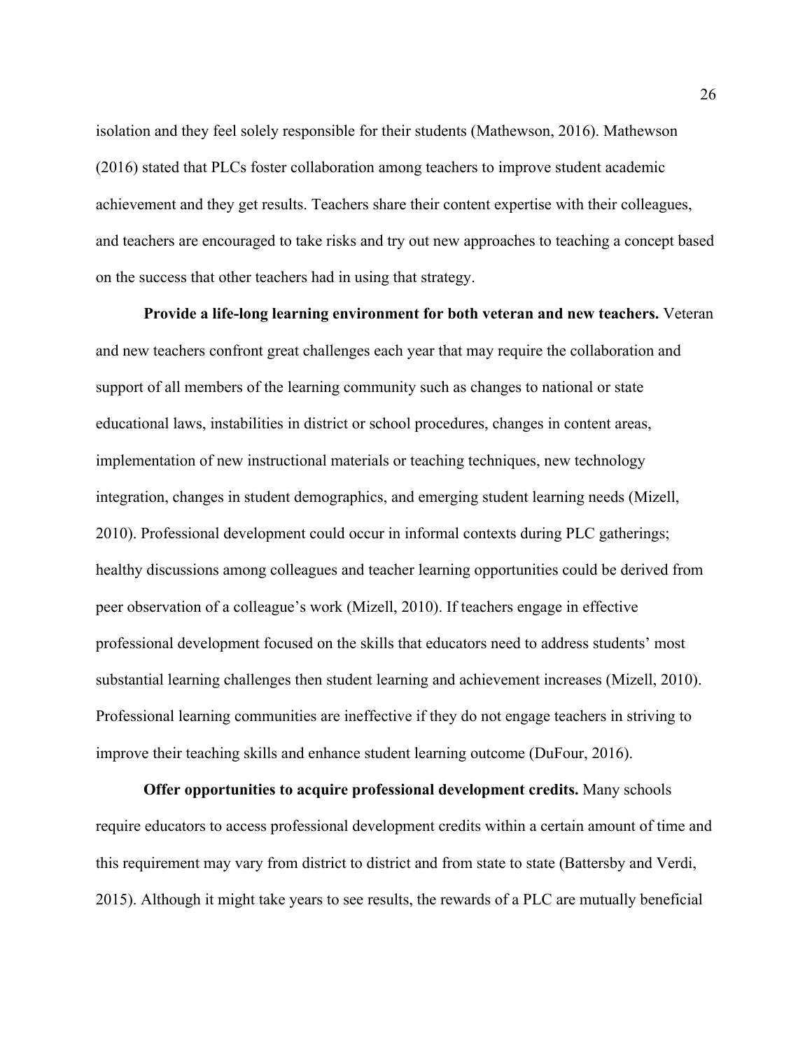isolation and they feel solely responsible for their students (Mathewson, 2016). Mathewson (2016) stated that PLCs foster collaboration among teachers to improve student academic achievement and they get results. Teachers share their content expertise with their colleagues, and teachers are encouraged to take risks and try out new approaches to teaching a concept based on the success that other teachers had in using that strategy.

**Provide a life-long learning environment for both veteran and new teachers.** Veteran and new teachers confront great challenges each year that may require the collaboration and support of all members of the learning community such as changes to national or state educational laws, instabilities in district or school procedures, changes in content areas, implementation of new instructional materials or teaching techniques, new technology integration, changes in student demographics, and emerging student learning needs (Mizell, 2010). Professional development could occur in informal contexts during PLC gatherings; healthy discussions among colleagues and teacher learning opportunities could be derived from peer observation of a colleague's work (Mizell, 2010). If teachers engage in effective professional development focused on the skills that educators need to address students' most substantial learning challenges then student learning and achievement increases (Mizell, 2010). Professional learning communities are ineffective if they do not engage teachers in striving to improve their teaching skills and enhance student learning outcome (DuFour, 2016).

**Offer opportunities to acquire professional development credits.** Many schools require educators to access professional development credits within a certain amount of time and this requirement may vary from district to district and from state to state (Battersby and Verdi, 2015). Although it might take years to see results, the rewards of a PLC are mutually beneficial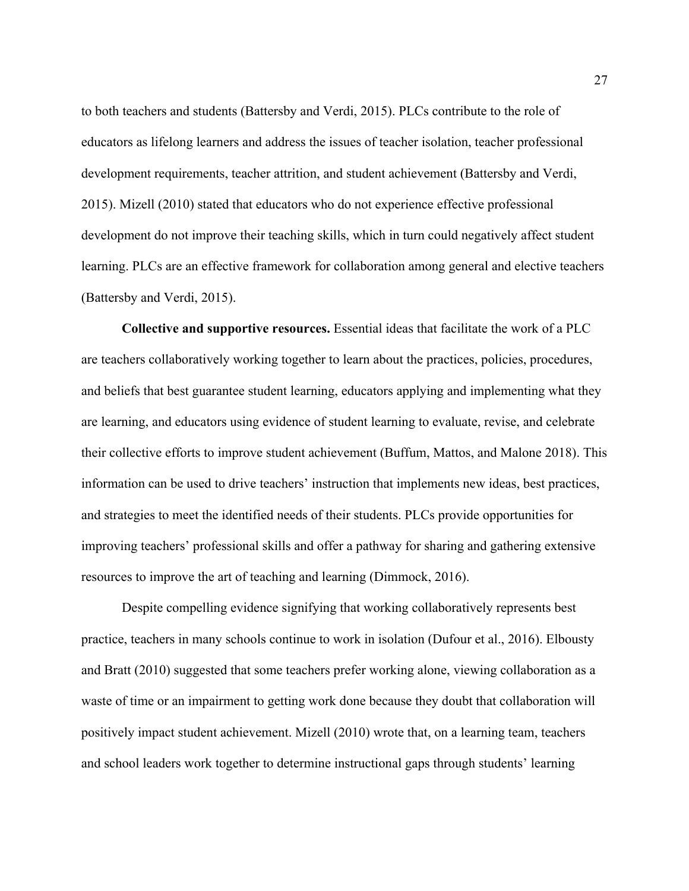to both teachers and students (Battersby and Verdi, 2015). PLCs contribute to the role of educators as lifelong learners and address the issues of teacher isolation, teacher professional development requirements, teacher attrition, and student achievement (Battersby and Verdi, 2015). Mizell (2010) stated that educators who do not experience effective professional development do not improve their teaching skills, which in turn could negatively affect student learning. PLCs are an effective framework for collaboration among general and elective teachers (Battersby and Verdi, 2015).

**Collective and supportive resources.** Essential ideas that facilitate the work of a PLC are teachers collaboratively working together to learn about the practices, policies, procedures, and beliefs that best guarantee student learning, educators applying and implementing what they are learning, and educators using evidence of student learning to evaluate, revise, and celebrate their collective efforts to improve student achievement (Buffum, Mattos, and Malone 2018). This information can be used to drive teachers' instruction that implements new ideas, best practices, and strategies to meet the identified needs of their students. PLCs provide opportunities for improving teachers' professional skills and offer a pathway for sharing and gathering extensive resources to improve the art of teaching and learning (Dimmock, 2016).

Despite compelling evidence signifying that working collaboratively represents best practice, teachers in many schools continue to work in isolation (Dufour et al., 2016). Elbousty and Bratt (2010) suggested that some teachers prefer working alone, viewing collaboration as a waste of time or an impairment to getting work done because they doubt that collaboration will positively impact student achievement. Mizell (2010) wrote that, on a learning team, teachers and school leaders work together to determine instructional gaps through students' learning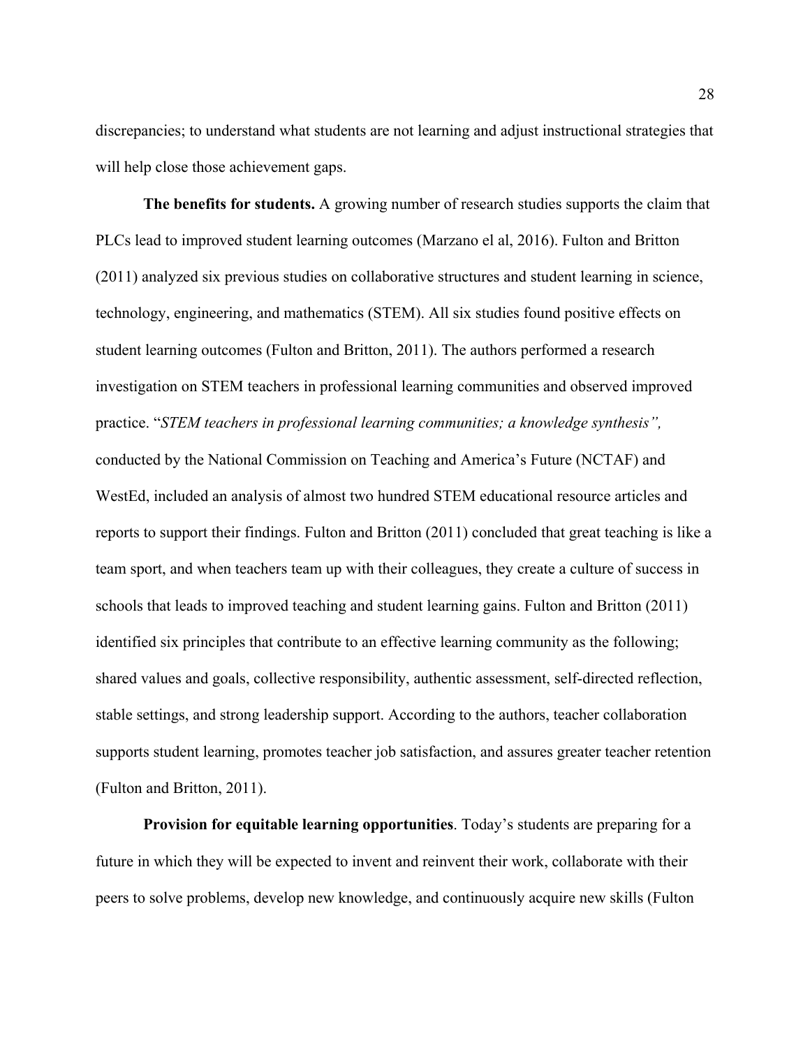discrepancies; to understand what students are not learning and adjust instructional strategies that will help close those achievement gaps.

**The benefits for students.** A growing number of research studies supports the claim that PLCs lead to improved student learning outcomes (Marzano el al, 2016). Fulton and Britton (2011) analyzed six previous studies on collaborative structures and student learning in science, technology, engineering, and mathematics (STEM). All six studies found positive effects on student learning outcomes (Fulton and Britton, 2011). The authors performed a research investigation on STEM teachers in professional learning communities and observed improved practice. "*STEM teachers in professional learning communities; a knowledge synthesis",* conducted by the National Commission on Teaching and America's Future (NCTAF) and WestEd, included an analysis of almost two hundred STEM educational resource articles and reports to support their findings. Fulton and Britton (2011) concluded that great teaching is like a team sport, and when teachers team up with their colleagues, they create a culture of success in schools that leads to improved teaching and student learning gains. Fulton and Britton (2011) identified six principles that contribute to an effective learning community as the following; shared values and goals, collective responsibility, authentic assessment, self-directed reflection, stable settings, and strong leadership support. According to the authors, teacher collaboration supports student learning, promotes teacher job satisfaction, and assures greater teacher retention (Fulton and Britton, 2011).

**Provision for equitable learning opportunities**. Today's students are preparing for a future in which they will be expected to invent and reinvent their work, collaborate with their peers to solve problems, develop new knowledge, and continuously acquire new skills (Fulton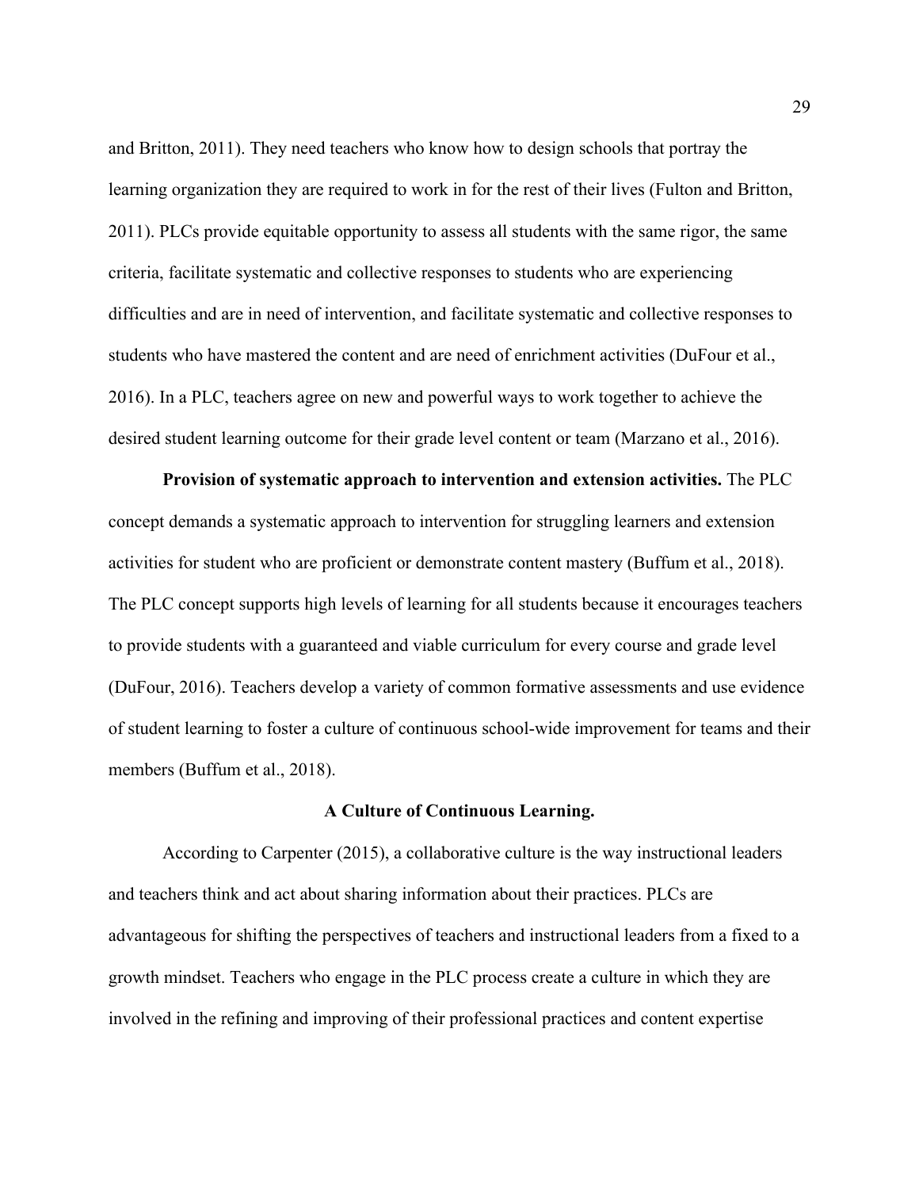and Britton, 2011). They need teachers who know how to design schools that portray the learning organization they are required to work in for the rest of their lives (Fulton and Britton, 2011). PLCs provide equitable opportunity to assess all students with the same rigor, the same criteria, facilitate systematic and collective responses to students who are experiencing difficulties and are in need of intervention, and facilitate systematic and collective responses to students who have mastered the content and are need of enrichment activities (DuFour et al., 2016). In a PLC, teachers agree on new and powerful ways to work together to achieve the desired student learning outcome for their grade level content or team (Marzano et al., 2016).

**Provision of systematic approach to intervention and extension activities.** The PLC concept demands a systematic approach to intervention for struggling learners and extension activities for student who are proficient or demonstrate content mastery (Buffum et al., 2018). The PLC concept supports high levels of learning for all students because it encourages teachers to provide students with a guaranteed and viable curriculum for every course and grade level (DuFour, 2016). Teachers develop a variety of common formative assessments and use evidence of student learning to foster a culture of continuous school-wide improvement for teams and their members (Buffum et al., 2018).

### A Culture of Continuous Learning.

According to Carpenter (2015), a collaborative culture is the way instructional leaders and teachers think and act about sharing information about their practices. PLCs are advantageous for shifting the perspectives of teachers and instructional leaders from a fixed to a growth mindset. Teachers who engage in the PLC process create a culture in which they are involved in the refining and improving of their professional practices and content expertise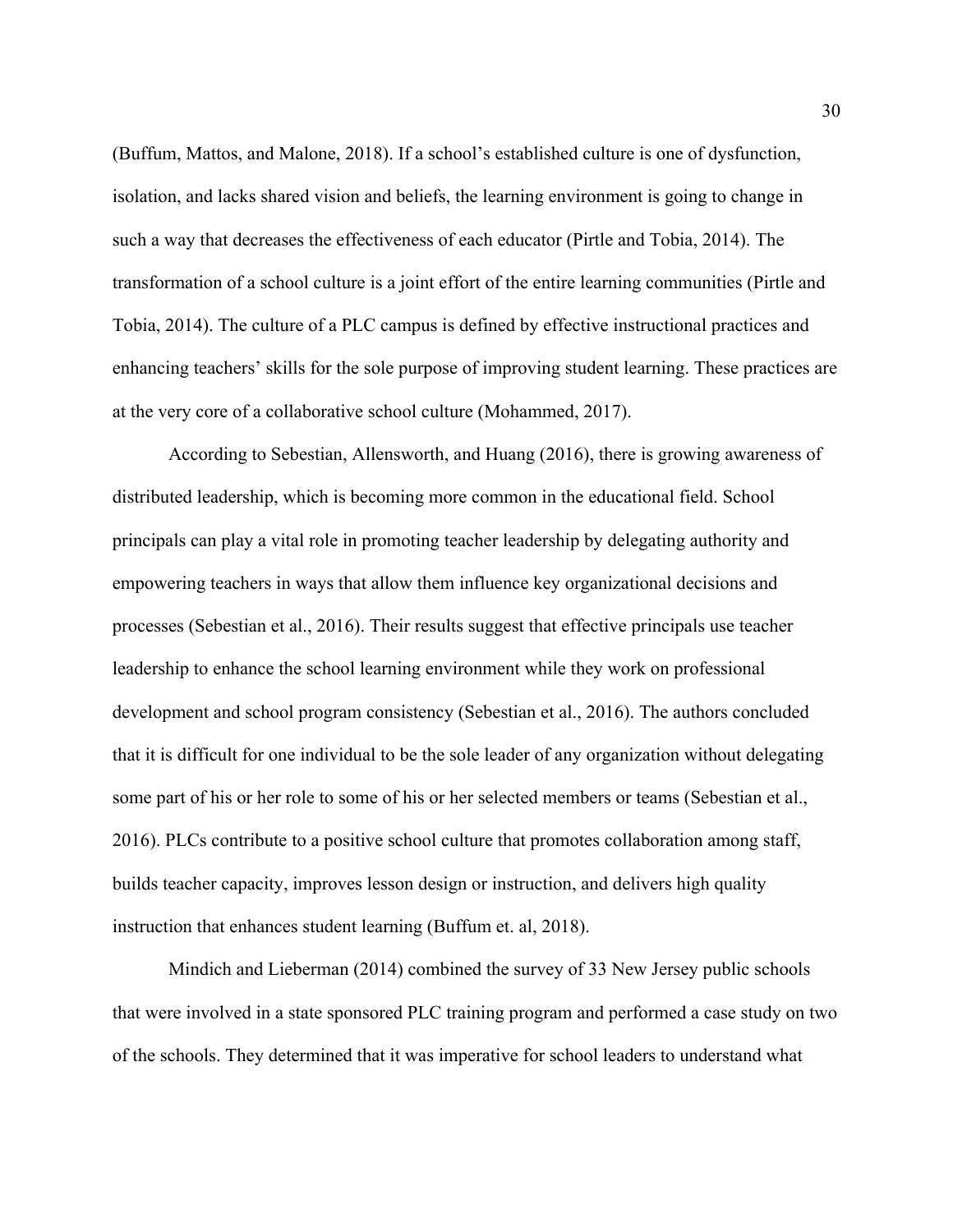(Buffum, Mattos, and Malone, 2018). If a school's established culture is one of dysfunction, isolation, and lacks shared vision and beliefs, the learning environment is going to change in such a way that decreases the effectiveness of each educator (Pirtle and Tobia, 2014). The transformation of a school culture is a joint effort of the entire learning communities (Pirtle and Tobia, 2014). The culture of a PLC campus is defined by effective instructional practices and enhancing teachers' skills for the sole purpose of improving student learning. These practices are at the very core of a collaborative school culture (Mohammed, 2017).

According to Sebestian, Allensworth, and Huang (2016), there is growing awareness of distributed leadership, which is becoming more common in the educational field. School principals can play a vital role in promoting teacher leadership by delegating authority and empowering teachers in ways that allow them influence key organizational decisions and processes (Sebestian et al., 2016). Their results suggest that effective principals use teacher leadership to enhance the school learning environment while they work on professional development and school program consistency (Sebestian et al., 2016). The authors concluded that it is difficult for one individual to be the sole leader of any organization without delegating some part of his or her role to some of his or her selected members or teams (Sebestian et al., 2016). PLCs contribute to a positive school culture that promotes collaboration among staff, builds teacher capacity, improves lesson design or instruction, and delivers high quality instruction that enhances student learning (Buffum et. al, 2018).

Mindich and Lieberman (2014) combined the survey of 33 New Jersey public schools that were involved in a state sponsored PLC training program and performed a case study on two of the schools. They determined that it was imperative for school leaders to understand what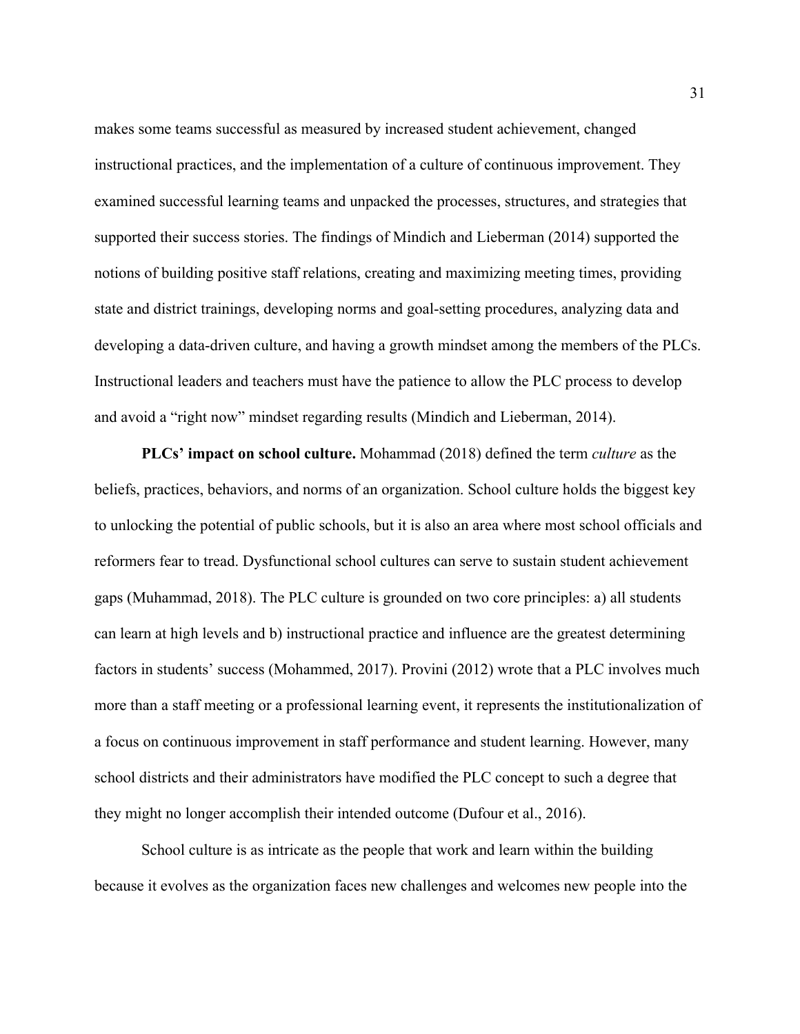makes some teams successful as measured by increased student achievement, changed instructional practices, and the implementation of a culture of continuous improvement. They examined successful learning teams and unpacked the processes, structures, and strategies that supported their success stories. The findings of Mindich and Lieberman (2014) supported the notions of building positive staff relations, creating and maximizing meeting times, providing state and district trainings, developing norms and goal-setting procedures, analyzing data and developing a data-driven culture, and having a growth mindset among the members of the PLCs. Instructional leaders and teachers must have the patience to allow the PLC process to develop and avoid a "right now" mindset regarding results (Mindich and Lieberman, 2014).

**PLCs' impact on school culture.** Mohammad (2018) defined the term *culture* as the beliefs, practices, behaviors, and norms of an organization. School culture holds the biggest key to unlocking the potential of public schools, but it is also an area where most school officials and reformers fear to tread. Dysfunctional school cultures can serve to sustain student achievement gaps (Muhammad, 2018). The PLC culture is grounded on two core principles: a) all students can learn at high levels and b) instructional practice and influence are the greatest determining factors in students' success (Mohammed, 2017). Provini (2012) wrote that a PLC involves much more than a staff meeting or a professional learning event, it represents the institutionalization of a focus on continuous improvement in staff performance and student learning. However, many school districts and their administrators have modified the PLC concept to such a degree that they might no longer accomplish their intended outcome (Dufour et al., 2016).

School culture is as intricate as the people that work and learn within the building because it evolves as the organization faces new challenges and welcomes new people into the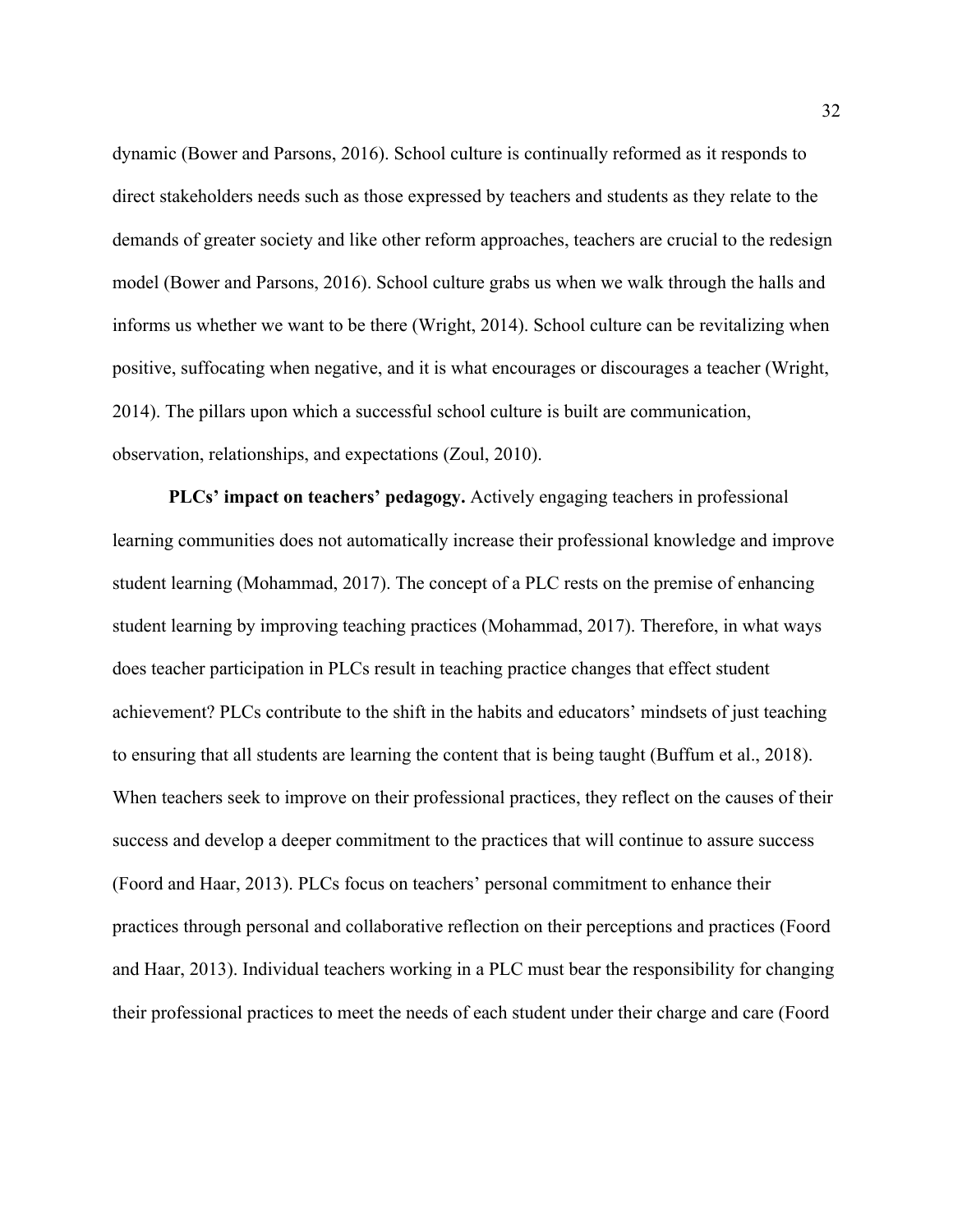dynamic (Bower and Parsons, 2016). School culture is continually reformed as it responds to direct stakeholders needs such as those expressed by teachers and students as they relate to the demands of greater society and like other reform approaches, teachers are crucial to the redesign model (Bower and Parsons, 2016). School culture grabs us when we walk through the halls and informs us whether we want to be there (Wright, 2014). School culture can be revitalizing when positive, suffocating when negative, and it is what encourages or discourages a teacher (Wright, 2014). The pillars upon which a successful school culture is built are communication, observation, relationships, and expectations (Zoul, 2010).

**PLCs' impact on teachers' pedagogy.** Actively engaging teachers in professional learning communities does not automatically increase their professional knowledge and improve student learning (Mohammad, 2017). The concept of a PLC rests on the premise of enhancing student learning by improving teaching practices (Mohammad, 2017). Therefore, in what ways does teacher participation in PLCs result in teaching practice changes that effect student achievement? PLCs contribute to the shift in the habits and educators' mindsets of just teaching to ensuring that all students are learning the content that is being taught (Buffum et al., 2018). When teachers seek to improve on their professional practices, they reflect on the causes of their success and develop a deeper commitment to the practices that will continue to assure success (Foord and Haar, 2013). PLCs focus on teachers' personal commitment to enhance their practices through personal and collaborative reflection on their perceptions and practices (Foord and Haar, 2013). Individual teachers working in a PLC must bear the responsibility for changing their professional practices to meet the needs of each student under their charge and care (Foord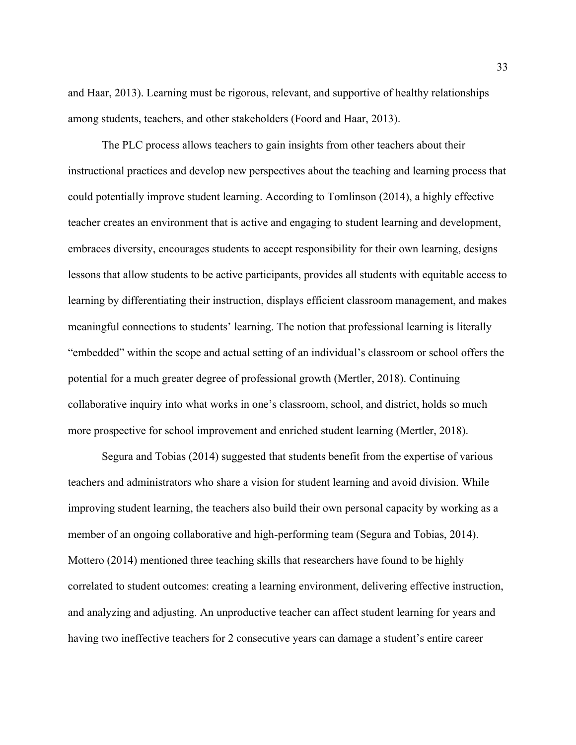and Haar, 2013). Learning must be rigorous, relevant, and supportive of healthy relationships among students, teachers, and other stakeholders (Foord and Haar, 2013).

The PLC process allows teachers to gain insights from other teachers about their instructional practices and develop new perspectives about the teaching and learning process that could potentially improve student learning. According to Tomlinson (2014), a highly effective teacher creates an environment that is active and engaging to student learning and development, embraces diversity, encourages students to accept responsibility for their own learning, designs lessons that allow students to be active participants, provides all students with equitable access to learning by differentiating their instruction, displays efficient classroom management, and makes meaningful connections to students' learning. The notion that professional learning is literally "embedded" within the scope and actual setting of an individual's classroom or school offers the potential for a much greater degree of professional growth (Mertler, 2018). Continuing collaborative inquiry into what works in one's classroom, school, and district, holds so much more prospective for school improvement and enriched student learning (Mertler, 2018).

Segura and Tobias (2014) suggested that students benefit from the expertise of various teachers and administrators who share a vision for student learning and avoid division. While improving student learning, the teachers also build their own personal capacity by working as a member of an ongoing collaborative and high-performing team (Segura and Tobias, 2014). Mottero (2014) mentioned three teaching skills that researchers have found to be highly correlated to student outcomes: creating a learning environment, delivering effective instruction, and analyzing and adjusting. An unproductive teacher can affect student learning for years and having two ineffective teachers for 2 consecutive years can damage a student's entire career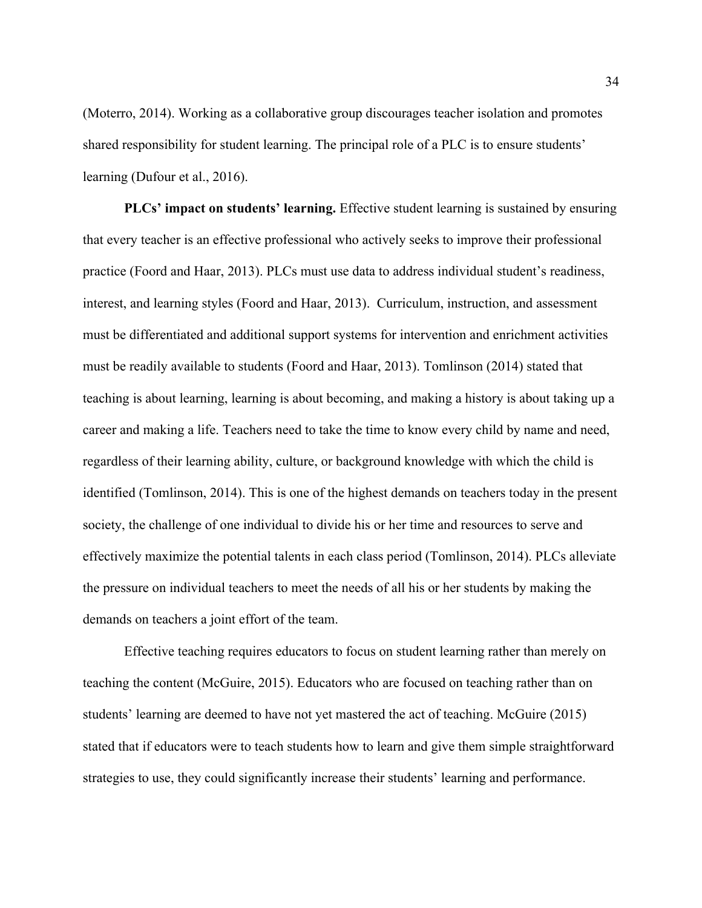(Moterro, 2014). Working as a collaborative group discourages teacher isolation and promotes shared responsibility for student learning. The principal role of a PLC is to ensure students' learning (Dufour et al., 2016).

**PLCs' impact on students' learning.** Effective student learning is sustained by ensuring that every teacher is an effective professional who actively seeks to improve their professional practice (Foord and Haar, 2013). PLCs must use data to address individual student's readiness, interest, and learning styles (Foord and Haar, 2013). Curriculum, instruction, and assessment must be differentiated and additional support systems for intervention and enrichment activities must be readily available to students (Foord and Haar, 2013). Tomlinson (2014) stated that teaching is about learning, learning is about becoming, and making a history is about taking up a career and making a life. Teachers need to take the time to know every child by name and need, regardless of their learning ability, culture, or background knowledge with which the child is identified (Tomlinson, 2014). This is one of the highest demands on teachers today in the present society, the challenge of one individual to divide his or her time and resources to serve and effectively maximize the potential talents in each class period (Tomlinson, 2014). PLCs alleviate the pressure on individual teachers to meet the needs of all his or her students by making the demands on teachers a joint effort of the team.

Effective teaching requires educators to focus on student learning rather than merely on teaching the content (McGuire, 2015). Educators who are focused on teaching rather than on students' learning are deemed to have not yet mastered the act of teaching. McGuire (2015) stated that if educators were to teach students how to learn and give them simple straightforward strategies to use, they could significantly increase their students' learning and performance.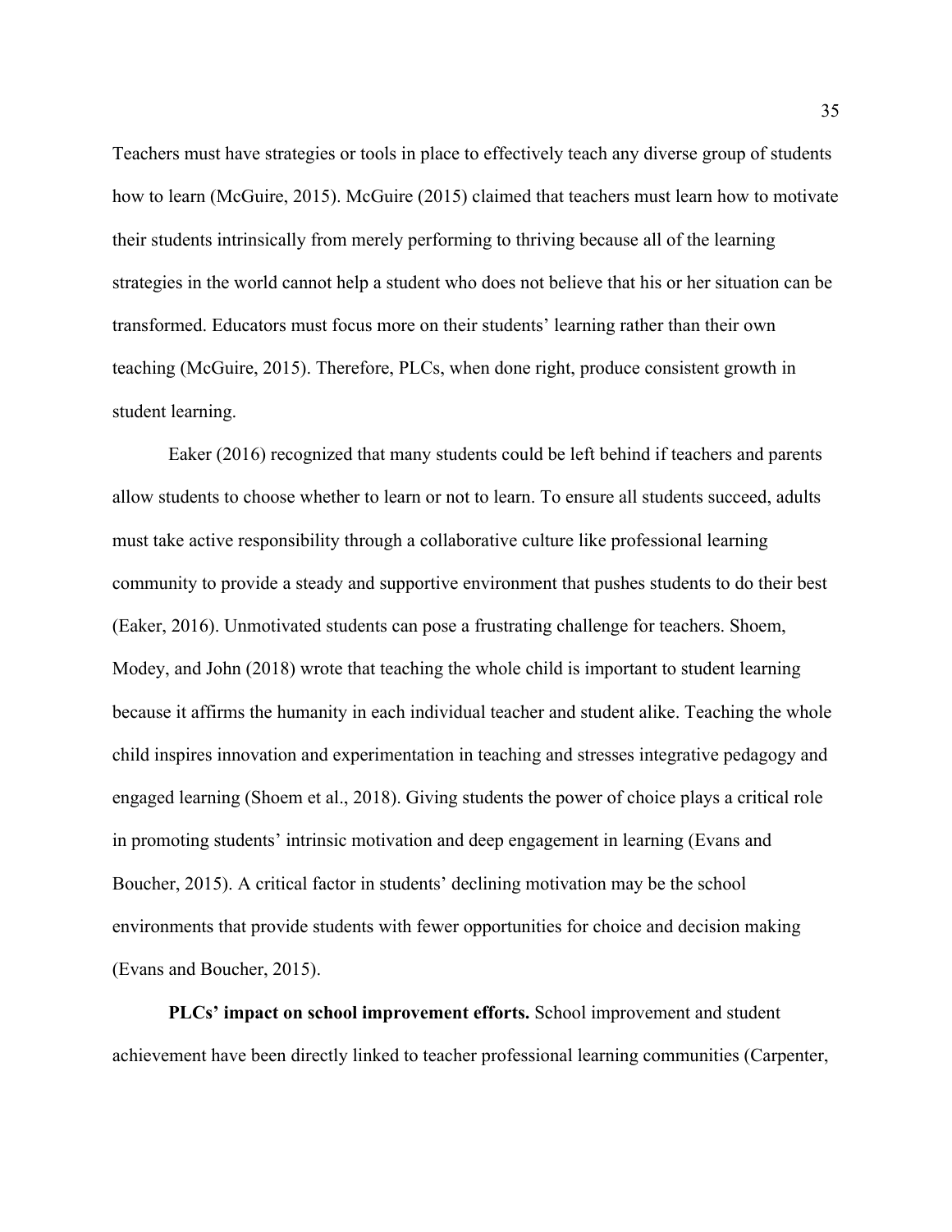Teachers must have strategies or tools in place to effectively teach any diverse group of students how to learn (McGuire, 2015). McGuire (2015) claimed that teachers must learn how to motivate their students intrinsically from merely performing to thriving because all of the learning strategies in the world cannot help a student who does not believe that his or her situation can be transformed. Educators must focus more on their students' learning rather than their own teaching (McGuire, 2015). Therefore, PLCs, when done right, produce consistent growth in student learning.

Eaker (2016) recognized that many students could be left behind if teachers and parents allow students to choose whether to learn or not to learn. To ensure all students succeed, adults must take active responsibility through a collaborative culture like professional learning community to provide a steady and supportive environment that pushes students to do their best (Eaker, 2016). Unmotivated students can pose a frustrating challenge for teachers. Shoem, Modey, and John (2018) wrote that teaching the whole child is important to student learning because it affirms the humanity in each individual teacher and student alike. Teaching the whole child inspires innovation and experimentation in teaching and stresses integrative pedagogy and engaged learning (Shoem et al., 2018). Giving students the power of choice plays a critical role in promoting students' intrinsic motivation and deep engagement in learning (Evans and Boucher, 2015). A critical factor in students' declining motivation may be the school environments that provide students with fewer opportunities for choice and decision making (Evans and Boucher, 2015).

**PLCs' impact on school improvement efforts.** School improvement and student achievement have been directly linked to teacher professional learning communities (Carpenter,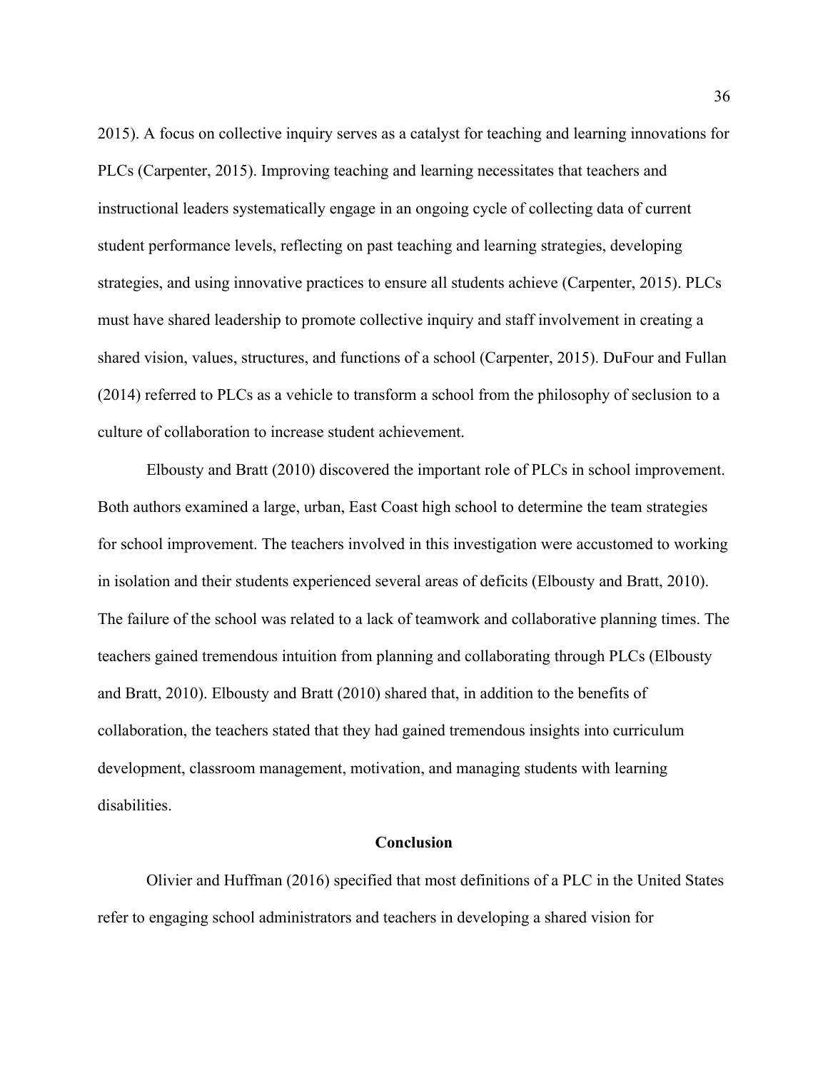2015). A focus on collective inquiry serves as a catalyst for teaching and learning innovations for PLCs (Carpenter, 2015). Improving teaching and learning necessitates that teachers and instructional leaders systematically engage in an ongoing cycle of collecting data of current student performance levels, reflecting on past teaching and learning strategies, developing strategies, and using innovative practices to ensure all students achieve (Carpenter, 2015). PLCs must have shared leadership to promote collective inquiry and staff involvement in creating a shared vision, values, structures, and functions of a school (Carpenter, 2015). DuFour and Fullan (2014) referred to PLCs as a vehicle to transform a school from the philosophy of seclusion to a culture of collaboration to increase student achievement.

Elbousty and Bratt (2010) discovered the important role of PLCs in school improvement. Both authors examined a large, urban, East Coast high school to determine the team strategies for school improvement. The teachers involved in this investigation were accustomed to working in isolation and their students experienced several areas of deficits (Elbousty and Bratt, 2010). The failure of the school was related to a lack of teamwork and collaborative planning times. The teachers gained tremendous intuition from planning and collaborating through PLCs (Elbousty and Bratt, 2010). Elbousty and Bratt (2010) shared that, in addition to the benefits of collaboration, the teachers stated that they had gained tremendous insights into curriculum development, classroom management, motivation, and managing students with learning disabilities.

## Conclusion

Olivier and Huffman (2016) specified that most definitions of a PLC in the United States refer to engaging school administrators and teachers in developing a shared vision for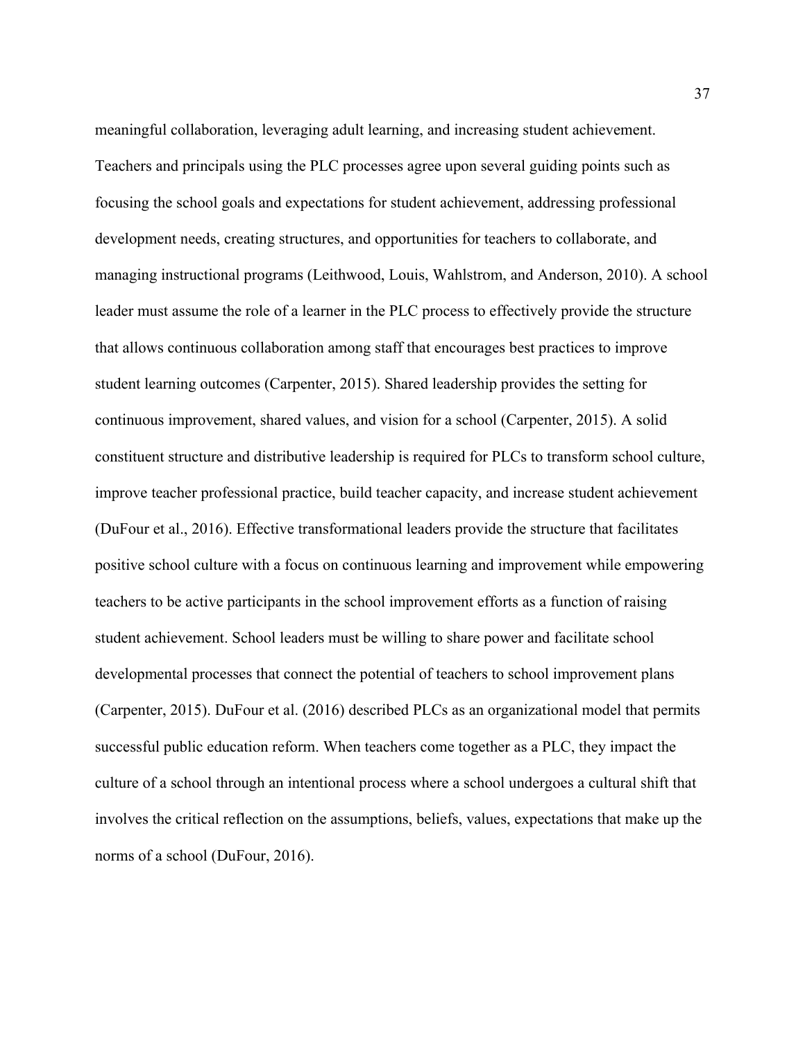meaningful collaboration, leveraging adult learning, and increasing student achievement. Teachers and principals using the PLC processes agree upon several guiding points such as focusing the school goals and expectations for student achievement, addressing professional development needs, creating structures, and opportunities for teachers to collaborate, and managing instructional programs (Leithwood, Louis, Wahlstrom, and Anderson, 2010). A school leader must assume the role of a learner in the PLC process to effectively provide the structure that allows continuous collaboration among staff that encourages best practices to improve student learning outcomes (Carpenter, 2015). Shared leadership provides the setting for continuous improvement, shared values, and vision for a school (Carpenter, 2015). A solid constituent structure and distributive leadership is required for PLCs to transform school culture, improve teacher professional practice, build teacher capacity, and increase student achievement (DuFour et al., 2016). Effective transformational leaders provide the structure that facilitates positive school culture with a focus on continuous learning and improvement while empowering teachers to be active participants in the school improvement efforts as a function of raising student achievement. School leaders must be willing to share power and facilitate school developmental processes that connect the potential of teachers to school improvement plans (Carpenter, 2015). DuFour et al. (2016) described PLCs as an organizational model that permits successful public education reform. When teachers come together as a PLC, they impact the culture of a school through an intentional process where a school undergoes a cultural shift that involves the critical reflection on the assumptions, beliefs, values, expectations that make up the norms of a school (DuFour, 2016).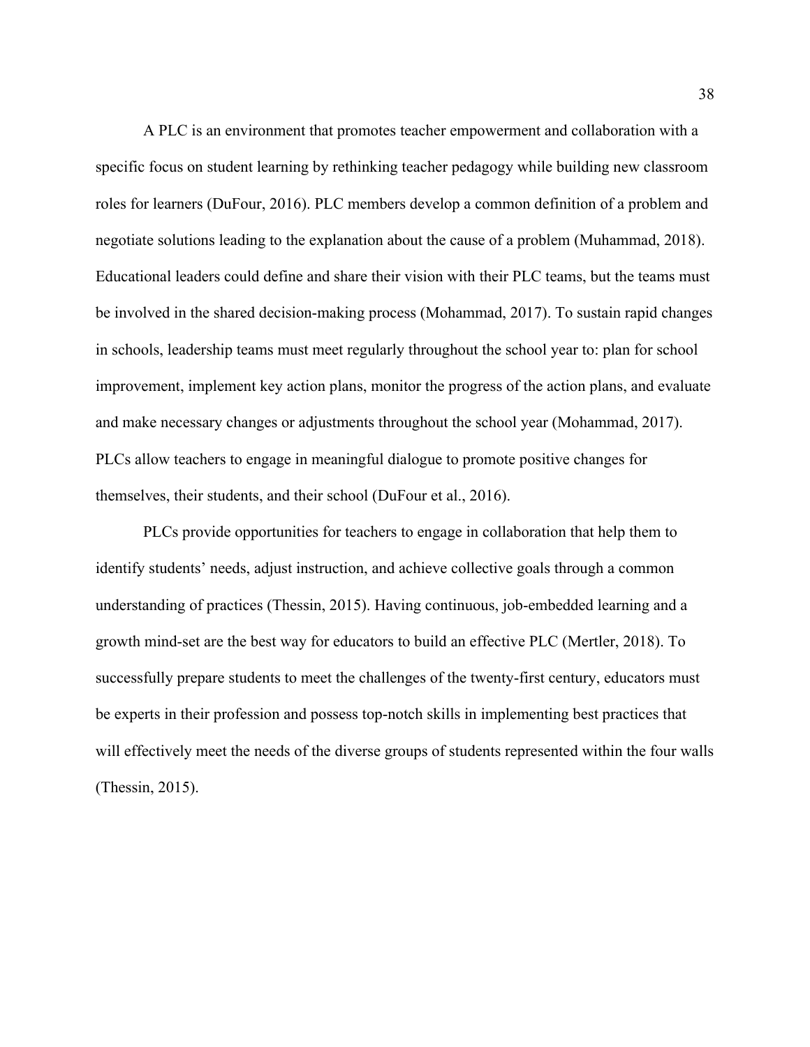A PLC is an environment that promotes teacher empowerment and collaboration with a specific focus on student learning by rethinking teacher pedagogy while building new classroom roles for learners (DuFour, 2016). PLC members develop a common definition of a problem and negotiate solutions leading to the explanation about the cause of a problem (Muhammad, 2018). Educational leaders could define and share their vision with their PLC teams, but the teams must be involved in the shared decision-making process (Mohammad, 2017). To sustain rapid changes in schools, leadership teams must meet regularly throughout the school year to: plan for school improvement, implement key action plans, monitor the progress of the action plans, and evaluate and make necessary changes or adjustments throughout the school year (Mohammad, 2017). PLCs allow teachers to engage in meaningful dialogue to promote positive changes for themselves, their students, and their school (DuFour et al., 2016).

PLCs provide opportunities for teachers to engage in collaboration that help them to identify students' needs, adjust instruction, and achieve collective goals through a common understanding of practices (Thessin, 2015). Having continuous, job-embedded learning and a growth mind-set are the best way for educators to build an effective PLC (Mertler, 2018). To successfully prepare students to meet the challenges of the twenty-first century, educators must be experts in their profession and possess top-notch skills in implementing best practices that will effectively meet the needs of the diverse groups of students represented within the four walls (Thessin, 2015).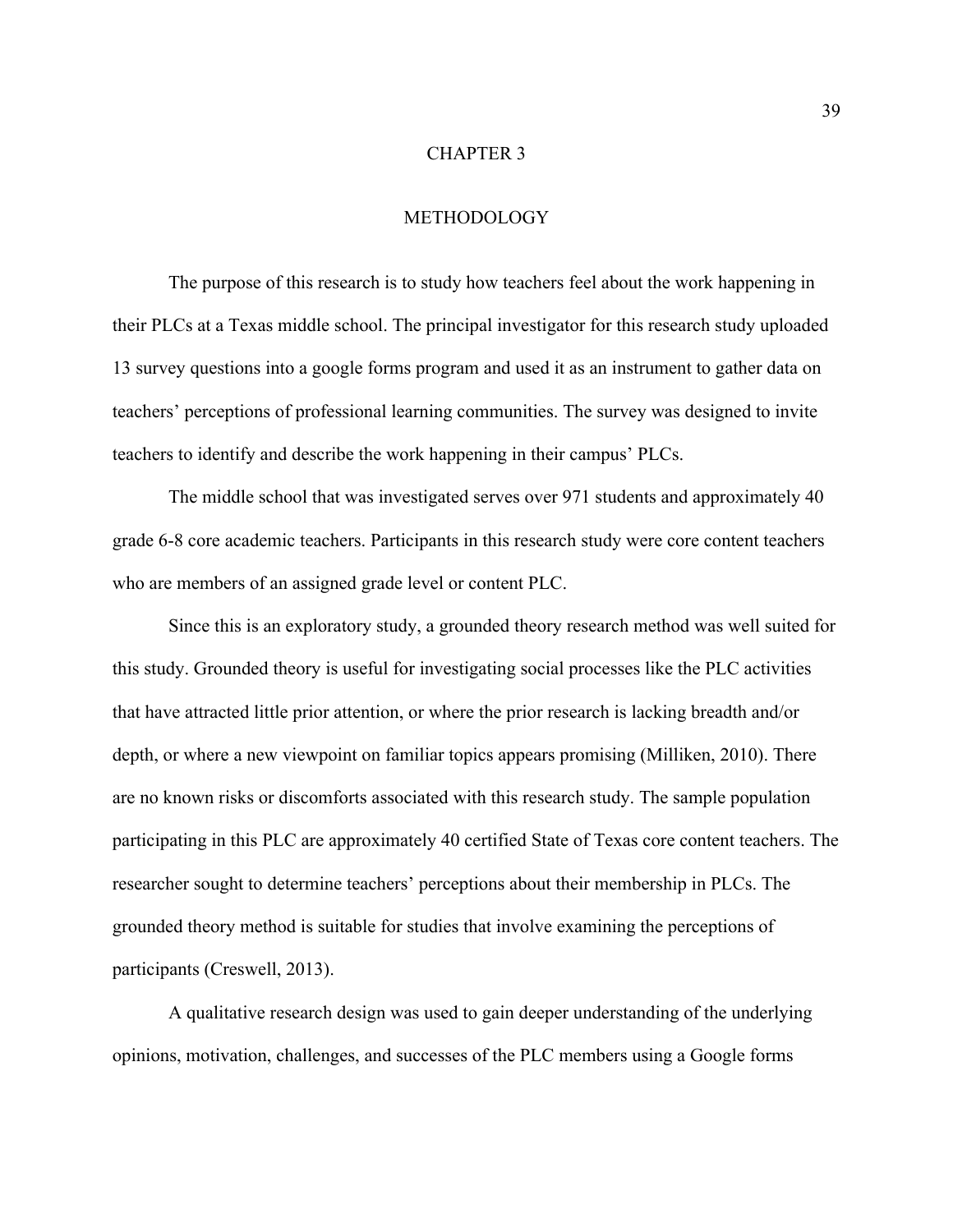# CHAPTER 3

## METHODOLOGY

The purpose of this research is to study how teachers feel about the work happening in their PLCs at a Texas middle school. The principal investigator for this research study uploaded 13 survey questions into a google forms program and used it as an instrument to gather data on teachers' perceptions of professional learning communities. The survey was designed to invite teachers to identify and describe the work happening in their campus' PLCs.

The middle school that was investigated serves over 971 students and approximately 40 grade 6-8 core academic teachers. Participants in this research study were core content teachers who are members of an assigned grade level or content PLC.

Since this is an exploratory study, a grounded theory research method was well suited for this study. Grounded theory is useful for investigating social processes like the PLC activities that have attracted little prior attention, or where the prior research is lacking breadth and/or depth, or where a new viewpoint on familiar topics appears promising (Milliken, 2010). There are no known risks or discomforts associated with this research study. The sample population participating in this PLC are approximately 40 certified State of Texas core content teachers. The researcher sought to determine teachers' perceptions about their membership in PLCs. The grounded theory method is suitable for studies that involve examining the perceptions of participants (Creswell, 2013).

A qualitative research design was used to gain deeper understanding of the underlying opinions, motivation, challenges, and successes of the PLC members using a Google forms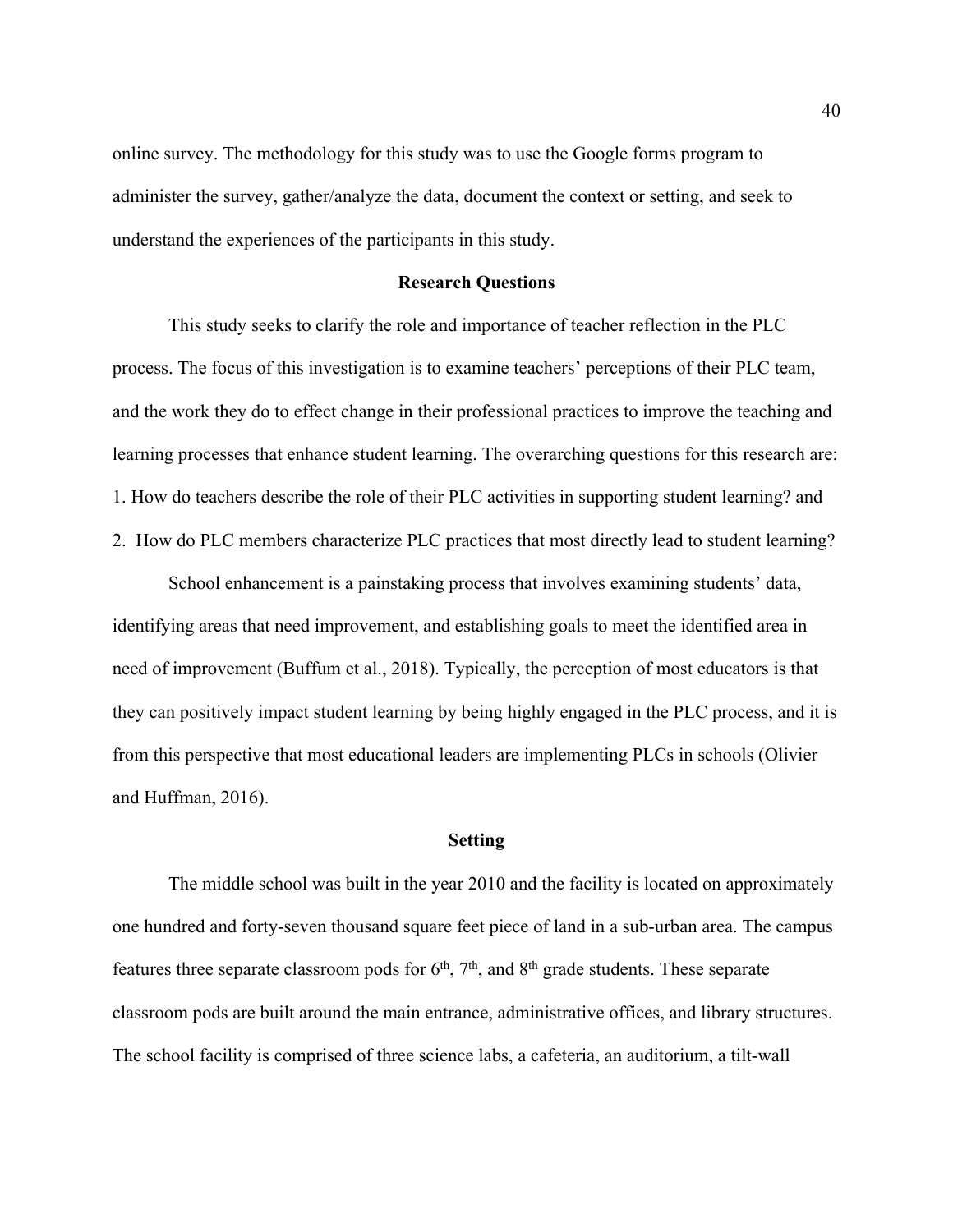online survey. The methodology for this study was to use the Google forms program to administer the survey, gather/analyze the data, document the context or setting, and seek to understand the experiences of the participants in this study.

## Research Questions

This study seeks to clarify the role and importance of teacher reflection in the PLC process. The focus of this investigation is to examine teachers' perceptions of their PLC team, and the work they do to effect change in their professional practices to improve the teaching and learning processes that enhance student learning. The overarching questions for this research are:
1. How do teachers describe the role of their PLC activities in supporting student learning? and
2. How do PLC members characterize PLC practices that most directly lead to student learning?

School enhancement is a painstaking process that involves examining students' data, identifying areas that need improvement, and establishing goals to meet the identified area in need of improvement (Buffum et al., 2018). Typically, the perception of most educators is that they can positively impact student learning by being highly engaged in the PLC process, and it is from this perspective that most educational leaders are implementing PLCs in schools (Olivier and Huffman, 2016).

## Setting

The middle school was built in the year 2010 and the facility is located on approximately one hundred and forty-seven thousand square feet piece of land in a sub-urban area. The campus features three separate classroom pods for 6th, 7th, and 8th grade students. These separate classroom pods are built around the main entrance, administrative offices, and library structures. The school facility is comprised of three science labs, a cafeteria, an auditorium, a tilt-wall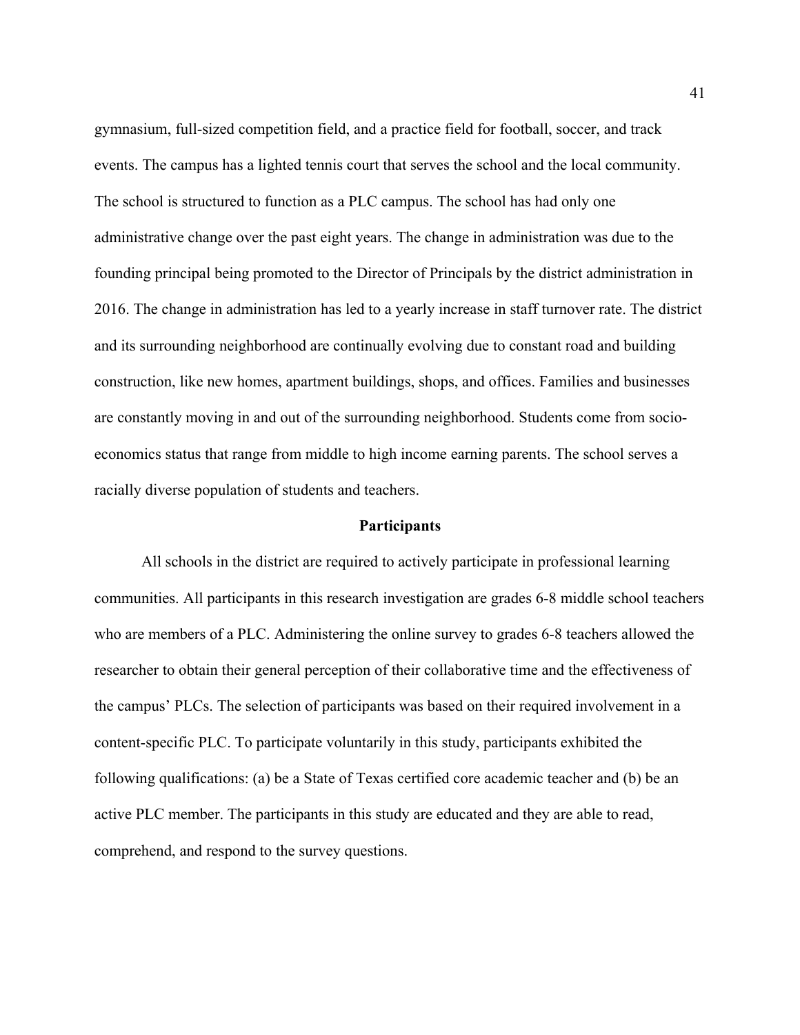gymnasium, full-sized competition field, and a practice field for football, soccer, and track events. The campus has a lighted tennis court that serves the school and the local community. The school is structured to function as a PLC campus. The school has had only one administrative change over the past eight years. The change in administration was due to the founding principal being promoted to the Director of Principals by the district administration in 2016. The change in administration has led to a yearly increase in staff turnover rate. The district and its surrounding neighborhood are continually evolving due to constant road and building construction, like new homes, apartment buildings, shops, and offices. Families and businesses are constantly moving in and out of the surrounding neighborhood. Students come from socio-economics status that range from middle to high income earning parents. The school serves a racially diverse population of students and teachers.

## Participants

All schools in the district are required to actively participate in professional learning communities. All participants in this research investigation are grades 6-8 middle school teachers who are members of a PLC. Administering the online survey to grades 6-8 teachers allowed the researcher to obtain their general perception of their collaborative time and the effectiveness of the campus' PLCs. The selection of participants was based on their required involvement in a content-specific PLC. To participate voluntarily in this study, participants exhibited the following qualifications: (a) be a State of Texas certified core academic teacher and (b) be an active PLC member. The participants in this study are educated and they are able to read, comprehend, and respond to the survey questions.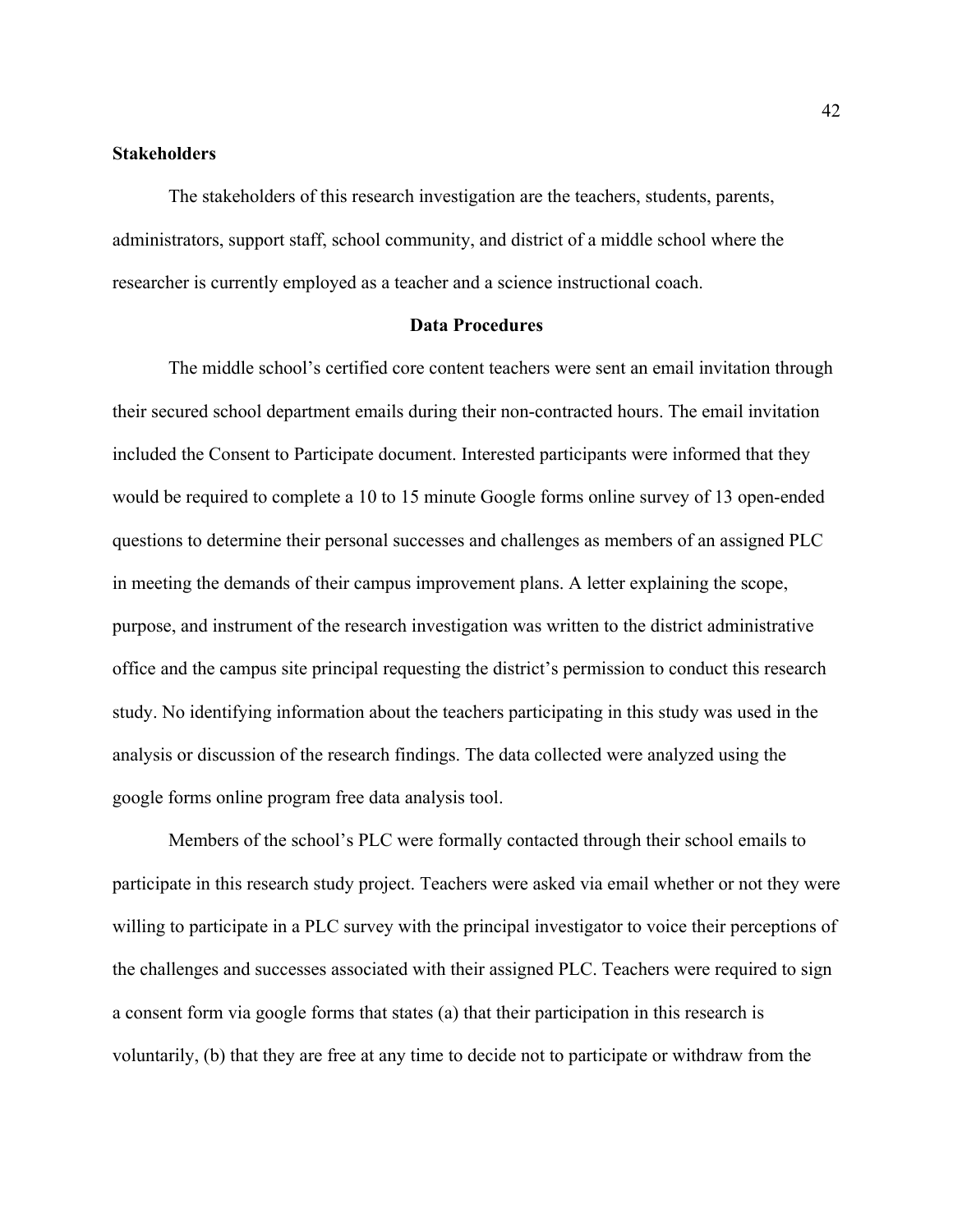**Stakeholders**

The stakeholders of this research investigation are the teachers, students, parents, administrators, support staff, school community, and district of a middle school where the researcher is currently employed as a teacher and a science instructional coach.

## Data Procedures

The middle school's certified core content teachers were sent an email invitation through their secured school department emails during their non-contracted hours. The email invitation included the Consent to Participate document. Interested participants were informed that they would be required to complete a 10 to 15 minute Google forms online survey of 13 open-ended questions to determine their personal successes and challenges as members of an assigned PLC in meeting the demands of their campus improvement plans. A letter explaining the scope, purpose, and instrument of the research investigation was written to the district administrative office and the campus site principal requesting the district's permission to conduct this research study. No identifying information about the teachers participating in this study was used in the analysis or discussion of the research findings. The data collected were analyzed using the google forms online program free data analysis tool.

Members of the school's PLC were formally contacted through their school emails to participate in this research study project. Teachers were asked via email whether or not they were willing to participate in a PLC survey with the principal investigator to voice their perceptions of the challenges and successes associated with their assigned PLC. Teachers were required to sign a consent form via google forms that states (a) that their participation in this research is voluntarily, (b) that they are free at any time to decide not to participate or withdraw from the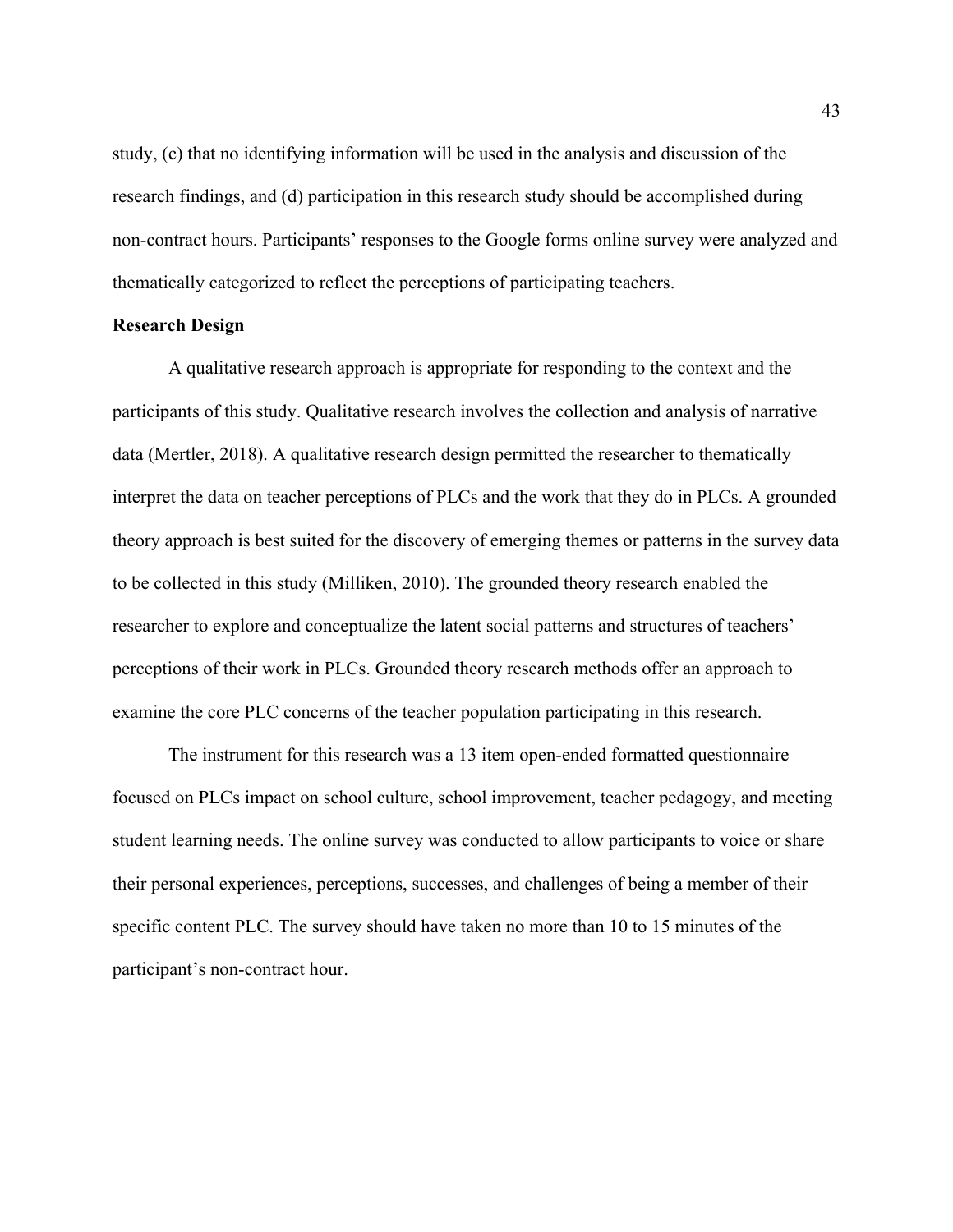study, (c) that no identifying information will be used in the analysis and discussion of the research findings, and (d) participation in this research study should be accomplished during non-contract hours. Participants' responses to the Google forms online survey were analyzed and thematically categorized to reflect the perceptions of participating teachers.

**Research Design**

A qualitative research approach is appropriate for responding to the context and the participants of this study. Qualitative research involves the collection and analysis of narrative data (Mertler, 2018). A qualitative research design permitted the researcher to thematically interpret the data on teacher perceptions of PLCs and the work that they do in PLCs. A grounded theory approach is best suited for the discovery of emerging themes or patterns in the survey data to be collected in this study (Milliken, 2010). The grounded theory research enabled the researcher to explore and conceptualize the latent social patterns and structures of teachers' perceptions of their work in PLCs. Grounded theory research methods offer an approach to examine the core PLC concerns of the teacher population participating in this research.

The instrument for this research was a 13 item open-ended formatted questionnaire focused on PLCs impact on school culture, school improvement, teacher pedagogy, and meeting student learning needs. The online survey was conducted to allow participants to voice or share their personal experiences, perceptions, successes, and challenges of being a member of their specific content PLC. The survey should have taken no more than 10 to 15 minutes of the participant's non-contract hour.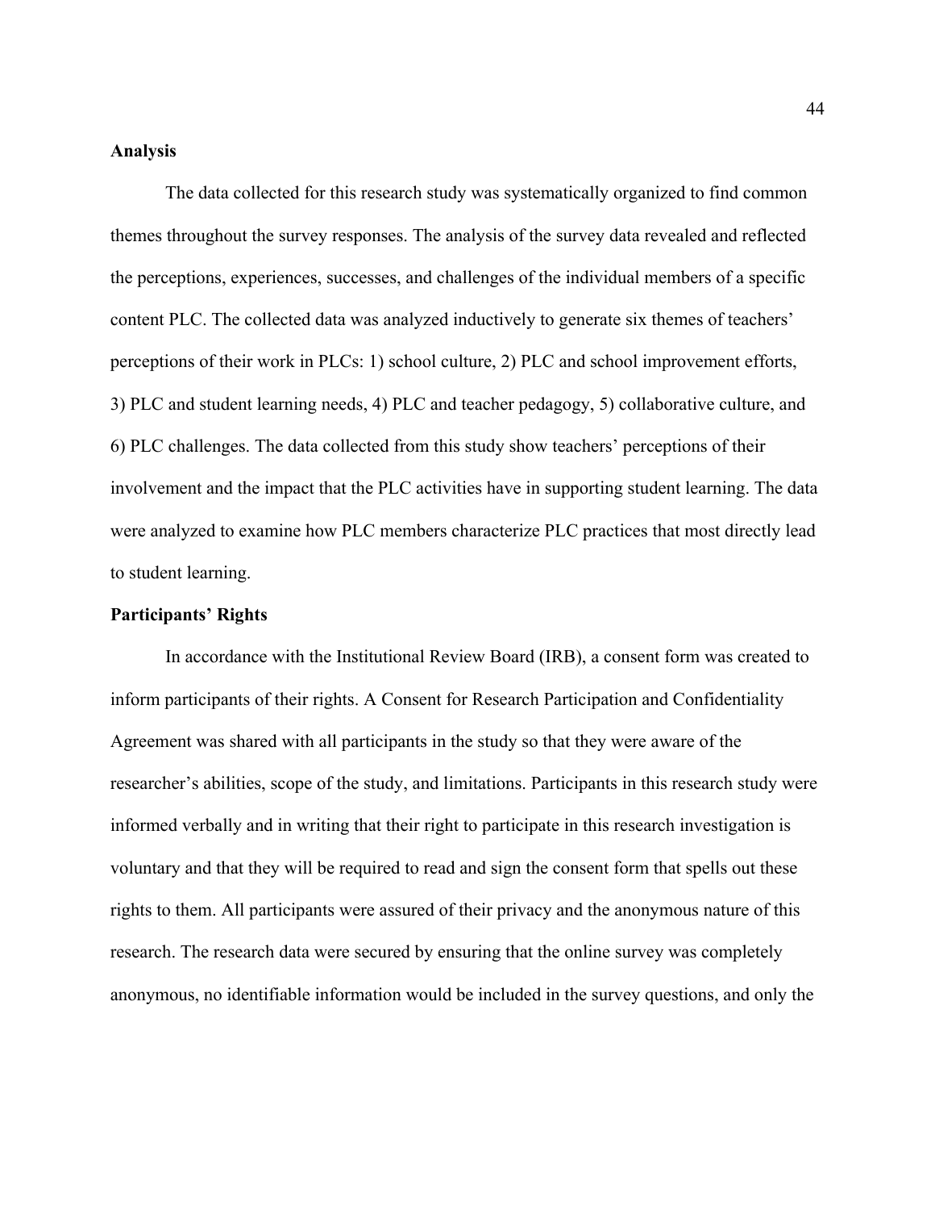**Analysis**

The data collected for this research study was systematically organized to find common themes throughout the survey responses. The analysis of the survey data revealed and reflected the perceptions, experiences, successes, and challenges of the individual members of a specific content PLC. The collected data was analyzed inductively to generate six themes of teachers' perceptions of their work in PLCs: 1) school culture, 2) PLC and school improvement efforts, 3) PLC and student learning needs, 4) PLC and teacher pedagogy, 5) collaborative culture, and 6) PLC challenges. The data collected from this study show teachers' perceptions of their involvement and the impact that the PLC activities have in supporting student learning. The data were analyzed to examine how PLC members characterize PLC practices that most directly lead to student learning.

**Participants' Rights**

In accordance with the Institutional Review Board (IRB), a consent form was created to inform participants of their rights. A Consent for Research Participation and Confidentiality Agreement was shared with all participants in the study so that they were aware of the researcher's abilities, scope of the study, and limitations. Participants in this research study were informed verbally and in writing that their right to participate in this research investigation is voluntary and that they will be required to read and sign the consent form that spells out these rights to them. All participants were assured of their privacy and the anonymous nature of this research. The research data were secured by ensuring that the online survey was completely anonymous, no identifiable information would be included in the survey questions, and only the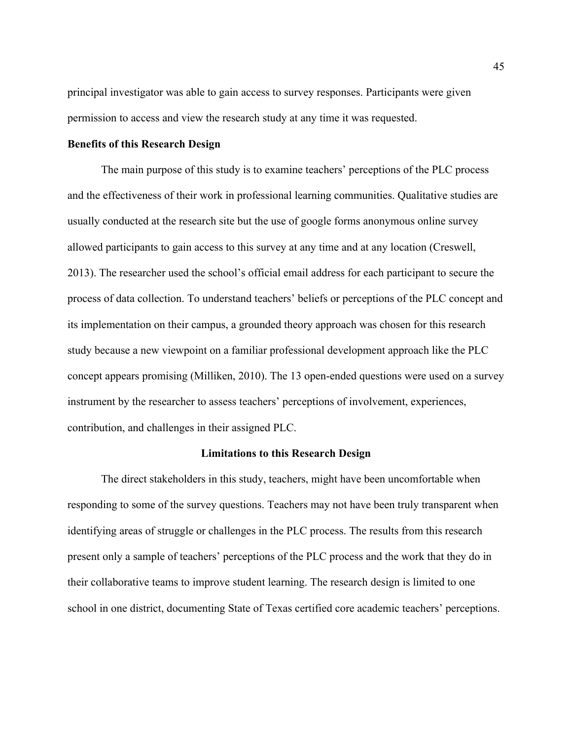principal investigator was able to gain access to survey responses. Participants were given permission to access and view the research study at any time it was requested.

**Benefits of this Research Design**

The main purpose of this study is to examine teachers' perceptions of the PLC process and the effectiveness of their work in professional learning communities. Qualitative studies are usually conducted at the research site but the use of google forms anonymous online survey allowed participants to gain access to this survey at any time and at any location (Creswell, 2013). The researcher used the school's official email address for each participant to secure the process of data collection. To understand teachers' beliefs or perceptions of the PLC concept and its implementation on their campus, a grounded theory approach was chosen for this research study because a new viewpoint on a familiar professional development approach like the PLC concept appears promising (Milliken, 2010). The 13 open-ended questions were used on a survey instrument by the researcher to assess teachers' perceptions of involvement, experiences, contribution, and challenges in their assigned PLC.

## Limitations to this Research Design

The direct stakeholders in this study, teachers, might have been uncomfortable when responding to some of the survey questions. Teachers may not have been truly transparent when identifying areas of struggle or challenges in the PLC process. The results from this research present only a sample of teachers' perceptions of the PLC process and the work that they do in their collaborative teams to improve student learning. The research design is limited to one school in one district, documenting State of Texas certified core academic teachers' perceptions.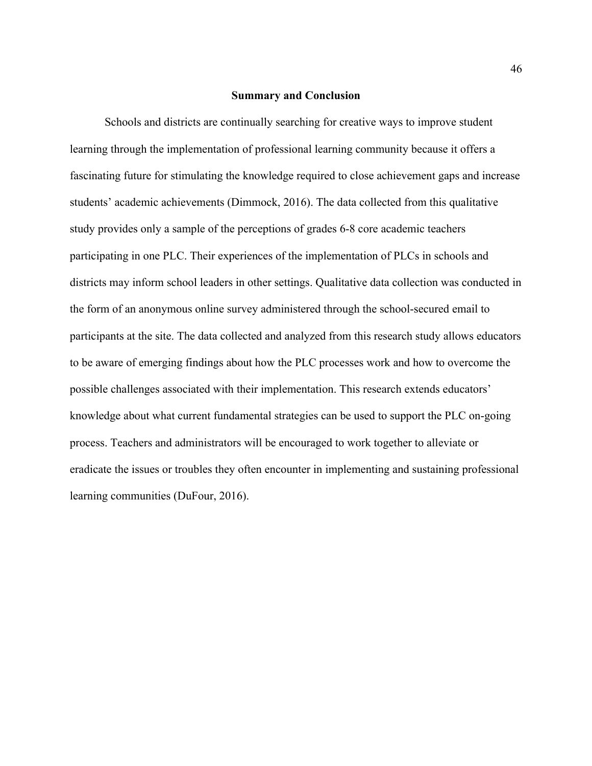## Summary and Conclusion

Schools and districts are continually searching for creative ways to improve student learning through the implementation of professional learning community because it offers a fascinating future for stimulating the knowledge required to close achievement gaps and increase students' academic achievements (Dimmock, 2016). The data collected from this qualitative study provides only a sample of the perceptions of grades 6-8 core academic teachers participating in one PLC. Their experiences of the implementation of PLCs in schools and districts may inform school leaders in other settings. Qualitative data collection was conducted in the form of an anonymous online survey administered through the school-secured email to participants at the site. The data collected and analyzed from this research study allows educators to be aware of emerging findings about how the PLC processes work and how to overcome the possible challenges associated with their implementation. This research extends educators' knowledge about what current fundamental strategies can be used to support the PLC on-going process. Teachers and administrators will be encouraged to work together to alleviate or eradicate the issues or troubles they often encounter in implementing and sustaining professional learning communities (DuFour, 2016).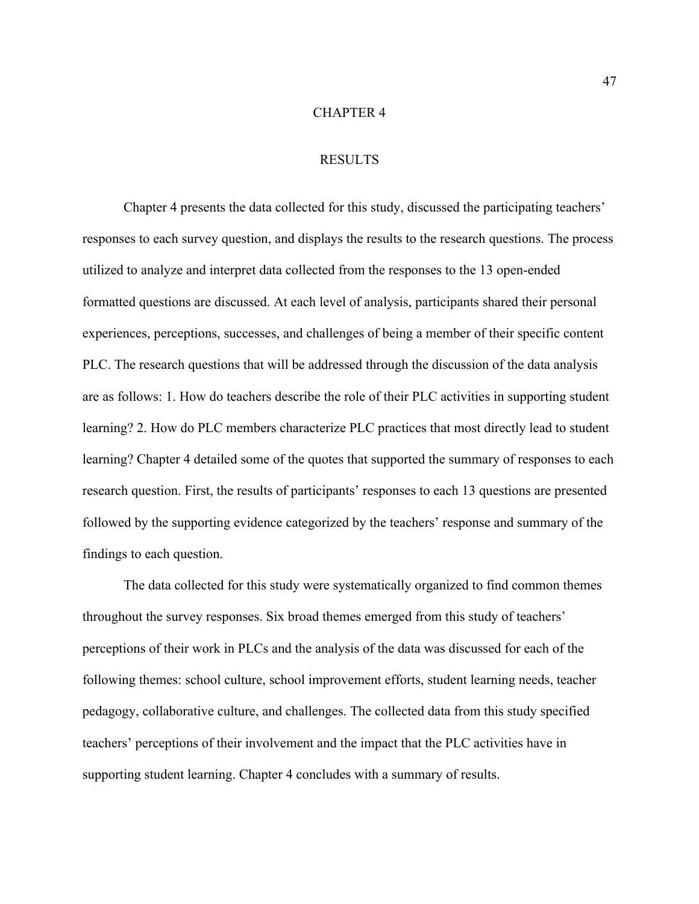# CHAPTER 4

# RESULTS

Chapter 4 presents the data collected for this study, discussed the participating teachers' responses to each survey question, and displays the results to the research questions. The process utilized to analyze and interpret data collected from the responses to the 13 open-ended formatted questions are discussed. At each level of analysis, participants shared their personal experiences, perceptions, successes, and challenges of being a member of their specific content PLC. The research questions that will be addressed through the discussion of the data analysis are as follows: 1. How do teachers describe the role of their PLC activities in supporting student learning? 2. How do PLC members characterize PLC practices that most directly lead to student learning? Chapter 4 detailed some of the quotes that supported the summary of responses to each research question. First, the results of participants' responses to each 13 questions are presented followed by the supporting evidence categorized by the teachers' response and summary of the findings to each question.

The data collected for this study were systematically organized to find common themes throughout the survey responses. Six broad themes emerged from this study of teachers' perceptions of their work in PLCs and the analysis of the data was discussed for each of the following themes: school culture, school improvement efforts, student learning needs, teacher pedagogy, collaborative culture, and challenges. The collected data from this study specified teachers' perceptions of their involvement and the impact that the PLC activities have in supporting student learning. Chapter 4 concludes with a summary of results.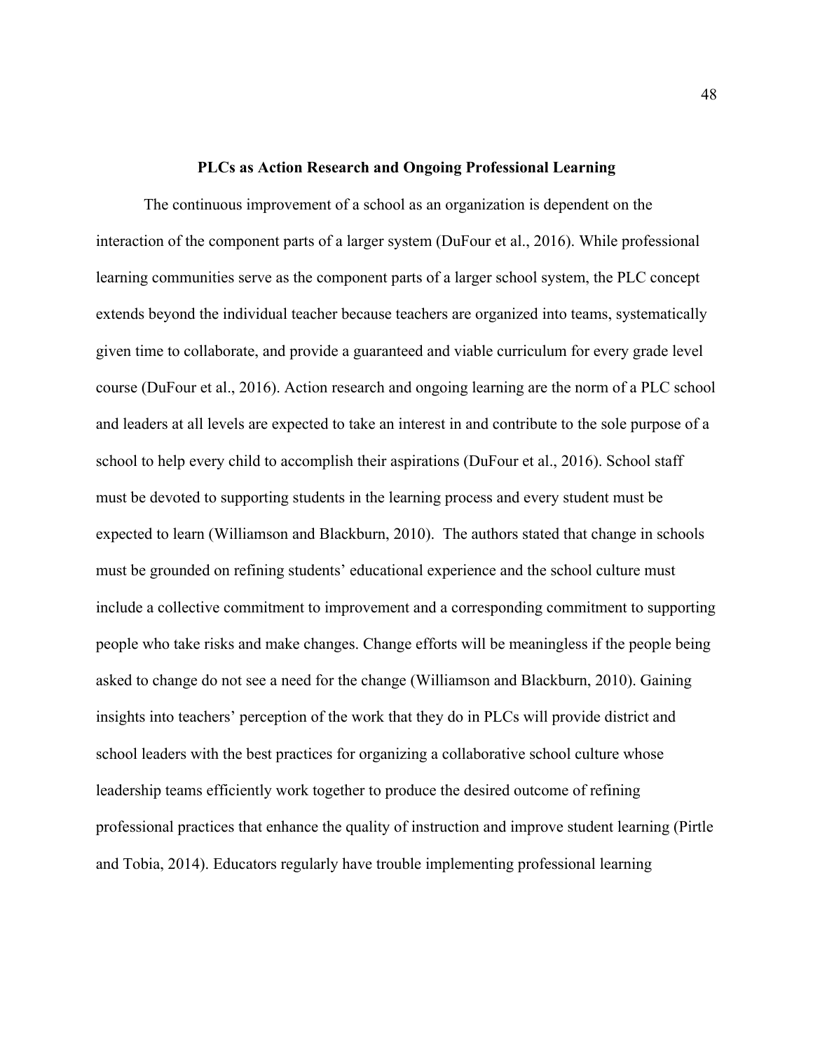## PLCs as Action Research and Ongoing Professional Learning

The continuous improvement of a school as an organization is dependent on the interaction of the component parts of a larger system (DuFour et al., 2016). While professional learning communities serve as the component parts of a larger school system, the PLC concept extends beyond the individual teacher because teachers are organized into teams, systematically given time to collaborate, and provide a guaranteed and viable curriculum for every grade level course (DuFour et al., 2016). Action research and ongoing learning are the norm of a PLC school and leaders at all levels are expected to take an interest in and contribute to the sole purpose of a school to help every child to accomplish their aspirations (DuFour et al., 2016). School staff must be devoted to supporting students in the learning process and every student must be expected to learn (Williamson and Blackburn, 2010). The authors stated that change in schools must be grounded on refining students' educational experience and the school culture must include a collective commitment to improvement and a corresponding commitment to supporting people who take risks and make changes. Change efforts will be meaningless if the people being asked to change do not see a need for the change (Williamson and Blackburn, 2010). Gaining insights into teachers' perception of the work that they do in PLCs will provide district and school leaders with the best practices for organizing a collaborative school culture whose leadership teams efficiently work together to produce the desired outcome of refining professional practices that enhance the quality of instruction and improve student learning (Pirtle and Tobia, 2014). Educators regularly have trouble implementing professional learning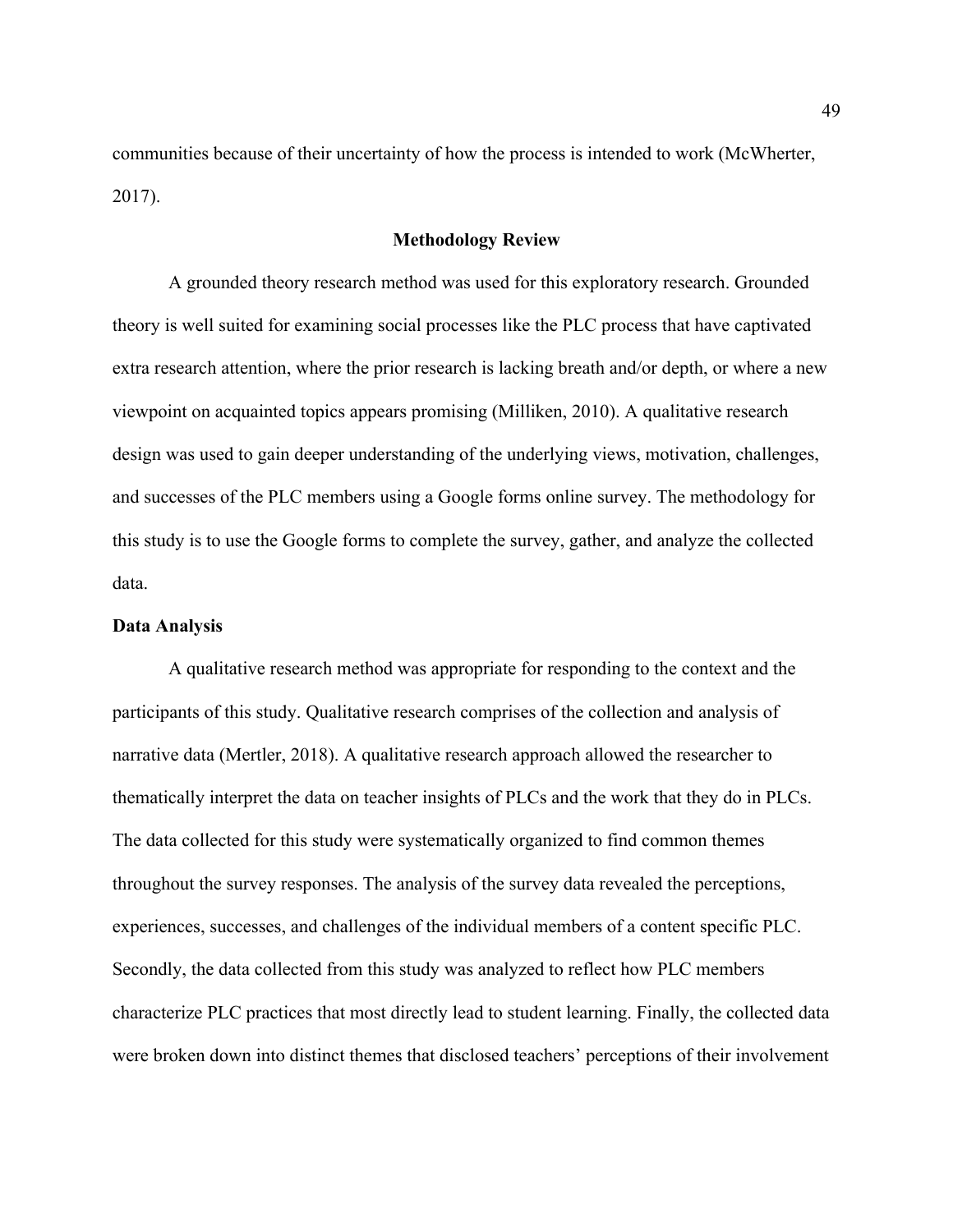communities because of their uncertainty of how the process is intended to work (McWherter, 2017).

## Methodology Review

A grounded theory research method was used for this exploratory research. Grounded theory is well suited for examining social processes like the PLC process that have captivated extra research attention, where the prior research is lacking breath and/or depth, or where a new viewpoint on acquainted topics appears promising (Milliken, 2010). A qualitative research design was used to gain deeper understanding of the underlying views, motivation, challenges, and successes of the PLC members using a Google forms online survey. The methodology for this study is to use the Google forms to complete the survey, gather, and analyze the collected data.

### Data Analysis

A qualitative research method was appropriate for responding to the context and the participants of this study. Qualitative research comprises of the collection and analysis of narrative data (Mertler, 2018). A qualitative research approach allowed the researcher to thematically interpret the data on teacher insights of PLCs and the work that they do in PLCs. The data collected for this study were systematically organized to find common themes throughout the survey responses. The analysis of the survey data revealed the perceptions, experiences, successes, and challenges of the individual members of a content specific PLC. Secondly, the data collected from this study was analyzed to reflect how PLC members characterize PLC practices that most directly lead to student learning. Finally, the collected data were broken down into distinct themes that disclosed teachers' perceptions of their involvement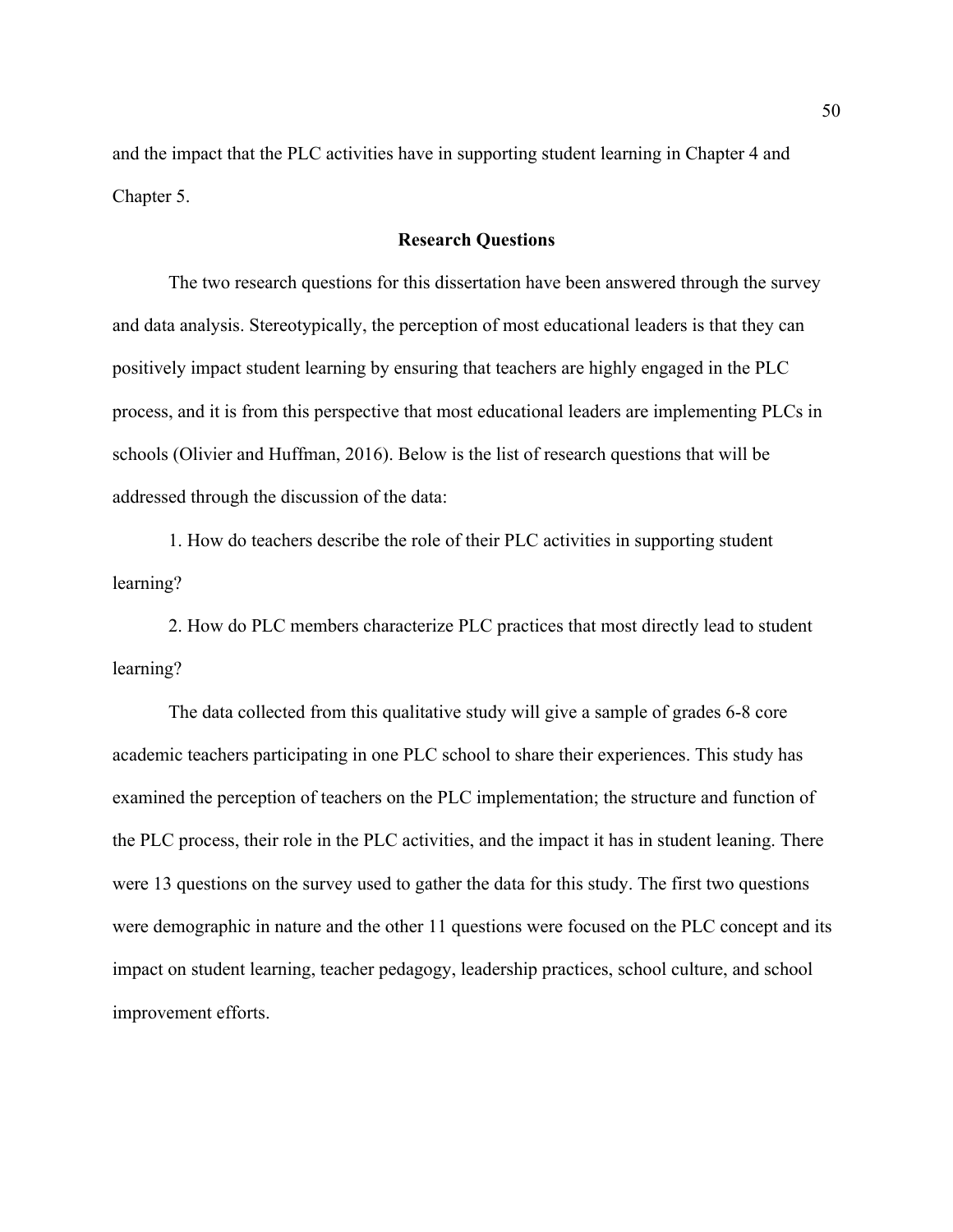and the impact that the PLC activities have in supporting student learning in Chapter 4 and Chapter 5.

## Research Questions

The two research questions for this dissertation have been answered through the survey and data analysis. Stereotypically, the perception of most educational leaders is that they can positively impact student learning by ensuring that teachers are highly engaged in the PLC process, and it is from this perspective that most educational leaders are implementing PLCs in schools (Olivier and Huffman, 2016). Below is the list of research questions that will be addressed through the discussion of the data:

1. How do teachers describe the role of their PLC activities in supporting student learning?

2. How do PLC members characterize PLC practices that most directly lead to student learning?

The data collected from this qualitative study will give a sample of grades 6-8 core academic teachers participating in one PLC school to share their experiences. This study has examined the perception of teachers on the PLC implementation; the structure and function of the PLC process, their role in the PLC activities, and the impact it has in student leaning. There were 13 questions on the survey used to gather the data for this study. The first two questions were demographic in nature and the other 11 questions were focused on the PLC concept and its impact on student learning, teacher pedagogy, leadership practices, school culture, and school improvement efforts.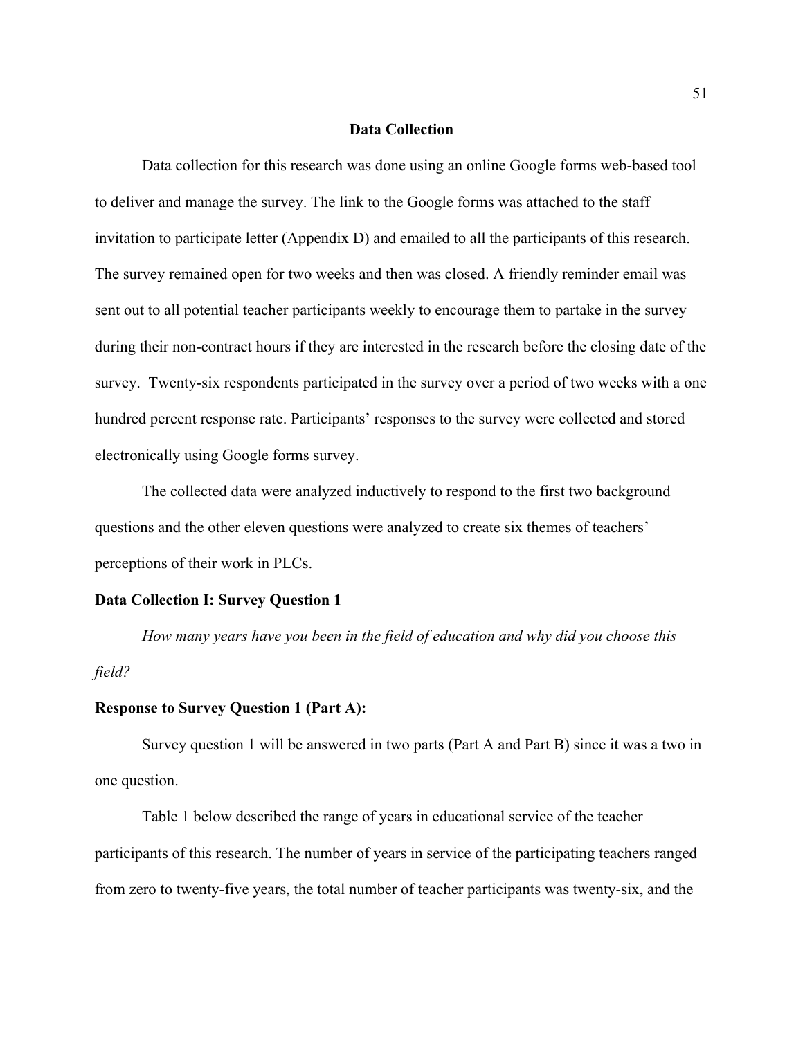## Data Collection

Data collection for this research was done using an online Google forms web-based tool to deliver and manage the survey. The link to the Google forms was attached to the staff invitation to participate letter (Appendix D) and emailed to all the participants of this research. The survey remained open for two weeks and then was closed. A friendly reminder email was sent out to all potential teacher participants weekly to encourage them to partake in the survey during their non-contract hours if they are interested in the research before the closing date of the survey. Twenty-six respondents participated in the survey over a period of two weeks with a one hundred percent response rate. Participants' responses to the survey were collected and stored electronically using Google forms survey.

The collected data were analyzed inductively to respond to the first two background questions and the other eleven questions were analyzed to create six themes of teachers' perceptions of their work in PLCs.

### Data Collection I: Survey Question 1

*How many years have you been in the field of education and why did you choose this field?*

### Response to Survey Question 1 (Part A):

Survey question 1 will be answered in two parts (Part A and Part B) since it was a two in one question.

Table 1 below described the range of years in educational service of the teacher participants of this research. The number of years in service of the participating teachers ranged from zero to twenty-five years, the total number of teacher participants was twenty-six, and the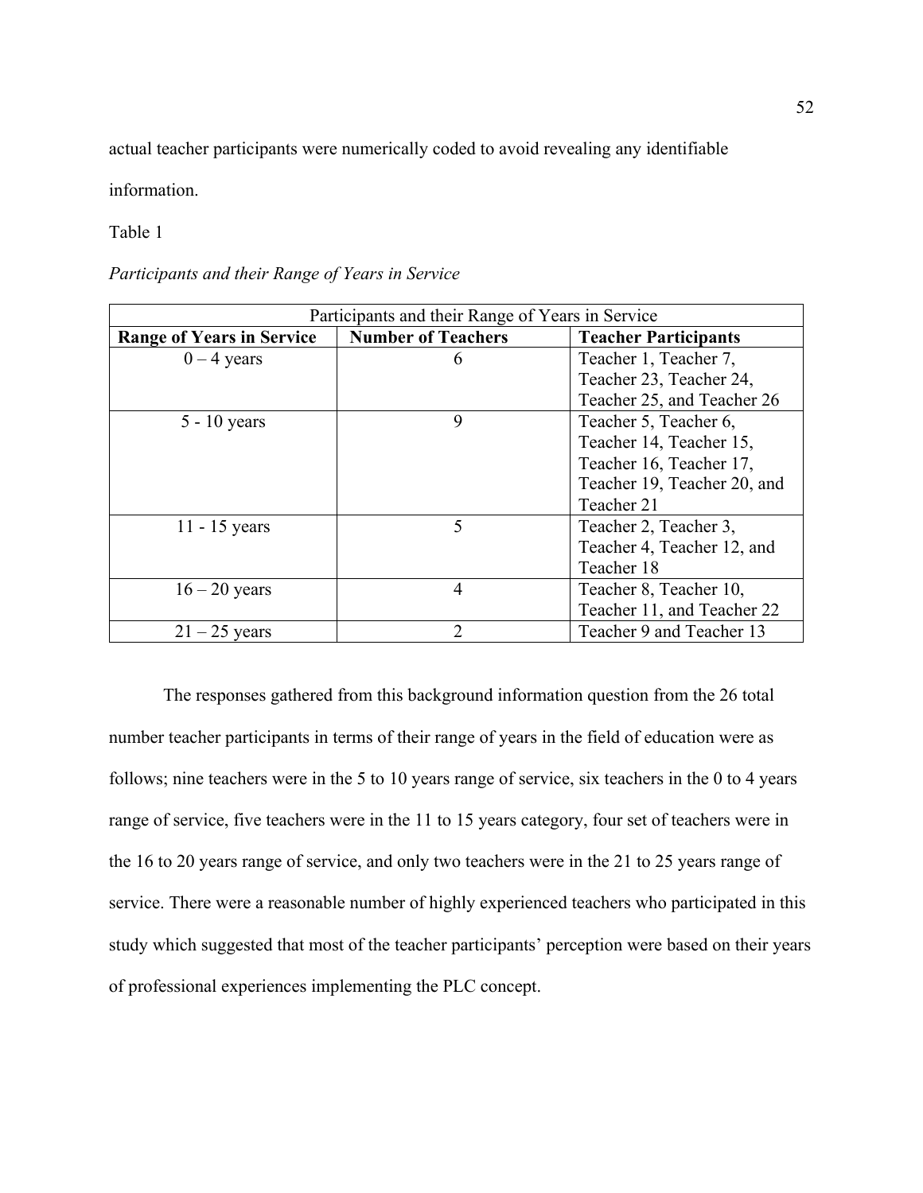actual teacher participants were numerically coded to avoid revealing any identifiable information.

Table 1

*Participants and their Range of Years in Service*

| Participants and their Range of Years in Service | | |
|---|---|---|
| **Range of Years in Service** | **Number of Teachers** | **Teacher Participants** |
| 0 – 4 years | 6 | Teacher 1, Teacher 7, Teacher 23, Teacher 24, Teacher 25, and Teacher 26 |
| 5 - 10 years | 9 | Teacher 5, Teacher 6, Teacher 14, Teacher 15, Teacher 16, Teacher 17, Teacher 19, Teacher 20, and Teacher 21 |
| 11 - 15 years | 5 | Teacher 2, Teacher 3, Teacher 4, Teacher 12, and Teacher 18 |
| 16 – 20 years | 4 | Teacher 8, Teacher 10, Teacher 11, and Teacher 22 |
| 21 – 25 years | 2 | Teacher 9 and Teacher 13 |

The responses gathered from this background information question from the 26 total number teacher participants in terms of their range of years in the field of education were as follows; nine teachers were in the 5 to 10 years range of service, six teachers in the 0 to 4 years range of service, five teachers were in the 11 to 15 years category, four set of teachers were in the 16 to 20 years range of service, and only two teachers were in the 21 to 25 years range of service. There were a reasonable number of highly experienced teachers who participated in this study which suggested that most of the teacher participants' perception were based on their years of professional experiences implementing the PLC concept.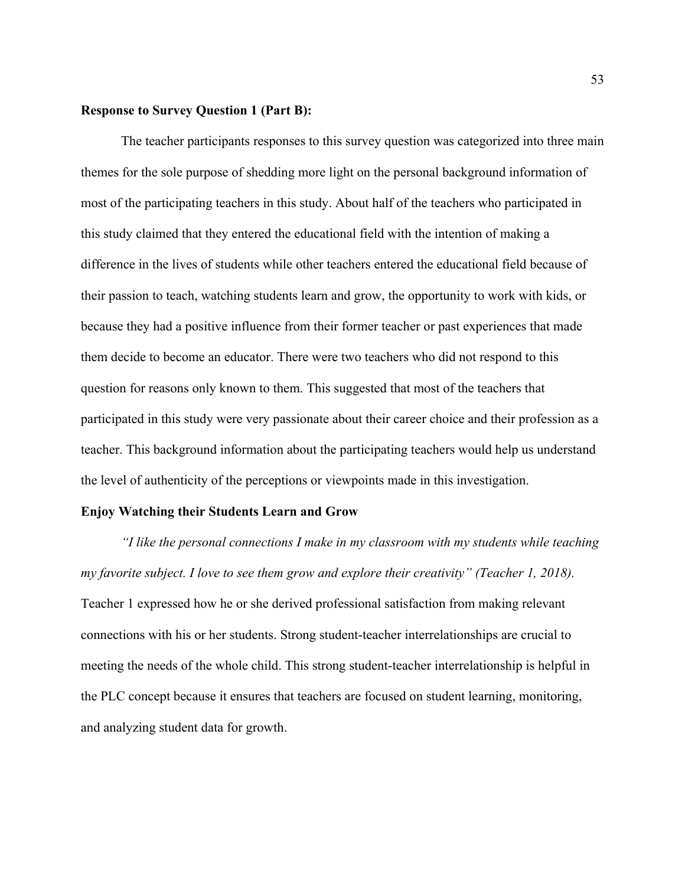**Response to Survey Question 1 (Part B):**

The teacher participants responses to this survey question was categorized into three main themes for the sole purpose of shedding more light on the personal background information of most of the participating teachers in this study. About half of the teachers who participated in this study claimed that they entered the educational field with the intention of making a difference in the lives of students while other teachers entered the educational field because of their passion to teach, watching students learn and grow, the opportunity to work with kids, or because they had a positive influence from their former teacher or past experiences that made them decide to become an educator. There were two teachers who did not respond to this question for reasons only known to them. This suggested that most of the teachers that participated in this study were very passionate about their career choice and their profession as a teacher. This background information about the participating teachers would help us understand the level of authenticity of the perceptions or viewpoints made in this investigation.

**Enjoy Watching their Students Learn and Grow**

*"I like the personal connections I make in my classroom with my students while teaching my favorite subject. I love to see them grow and explore their creativity" (Teacher 1, 2018).* Teacher 1 expressed how he or she derived professional satisfaction from making relevant connections with his or her students. Strong student-teacher interrelationships are crucial to meeting the needs of the whole child. This strong student-teacher interrelationship is helpful in the PLC concept because it ensures that teachers are focused on student learning, monitoring, and analyzing student data for growth.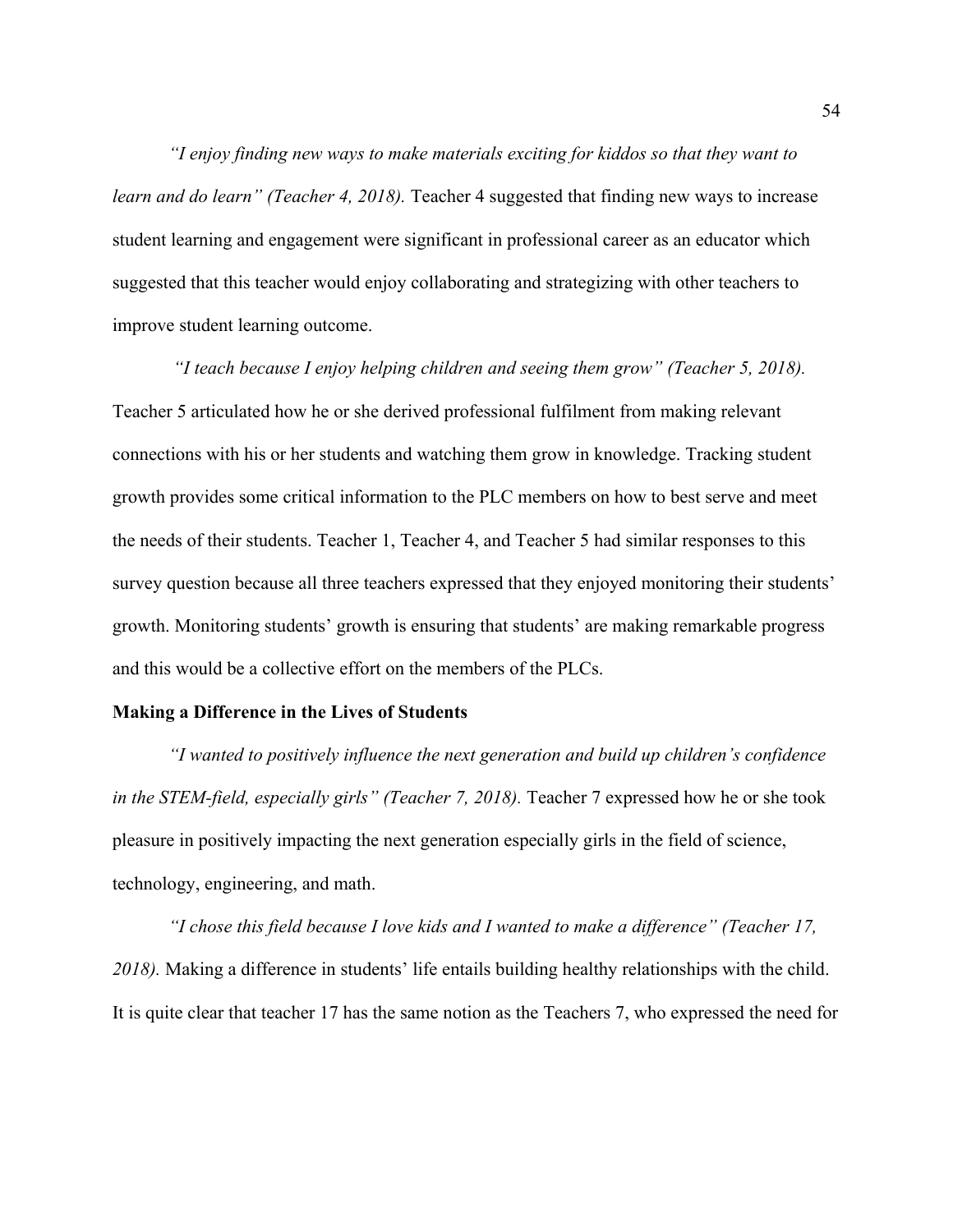*"I enjoy finding new ways to make materials exciting for kiddos so that they want to learn and do learn" (Teacher 4, 2018).* Teacher 4 suggested that finding new ways to increase student learning and engagement were significant in professional career as an educator which suggested that this teacher would enjoy collaborating and strategizing with other teachers to improve student learning outcome.

*"I teach because I enjoy helping children and seeing them grow" (Teacher 5, 2018).* Teacher 5 articulated how he or she derived professional fulfilment from making relevant connections with his or her students and watching them grow in knowledge. Tracking student growth provides some critical information to the PLC members on how to best serve and meet the needs of their students. Teacher 1, Teacher 4, and Teacher 5 had similar responses to this survey question because all three teachers expressed that they enjoyed monitoring their students' growth. Monitoring students' growth is ensuring that students' are making remarkable progress and this would be a collective effort on the members of the PLCs.

**Making a Difference in the Lives of Students**

*"I wanted to positively influence the next generation and build up children's confidence in the STEM-field, especially girls" (Teacher 7, 2018).* Teacher 7 expressed how he or she took pleasure in positively impacting the next generation especially girls in the field of science, technology, engineering, and math.

*"I chose this field because I love kids and I wanted to make a difference" (Teacher 17, 2018).* Making a difference in students' life entails building healthy relationships with the child. It is quite clear that teacher 17 has the same notion as the Teachers 7, who expressed the need for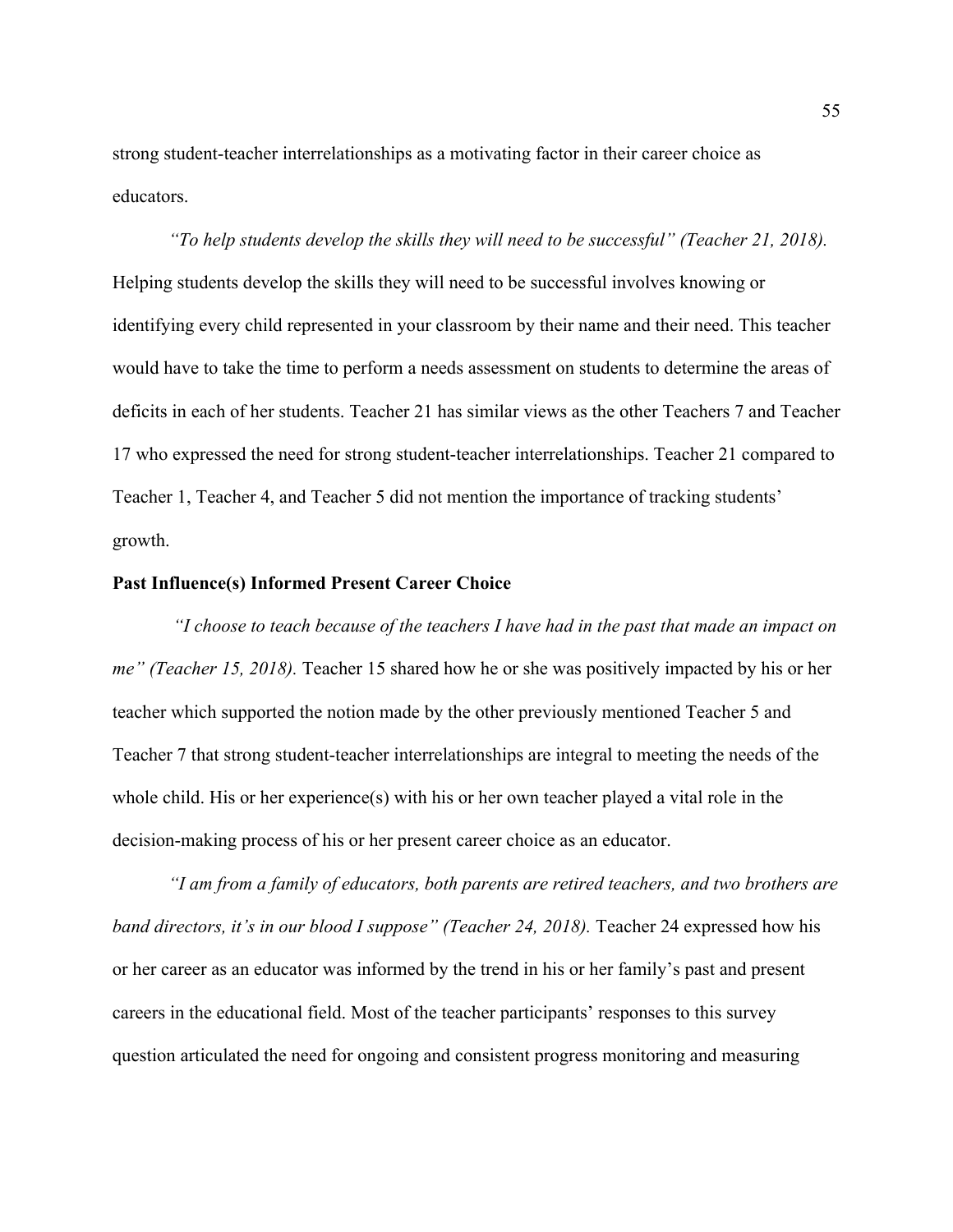strong student-teacher interrelationships as a motivating factor in their career choice as educators.

*"To help students develop the skills they will need to be successful" (Teacher 21, 2018).* Helping students develop the skills they will need to be successful involves knowing or identifying every child represented in your classroom by their name and their need. This teacher would have to take the time to perform a needs assessment on students to determine the areas of deficits in each of her students. Teacher 21 has similar views as the other Teachers 7 and Teacher 17 who expressed the need for strong student-teacher interrelationships. Teacher 21 compared to Teacher 1, Teacher 4, and Teacher 5 did not mention the importance of tracking students' growth.

**Past Influence(s) Informed Present Career Choice**

*"I choose to teach because of the teachers I have had in the past that made an impact on me" (Teacher 15, 2018).* Teacher 15 shared how he or she was positively impacted by his or her teacher which supported the notion made by the other previously mentioned Teacher 5 and Teacher 7 that strong student-teacher interrelationships are integral to meeting the needs of the whole child. His or her experience(s) with his or her own teacher played a vital role in the decision-making process of his or her present career choice as an educator.

*"I am from a family of educators, both parents are retired teachers, and two brothers are band directors, it's in our blood I suppose" (Teacher 24, 2018).* Teacher 24 expressed how his or her career as an educator was informed by the trend in his or her family's past and present careers in the educational field. Most of the teacher participants' responses to this survey question articulated the need for ongoing and consistent progress monitoring and measuring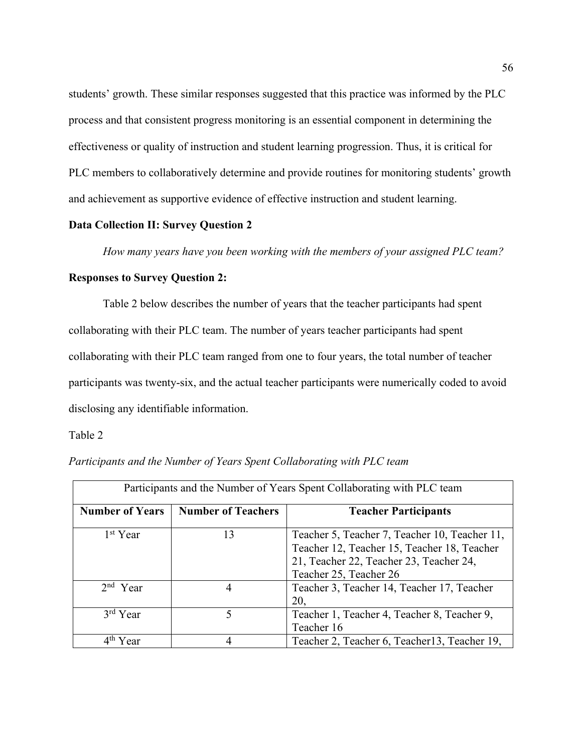students' growth. These similar responses suggested that this practice was informed by the PLC process and that consistent progress monitoring is an essential component in determining the effectiveness or quality of instruction and student learning progression. Thus, it is critical for PLC members to collaboratively determine and provide routines for monitoring students' growth and achievement as supportive evidence of effective instruction and student learning.

**Data Collection II: Survey Question 2**

*How many years have you been working with the members of your assigned PLC team?*

**Responses to Survey Question 2:**

Table 2 below describes the number of years that the teacher participants had spent collaborating with their PLC team. The number of years teacher participants had spent collaborating with their PLC team ranged from one to four years, the total number of teacher participants was twenty-six, and the actual teacher participants were numerically coded to avoid disclosing any identifiable information.

Table 2

*Participants and the Number of Years Spent Collaborating with PLC team*

| Participants and the Number of Years Spent Collaborating with PLC team | | |
|---|---|---|
| **Number of Years** | **Number of Teachers** | **Teacher Participants** |
| 1st Year | 13 | Teacher 5, Teacher 7, Teacher 10, Teacher 11, Teacher 12, Teacher 15, Teacher 18, Teacher 21, Teacher 22, Teacher 23, Teacher 24, Teacher 25, Teacher 26 |
| 2nd Year | 4 | Teacher 3, Teacher 14, Teacher 17, Teacher 20, |
| 3rd Year | 5 | Teacher 1, Teacher 4, Teacher 8, Teacher 9, Teacher 16 |
| 4th Year | 4 | Teacher 2, Teacher 6, Teacher13, Teacher 19, |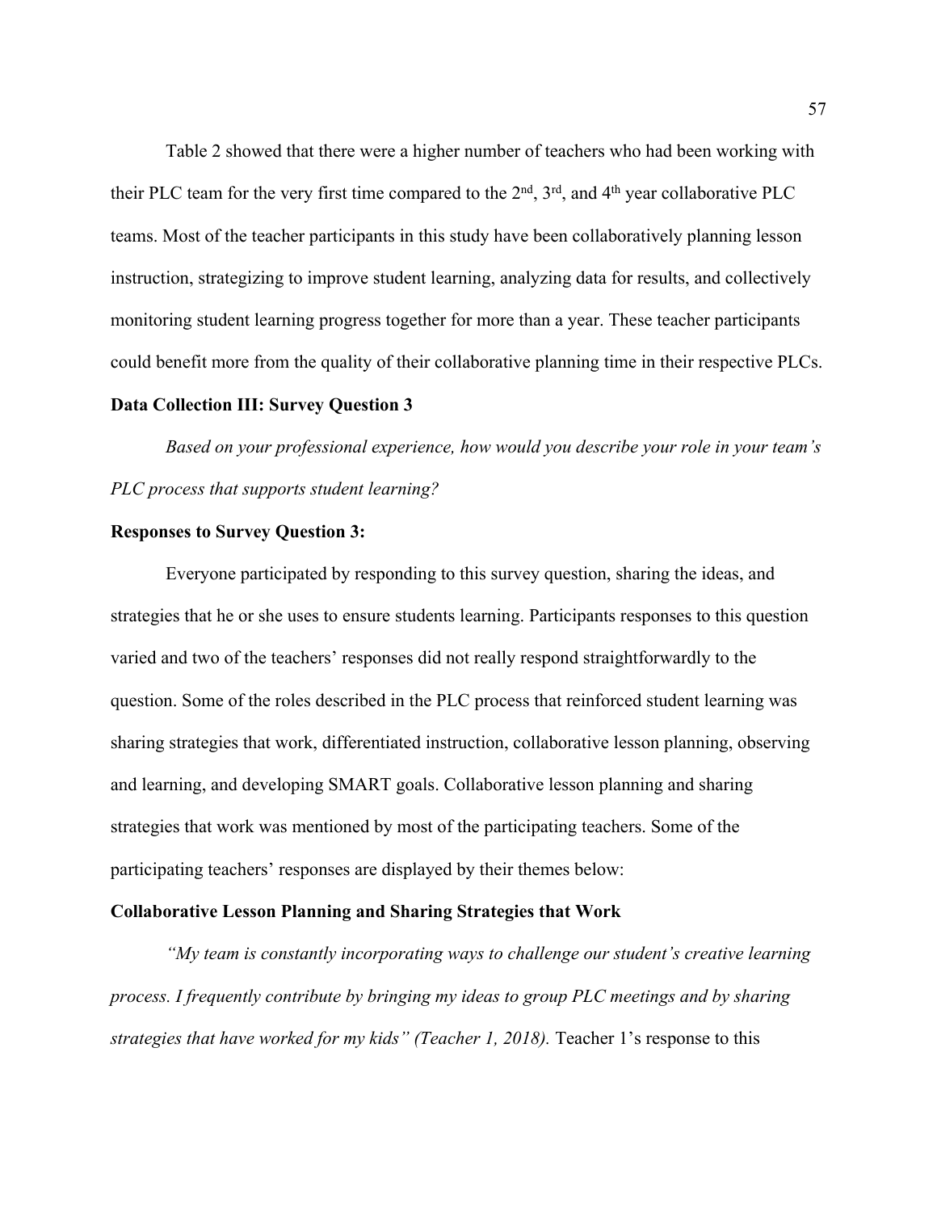Table 2 showed that there were a higher number of teachers who had been working with their PLC team for the very first time compared to the 2nd, 3rd, and 4th year collaborative PLC teams. Most of the teacher participants in this study have been collaboratively planning lesson instruction, strategizing to improve student learning, analyzing data for results, and collectively monitoring student learning progress together for more than a year. These teacher participants could benefit more from the quality of their collaborative planning time in their respective PLCs.

**Data Collection III: Survey Question 3**

*Based on your professional experience, how would you describe your role in your team's PLC process that supports student learning?*

**Responses to Survey Question 3:**

Everyone participated by responding to this survey question, sharing the ideas, and strategies that he or she uses to ensure students learning. Participants responses to this question varied and two of the teachers' responses did not really respond straightforwardly to the question. Some of the roles described in the PLC process that reinforced student learning was sharing strategies that work, differentiated instruction, collaborative lesson planning, observing and learning, and developing SMART goals. Collaborative lesson planning and sharing strategies that work was mentioned by most of the participating teachers. Some of the participating teachers' responses are displayed by their themes below:

**Collaborative Lesson Planning and Sharing Strategies that Work**

*"My team is constantly incorporating ways to challenge our student's creative learning process. I frequently contribute by bringing my ideas to group PLC meetings and by sharing strategies that have worked for my kids" (Teacher 1, 2018).* Teacher 1's response to this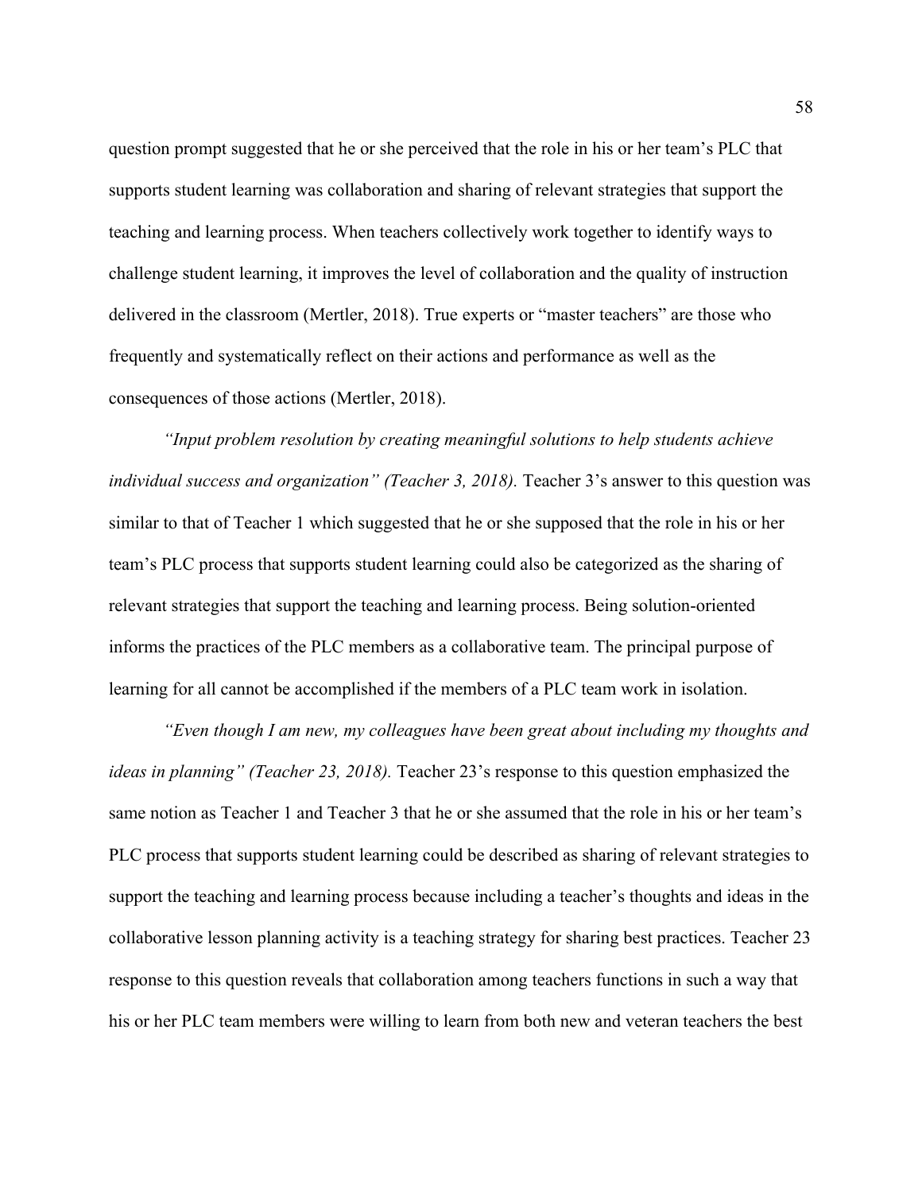question prompt suggested that he or she perceived that the role in his or her team's PLC that supports student learning was collaboration and sharing of relevant strategies that support the teaching and learning process. When teachers collectively work together to identify ways to challenge student learning, it improves the level of collaboration and the quality of instruction delivered in the classroom (Mertler, 2018). True experts or "master teachers" are those who frequently and systematically reflect on their actions and performance as well as the consequences of those actions (Mertler, 2018).

*"Input problem resolution by creating meaningful solutions to help students achieve individual success and organization" (Teacher 3, 2018).* Teacher 3's answer to this question was similar to that of Teacher 1 which suggested that he or she supposed that the role in his or her team's PLC process that supports student learning could also be categorized as the sharing of relevant strategies that support the teaching and learning process. Being solution-oriented informs the practices of the PLC members as a collaborative team. The principal purpose of learning for all cannot be accomplished if the members of a PLC team work in isolation.

*"Even though I am new, my colleagues have been great about including my thoughts and ideas in planning" (Teacher 23, 2018).* Teacher 23's response to this question emphasized the same notion as Teacher 1 and Teacher 3 that he or she assumed that the role in his or her team's PLC process that supports student learning could be described as sharing of relevant strategies to support the teaching and learning process because including a teacher's thoughts and ideas in the collaborative lesson planning activity is a teaching strategy for sharing best practices. Teacher 23 response to this question reveals that collaboration among teachers functions in such a way that his or her PLC team members were willing to learn from both new and veteran teachers the best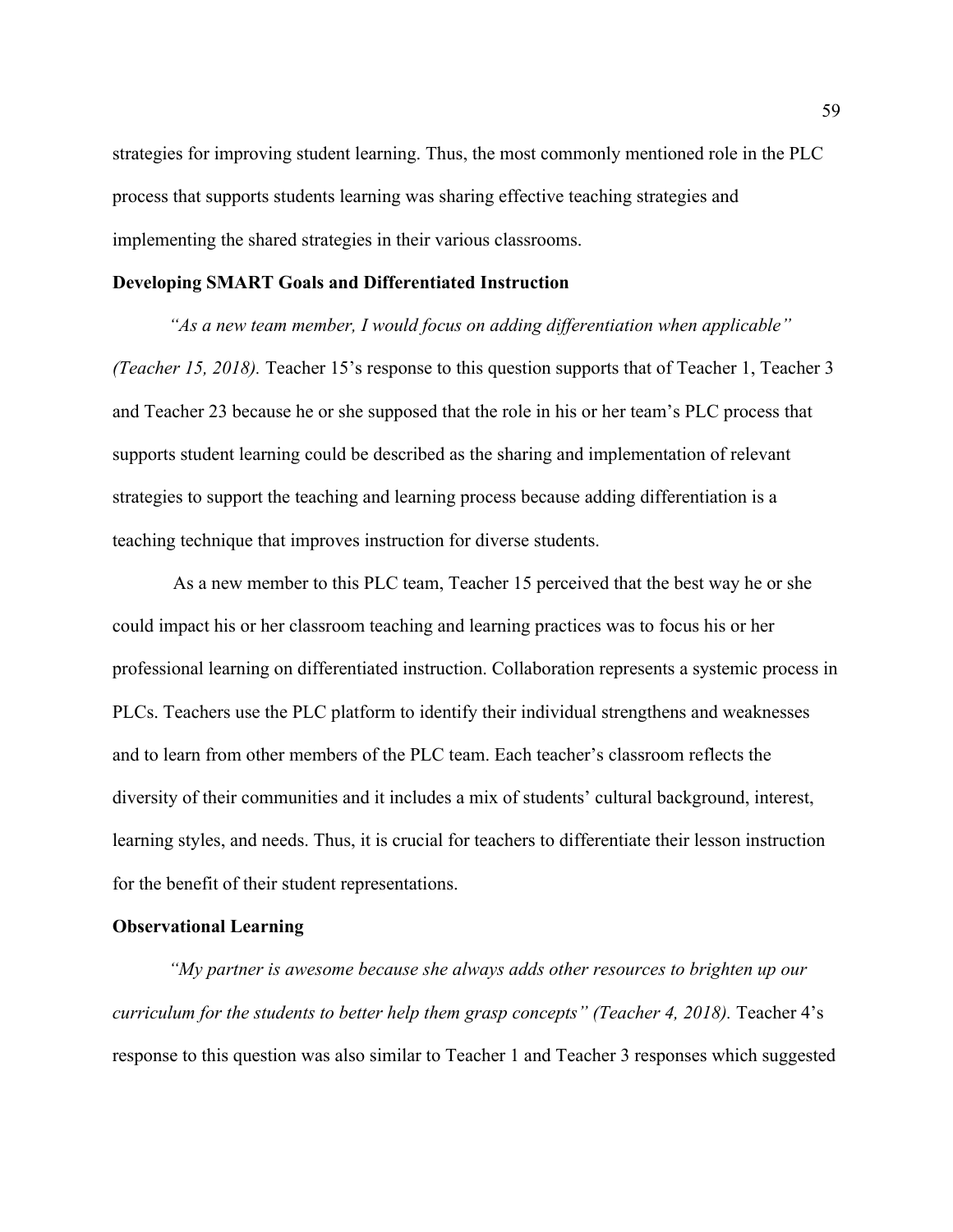strategies for improving student learning. Thus, the most commonly mentioned role in the PLC process that supports students learning was sharing effective teaching strategies and implementing the shared strategies in their various classrooms.

**Developing SMART Goals and Differentiated Instruction**

*"As a new team member, I would focus on adding differentiation when applicable" (Teacher 15, 2018).* Teacher 15's response to this question supports that of Teacher 1, Teacher 3 and Teacher 23 because he or she supposed that the role in his or her team's PLC process that supports student learning could be described as the sharing and implementation of relevant strategies to support the teaching and learning process because adding differentiation is a teaching technique that improves instruction for diverse students.

As a new member to this PLC team, Teacher 15 perceived that the best way he or she could impact his or her classroom teaching and learning practices was to focus his or her professional learning on differentiated instruction. Collaboration represents a systemic process in PLCs. Teachers use the PLC platform to identify their individual strengthens and weaknesses and to learn from other members of the PLC team. Each teacher's classroom reflects the diversity of their communities and it includes a mix of students' cultural background, interest, learning styles, and needs. Thus, it is crucial for teachers to differentiate their lesson instruction for the benefit of their student representations.

**Observational Learning**

*"My partner is awesome because she always adds other resources to brighten up our curriculum for the students to better help them grasp concepts" (Teacher 4, 2018).* Teacher 4's response to this question was also similar to Teacher 1 and Teacher 3 responses which suggested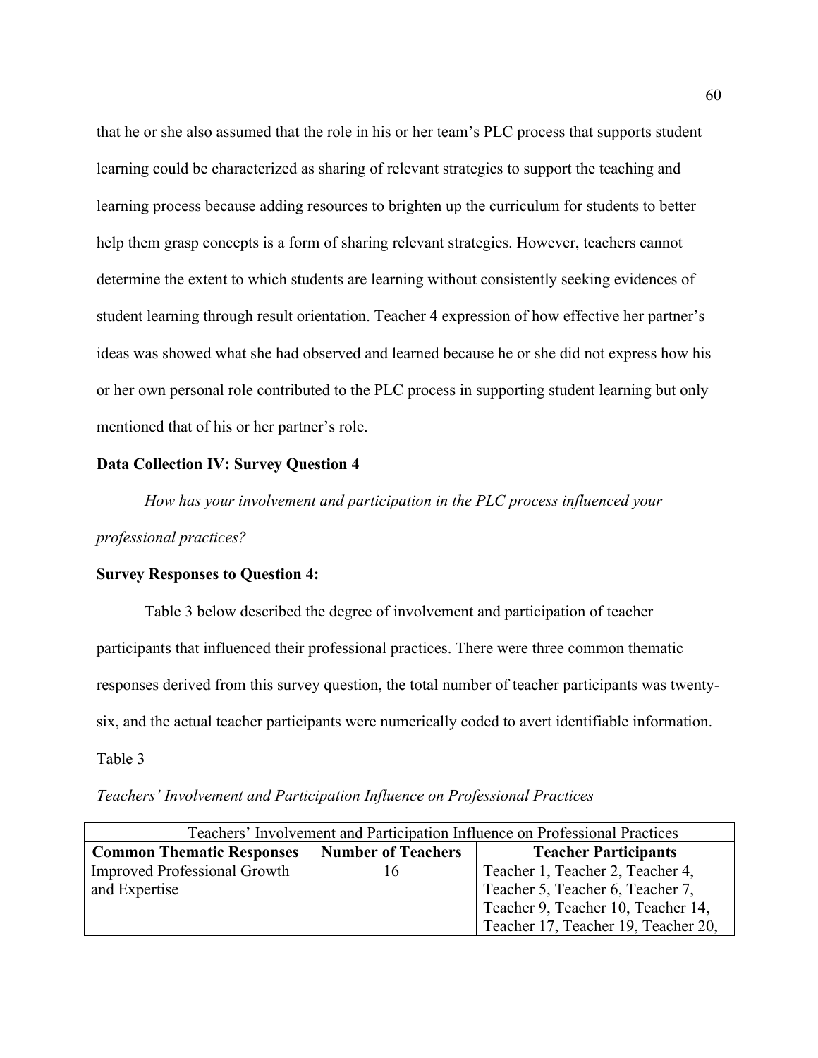that he or she also assumed that the role in his or her team's PLC process that supports student learning could be characterized as sharing of relevant strategies to support the teaching and learning process because adding resources to brighten up the curriculum for students to better help them grasp concepts is a form of sharing relevant strategies. However, teachers cannot determine the extent to which students are learning without consistently seeking evidences of student learning through result orientation. Teacher 4 expression of how effective her partner's ideas was showed what she had observed and learned because he or she did not express how his or her own personal role contributed to the PLC process in supporting student learning but only mentioned that of his or her partner's role.

**Data Collection IV: Survey Question 4**

*How has your involvement and participation in the PLC process influenced your professional practices?*

**Survey Responses to Question 4:**

Table 3 below described the degree of involvement and participation of teacher participants that influenced their professional practices. There were three common thematic responses derived from this survey question, the total number of teacher participants was twenty-six, and the actual teacher participants were numerically coded to avert identifiable information.

Table 3

*Teachers' Involvement and Participation Influence on Professional Practices*

| Teachers' Involvement and Participation Influence on Professional Practices | | |
|---|---|---|
| **Common Thematic Responses** | **Number of Teachers** | **Teacher Participants** |
| Improved Professional Growth and Expertise | 16 | Teacher 1, Teacher 2, Teacher 4, Teacher 5, Teacher 6, Teacher 7, Teacher 9, Teacher 10, Teacher 14, Teacher 17, Teacher 19, Teacher 20, |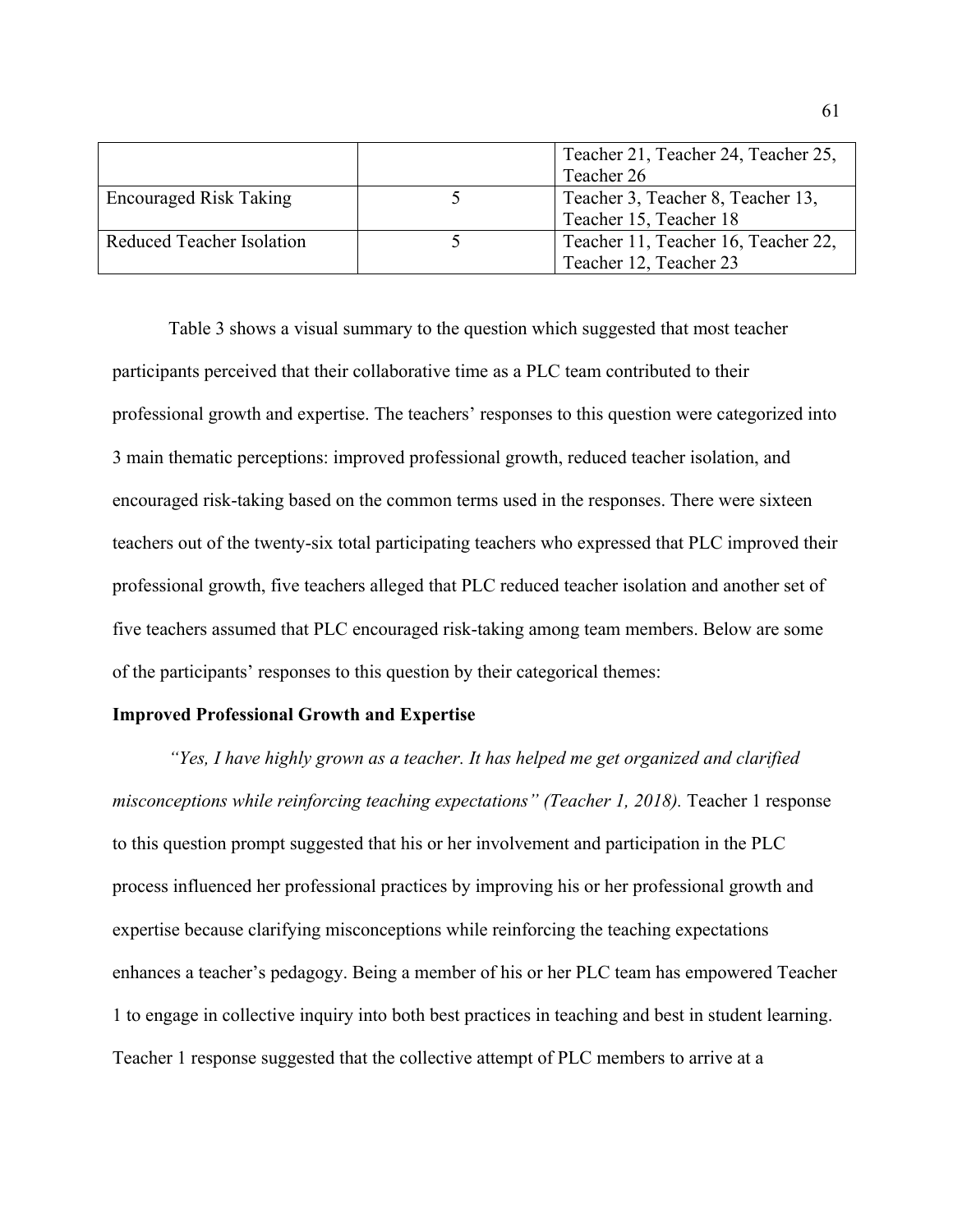| | | Teacher 21, Teacher 24, Teacher 25, Teacher 26 |
|---|---|---|
| Encouraged Risk Taking | 5 | Teacher 3, Teacher 8, Teacher 13, Teacher 15, Teacher 18 |
| Reduced Teacher Isolation | 5 | Teacher 11, Teacher 16, Teacher 22, Teacher 12, Teacher 23 |

Table 3 shows a visual summary to the question which suggested that most teacher participants perceived that their collaborative time as a PLC team contributed to their professional growth and expertise. The teachers' responses to this question were categorized into 3 main thematic perceptions: improved professional growth, reduced teacher isolation, and encouraged risk-taking based on the common terms used in the responses. There were sixteen teachers out of the twenty-six total participating teachers who expressed that PLC improved their professional growth, five teachers alleged that PLC reduced teacher isolation and another set of five teachers assumed that PLC encouraged risk-taking among team members. Below are some of the participants' responses to this question by their categorical themes:

**Improved Professional Growth and Expertise**

*"Yes, I have highly grown as a teacher. It has helped me get organized and clarified misconceptions while reinforcing teaching expectations" (Teacher 1, 2018).* Teacher 1 response to this question prompt suggested that his or her involvement and participation in the PLC process influenced her professional practices by improving his or her professional growth and expertise because clarifying misconceptions while reinforcing the teaching expectations enhances a teacher's pedagogy. Being a member of his or her PLC team has empowered Teacher 1 to engage in collective inquiry into both best practices in teaching and best in student learning. Teacher 1 response suggested that the collective attempt of PLC members to arrive at a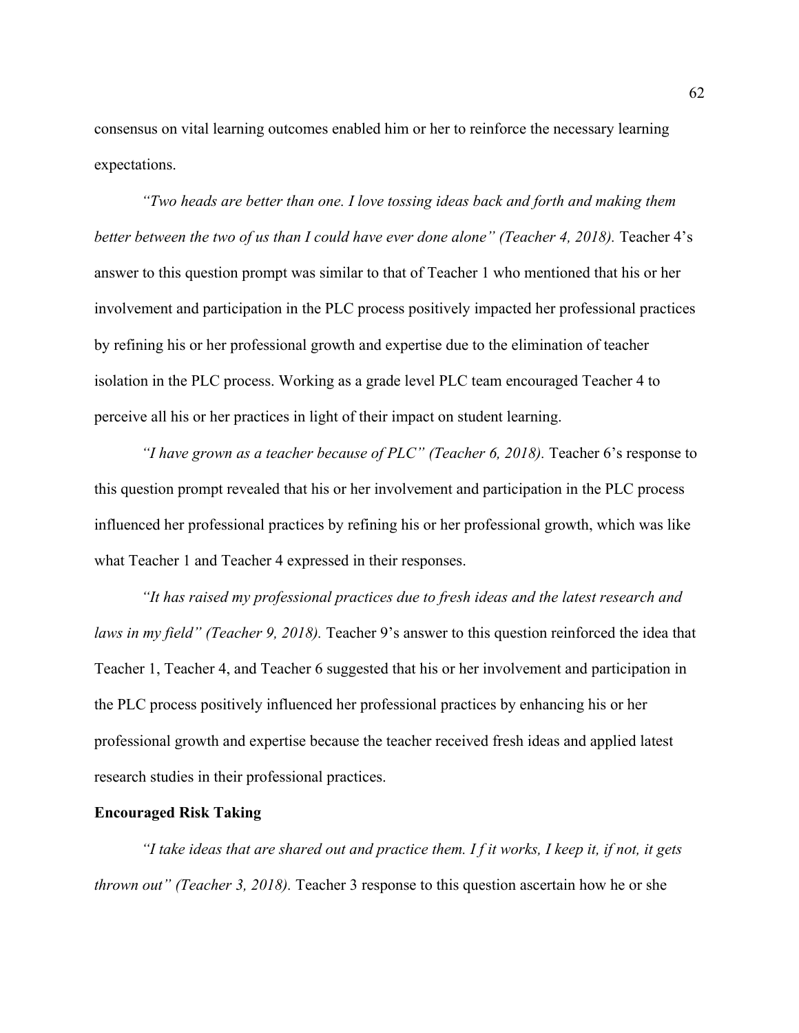consensus on vital learning outcomes enabled him or her to reinforce the necessary learning expectations.

*"Two heads are better than one. I love tossing ideas back and forth and making them better between the two of us than I could have ever done alone" (Teacher 4, 2018).* Teacher 4's answer to this question prompt was similar to that of Teacher 1 who mentioned that his or her involvement and participation in the PLC process positively impacted her professional practices by refining his or her professional growth and expertise due to the elimination of teacher isolation in the PLC process. Working as a grade level PLC team encouraged Teacher 4 to perceive all his or her practices in light of their impact on student learning.

*"I have grown as a teacher because of PLC" (Teacher 6, 2018).* Teacher 6's response to this question prompt revealed that his or her involvement and participation in the PLC process influenced her professional practices by refining his or her professional growth, which was like what Teacher 1 and Teacher 4 expressed in their responses.

*"It has raised my professional practices due to fresh ideas and the latest research and laws in my field" (Teacher 9, 2018).* Teacher 9's answer to this question reinforced the idea that Teacher 1, Teacher 4, and Teacher 6 suggested that his or her involvement and participation in the PLC process positively influenced her professional practices by enhancing his or her professional growth and expertise because the teacher received fresh ideas and applied latest research studies in their professional practices.

**Encouraged Risk Taking**

*"I take ideas that are shared out and practice them. I f it works, I keep it, if not, it gets thrown out" (Teacher 3, 2018).* Teacher 3 response to this question ascertain how he or she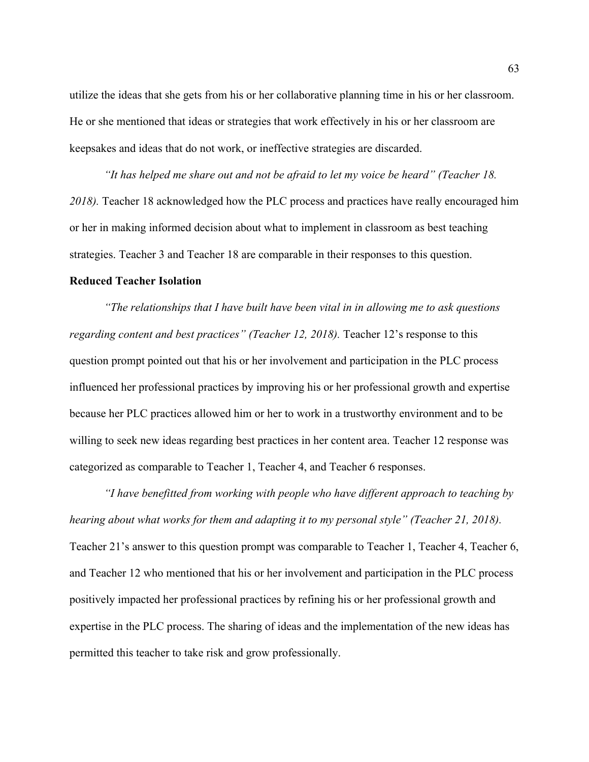utilize the ideas that she gets from his or her collaborative planning time in his or her classroom. He or she mentioned that ideas or strategies that work effectively in his or her classroom are keepsakes and ideas that do not work, or ineffective strategies are discarded.

*"It has helped me share out and not be afraid to let my voice be heard" (Teacher 18. 2018).* Teacher 18 acknowledged how the PLC process and practices have really encouraged him or her in making informed decision about what to implement in classroom as best teaching strategies. Teacher 3 and Teacher 18 are comparable in their responses to this question.

**Reduced Teacher Isolation**

*"The relationships that I have built have been vital in in allowing me to ask questions regarding content and best practices" (Teacher 12, 2018).* Teacher 12's response to this question prompt pointed out that his or her involvement and participation in the PLC process influenced her professional practices by improving his or her professional growth and expertise because her PLC practices allowed him or her to work in a trustworthy environment and to be willing to seek new ideas regarding best practices in her content area. Teacher 12 response was categorized as comparable to Teacher 1, Teacher 4, and Teacher 6 responses.

*"I have benefitted from working with people who have different approach to teaching by hearing about what works for them and adapting it to my personal style" (Teacher 21, 2018).* Teacher 21's answer to this question prompt was comparable to Teacher 1, Teacher 4, Teacher 6, and Teacher 12 who mentioned that his or her involvement and participation in the PLC process positively impacted her professional practices by refining his or her professional growth and expertise in the PLC process. The sharing of ideas and the implementation of the new ideas has permitted this teacher to take risk and grow professionally.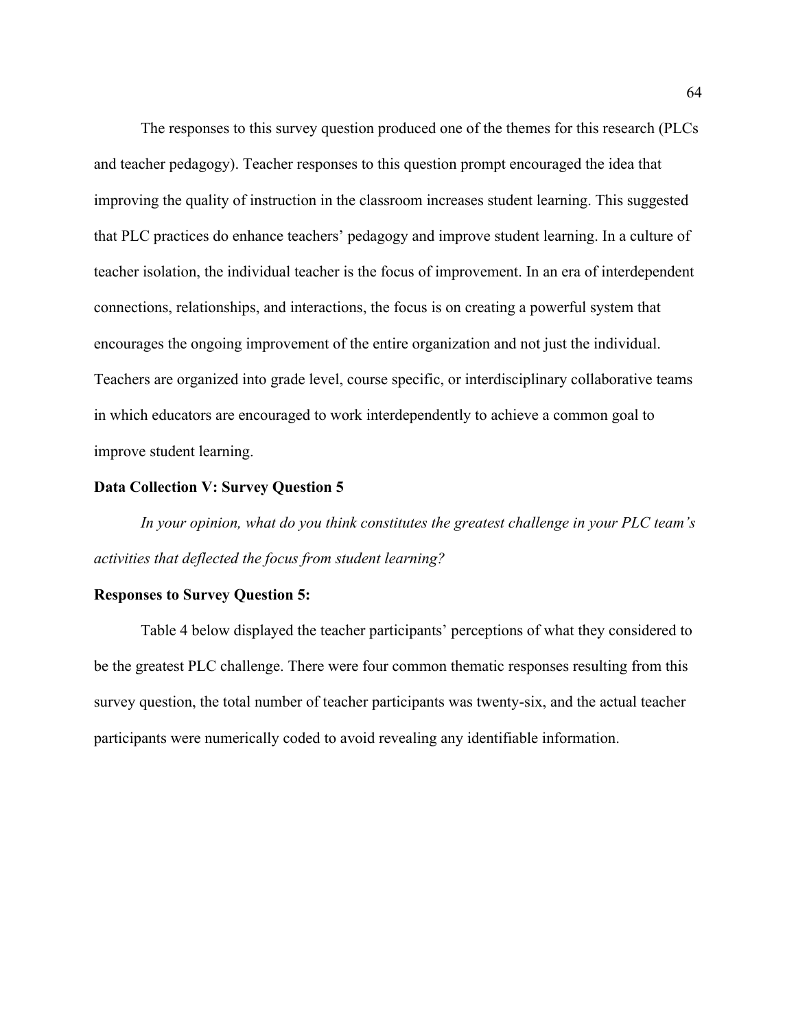The responses to this survey question produced one of the themes for this research (PLCs and teacher pedagogy). Teacher responses to this question prompt encouraged the idea that improving the quality of instruction in the classroom increases student learning. This suggested that PLC practices do enhance teachers' pedagogy and improve student learning. In a culture of teacher isolation, the individual teacher is the focus of improvement. In an era of interdependent connections, relationships, and interactions, the focus is on creating a powerful system that encourages the ongoing improvement of the entire organization and not just the individual. Teachers are organized into grade level, course specific, or interdisciplinary collaborative teams in which educators are encouraged to work interdependently to achieve a common goal to improve student learning.

**Data Collection V: Survey Question 5**

*In your opinion, what do you think constitutes the greatest challenge in your PLC team's activities that deflected the focus from student learning?*

**Responses to Survey Question 5:**

Table 4 below displayed the teacher participants' perceptions of what they considered to be the greatest PLC challenge. There were four common thematic responses resulting from this survey question, the total number of teacher participants was twenty-six, and the actual teacher participants were numerically coded to avoid revealing any identifiable information.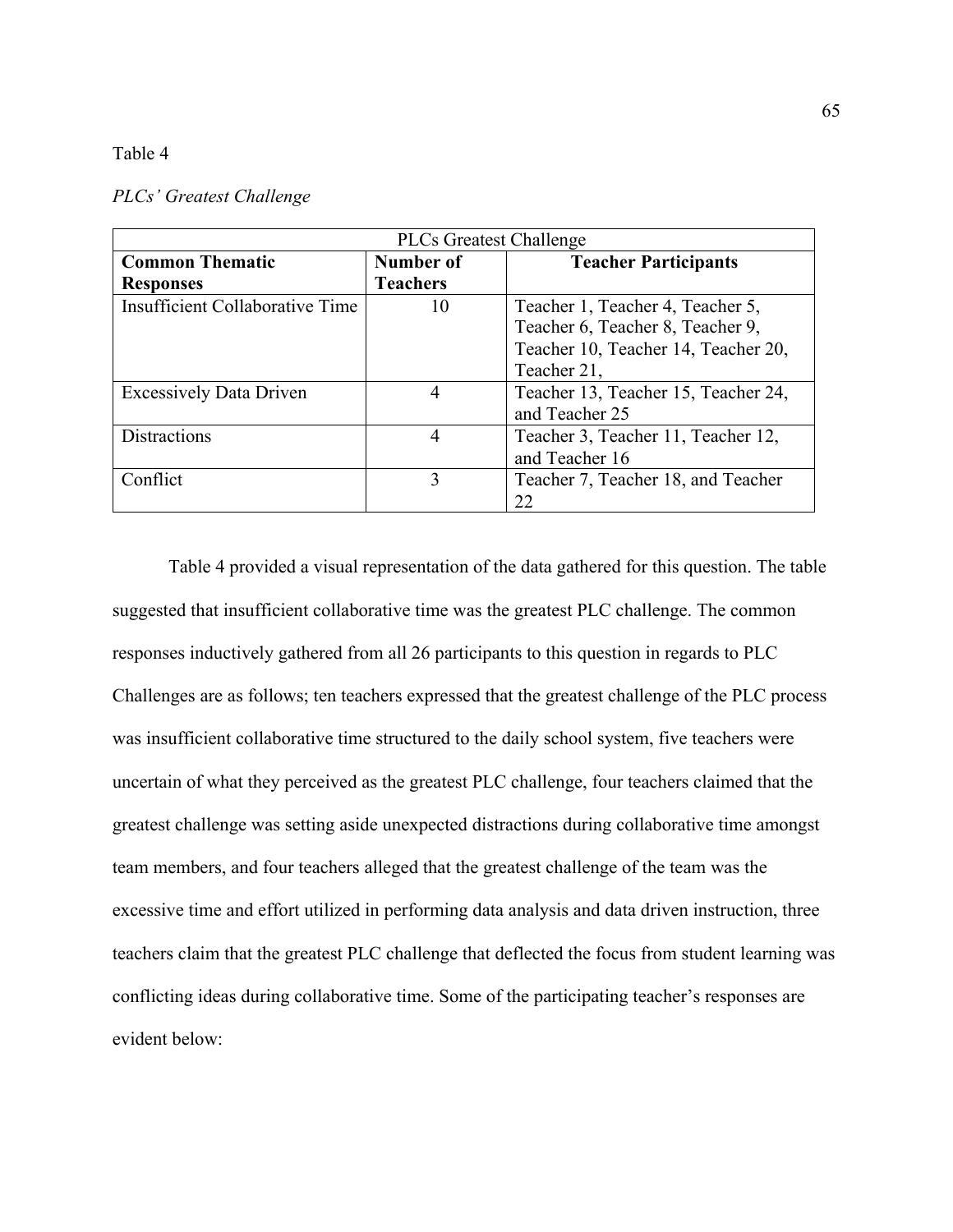Table 4

*PLCs' Greatest Challenge*

| PLCs Greatest Challenge | | |
|---|---|---|
| **Common Thematic Responses** | **Number of Teachers** | **Teacher Participants** |
| Insufficient Collaborative Time | 10 | Teacher 1, Teacher 4, Teacher 5, Teacher 6, Teacher 8, Teacher 9, Teacher 10, Teacher 14, Teacher 20, Teacher 21, |
| Excessively Data Driven | 4 | Teacher 13, Teacher 15, Teacher 24, and Teacher 25 |
| Distractions | 4 | Teacher 3, Teacher 11, Teacher 12, and Teacher 16 |
| Conflict | 3 | Teacher 7, Teacher 18, and Teacher 22 |

Table 4 provided a visual representation of the data gathered for this question. The table suggested that insufficient collaborative time was the greatest PLC challenge. The common responses inductively gathered from all 26 participants to this question in regards to PLC Challenges are as follows; ten teachers expressed that the greatest challenge of the PLC process was insufficient collaborative time structured to the daily school system, five teachers were uncertain of what they perceived as the greatest PLC challenge, four teachers claimed that the greatest challenge was setting aside unexpected distractions during collaborative time amongst team members, and four teachers alleged that the greatest challenge of the team was the excessive time and effort utilized in performing data analysis and data driven instruction, three teachers claim that the greatest PLC challenge that deflected the focus from student learning was conflicting ideas during collaborative time. Some of the participating teacher's responses are evident below: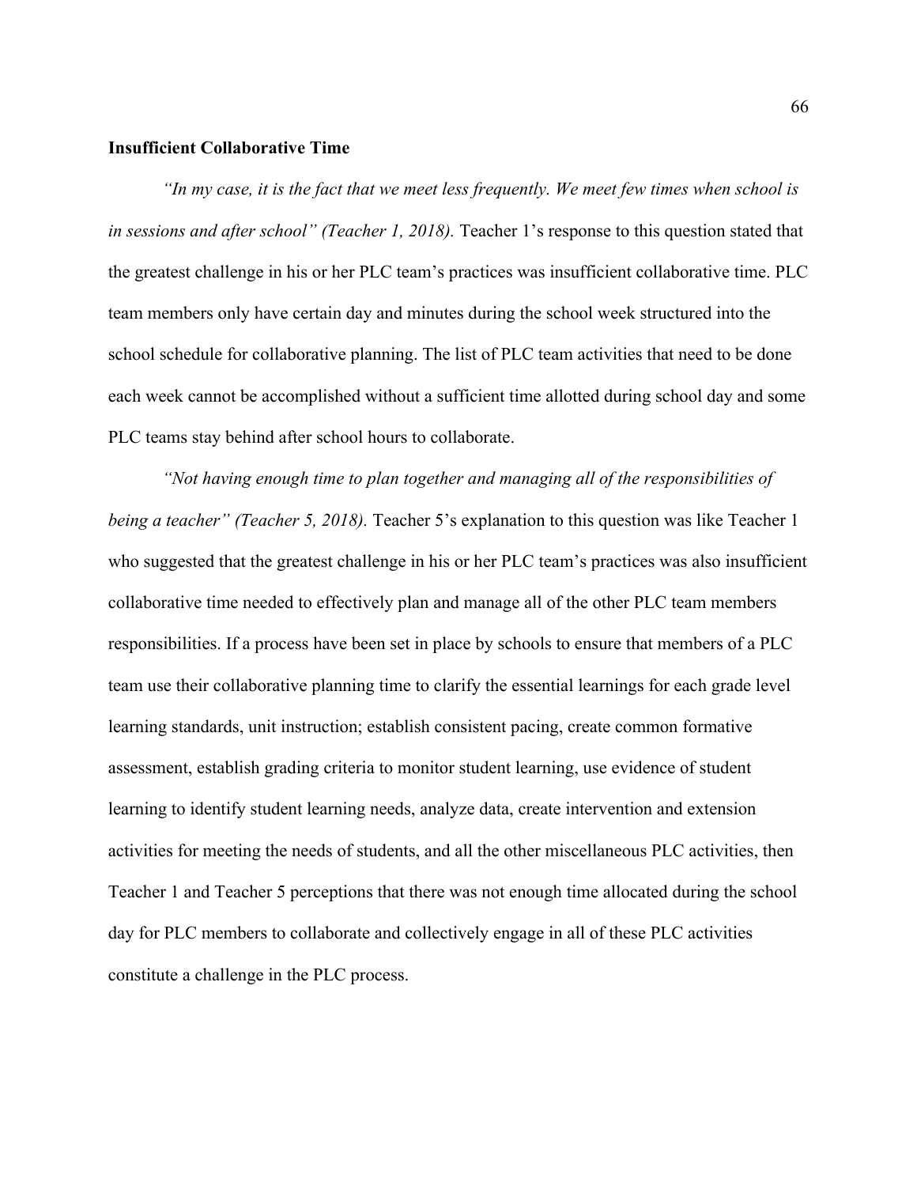**Insufficient Collaborative Time**

*"In my case, it is the fact that we meet less frequently. We meet few times when school is in sessions and after school" (Teacher 1, 2018).* Teacher 1's response to this question stated that the greatest challenge in his or her PLC team's practices was insufficient collaborative time. PLC team members only have certain day and minutes during the school week structured into the school schedule for collaborative planning. The list of PLC team activities that need to be done each week cannot be accomplished without a sufficient time allotted during school day and some PLC teams stay behind after school hours to collaborate.

*"Not having enough time to plan together and managing all of the responsibilities of being a teacher" (Teacher 5, 2018).* Teacher 5's explanation to this question was like Teacher 1 who suggested that the greatest challenge in his or her PLC team's practices was also insufficient collaborative time needed to effectively plan and manage all of the other PLC team members responsibilities. If a process have been set in place by schools to ensure that members of a PLC team use their collaborative planning time to clarify the essential learnings for each grade level learning standards, unit instruction; establish consistent pacing, create common formative assessment, establish grading criteria to monitor student learning, use evidence of student learning to identify student learning needs, analyze data, create intervention and extension activities for meeting the needs of students, and all the other miscellaneous PLC activities, then Teacher 1 and Teacher 5 perceptions that there was not enough time allocated during the school day for PLC members to collaborate and collectively engage in all of these PLC activities constitute a challenge in the PLC process.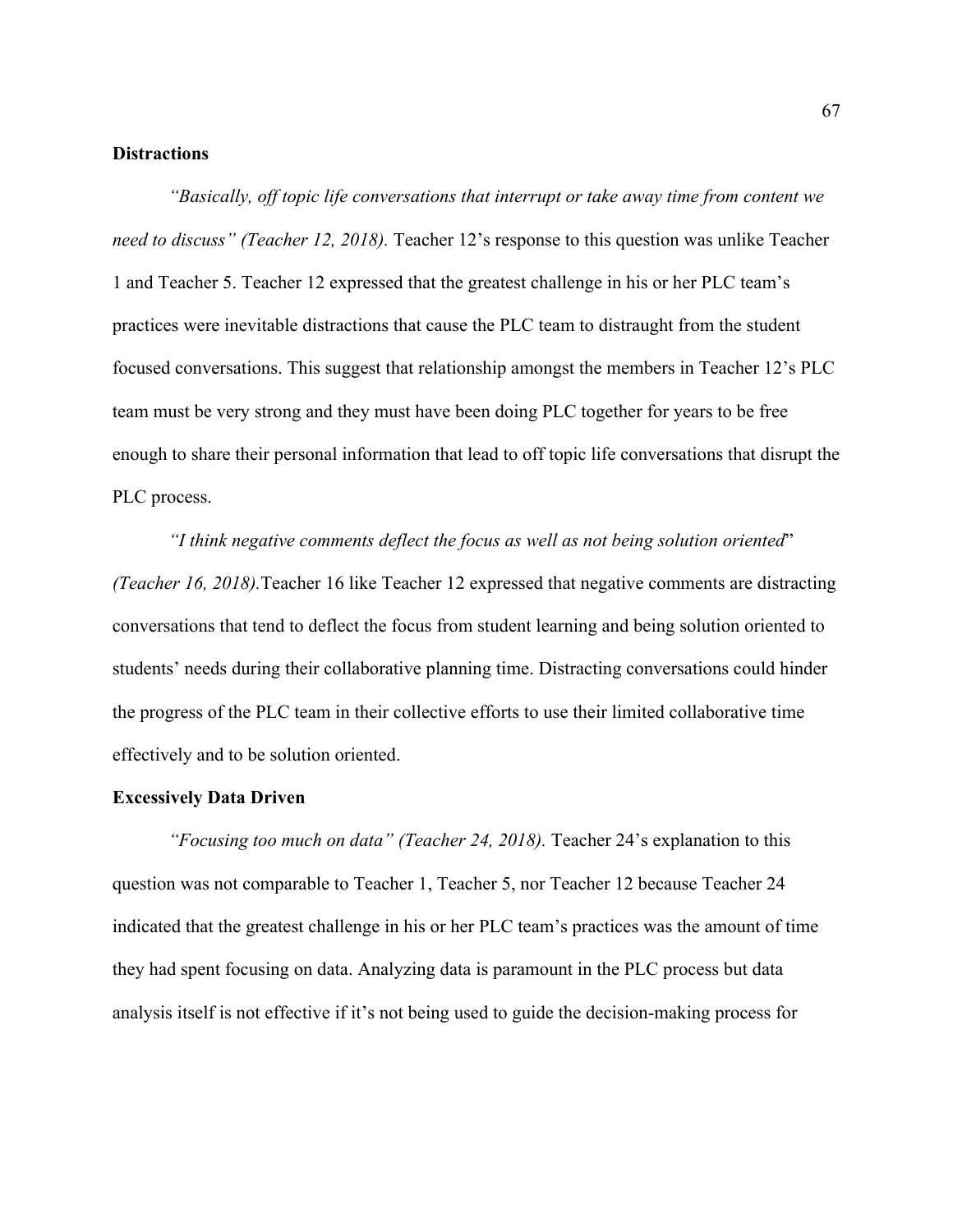**Distractions**

*"Basically, off topic life conversations that interrupt or take away time from content we need to discuss" (Teacher 12, 2018).* Teacher 12's response to this question was unlike Teacher 1 and Teacher 5. Teacher 12 expressed that the greatest challenge in his or her PLC team's practices were inevitable distractions that cause the PLC team to distraught from the student focused conversations. This suggest that relationship amongst the members in Teacher 12's PLC team must be very strong and they must have been doing PLC together for years to be free enough to share their personal information that lead to off topic life conversations that disrupt the PLC process.

*"I think negative comments deflect the focus as well as not being solution oriented" (Teacher 16, 2018).*Teacher 16 like Teacher 12 expressed that negative comments are distracting conversations that tend to deflect the focus from student learning and being solution oriented to students' needs during their collaborative planning time. Distracting conversations could hinder the progress of the PLC team in their collective efforts to use their limited collaborative time effectively and to be solution oriented.

**Excessively Data Driven**

*"Focusing too much on data" (Teacher 24, 2018).* Teacher 24's explanation to this question was not comparable to Teacher 1, Teacher 5, nor Teacher 12 because Teacher 24 indicated that the greatest challenge in his or her PLC team's practices was the amount of time they had spent focusing on data. Analyzing data is paramount in the PLC process but data analysis itself is not effective if it's not being used to guide the decision-making process for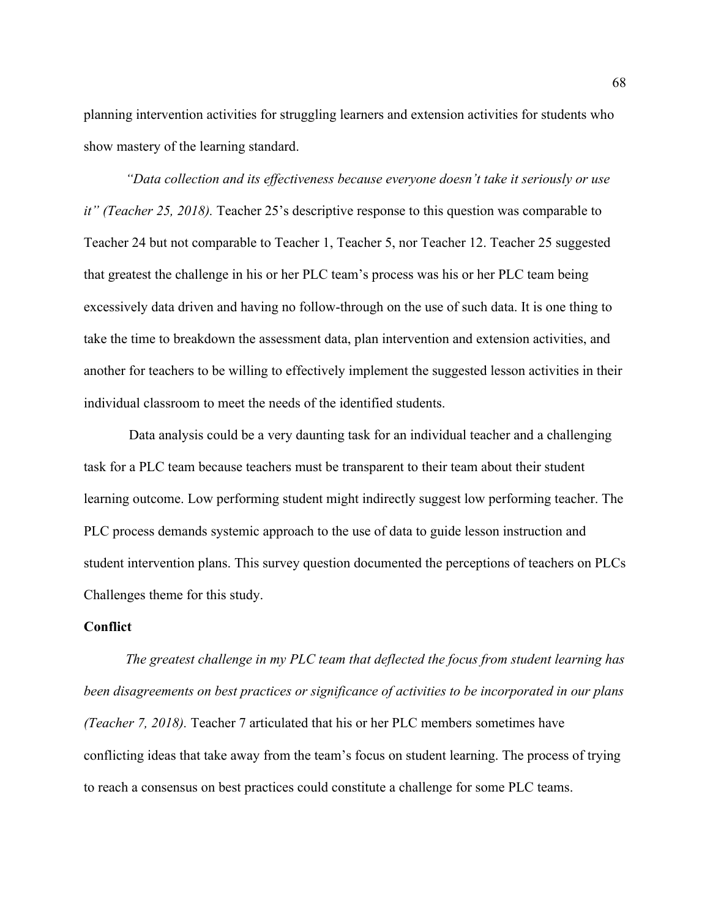planning intervention activities for struggling learners and extension activities for students who show mastery of the learning standard.

*"Data collection and its effectiveness because everyone doesn't take it seriously or use it" (Teacher 25, 2018).* Teacher 25's descriptive response to this question was comparable to Teacher 24 but not comparable to Teacher 1, Teacher 5, nor Teacher 12. Teacher 25 suggested that greatest the challenge in his or her PLC team's process was his or her PLC team being excessively data driven and having no follow-through on the use of such data. It is one thing to take the time to breakdown the assessment data, plan intervention and extension activities, and another for teachers to be willing to effectively implement the suggested lesson activities in their individual classroom to meet the needs of the identified students.

Data analysis could be a very daunting task for an individual teacher and a challenging task for a PLC team because teachers must be transparent to their team about their student learning outcome. Low performing student might indirectly suggest low performing teacher. The PLC process demands systemic approach to the use of data to guide lesson instruction and student intervention plans. This survey question documented the perceptions of teachers on PLCs Challenges theme for this study.

**Conflict**

*The greatest challenge in my PLC team that deflected the focus from student learning has been disagreements on best practices or significance of activities to be incorporated in our plans (Teacher 7, 2018).* Teacher 7 articulated that his or her PLC members sometimes have conflicting ideas that take away from the team's focus on student learning. The process of trying to reach a consensus on best practices could constitute a challenge for some PLC teams.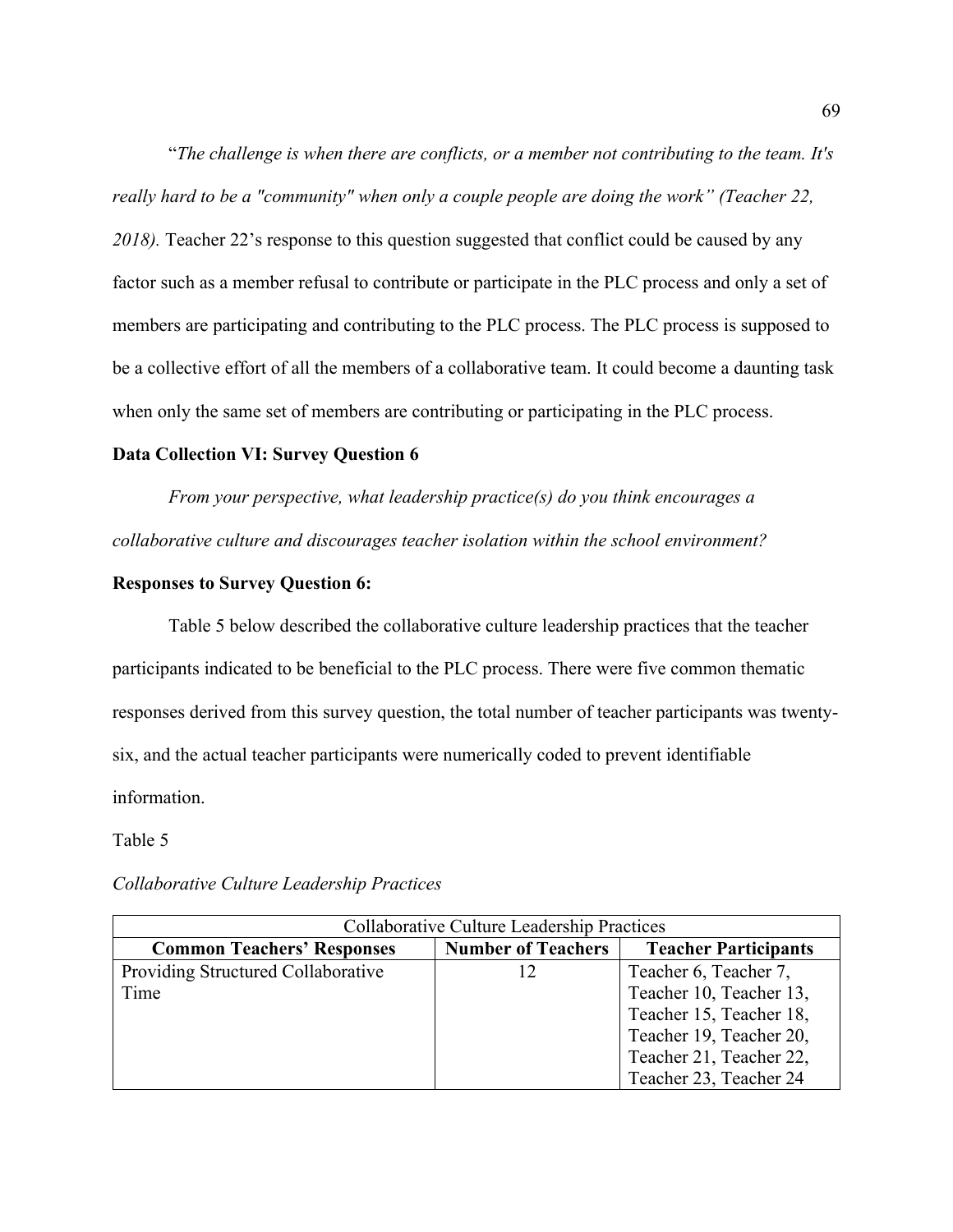"*The challenge is when there are conflicts, or a member not contributing to the team. It's really hard to be a "community" when only a couple people are doing the work" (Teacher 22, 2018).* Teacher 22's response to this question suggested that conflict could be caused by any factor such as a member refusal to contribute or participate in the PLC process and only a set of members are participating and contributing to the PLC process. The PLC process is supposed to be a collective effort of all the members of a collaborative team. It could become a daunting task when only the same set of members are contributing or participating in the PLC process.

**Data Collection VI: Survey Question 6**

*From your perspective, what leadership practice(s) do you think encourages a collaborative culture and discourages teacher isolation within the school environment?*

**Responses to Survey Question 6:**

Table 5 below described the collaborative culture leadership practices that the teacher participants indicated to be beneficial to the PLC process. There were five common thematic responses derived from this survey question, the total number of teacher participants was twenty-six, and the actual teacher participants were numerically coded to prevent identifiable information.

Table 5

*Collaborative Culture Leadership Practices*

| Collaborative Culture Leadership Practices | | |
|---|---|---|
| **Common Teachers' Responses** | **Number of Teachers** | **Teacher Participants** |
| Providing Structured Collaborative Time | 12 | Teacher 6, Teacher 7, Teacher 10, Teacher 13, Teacher 15, Teacher 18, Teacher 19, Teacher 20, Teacher 21, Teacher 22, Teacher 23, Teacher 24 |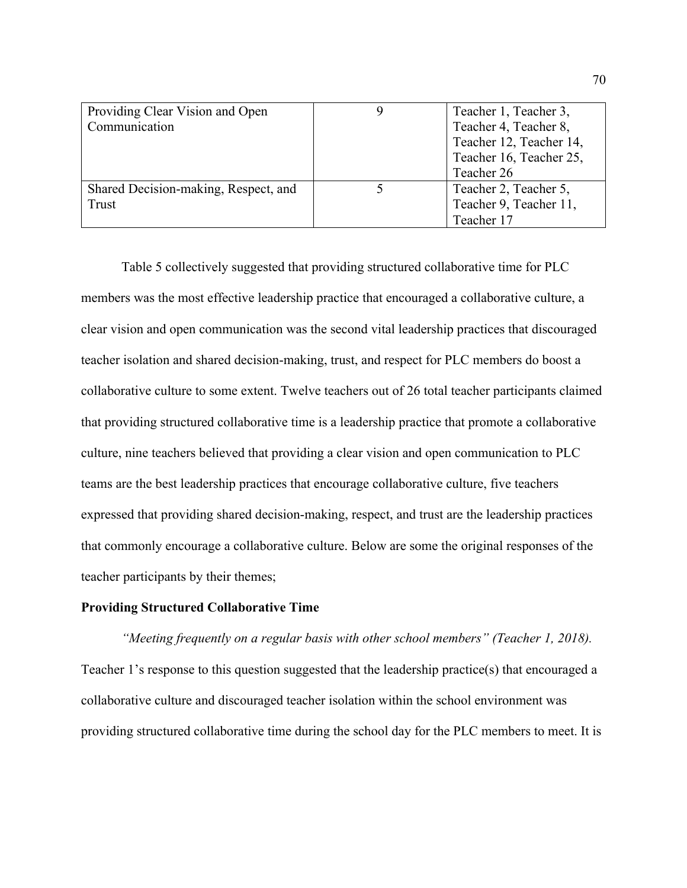| | | |
|---|---|---|
| Providing Clear Vision and Open Communication | 9 | Teacher 1, Teacher 3, Teacher 4, Teacher 8, Teacher 12, Teacher 14, Teacher 16, Teacher 25, Teacher 26 |
| Shared Decision-making, Respect, and Trust | 5 | Teacher 2, Teacher 5, Teacher 9, Teacher 11, Teacher 17 |

Table 5 collectively suggested that providing structured collaborative time for PLC members was the most effective leadership practice that encouraged a collaborative culture, a clear vision and open communication was the second vital leadership practices that discouraged teacher isolation and shared decision-making, trust, and respect for PLC members do boost a collaborative culture to some extent. Twelve teachers out of 26 total teacher participants claimed that providing structured collaborative time is a leadership practice that promote a collaborative culture, nine teachers believed that providing a clear vision and open communication to PLC teams are the best leadership practices that encourage collaborative culture, five teachers expressed that providing shared decision-making, respect, and trust are the leadership practices that commonly encourage a collaborative culture. Below are some the original responses of the teacher participants by their themes;

**Providing Structured Collaborative Time**

*"Meeting frequently on a regular basis with other school members" (Teacher 1, 2018).* Teacher 1's response to this question suggested that the leadership practice(s) that encouraged a collaborative culture and discouraged teacher isolation within the school environment was providing structured collaborative time during the school day for the PLC members to meet. It is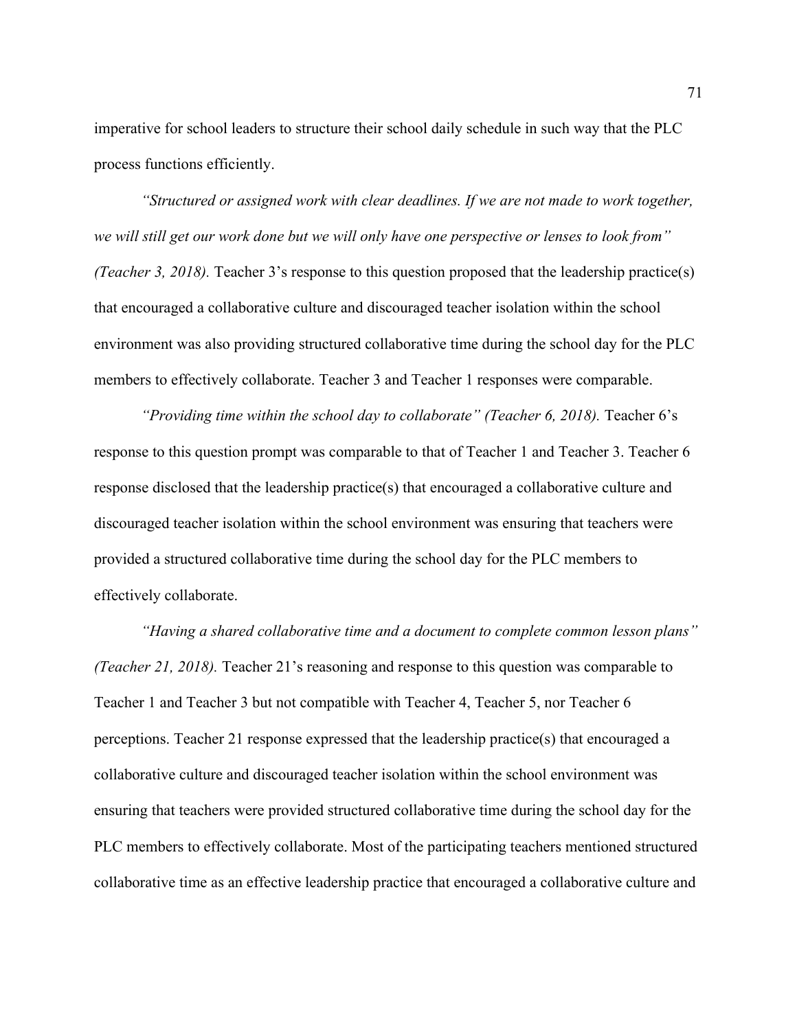imperative for school leaders to structure their school daily schedule in such way that the PLC process functions efficiently.

*"Structured or assigned work with clear deadlines. If we are not made to work together, we will still get our work done but we will only have one perspective or lenses to look from" (Teacher 3, 2018).* Teacher 3's response to this question proposed that the leadership practice(s) that encouraged a collaborative culture and discouraged teacher isolation within the school environment was also providing structured collaborative time during the school day for the PLC members to effectively collaborate. Teacher 3 and Teacher 1 responses were comparable.

*"Providing time within the school day to collaborate" (Teacher 6, 2018).* Teacher 6's response to this question prompt was comparable to that of Teacher 1 and Teacher 3. Teacher 6 response disclosed that the leadership practice(s) that encouraged a collaborative culture and discouraged teacher isolation within the school environment was ensuring that teachers were provided a structured collaborative time during the school day for the PLC members to effectively collaborate.

*"Having a shared collaborative time and a document to complete common lesson plans" (Teacher 21, 2018).* Teacher 21's reasoning and response to this question was comparable to Teacher 1 and Teacher 3 but not compatible with Teacher 4, Teacher 5, nor Teacher 6 perceptions. Teacher 21 response expressed that the leadership practice(s) that encouraged a collaborative culture and discouraged teacher isolation within the school environment was ensuring that teachers were provided structured collaborative time during the school day for the PLC members to effectively collaborate. Most of the participating teachers mentioned structured collaborative time as an effective leadership practice that encouraged a collaborative culture and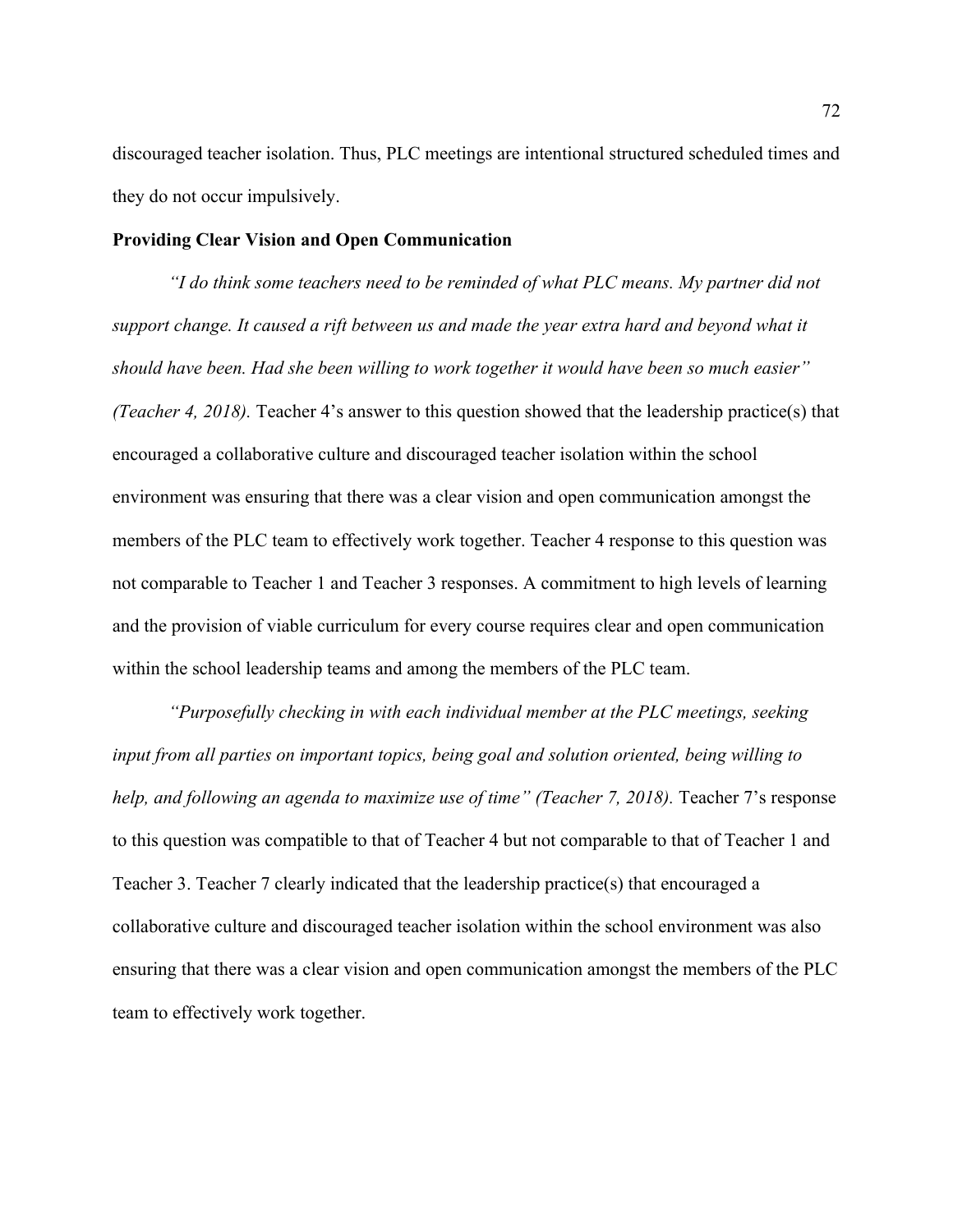discouraged teacher isolation. Thus, PLC meetings are intentional structured scheduled times and they do not occur impulsively.

**Providing Clear Vision and Open Communication**

*"I do think some teachers need to be reminded of what PLC means. My partner did not support change. It caused a rift between us and made the year extra hard and beyond what it should have been. Had she been willing to work together it would have been so much easier" (Teacher 4, 2018).* Teacher 4's answer to this question showed that the leadership practice(s) that encouraged a collaborative culture and discouraged teacher isolation within the school environment was ensuring that there was a clear vision and open communication amongst the members of the PLC team to effectively work together. Teacher 4 response to this question was not comparable to Teacher 1 and Teacher 3 responses. A commitment to high levels of learning and the provision of viable curriculum for every course requires clear and open communication within the school leadership teams and among the members of the PLC team.

*"Purposefully checking in with each individual member at the PLC meetings, seeking input from all parties on important topics, being goal and solution oriented, being willing to help, and following an agenda to maximize use of time" (Teacher 7, 2018).* Teacher 7's response to this question was compatible to that of Teacher 4 but not comparable to that of Teacher 1 and Teacher 3. Teacher 7 clearly indicated that the leadership practice(s) that encouraged a collaborative culture and discouraged teacher isolation within the school environment was also ensuring that there was a clear vision and open communication amongst the members of the PLC team to effectively work together.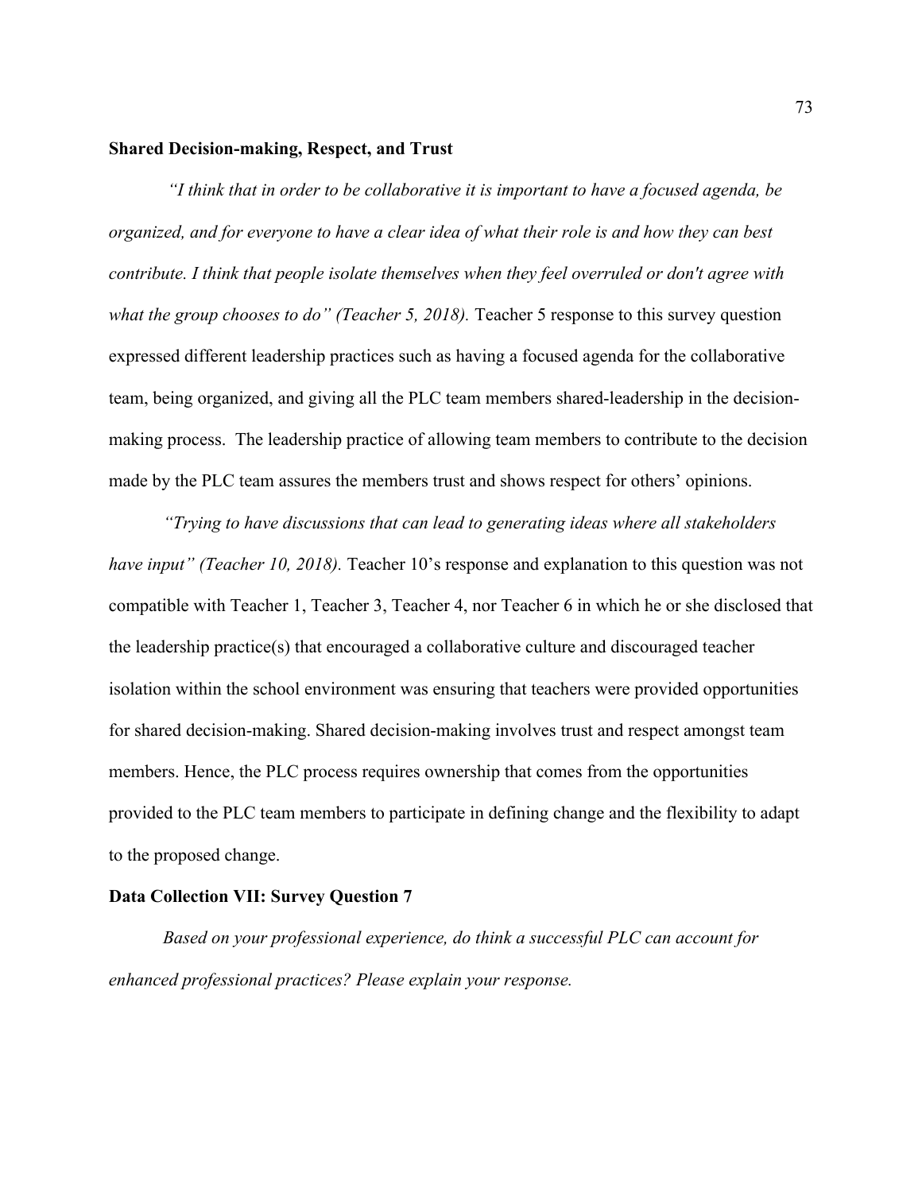**Shared Decision-making, Respect, and Trust**

*"I think that in order to be collaborative it is important to have a focused agenda, be organized, and for everyone to have a clear idea of what their role is and how they can best contribute. I think that people isolate themselves when they feel overruled or don't agree with what the group chooses to do" (Teacher 5, 2018).* Teacher 5 response to this survey question expressed different leadership practices such as having a focused agenda for the collaborative team, being organized, and giving all the PLC team members shared-leadership in the decision-making process. The leadership practice of allowing team members to contribute to the decision made by the PLC team assures the members trust and shows respect for others' opinions.

*"Trying to have discussions that can lead to generating ideas where all stakeholders have input" (Teacher 10, 2018).* Teacher 10's response and explanation to this question was not compatible with Teacher 1, Teacher 3, Teacher 4, nor Teacher 6 in which he or she disclosed that the leadership practice(s) that encouraged a collaborative culture and discouraged teacher isolation within the school environment was ensuring that teachers were provided opportunities for shared decision-making. Shared decision-making involves trust and respect amongst team members. Hence, the PLC process requires ownership that comes from the opportunities provided to the PLC team members to participate in defining change and the flexibility to adapt to the proposed change.

**Data Collection VII: Survey Question 7**

*Based on your professional experience, do think a successful PLC can account for enhanced professional practices? Please explain your response.*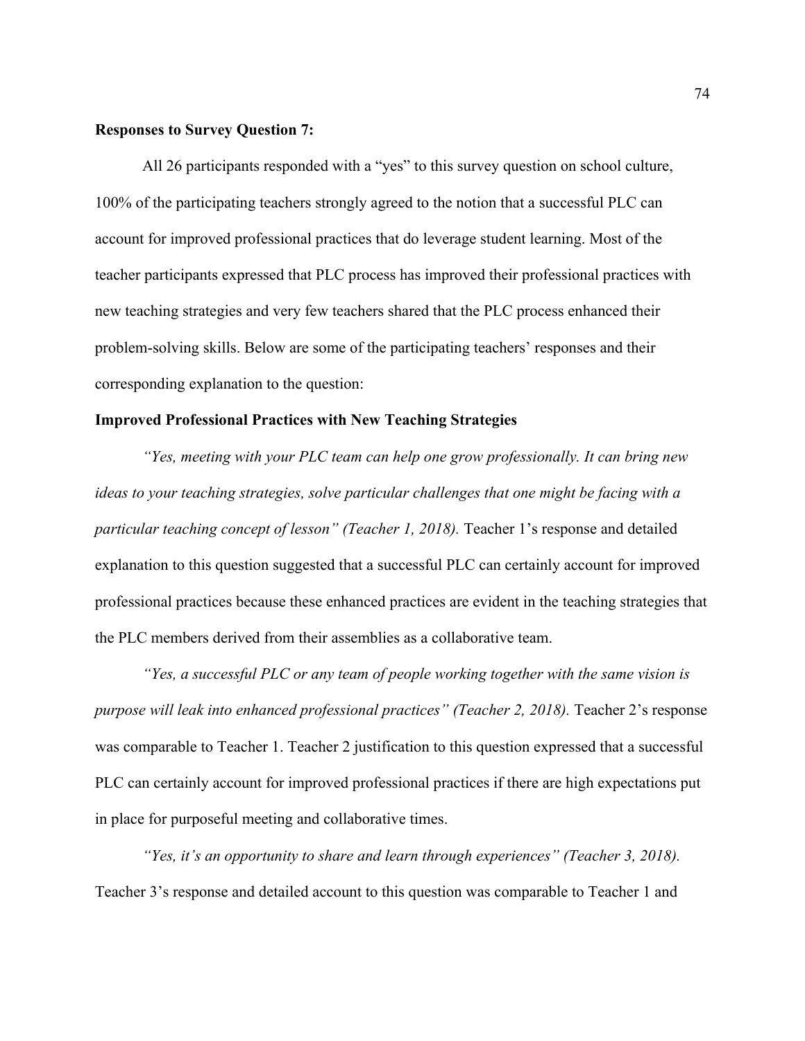**Responses to Survey Question 7:**

All 26 participants responded with a "yes" to this survey question on school culture, 100% of the participating teachers strongly agreed to the notion that a successful PLC can account for improved professional practices that do leverage student learning. Most of the teacher participants expressed that PLC process has improved their professional practices with new teaching strategies and very few teachers shared that the PLC process enhanced their problem-solving skills. Below are some of the participating teachers' responses and their corresponding explanation to the question:

**Improved Professional Practices with New Teaching Strategies**

*"Yes, meeting with your PLC team can help one grow professionally. It can bring new ideas to your teaching strategies, solve particular challenges that one might be facing with a particular teaching concept of lesson" (Teacher 1, 2018).* Teacher 1's response and detailed explanation to this question suggested that a successful PLC can certainly account for improved professional practices because these enhanced practices are evident in the teaching strategies that the PLC members derived from their assemblies as a collaborative team.

*"Yes, a successful PLC or any team of people working together with the same vision is purpose will leak into enhanced professional practices" (Teacher 2, 2018).* Teacher 2's response was comparable to Teacher 1. Teacher 2 justification to this question expressed that a successful PLC can certainly account for improved professional practices if there are high expectations put in place for purposeful meeting and collaborative times.

*"Yes, it's an opportunity to share and learn through experiences" (Teacher 3, 2018).* Teacher 3's response and detailed account to this question was comparable to Teacher 1 and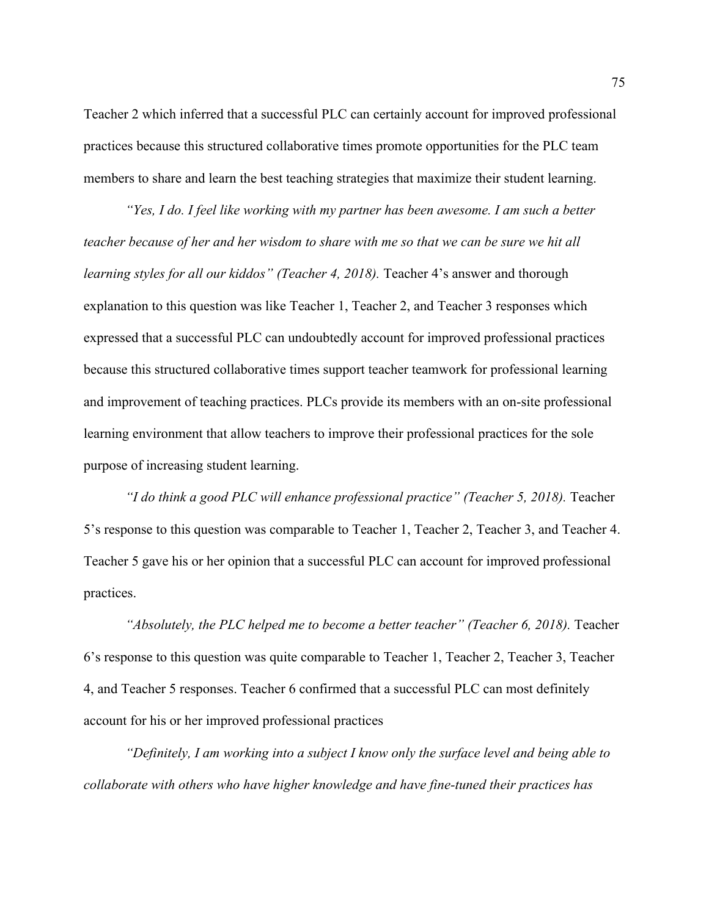Teacher 2 which inferred that a successful PLC can certainly account for improved professional practices because this structured collaborative times promote opportunities for the PLC team members to share and learn the best teaching strategies that maximize their student learning.

*"Yes, I do. I feel like working with my partner has been awesome. I am such a better teacher because of her and her wisdom to share with me so that we can be sure we hit all learning styles for all our kiddos" (Teacher 4, 2018).* Teacher 4's answer and thorough explanation to this question was like Teacher 1, Teacher 2, and Teacher 3 responses which expressed that a successful PLC can undoubtedly account for improved professional practices because this structured collaborative times support teacher teamwork for professional learning and improvement of teaching practices. PLCs provide its members with an on-site professional learning environment that allow teachers to improve their professional practices for the sole purpose of increasing student learning.

*"I do think a good PLC will enhance professional practice" (Teacher 5, 2018).* Teacher 5's response to this question was comparable to Teacher 1, Teacher 2, Teacher 3, and Teacher 4. Teacher 5 gave his or her opinion that a successful PLC can account for improved professional practices.

*"Absolutely, the PLC helped me to become a better teacher" (Teacher 6, 2018).* Teacher 6's response to this question was quite comparable to Teacher 1, Teacher 2, Teacher 3, Teacher 4, and Teacher 5 responses. Teacher 6 confirmed that a successful PLC can most definitely account for his or her improved professional practices

*"Definitely, I am working into a subject I know only the surface level and being able to collaborate with others who have higher knowledge and have fine-tuned their practices has*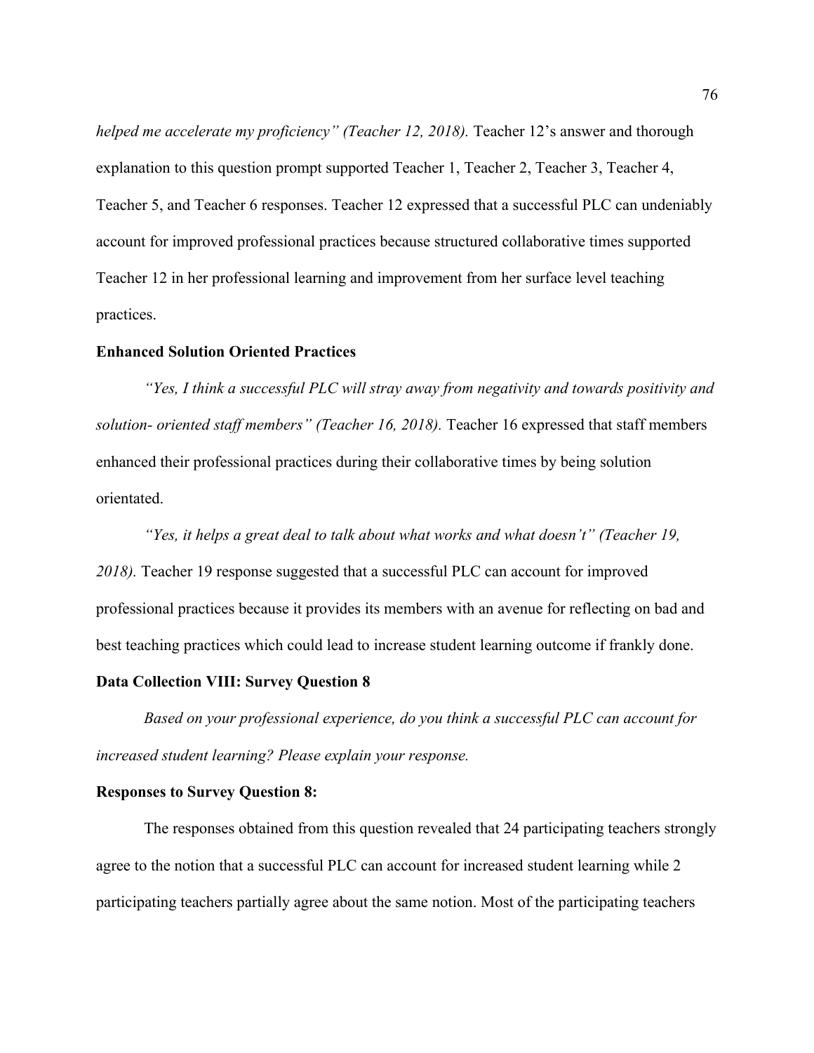*helped me accelerate my proficiency" (Teacher 12, 2018).* Teacher 12's answer and thorough explanation to this question prompt supported Teacher 1, Teacher 2, Teacher 3, Teacher 4, Teacher 5, and Teacher 6 responses. Teacher 12 expressed that a successful PLC can undeniably account for improved professional practices because structured collaborative times supported Teacher 12 in her professional learning and improvement from her surface level teaching practices.

**Enhanced Solution Oriented Practices**

*"Yes, I think a successful PLC will stray away from negativity and towards positivity and solution- oriented staff members" (Teacher 16, 2018).* Teacher 16 expressed that staff members enhanced their professional practices during their collaborative times by being solution orientated.

*"Yes, it helps a great deal to talk about what works and what doesn't" (Teacher 19, 2018).* Teacher 19 response suggested that a successful PLC can account for improved professional practices because it provides its members with an avenue for reflecting on bad and best teaching practices which could lead to increase student learning outcome if frankly done.

**Data Collection VIII: Survey Question 8**

*Based on your professional experience, do you think a successful PLC can account for increased student learning? Please explain your response.*

**Responses to Survey Question 8:**

The responses obtained from this question revealed that 24 participating teachers strongly agree to the notion that a successful PLC can account for increased student learning while 2 participating teachers partially agree about the same notion. Most of the participating teachers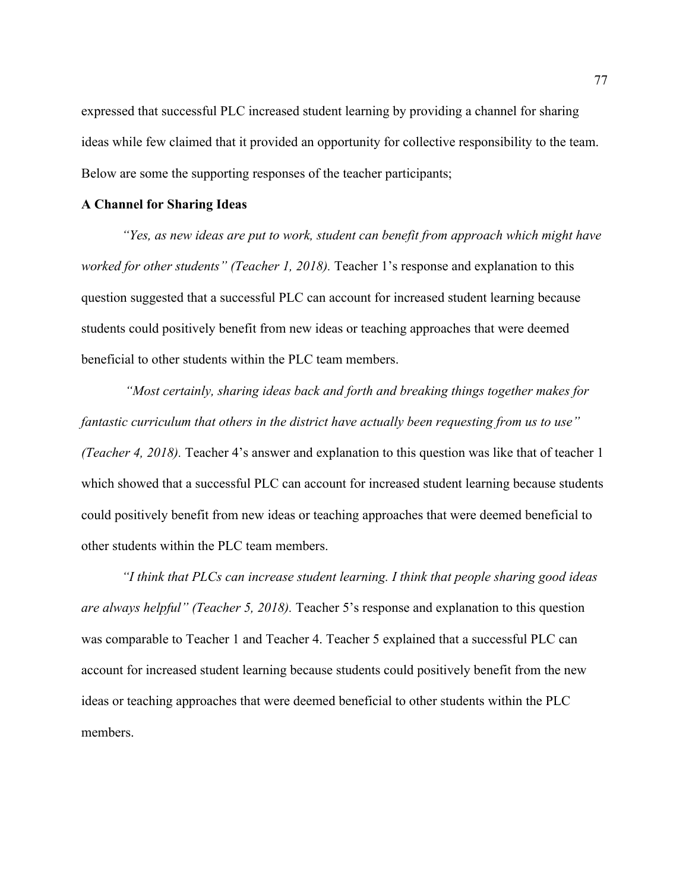expressed that successful PLC increased student learning by providing a channel for sharing ideas while few claimed that it provided an opportunity for collective responsibility to the team. Below are some the supporting responses of the teacher participants;

**A Channel for Sharing Ideas**

*"Yes, as new ideas are put to work, student can benefit from approach which might have worked for other students" (Teacher 1, 2018).* Teacher 1's response and explanation to this question suggested that a successful PLC can account for increased student learning because students could positively benefit from new ideas or teaching approaches that were deemed beneficial to other students within the PLC team members.

*"Most certainly, sharing ideas back and forth and breaking things together makes for fantastic curriculum that others in the district have actually been requesting from us to use" (Teacher 4, 2018).* Teacher 4's answer and explanation to this question was like that of teacher 1 which showed that a successful PLC can account for increased student learning because students could positively benefit from new ideas or teaching approaches that were deemed beneficial to other students within the PLC team members.

*"I think that PLCs can increase student learning. I think that people sharing good ideas are always helpful" (Teacher 5, 2018).* Teacher 5's response and explanation to this question was comparable to Teacher 1 and Teacher 4. Teacher 5 explained that a successful PLC can account for increased student learning because students could positively benefit from the new ideas or teaching approaches that were deemed beneficial to other students within the PLC members.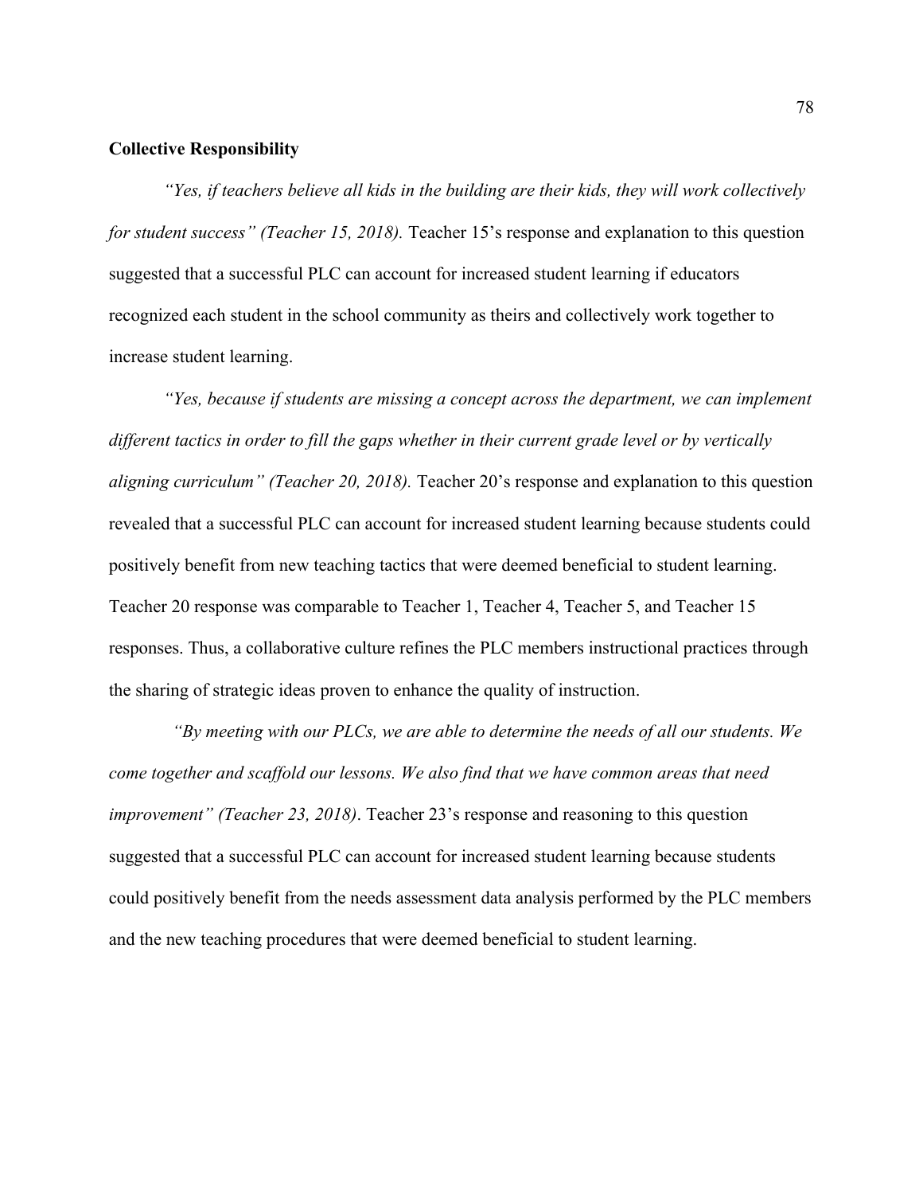**Collective Responsibility**

*"Yes, if teachers believe all kids in the building are their kids, they will work collectively for student success" (Teacher 15, 2018).* Teacher 15's response and explanation to this question suggested that a successful PLC can account for increased student learning if educators recognized each student in the school community as theirs and collectively work together to increase student learning.

*"Yes, because if students are missing a concept across the department, we can implement different tactics in order to fill the gaps whether in their current grade level or by vertically aligning curriculum" (Teacher 20, 2018).* Teacher 20's response and explanation to this question revealed that a successful PLC can account for increased student learning because students could positively benefit from new teaching tactics that were deemed beneficial to student learning. Teacher 20 response was comparable to Teacher 1, Teacher 4, Teacher 5, and Teacher 15 responses. Thus, a collaborative culture refines the PLC members instructional practices through the sharing of strategic ideas proven to enhance the quality of instruction.

*"By meeting with our PLCs, we are able to determine the needs of all our students. We come together and scaffold our lessons. We also find that we have common areas that need improvement" (Teacher 23, 2018)*. Teacher 23's response and reasoning to this question suggested that a successful PLC can account for increased student learning because students could positively benefit from the needs assessment data analysis performed by the PLC members and the new teaching procedures that were deemed beneficial to student learning.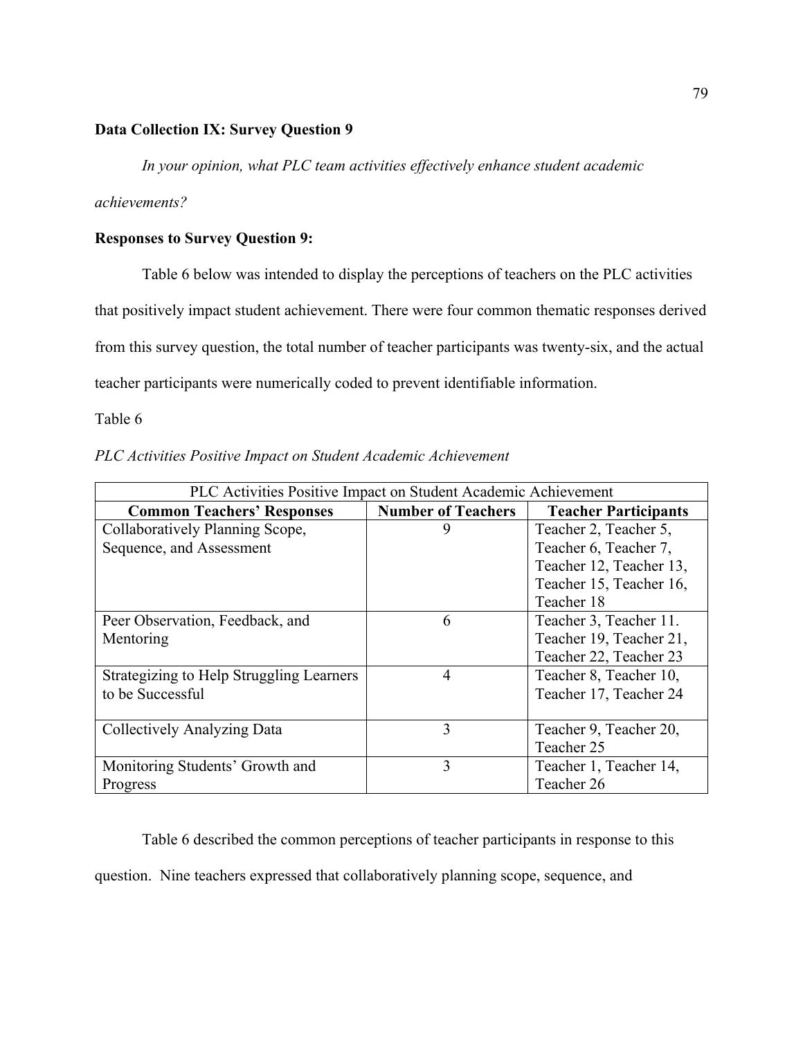**Data Collection IX: Survey Question 9**

*In your opinion, what PLC team activities effectively enhance student academic achievements?*

**Responses to Survey Question 9:**

Table 6 below was intended to display the perceptions of teachers on the PLC activities that positively impact student achievement. There were four common thematic responses derived from this survey question, the total number of teacher participants was twenty-six, and the actual teacher participants were numerically coded to prevent identifiable information.

Table 6

*PLC Activities Positive Impact on Student Academic Achievement*

| PLC Activities Positive Impact on Student Academic Achievement | | |
|---|---|---|
| **Common Teachers' Responses** | **Number of Teachers** | **Teacher Participants** |
| Collaboratively Planning Scope, Sequence, and Assessment | 9 | Teacher 2, Teacher 5, Teacher 6, Teacher 7, Teacher 12, Teacher 13, Teacher 15, Teacher 16, Teacher 18 |
| Peer Observation, Feedback, and Mentoring | 6 | Teacher 3, Teacher 11. Teacher 19, Teacher 21, Teacher 22, Teacher 23 |
| Strategizing to Help Struggling Learners to be Successful | 4 | Teacher 8, Teacher 10, Teacher 17, Teacher 24 |
| Collectively Analyzing Data | 3 | Teacher 9, Teacher 20, Teacher 25 |
| Monitoring Students' Growth and Progress | 3 | Teacher 1, Teacher 14, Teacher 26 |

Table 6 described the common perceptions of teacher participants in response to this question. Nine teachers expressed that collaboratively planning scope, sequence, and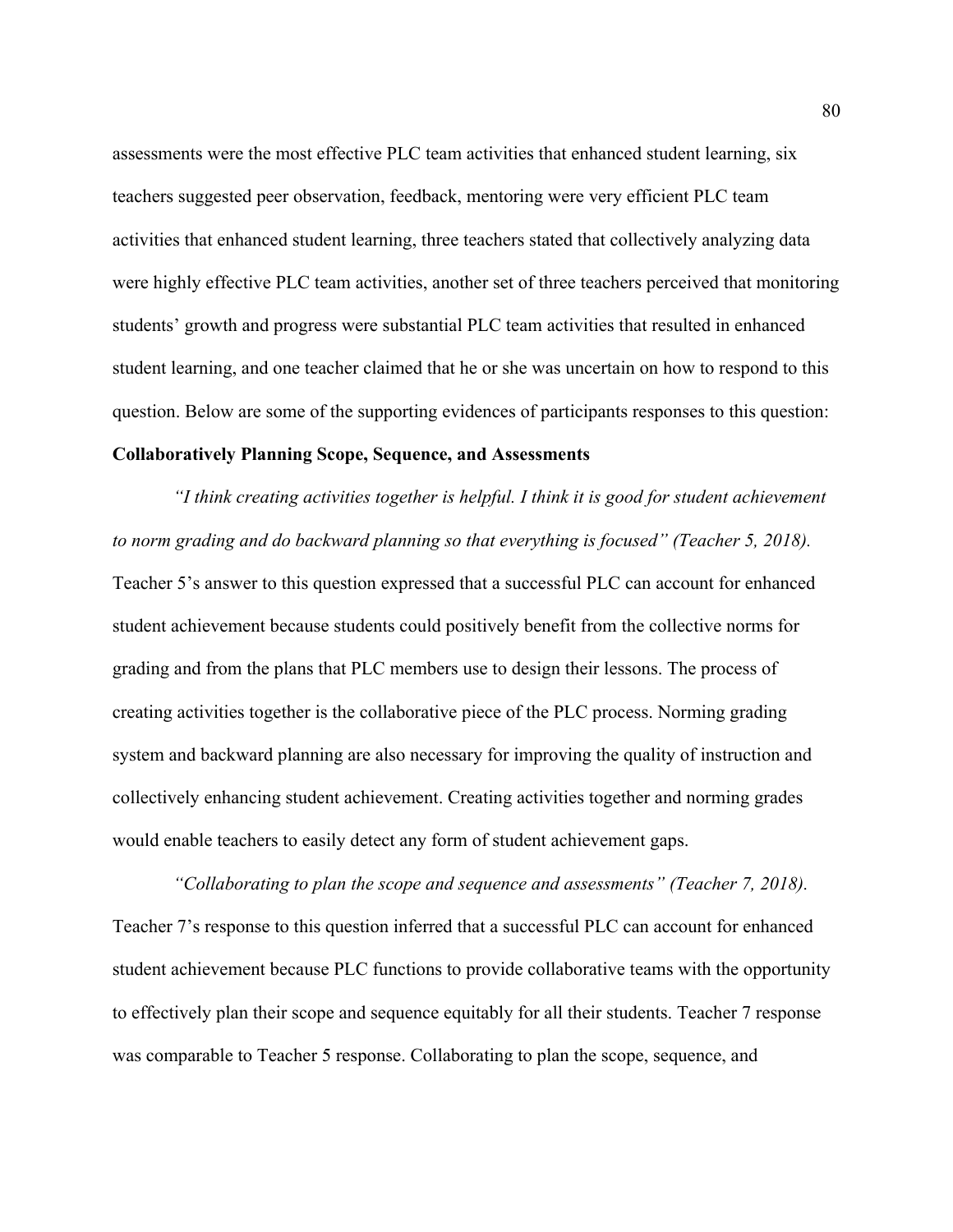assessments were the most effective PLC team activities that enhanced student learning, six teachers suggested peer observation, feedback, mentoring were very efficient PLC team activities that enhanced student learning, three teachers stated that collectively analyzing data were highly effective PLC team activities, another set of three teachers perceived that monitoring students' growth and progress were substantial PLC team activities that resulted in enhanced student learning, and one teacher claimed that he or she was uncertain on how to respond to this question. Below are some of the supporting evidences of participants responses to this question:

**Collaboratively Planning Scope, Sequence, and Assessments**

*"I think creating activities together is helpful. I think it is good for student achievement to norm grading and do backward planning so that everything is focused" (Teacher 5, 2018).* Teacher 5's answer to this question expressed that a successful PLC can account for enhanced student achievement because students could positively benefit from the collective norms for grading and from the plans that PLC members use to design their lessons. The process of creating activities together is the collaborative piece of the PLC process. Norming grading system and backward planning are also necessary for improving the quality of instruction and collectively enhancing student achievement. Creating activities together and norming grades would enable teachers to easily detect any form of student achievement gaps.

*"Collaborating to plan the scope and sequence and assessments" (Teacher 7, 2018).* Teacher 7's response to this question inferred that a successful PLC can account for enhanced student achievement because PLC functions to provide collaborative teams with the opportunity to effectively plan their scope and sequence equitably for all their students. Teacher 7 response was comparable to Teacher 5 response. Collaborating to plan the scope, sequence, and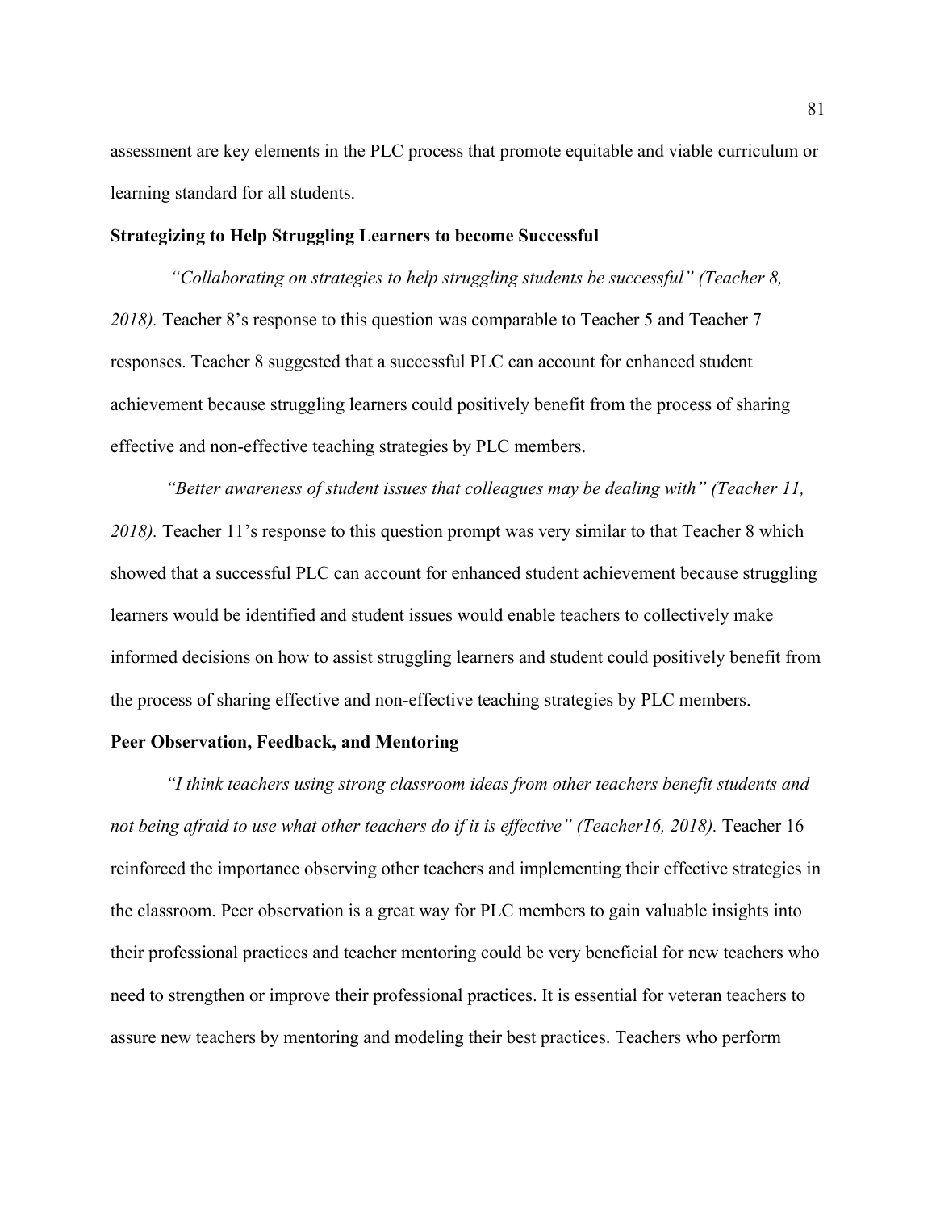assessment are key elements in the PLC process that promote equitable and viable curriculum or learning standard for all students.

**Strategizing to Help Struggling Learners to become Successful**

*"Collaborating on strategies to help struggling students be successful" (Teacher 8, 2018).* Teacher 8's response to this question was comparable to Teacher 5 and Teacher 7 responses. Teacher 8 suggested that a successful PLC can account for enhanced student achievement because struggling learners could positively benefit from the process of sharing effective and non-effective teaching strategies by PLC members.

*"Better awareness of student issues that colleagues may be dealing with" (Teacher 11, 2018).* Teacher 11's response to this question prompt was very similar to that Teacher 8 which showed that a successful PLC can account for enhanced student achievement because struggling learners would be identified and student issues would enable teachers to collectively make informed decisions on how to assist struggling learners and student could positively benefit from the process of sharing effective and non-effective teaching strategies by PLC members.

**Peer Observation, Feedback, and Mentoring**

*"I think teachers using strong classroom ideas from other teachers benefit students and not being afraid to use what other teachers do if it is effective" (Teacher16, 2018).* Teacher 16 reinforced the importance observing other teachers and implementing their effective strategies in the classroom. Peer observation is a great way for PLC members to gain valuable insights into their professional practices and teacher mentoring could be very beneficial for new teachers who need to strengthen or improve their professional practices. It is essential for veteran teachers to assure new teachers by mentoring and modeling their best practices. Teachers who perform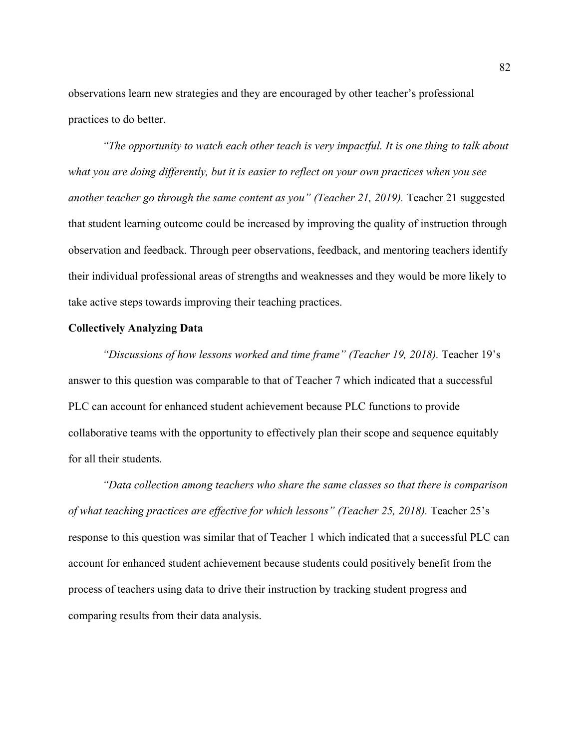observations learn new strategies and they are encouraged by other teacher's professional practices to do better.

*"The opportunity to watch each other teach is very impactful. It is one thing to talk about what you are doing differently, but it is easier to reflect on your own practices when you see another teacher go through the same content as you" (Teacher 21, 2019).* Teacher 21 suggested that student learning outcome could be increased by improving the quality of instruction through observation and feedback. Through peer observations, feedback, and mentoring teachers identify their individual professional areas of strengths and weaknesses and they would be more likely to take active steps towards improving their teaching practices.

**Collectively Analyzing Data**

*"Discussions of how lessons worked and time frame" (Teacher 19, 2018).* Teacher 19's answer to this question was comparable to that of Teacher 7 which indicated that a successful PLC can account for enhanced student achievement because PLC functions to provide collaborative teams with the opportunity to effectively plan their scope and sequence equitably for all their students.

*"Data collection among teachers who share the same classes so that there is comparison of what teaching practices are effective for which lessons" (Teacher 25, 2018).* Teacher 25's response to this question was similar that of Teacher 1 which indicated that a successful PLC can account for enhanced student achievement because students could positively benefit from the process of teachers using data to drive their instruction by tracking student progress and comparing results from their data analysis.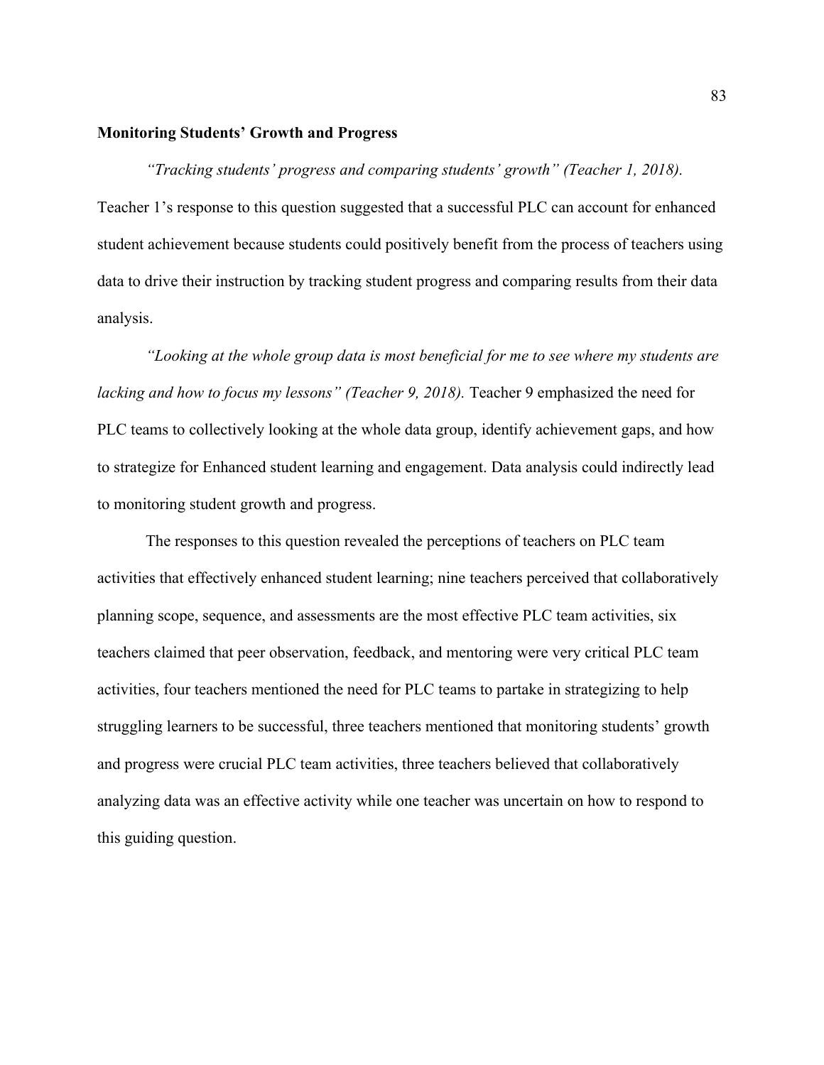**Monitoring Students' Growth and Progress**

*"Tracking students' progress and comparing students' growth" (Teacher 1, 2018).* Teacher 1's response to this question suggested that a successful PLC can account for enhanced student achievement because students could positively benefit from the process of teachers using data to drive their instruction by tracking student progress and comparing results from their data analysis.

*"Looking at the whole group data is most beneficial for me to see where my students are lacking and how to focus my lessons" (Teacher 9, 2018).* Teacher 9 emphasized the need for PLC teams to collectively looking at the whole data group, identify achievement gaps, and how to strategize for Enhanced student learning and engagement. Data analysis could indirectly lead to monitoring student growth and progress.

The responses to this question revealed the perceptions of teachers on PLC team activities that effectively enhanced student learning; nine teachers perceived that collaboratively planning scope, sequence, and assessments are the most effective PLC team activities, six teachers claimed that peer observation, feedback, and mentoring were very critical PLC team activities, four teachers mentioned the need for PLC teams to partake in strategizing to help struggling learners to be successful, three teachers mentioned that monitoring students' growth and progress were crucial PLC team activities, three teachers believed that collaboratively analyzing data was an effective activity while one teacher was uncertain on how to respond to this guiding question.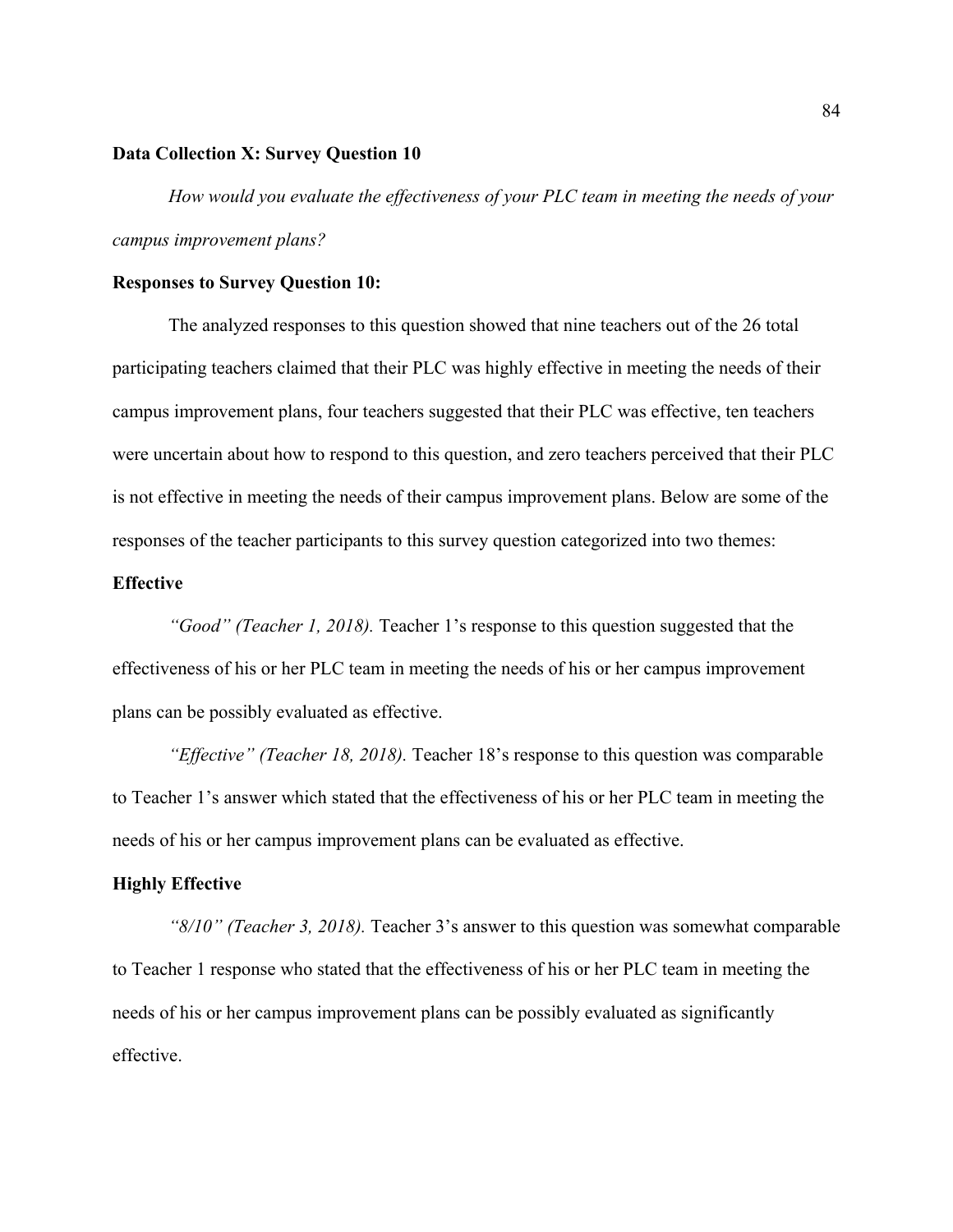**Data Collection X: Survey Question 10**

*How would you evaluate the effectiveness of your PLC team in meeting the needs of your campus improvement plans?*

**Responses to Survey Question 10:**

The analyzed responses to this question showed that nine teachers out of the 26 total participating teachers claimed that their PLC was highly effective in meeting the needs of their campus improvement plans, four teachers suggested that their PLC was effective, ten teachers were uncertain about how to respond to this question, and zero teachers perceived that their PLC is not effective in meeting the needs of their campus improvement plans. Below are some of the responses of the teacher participants to this survey question categorized into two themes:

**Effective**

*"Good" (Teacher 1, 2018).* Teacher 1's response to this question suggested that the effectiveness of his or her PLC team in meeting the needs of his or her campus improvement plans can be possibly evaluated as effective.

*"Effective" (Teacher 18, 2018).* Teacher 18's response to this question was comparable to Teacher 1's answer which stated that the effectiveness of his or her PLC team in meeting the needs of his or her campus improvement plans can be evaluated as effective.

**Highly Effective**

*"8/10" (Teacher 3, 2018).* Teacher 3's answer to this question was somewhat comparable to Teacher 1 response who stated that the effectiveness of his or her PLC team in meeting the needs of his or her campus improvement plans can be possibly evaluated as significantly effective.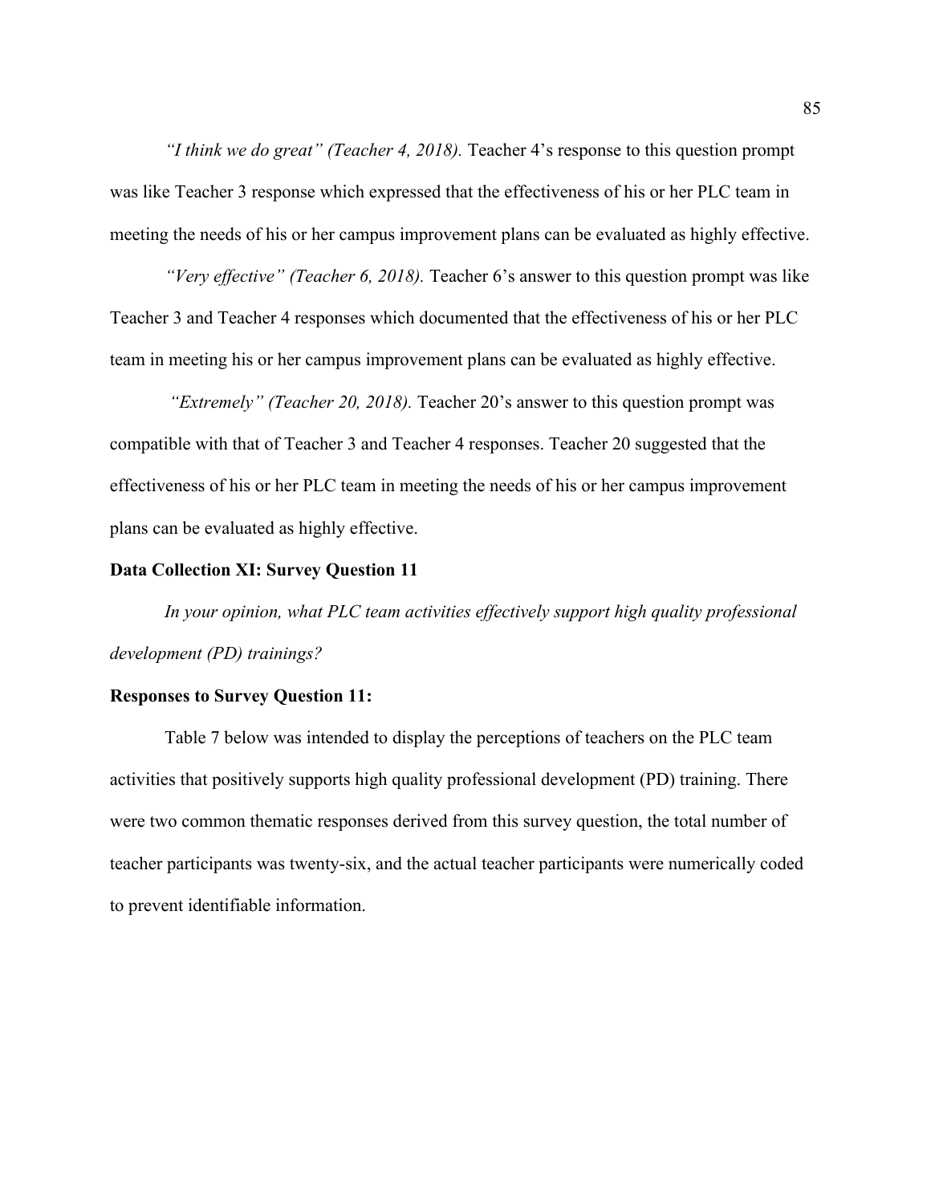*“I think we do great” (Teacher 4, 2018).* Teacher 4’s response to this question prompt was like Teacher 3 response which expressed that the effectiveness of his or her PLC team in meeting the needs of his or her campus improvement plans can be evaluated as highly effective.

*“Very effective” (Teacher 6, 2018).* Teacher 6’s answer to this question prompt was like Teacher 3 and Teacher 4 responses which documented that the effectiveness of his or her PLC team in meeting his or her campus improvement plans can be evaluated as highly effective.

*“Extremely” (Teacher 20, 2018).* Teacher 20’s answer to this question prompt was compatible with that of Teacher 3 and Teacher 4 responses. Teacher 20 suggested that the effectiveness of his or her PLC team in meeting the needs of his or her campus improvement plans can be evaluated as highly effective.

**Data Collection XI: Survey Question 11**

*In your opinion, what PLC team activities effectively support high quality professional development (PD) trainings?*

**Responses to Survey Question 11:**

Table 7 below was intended to display the perceptions of teachers on the PLC team activities that positively supports high quality professional development (PD) training. There were two common thematic responses derived from this survey question, the total number of teacher participants was twenty-six, and the actual teacher participants were numerically coded to prevent identifiable information.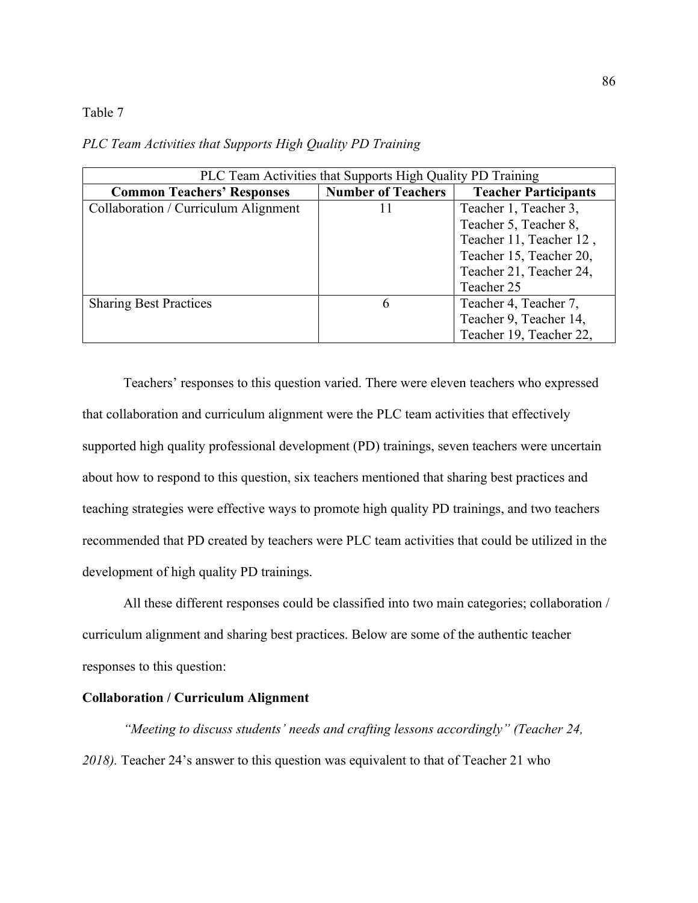Table 7

*PLC Team Activities that Supports High Quality PD Training*

| PLC Team Activities that Supports High Quality PD Training | | |
|---|---|---|
| **Common Teachers' Responses** | **Number of Teachers** | **Teacher Participants** |
| Collaboration / Curriculum Alignment | 11 | Teacher 1, Teacher 3, Teacher 5, Teacher 8, Teacher 11, Teacher 12 , Teacher 15, Teacher 20, Teacher 21, Teacher 24, Teacher 25 |
| Sharing Best Practices | 6 | Teacher 4, Teacher 7, Teacher 9, Teacher 14, Teacher 19, Teacher 22, |

Teachers' responses to this question varied. There were eleven teachers who expressed that collaboration and curriculum alignment were the PLC team activities that effectively supported high quality professional development (PD) trainings, seven teachers were uncertain about how to respond to this question, six teachers mentioned that sharing best practices and teaching strategies were effective ways to promote high quality PD trainings, and two teachers recommended that PD created by teachers were PLC team activities that could be utilized in the development of high quality PD trainings.

All these different responses could be classified into two main categories; collaboration / curriculum alignment and sharing best practices. Below are some of the authentic teacher responses to this question:

**Collaboration / Curriculum Alignment**

*"Meeting to discuss students' needs and crafting lessons accordingly" (Teacher 24, 2018).* Teacher 24's answer to this question was equivalent to that of Teacher 21 who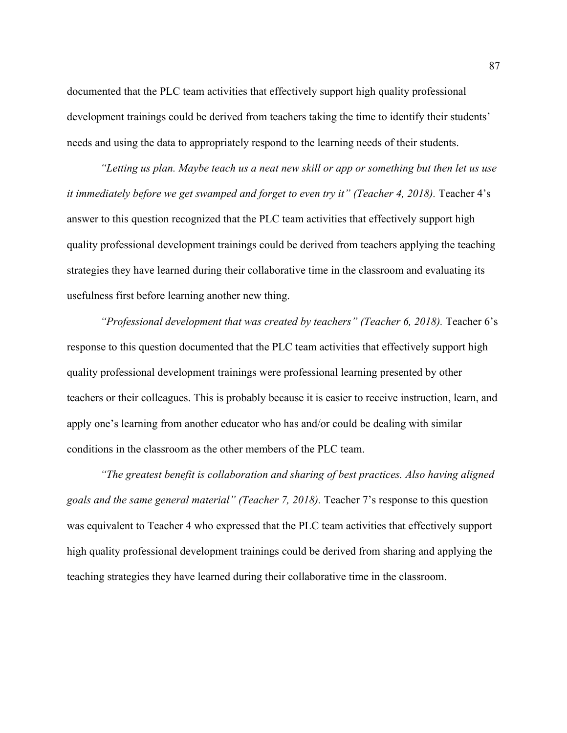documented that the PLC team activities that effectively support high quality professional development trainings could be derived from teachers taking the time to identify their students' needs and using the data to appropriately respond to the learning needs of their students.

*"Letting us plan. Maybe teach us a neat new skill or app or something but then let us use it immediately before we get swamped and forget to even try it" (Teacher 4, 2018).* Teacher 4's answer to this question recognized that the PLC team activities that effectively support high quality professional development trainings could be derived from teachers applying the teaching strategies they have learned during their collaborative time in the classroom and evaluating its usefulness first before learning another new thing.

*"Professional development that was created by teachers" (Teacher 6, 2018).* Teacher 6's response to this question documented that the PLC team activities that effectively support high quality professional development trainings were professional learning presented by other teachers or their colleagues. This is probably because it is easier to receive instruction, learn, and apply one's learning from another educator who has and/or could be dealing with similar conditions in the classroom as the other members of the PLC team.

*"The greatest benefit is collaboration and sharing of best practices. Also having aligned goals and the same general material" (Teacher 7, 2018).* Teacher 7's response to this question was equivalent to Teacher 4 who expressed that the PLC team activities that effectively support high quality professional development trainings could be derived from sharing and applying the teaching strategies they have learned during their collaborative time in the classroom.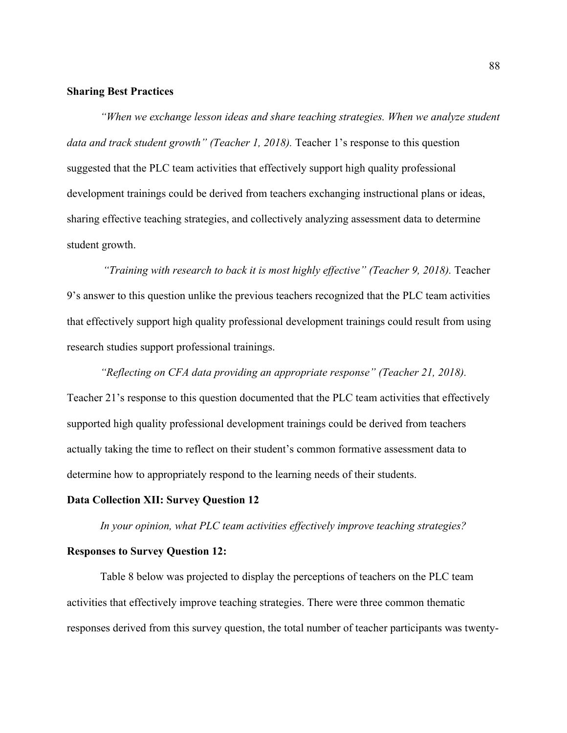**Sharing Best Practices**

*"When we exchange lesson ideas and share teaching strategies. When we analyze student data and track student growth" (Teacher 1, 2018).* Teacher 1's response to this question suggested that the PLC team activities that effectively support high quality professional development trainings could be derived from teachers exchanging instructional plans or ideas, sharing effective teaching strategies, and collectively analyzing assessment data to determine student growth.

*"Training with research to back it is most highly effective" (Teacher 9, 2018).* Teacher 9's answer to this question unlike the previous teachers recognized that the PLC team activities that effectively support high quality professional development trainings could result from using research studies support professional trainings.

*"Reflecting on CFA data providing an appropriate response" (Teacher 21, 2018).* Teacher 21's response to this question documented that the PLC team activities that effectively supported high quality professional development trainings could be derived from teachers actually taking the time to reflect on their student's common formative assessment data to determine how to appropriately respond to the learning needs of their students.

**Data Collection XII: Survey Question 12**

*In your opinion, what PLC team activities effectively improve teaching strategies?*

**Responses to Survey Question 12:**

Table 8 below was projected to display the perceptions of teachers on the PLC team activities that effectively improve teaching strategies. There were three common thematic responses derived from this survey question, the total number of teacher participants was twenty-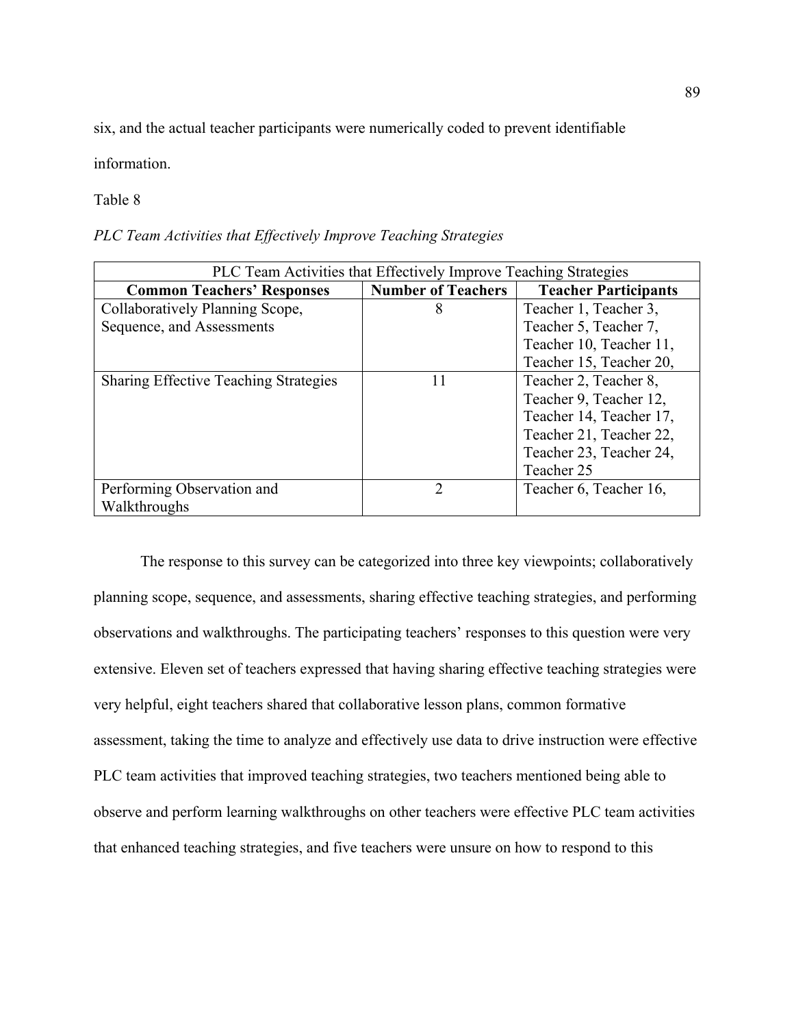six, and the actual teacher participants were numerically coded to prevent identifiable information.

Table 8

*PLC Team Activities that Effectively Improve Teaching Strategies*

| PLC Team Activities that Effectively Improve Teaching Strategies | | |
|---|---|---|
| **Common Teachers' Responses** | **Number of Teachers** | **Teacher Participants** |
| Collaboratively Planning Scope, Sequence, and Assessments | 8 | Teacher 1, Teacher 3, Teacher 5, Teacher 7, Teacher 10, Teacher 11, Teacher 15, Teacher 20, |
| Sharing Effective Teaching Strategies | 11 | Teacher 2, Teacher 8, Teacher 9, Teacher 12, Teacher 14, Teacher 17, Teacher 21, Teacher 22, Teacher 23, Teacher 24, Teacher 25 |
| Performing Observation and Walkthroughs | 2 | Teacher 6, Teacher 16, |

The response to this survey can be categorized into three key viewpoints; collaboratively planning scope, sequence, and assessments, sharing effective teaching strategies, and performing observations and walkthroughs. The participating teachers' responses to this question were very extensive. Eleven set of teachers expressed that having sharing effective teaching strategies were very helpful, eight teachers shared that collaborative lesson plans, common formative assessment, taking the time to analyze and effectively use data to drive instruction were effective PLC team activities that improved teaching strategies, two teachers mentioned being able to observe and perform learning walkthroughs on other teachers were effective PLC team activities that enhanced teaching strategies, and five teachers were unsure on how to respond to this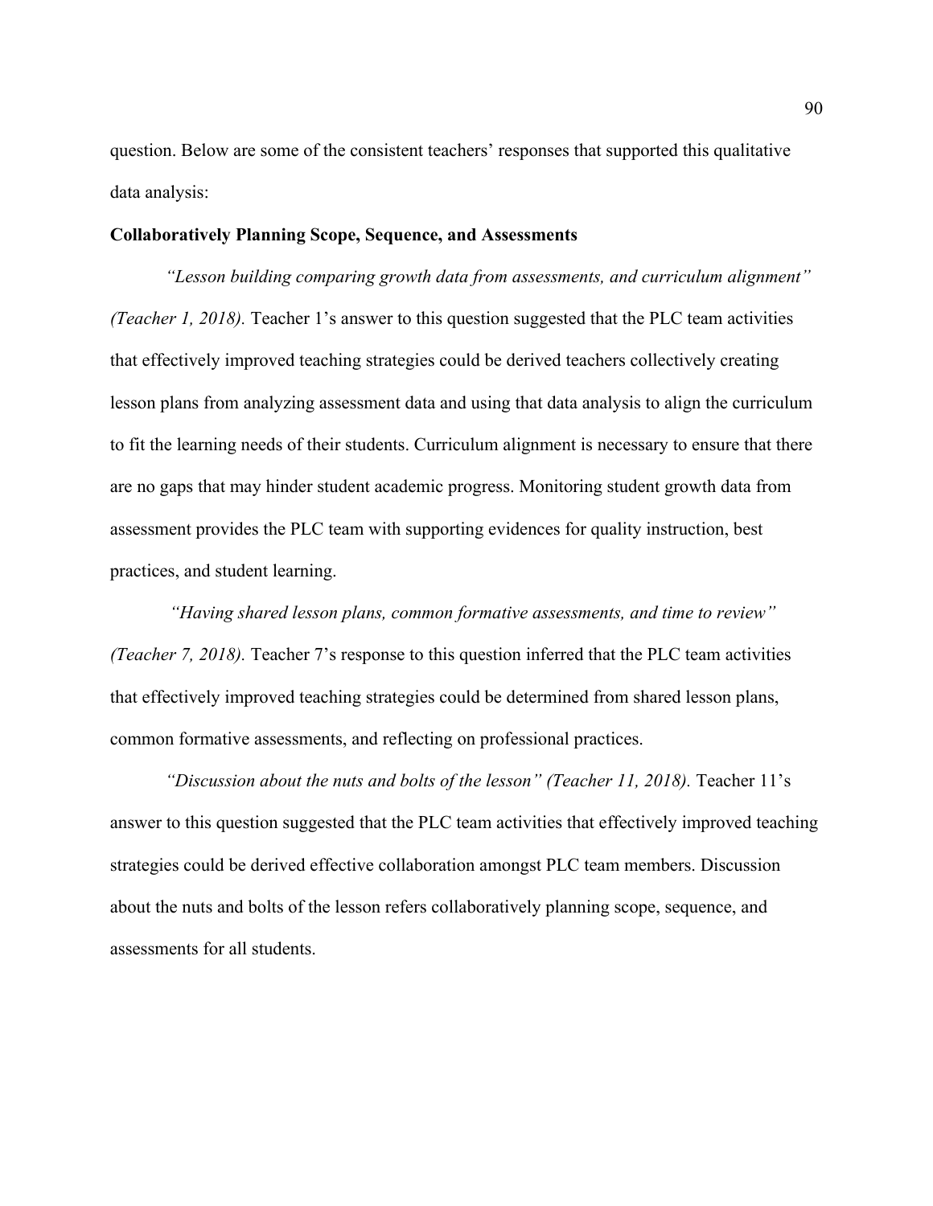question. Below are some of the consistent teachers' responses that supported this qualitative data analysis:

**Collaboratively Planning Scope, Sequence, and Assessments**

*"Lesson building comparing growth data from assessments, and curriculum alignment" (Teacher 1, 2018).* Teacher 1's answer to this question suggested that the PLC team activities that effectively improved teaching strategies could be derived teachers collectively creating lesson plans from analyzing assessment data and using that data analysis to align the curriculum to fit the learning needs of their students. Curriculum alignment is necessary to ensure that there are no gaps that may hinder student academic progress. Monitoring student growth data from assessment provides the PLC team with supporting evidences for quality instruction, best practices, and student learning.

*"Having shared lesson plans, common formative assessments, and time to review" (Teacher 7, 2018).* Teacher 7's response to this question inferred that the PLC team activities that effectively improved teaching strategies could be determined from shared lesson plans, common formative assessments, and reflecting on professional practices.

*"Discussion about the nuts and bolts of the lesson" (Teacher 11, 2018).* Teacher 11's answer to this question suggested that the PLC team activities that effectively improved teaching strategies could be derived effective collaboration amongst PLC team members. Discussion about the nuts and bolts of the lesson refers collaboratively planning scope, sequence, and assessments for all students.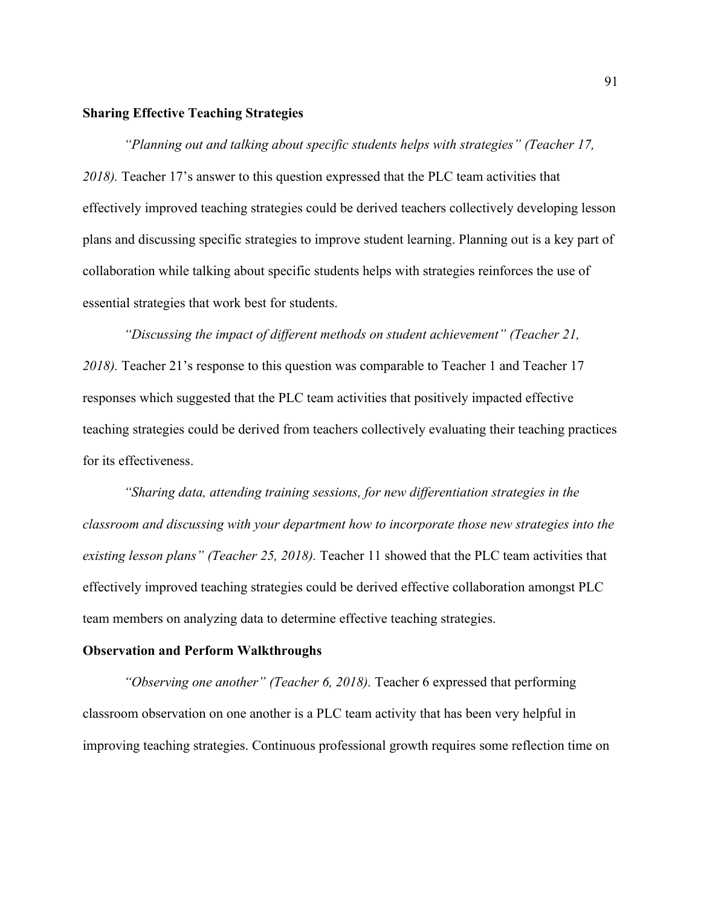**Sharing Effective Teaching Strategies**

*"Planning out and talking about specific students helps with strategies" (Teacher 17, 2018).* Teacher 17's answer to this question expressed that the PLC team activities that effectively improved teaching strategies could be derived teachers collectively developing lesson plans and discussing specific strategies to improve student learning. Planning out is a key part of collaboration while talking about specific students helps with strategies reinforces the use of essential strategies that work best for students.

*"Discussing the impact of different methods on student achievement" (Teacher 21, 2018).* Teacher 21's response to this question was comparable to Teacher 1 and Teacher 17 responses which suggested that the PLC team activities that positively impacted effective teaching strategies could be derived from teachers collectively evaluating their teaching practices for its effectiveness.

*"Sharing data, attending training sessions, for new differentiation strategies in the classroom and discussing with your department how to incorporate those new strategies into the existing lesson plans" (Teacher 25, 2018).* Teacher 11 showed that the PLC team activities that effectively improved teaching strategies could be derived effective collaboration amongst PLC team members on analyzing data to determine effective teaching strategies.

**Observation and Perform Walkthroughs**

*"Observing one another" (Teacher 6, 2018).* Teacher 6 expressed that performing classroom observation on one another is a PLC team activity that has been very helpful in improving teaching strategies. Continuous professional growth requires some reflection time on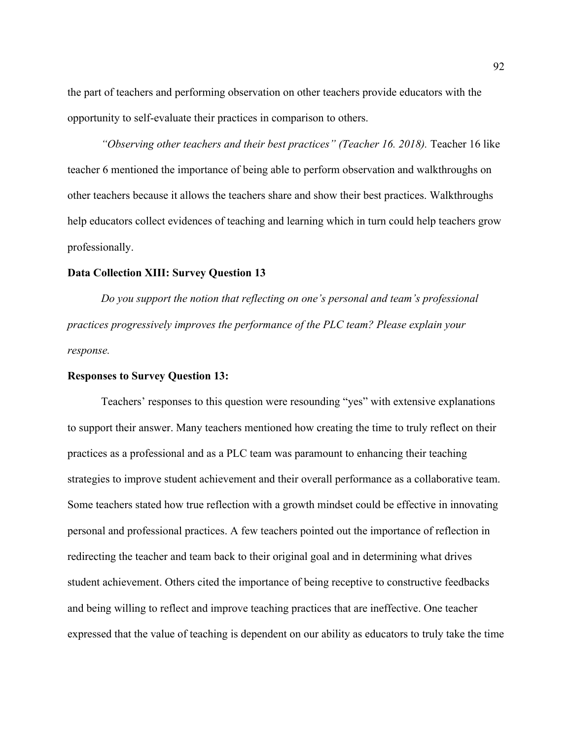the part of teachers and performing observation on other teachers provide educators with the opportunity to self-evaluate their practices in comparison to others.

*"Observing other teachers and their best practices" (Teacher 16. 2018).* Teacher 16 like teacher 6 mentioned the importance of being able to perform observation and walkthroughs on other teachers because it allows the teachers share and show their best practices. Walkthroughs help educators collect evidences of teaching and learning which in turn could help teachers grow professionally.

**Data Collection XIII: Survey Question 13**

*Do you support the notion that reflecting on one's personal and team's professional practices progressively improves the performance of the PLC team? Please explain your response.*

**Responses to Survey Question 13:**

Teachers' responses to this question were resounding "yes" with extensive explanations to support their answer. Many teachers mentioned how creating the time to truly reflect on their practices as a professional and as a PLC team was paramount to enhancing their teaching strategies to improve student achievement and their overall performance as a collaborative team. Some teachers stated how true reflection with a growth mindset could be effective in innovating personal and professional practices. A few teachers pointed out the importance of reflection in redirecting the teacher and team back to their original goal and in determining what drives student achievement. Others cited the importance of being receptive to constructive feedbacks and being willing to reflect and improve teaching practices that are ineffective. One teacher expressed that the value of teaching is dependent on our ability as educators to truly take the time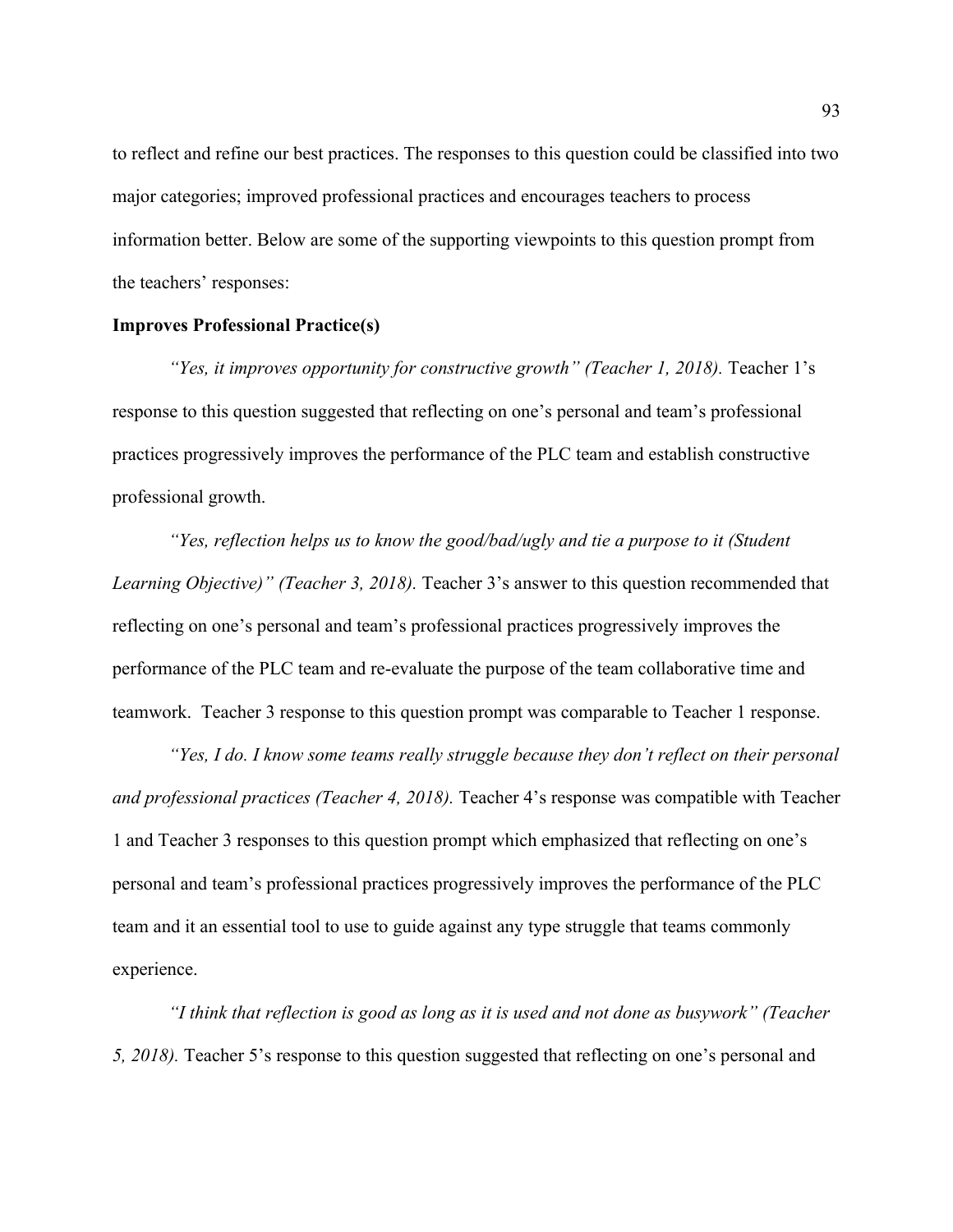to reflect and refine our best practices. The responses to this question could be classified into two major categories; improved professional practices and encourages teachers to process information better. Below are some of the supporting viewpoints to this question prompt from the teachers' responses:

**Improves Professional Practice(s)**

*"Yes, it improves opportunity for constructive growth" (Teacher 1, 2018).* Teacher 1's response to this question suggested that reflecting on one's personal and team's professional practices progressively improves the performance of the PLC team and establish constructive professional growth.

*"Yes, reflection helps us to know the good/bad/ugly and tie a purpose to it (Student Learning Objective)" (Teacher 3, 2018).* Teacher 3's answer to this question recommended that reflecting on one's personal and team's professional practices progressively improves the performance of the PLC team and re-evaluate the purpose of the team collaborative time and teamwork. Teacher 3 response to this question prompt was comparable to Teacher 1 response.

*"Yes, I do. I know some teams really struggle because they don't reflect on their personal and professional practices (Teacher 4, 2018).* Teacher 4's response was compatible with Teacher 1 and Teacher 3 responses to this question prompt which emphasized that reflecting on one's personal and team's professional practices progressively improves the performance of the PLC team and it an essential tool to use to guide against any type struggle that teams commonly experience.

*"I think that reflection is good as long as it is used and not done as busywork" (Teacher 5, 2018).* Teacher 5's response to this question suggested that reflecting on one's personal and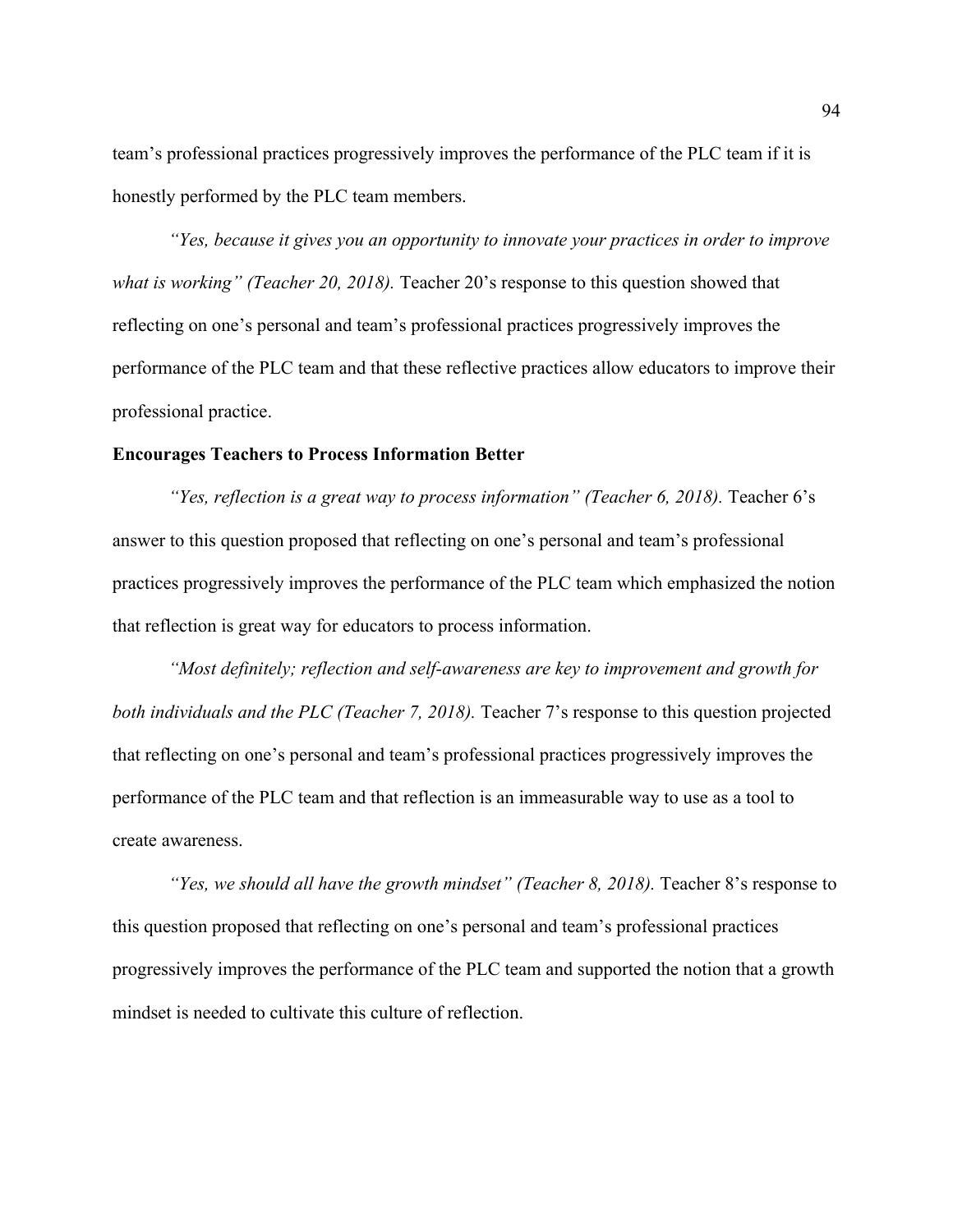team's professional practices progressively improves the performance of the PLC team if it is honestly performed by the PLC team members.

*"Yes, because it gives you an opportunity to innovate your practices in order to improve what is working" (Teacher 20, 2018).* Teacher 20's response to this question showed that reflecting on one's personal and team's professional practices progressively improves the performance of the PLC team and that these reflective practices allow educators to improve their professional practice.

**Encourages Teachers to Process Information Better**

*"Yes, reflection is a great way to process information" (Teacher 6, 2018).* Teacher 6's answer to this question proposed that reflecting on one's personal and team's professional practices progressively improves the performance of the PLC team which emphasized the notion that reflection is great way for educators to process information.

*"Most definitely; reflection and self-awareness are key to improvement and growth for both individuals and the PLC (Teacher 7, 2018).* Teacher 7's response to this question projected that reflecting on one's personal and team's professional practices progressively improves the performance of the PLC team and that reflection is an immeasurable way to use as a tool to create awareness.

*"Yes, we should all have the growth mindset" (Teacher 8, 2018).* Teacher 8's response to this question proposed that reflecting on one's personal and team's professional practices progressively improves the performance of the PLC team and supported the notion that a growth mindset is needed to cultivate this culture of reflection.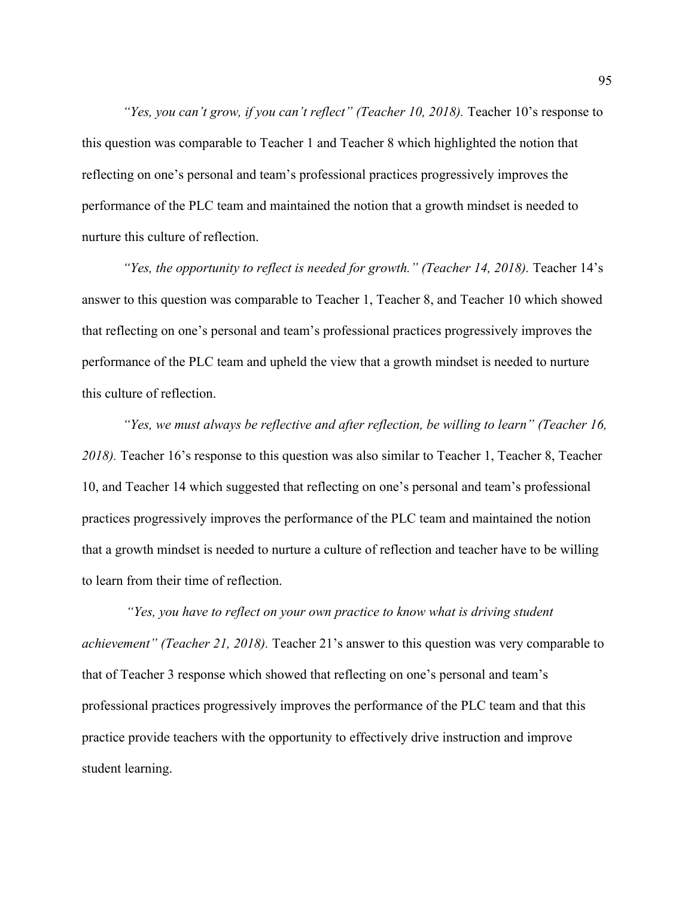*"Yes, you can't grow, if you can't reflect" (Teacher 10, 2018).* Teacher 10's response to this question was comparable to Teacher 1 and Teacher 8 which highlighted the notion that reflecting on one's personal and team's professional practices progressively improves the performance of the PLC team and maintained the notion that a growth mindset is needed to nurture this culture of reflection.

*"Yes, the opportunity to reflect is needed for growth." (Teacher 14, 2018).* Teacher 14's answer to this question was comparable to Teacher 1, Teacher 8, and Teacher 10 which showed that reflecting on one's personal and team's professional practices progressively improves the performance of the PLC team and upheld the view that a growth mindset is needed to nurture this culture of reflection.

*"Yes, we must always be reflective and after reflection, be willing to learn" (Teacher 16, 2018).* Teacher 16's response to this question was also similar to Teacher 1, Teacher 8, Teacher 10, and Teacher 14 which suggested that reflecting on one's personal and team's professional practices progressively improves the performance of the PLC team and maintained the notion that a growth mindset is needed to nurture a culture of reflection and teacher have to be willing to learn from their time of reflection.

*"Yes, you have to reflect on your own practice to know what is driving student achievement" (Teacher 21, 2018).* Teacher 21's answer to this question was very comparable to that of Teacher 3 response which showed that reflecting on one's personal and team's professional practices progressively improves the performance of the PLC team and that this practice provide teachers with the opportunity to effectively drive instruction and improve student learning.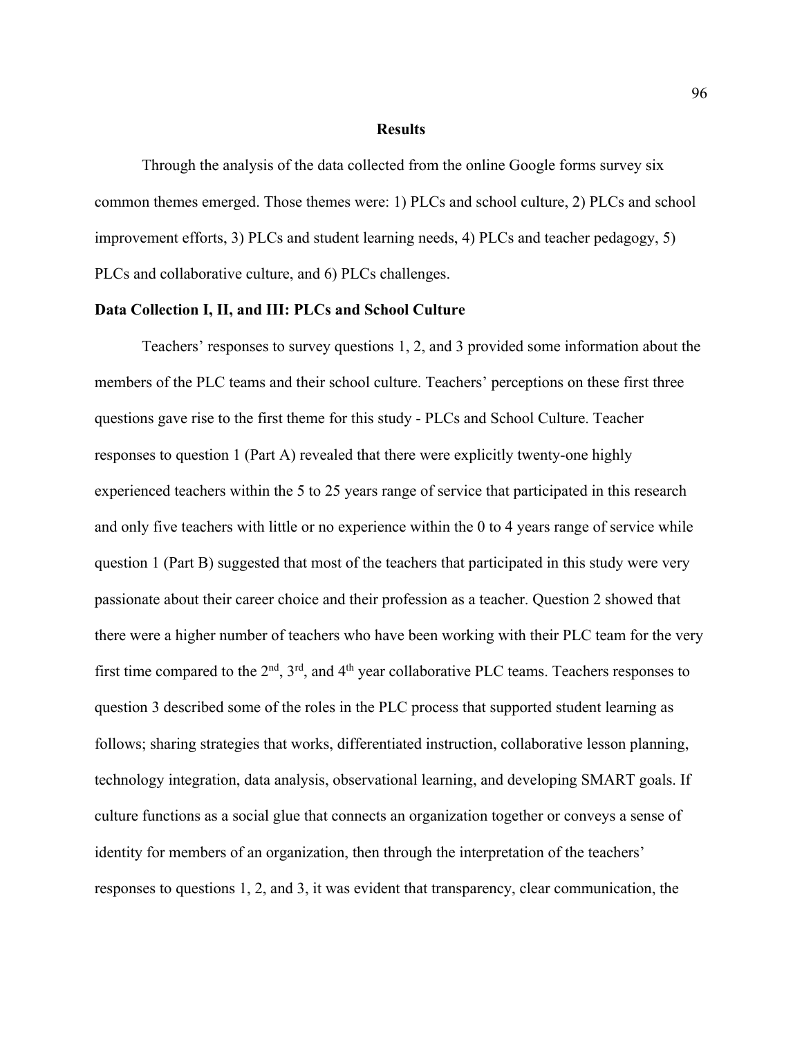## Results

Through the analysis of the data collected from the online Google forms survey six common themes emerged. Those themes were: 1) PLCs and school culture, 2) PLCs and school improvement efforts, 3) PLCs and student learning needs, 4) PLCs and teacher pedagogy, 5) PLCs and collaborative culture, and 6) PLCs challenges.

### Data Collection I, II, and III: PLCs and School Culture

Teachers' responses to survey questions 1, 2, and 3 provided some information about the members of the PLC teams and their school culture. Teachers' perceptions on these first three questions gave rise to the first theme for this study - PLCs and School Culture. Teacher responses to question 1 (Part A) revealed that there were explicitly twenty-one highly experienced teachers within the 5 to 25 years range of service that participated in this research and only five teachers with little or no experience within the 0 to 4 years range of service while question 1 (Part B) suggested that most of the teachers that participated in this study were very passionate about their career choice and their profession as a teacher. Question 2 showed that there were a higher number of teachers who have been working with their PLC team for the very first time compared to the 2nd, 3rd, and 4th year collaborative PLC teams. Teachers responses to question 3 described some of the roles in the PLC process that supported student learning as follows; sharing strategies that works, differentiated instruction, collaborative lesson planning, technology integration, data analysis, observational learning, and developing SMART goals. If culture functions as a social glue that connects an organization together or conveys a sense of identity for members of an organization, then through the interpretation of the teachers' responses to questions 1, 2, and 3, it was evident that transparency, clear communication, the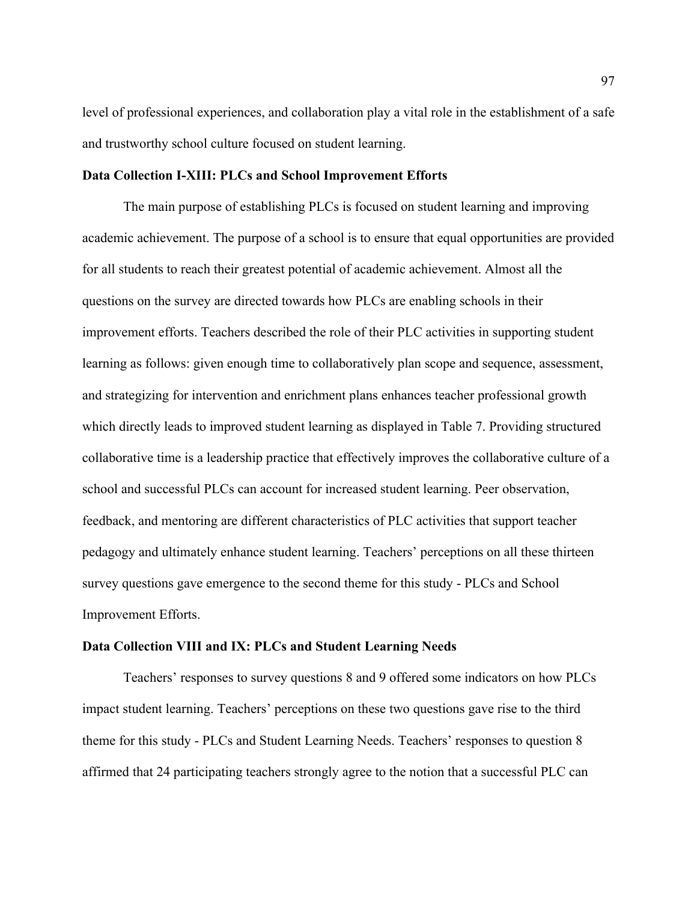level of professional experiences, and collaboration play a vital role in the establishment of a safe and trustworthy school culture focused on student learning.

**Data Collection I-XIII: PLCs and School Improvement Efforts**

The main purpose of establishing PLCs is focused on student learning and improving academic achievement. The purpose of a school is to ensure that equal opportunities are provided for all students to reach their greatest potential of academic achievement. Almost all the questions on the survey are directed towards how PLCs are enabling schools in their improvement efforts. Teachers described the role of their PLC activities in supporting student learning as follows: given enough time to collaboratively plan scope and sequence, assessment, and strategizing for intervention and enrichment plans enhances teacher professional growth which directly leads to improved student learning as displayed in Table 7. Providing structured collaborative time is a leadership practice that effectively improves the collaborative culture of a school and successful PLCs can account for increased student learning. Peer observation, feedback, and mentoring are different characteristics of PLC activities that support teacher pedagogy and ultimately enhance student learning. Teachers' perceptions on all these thirteen survey questions gave emergence to the second theme for this study - PLCs and School Improvement Efforts.

**Data Collection VIII and IX: PLCs and Student Learning Needs**

Teachers' responses to survey questions 8 and 9 offered some indicators on how PLCs impact student learning. Teachers' perceptions on these two questions gave rise to the third theme for this study - PLCs and Student Learning Needs. Teachers' responses to question 8 affirmed that 24 participating teachers strongly agree to the notion that a successful PLC can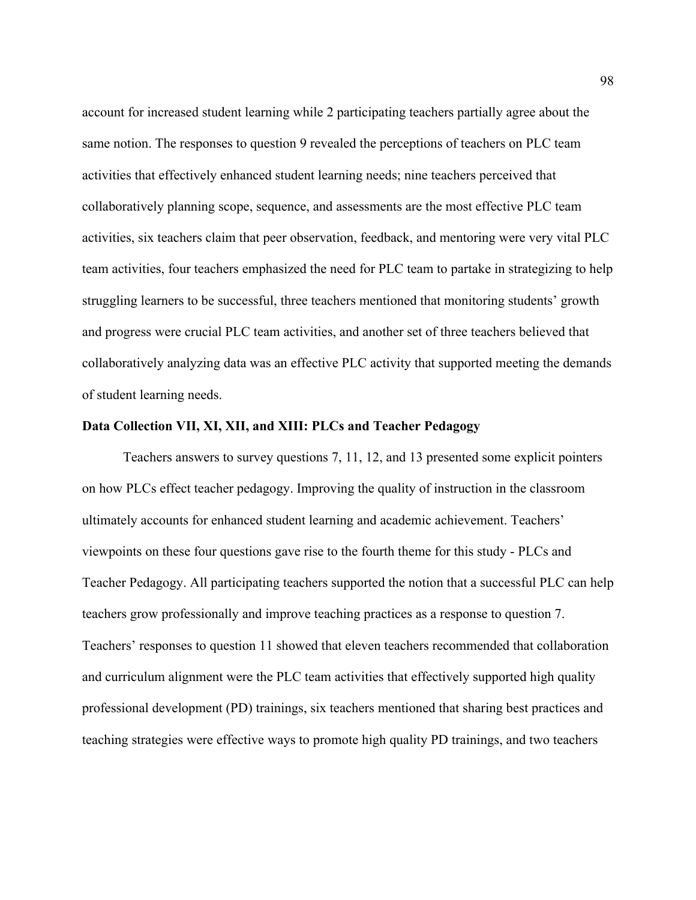account for increased student learning while 2 participating teachers partially agree about the same notion. The responses to question 9 revealed the perceptions of teachers on PLC team activities that effectively enhanced student learning needs; nine teachers perceived that collaboratively planning scope, sequence, and assessments are the most effective PLC team activities, six teachers claim that peer observation, feedback, and mentoring were very vital PLC team activities, four teachers emphasized the need for PLC team to partake in strategizing to help struggling learners to be successful, three teachers mentioned that monitoring students' growth and progress were crucial PLC team activities, and another set of three teachers believed that collaboratively analyzing data was an effective PLC activity that supported meeting the demands of student learning needs.

### Data Collection VII, XI, XII, and XIII: PLCs and Teacher Pedagogy

Teachers answers to survey questions 7, 11, 12, and 13 presented some explicit pointers on how PLCs effect teacher pedagogy. Improving the quality of instruction in the classroom ultimately accounts for enhanced student learning and academic achievement. Teachers' viewpoints on these four questions gave rise to the fourth theme for this study - PLCs and Teacher Pedagogy. All participating teachers supported the notion that a successful PLC can help teachers grow professionally and improve teaching practices as a response to question 7. Teachers' responses to question 11 showed that eleven teachers recommended that collaboration and curriculum alignment were the PLC team activities that effectively supported high quality professional development (PD) trainings, six teachers mentioned that sharing best practices and teaching strategies were effective ways to promote high quality PD trainings, and two teachers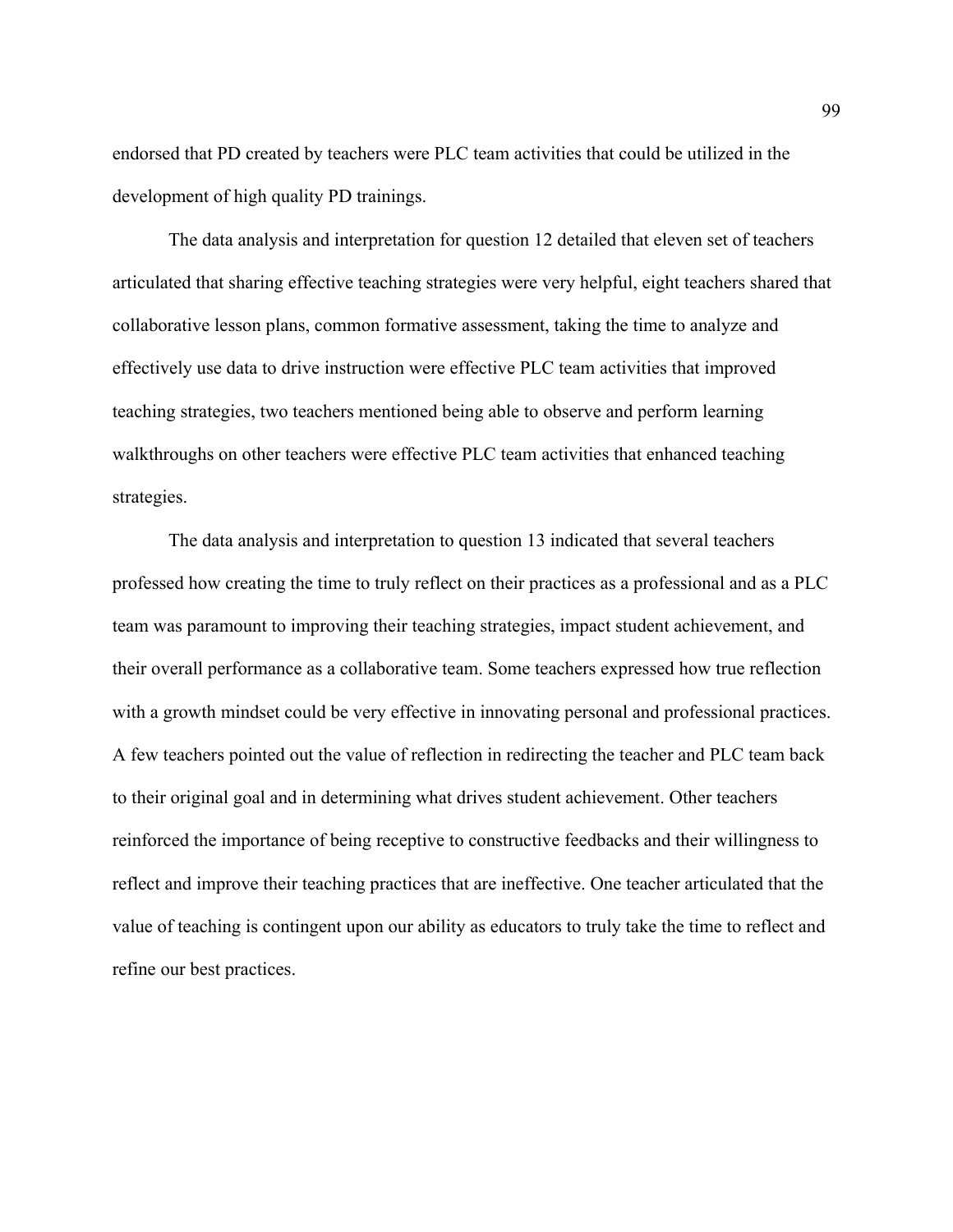endorsed that PD created by teachers were PLC team activities that could be utilized in the development of high quality PD trainings.

The data analysis and interpretation for question 12 detailed that eleven set of teachers articulated that sharing effective teaching strategies were very helpful, eight teachers shared that collaborative lesson plans, common formative assessment, taking the time to analyze and effectively use data to drive instruction were effective PLC team activities that improved teaching strategies, two teachers mentioned being able to observe and perform learning walkthroughs on other teachers were effective PLC team activities that enhanced teaching strategies.

The data analysis and interpretation to question 13 indicated that several teachers professed how creating the time to truly reflect on their practices as a professional and as a PLC team was paramount to improving their teaching strategies, impact student achievement, and their overall performance as a collaborative team. Some teachers expressed how true reflection with a growth mindset could be very effective in innovating personal and professional practices. A few teachers pointed out the value of reflection in redirecting the teacher and PLC team back to their original goal and in determining what drives student achievement. Other teachers reinforced the importance of being receptive to constructive feedbacks and their willingness to reflect and improve their teaching practices that are ineffective. One teacher articulated that the value of teaching is contingent upon our ability as educators to truly take the time to reflect and refine our best practices.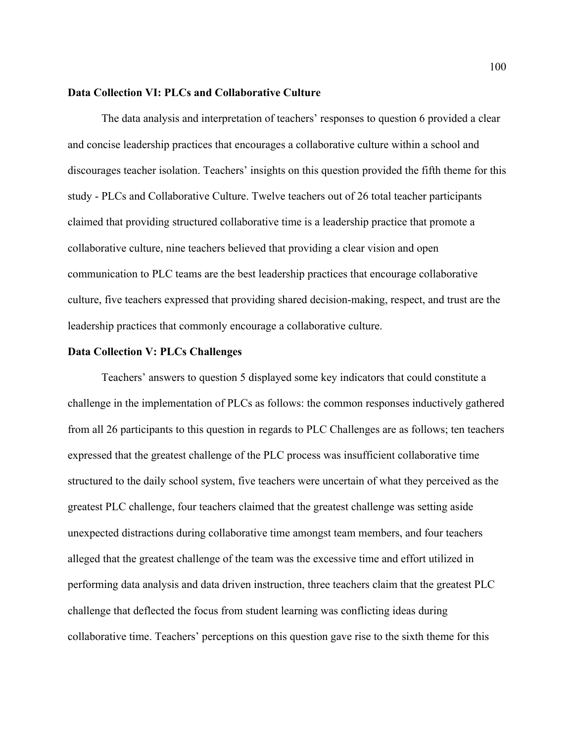**Data Collection VI: PLCs and Collaborative Culture**

The data analysis and interpretation of teachers' responses to question 6 provided a clear and concise leadership practices that encourages a collaborative culture within a school and discourages teacher isolation. Teachers' insights on this question provided the fifth theme for this study - PLCs and Collaborative Culture. Twelve teachers out of 26 total teacher participants claimed that providing structured collaborative time is a leadership practice that promote a collaborative culture, nine teachers believed that providing a clear vision and open communication to PLC teams are the best leadership practices that encourage collaborative culture, five teachers expressed that providing shared decision-making, respect, and trust are the leadership practices that commonly encourage a collaborative culture.

**Data Collection V: PLCs Challenges**

Teachers' answers to question 5 displayed some key indicators that could constitute a challenge in the implementation of PLCs as follows: the common responses inductively gathered from all 26 participants to this question in regards to PLC Challenges are as follows; ten teachers expressed that the greatest challenge of the PLC process was insufficient collaborative time structured to the daily school system, five teachers were uncertain of what they perceived as the greatest PLC challenge, four teachers claimed that the greatest challenge was setting aside unexpected distractions during collaborative time amongst team members, and four teachers alleged that the greatest challenge of the team was the excessive time and effort utilized in performing data analysis and data driven instruction, three teachers claim that the greatest PLC challenge that deflected the focus from student learning was conflicting ideas during collaborative time. Teachers' perceptions on this question gave rise to the sixth theme for this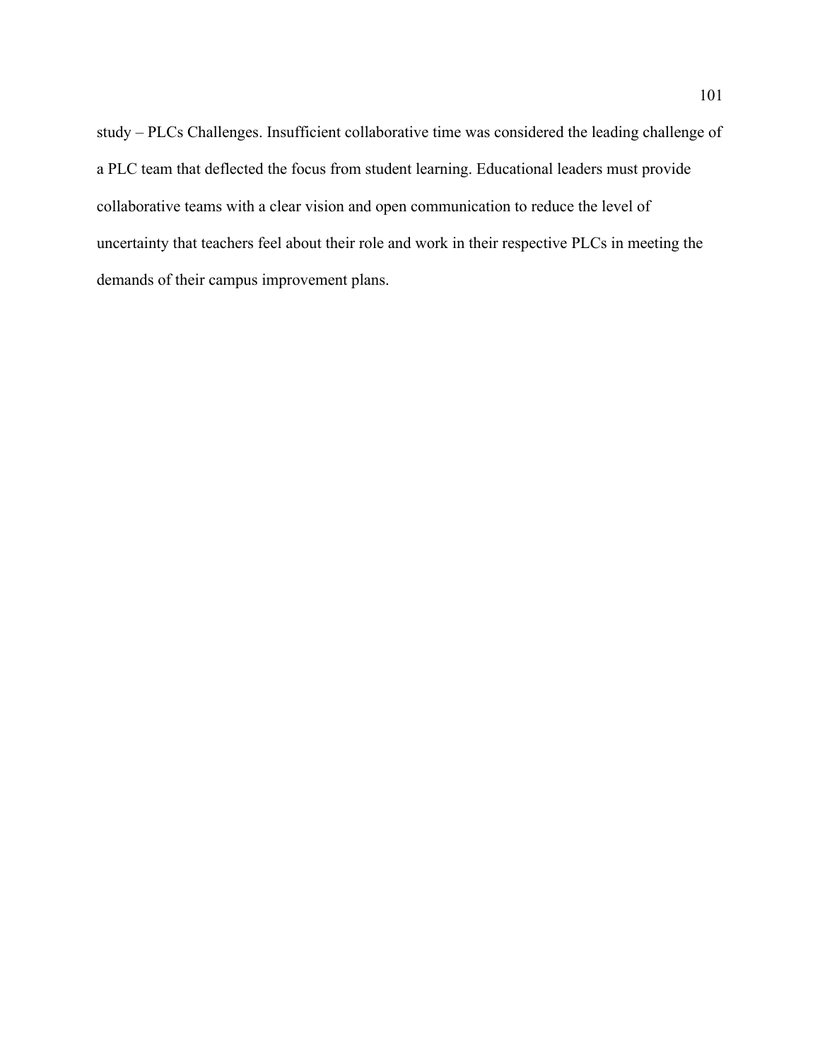study – PLCs Challenges. Insufficient collaborative time was considered the leading challenge of a PLC team that deflected the focus from student learning. Educational leaders must provide collaborative teams with a clear vision and open communication to reduce the level of uncertainty that teachers feel about their role and work in their respective PLCs in meeting the demands of their campus improvement plans.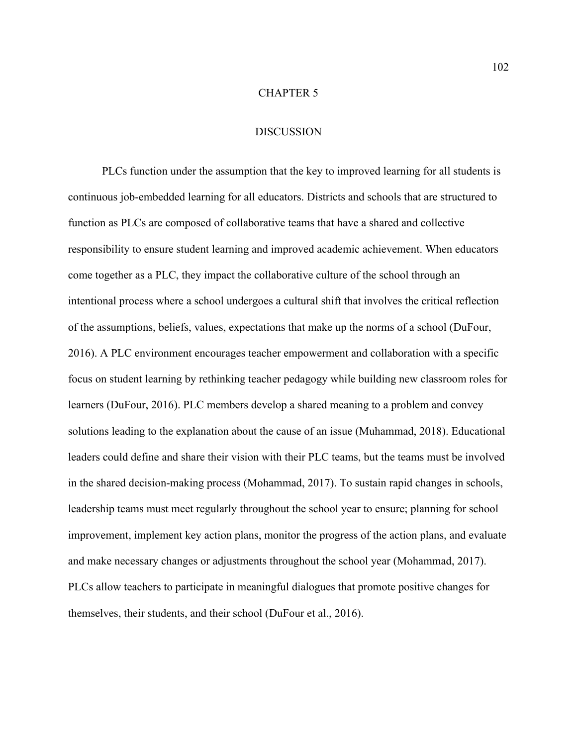# CHAPTER 5

## DISCUSSION

PLCs function under the assumption that the key to improved learning for all students is continuous job-embedded learning for all educators. Districts and schools that are structured to function as PLCs are composed of collaborative teams that have a shared and collective responsibility to ensure student learning and improved academic achievement. When educators come together as a PLC, they impact the collaborative culture of the school through an intentional process where a school undergoes a cultural shift that involves the critical reflection of the assumptions, beliefs, values, expectations that make up the norms of a school (DuFour, 2016). A PLC environment encourages teacher empowerment and collaboration with a specific focus on student learning by rethinking teacher pedagogy while building new classroom roles for learners (DuFour, 2016). PLC members develop a shared meaning to a problem and convey solutions leading to the explanation about the cause of an issue (Muhammad, 2018). Educational leaders could define and share their vision with their PLC teams, but the teams must be involved in the shared decision-making process (Mohammad, 2017). To sustain rapid changes in schools, leadership teams must meet regularly throughout the school year to ensure; planning for school improvement, implement key action plans, monitor the progress of the action plans, and evaluate and make necessary changes or adjustments throughout the school year (Mohammad, 2017). PLCs allow teachers to participate in meaningful dialogues that promote positive changes for themselves, their students, and their school (DuFour et al., 2016).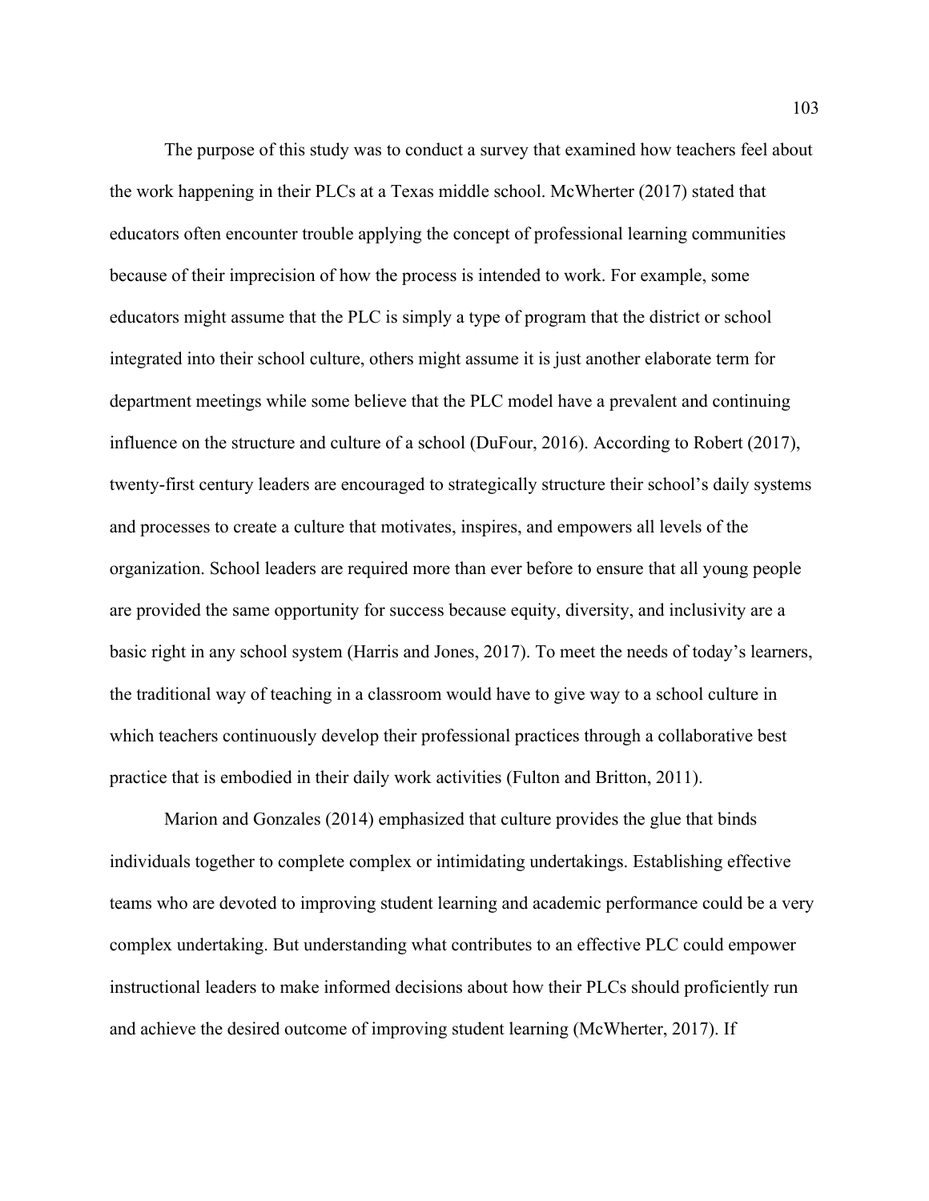The purpose of this study was to conduct a survey that examined how teachers feel about the work happening in their PLCs at a Texas middle school. McWherter (2017) stated that educators often encounter trouble applying the concept of professional learning communities because of their imprecision of how the process is intended to work. For example, some educators might assume that the PLC is simply a type of program that the district or school integrated into their school culture, others might assume it is just another elaborate term for department meetings while some believe that the PLC model have a prevalent and continuing influence on the structure and culture of a school (DuFour, 2016). According to Robert (2017), twenty-first century leaders are encouraged to strategically structure their school's daily systems and processes to create a culture that motivates, inspires, and empowers all levels of the organization. School leaders are required more than ever before to ensure that all young people are provided the same opportunity for success because equity, diversity, and inclusivity are a basic right in any school system (Harris and Jones, 2017). To meet the needs of today's learners, the traditional way of teaching in a classroom would have to give way to a school culture in which teachers continuously develop their professional practices through a collaborative best practice that is embodied in their daily work activities (Fulton and Britton, 2011).

Marion and Gonzales (2014) emphasized that culture provides the glue that binds individuals together to complete complex or intimidating undertakings. Establishing effective teams who are devoted to improving student learning and academic performance could be a very complex undertaking. But understanding what contributes to an effective PLC could empower instructional leaders to make informed decisions about how their PLCs should proficiently run and achieve the desired outcome of improving student learning (McWherter, 2017). If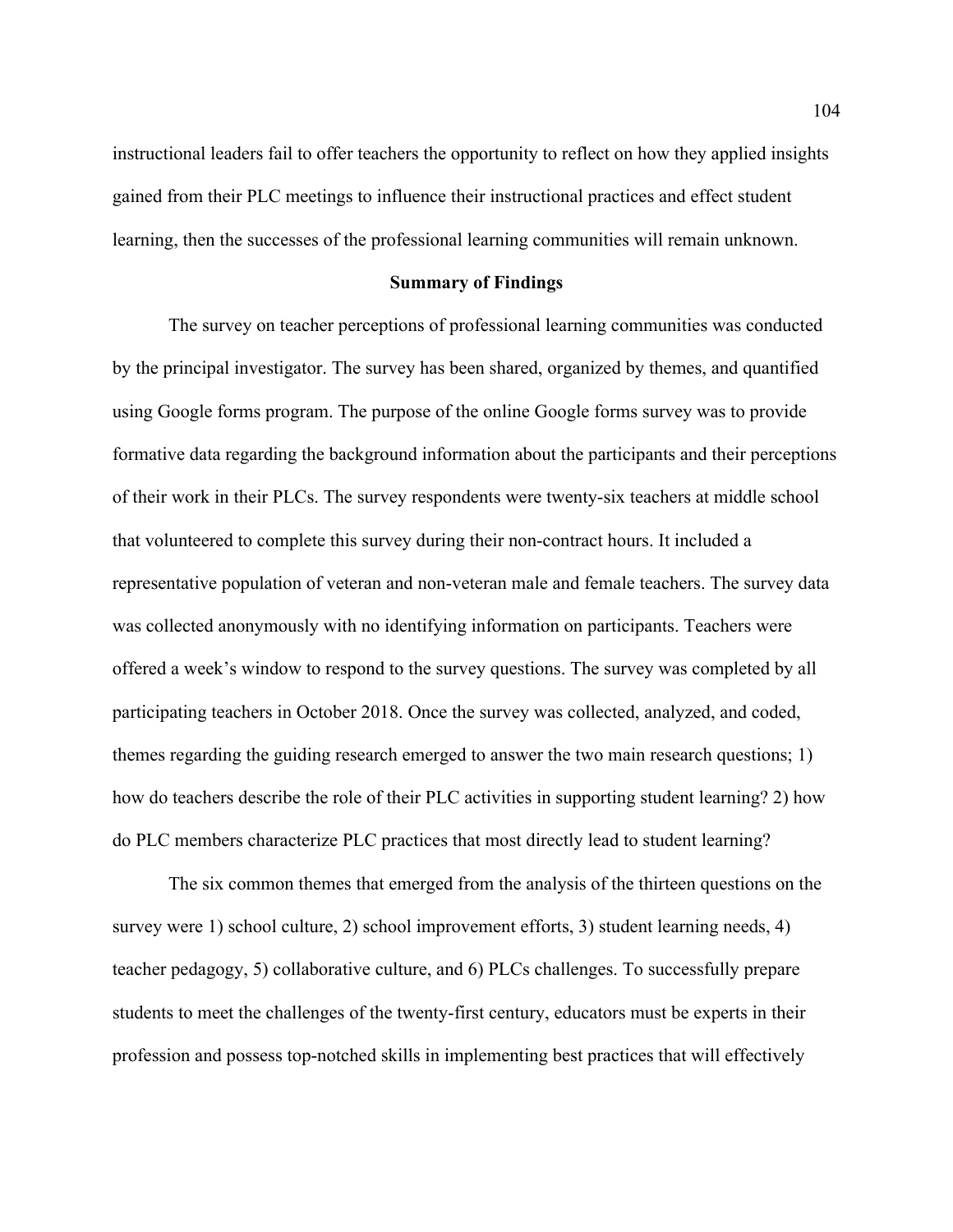instructional leaders fail to offer teachers the opportunity to reflect on how they applied insights gained from their PLC meetings to influence their instructional practices and effect student learning, then the successes of the professional learning communities will remain unknown.

## Summary of Findings

The survey on teacher perceptions of professional learning communities was conducted by the principal investigator. The survey has been shared, organized by themes, and quantified using Google forms program. The purpose of the online Google forms survey was to provide formative data regarding the background information about the participants and their perceptions of their work in their PLCs. The survey respondents were twenty-six teachers at middle school that volunteered to complete this survey during their non-contract hours. It included a representative population of veteran and non-veteran male and female teachers. The survey data was collected anonymously with no identifying information on participants. Teachers were offered a week's window to respond to the survey questions. The survey was completed by all participating teachers in October 2018. Once the survey was collected, analyzed, and coded, themes regarding the guiding research emerged to answer the two main research questions; 1) how do teachers describe the role of their PLC activities in supporting student learning? 2) how do PLC members characterize PLC practices that most directly lead to student learning?

The six common themes that emerged from the analysis of the thirteen questions on the survey were 1) school culture, 2) school improvement efforts, 3) student learning needs, 4) teacher pedagogy, 5) collaborative culture, and 6) PLCs challenges. To successfully prepare students to meet the challenges of the twenty-first century, educators must be experts in their profession and possess top-notched skills in implementing best practices that will effectively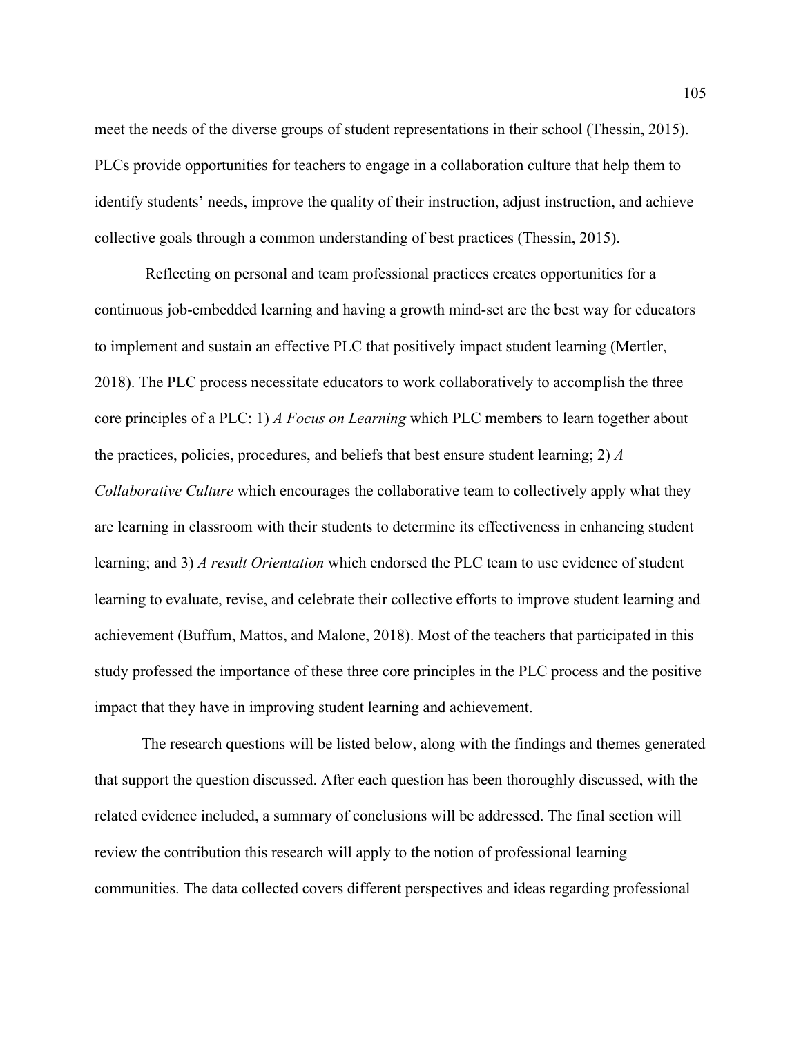meet the needs of the diverse groups of student representations in their school (Thessin, 2015). PLCs provide opportunities for teachers to engage in a collaboration culture that help them to identify students' needs, improve the quality of their instruction, adjust instruction, and achieve collective goals through a common understanding of best practices (Thessin, 2015).

Reflecting on personal and team professional practices creates opportunities for a continuous job-embedded learning and having a growth mind-set are the best way for educators to implement and sustain an effective PLC that positively impact student learning (Mertler, 2018). The PLC process necessitate educators to work collaboratively to accomplish the three core principles of a PLC: 1) *A Focus on Learning* which PLC members to learn together about the practices, policies, procedures, and beliefs that best ensure student learning; 2) *A Collaborative Culture* which encourages the collaborative team to collectively apply what they are learning in classroom with their students to determine its effectiveness in enhancing student learning; and 3) *A result Orientation* which endorsed the PLC team to use evidence of student learning to evaluate, revise, and celebrate their collective efforts to improve student learning and achievement (Buffum, Mattos, and Malone, 2018). Most of the teachers that participated in this study professed the importance of these three core principles in the PLC process and the positive impact that they have in improving student learning and achievement.

The research questions will be listed below, along with the findings and themes generated that support the question discussed. After each question has been thoroughly discussed, with the related evidence included, a summary of conclusions will be addressed. The final section will review the contribution this research will apply to the notion of professional learning communities. The data collected covers different perspectives and ideas regarding professional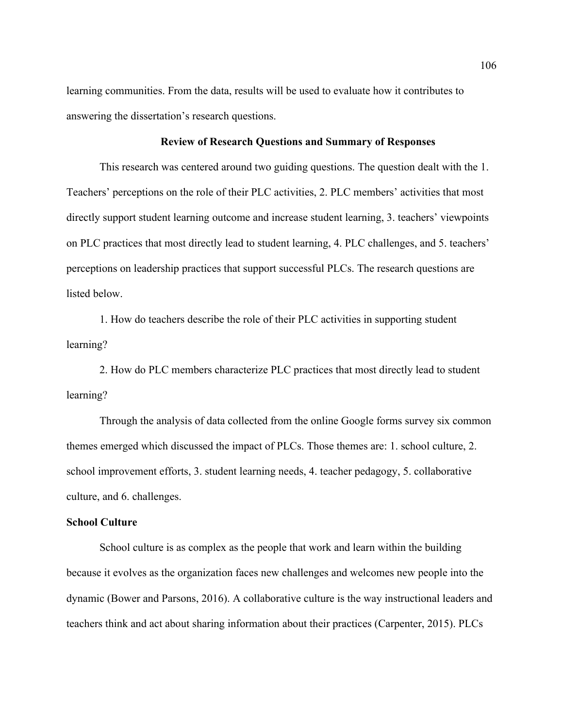learning communities. From the data, results will be used to evaluate how it contributes to answering the dissertation's research questions.

## Review of Research Questions and Summary of Responses

This research was centered around two guiding questions. The question dealt with the 1. Teachers' perceptions on the role of their PLC activities, 2. PLC members' activities that most directly support student learning outcome and increase student learning, 3. teachers' viewpoints on PLC practices that most directly lead to student learning, 4. PLC challenges, and 5. teachers' perceptions on leadership practices that support successful PLCs. The research questions are listed below.

1. How do teachers describe the role of their PLC activities in supporting student learning?

2. How do PLC members characterize PLC practices that most directly lead to student learning?

Through the analysis of data collected from the online Google forms survey six common themes emerged which discussed the impact of PLCs. Those themes are: 1. school culture, 2. school improvement efforts, 3. student learning needs, 4. teacher pedagogy, 5. collaborative culture, and 6. challenges.

### School Culture

School culture is as complex as the people that work and learn within the building because it evolves as the organization faces new challenges and welcomes new people into the dynamic (Bower and Parsons, 2016). A collaborative culture is the way instructional leaders and teachers think and act about sharing information about their practices (Carpenter, 2015). PLCs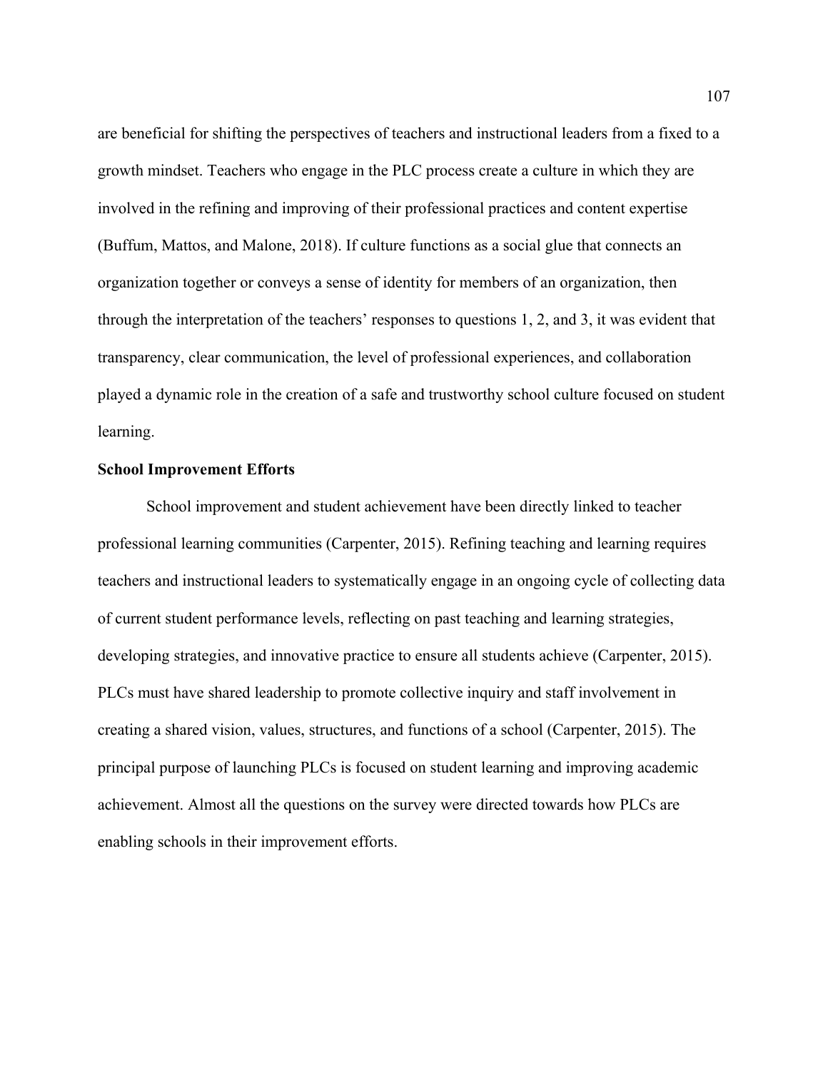are beneficial for shifting the perspectives of teachers and instructional leaders from a fixed to a growth mindset. Teachers who engage in the PLC process create a culture in which they are involved in the refining and improving of their professional practices and content expertise (Buffum, Mattos, and Malone, 2018). If culture functions as a social glue that connects an organization together or conveys a sense of identity for members of an organization, then through the interpretation of the teachers' responses to questions 1, 2, and 3, it was evident that transparency, clear communication, the level of professional experiences, and collaboration played a dynamic role in the creation of a safe and trustworthy school culture focused on student learning.

**School Improvement Efforts**

School improvement and student achievement have been directly linked to teacher professional learning communities (Carpenter, 2015). Refining teaching and learning requires teachers and instructional leaders to systematically engage in an ongoing cycle of collecting data of current student performance levels, reflecting on past teaching and learning strategies, developing strategies, and innovative practice to ensure all students achieve (Carpenter, 2015). PLCs must have shared leadership to promote collective inquiry and staff involvement in creating a shared vision, values, structures, and functions of a school (Carpenter, 2015). The principal purpose of launching PLCs is focused on student learning and improving academic achievement. Almost all the questions on the survey were directed towards how PLCs are enabling schools in their improvement efforts.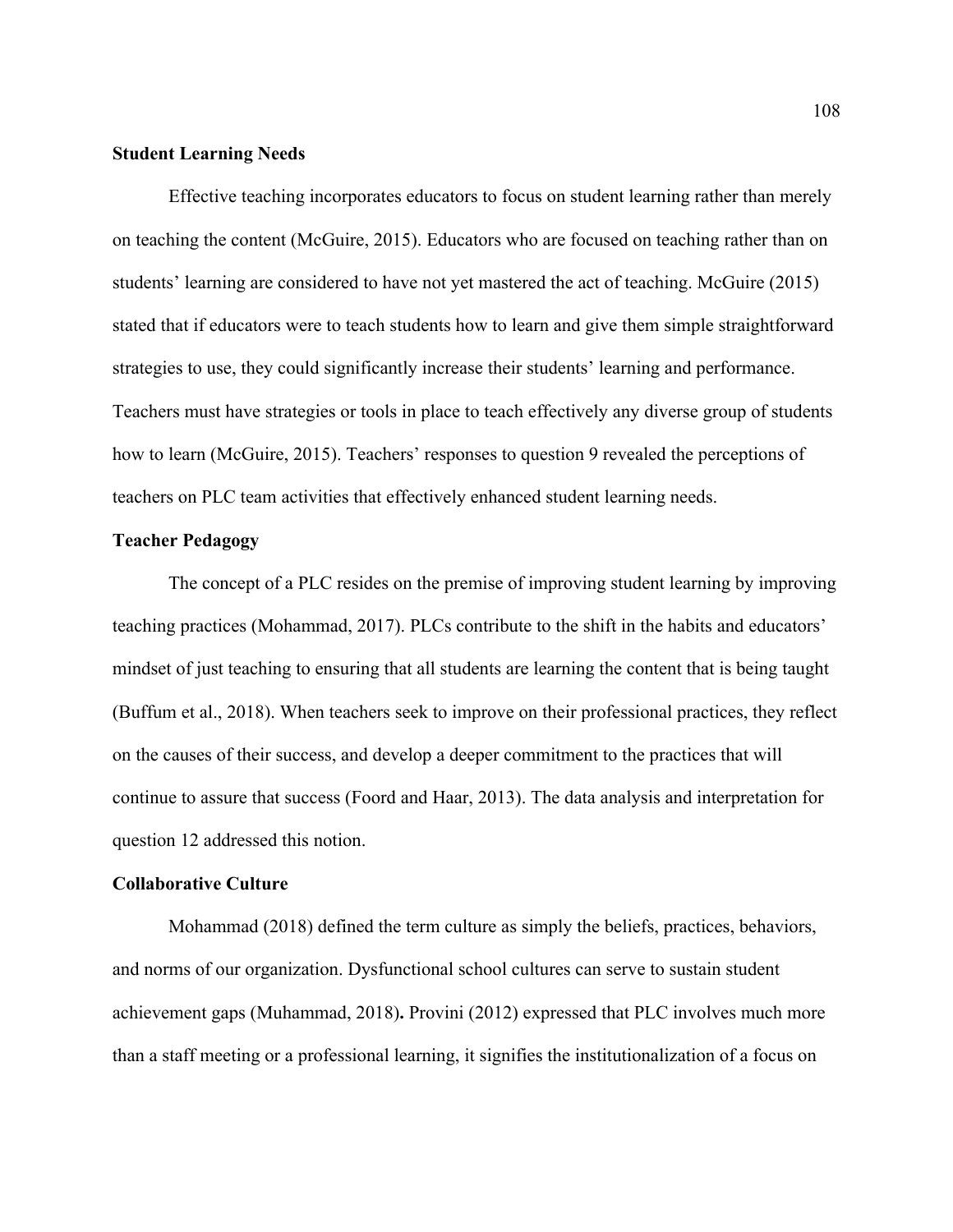**Student Learning Needs**

Effective teaching incorporates educators to focus on student learning rather than merely on teaching the content (McGuire, 2015). Educators who are focused on teaching rather than on students' learning are considered to have not yet mastered the act of teaching. McGuire (2015) stated that if educators were to teach students how to learn and give them simple straightforward strategies to use, they could significantly increase their students' learning and performance. Teachers must have strategies or tools in place to teach effectively any diverse group of students how to learn (McGuire, 2015). Teachers' responses to question 9 revealed the perceptions of teachers on PLC team activities that effectively enhanced student learning needs.

**Teacher Pedagogy**

The concept of a PLC resides on the premise of improving student learning by improving teaching practices (Mohammad, 2017). PLCs contribute to the shift in the habits and educators' mindset of just teaching to ensuring that all students are learning the content that is being taught (Buffum et al., 2018). When teachers seek to improve on their professional practices, they reflect on the causes of their success, and develop a deeper commitment to the practices that will continue to assure that success (Foord and Haar, 2013). The data analysis and interpretation for question 12 addressed this notion.

**Collaborative Culture**

Mohammad (2018) defined the term culture as simply the beliefs, practices, behaviors, and norms of our organization. Dysfunctional school cultures can serve to sustain student achievement gaps (Muhammad, 2018)**.** Provini (2012) expressed that PLC involves much more than a staff meeting or a professional learning, it signifies the institutionalization of a focus on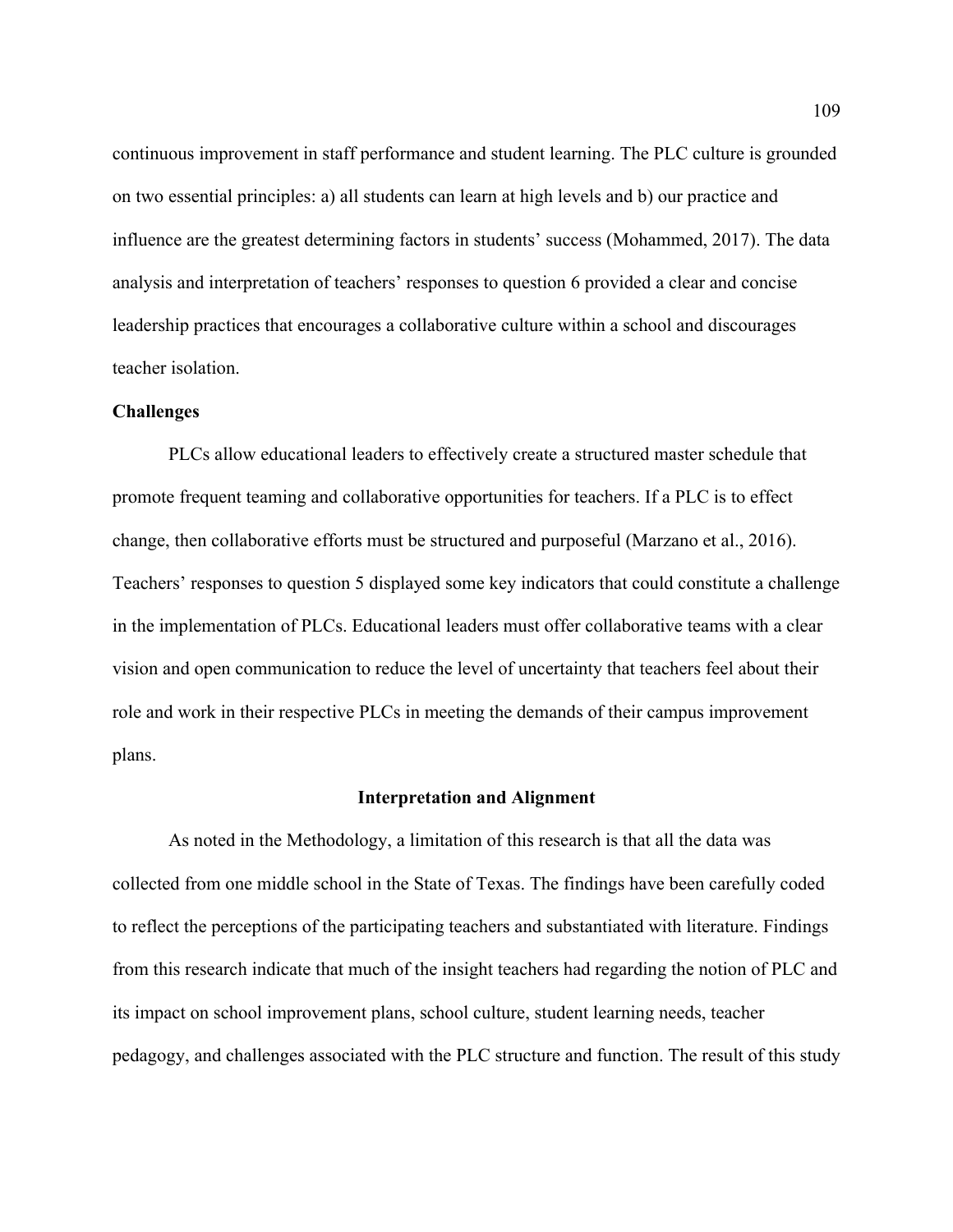continuous improvement in staff performance and student learning. The PLC culture is grounded on two essential principles: a) all students can learn at high levels and b) our practice and influence are the greatest determining factors in students' success (Mohammed, 2017). The data analysis and interpretation of teachers' responses to question 6 provided a clear and concise leadership practices that encourages a collaborative culture within a school and discourages teacher isolation.

### Challenges

PLCs allow educational leaders to effectively create a structured master schedule that promote frequent teaming and collaborative opportunities for teachers. If a PLC is to effect change, then collaborative efforts must be structured and purposeful (Marzano et al., 2016). Teachers' responses to question 5 displayed some key indicators that could constitute a challenge in the implementation of PLCs. Educational leaders must offer collaborative teams with a clear vision and open communication to reduce the level of uncertainty that teachers feel about their role and work in their respective PLCs in meeting the demands of their campus improvement plans.

## Interpretation and Alignment

As noted in the Methodology, a limitation of this research is that all the data was collected from one middle school in the State of Texas. The findings have been carefully coded to reflect the perceptions of the participating teachers and substantiated with literature. Findings from this research indicate that much of the insight teachers had regarding the notion of PLC and its impact on school improvement plans, school culture, student learning needs, teacher pedagogy, and challenges associated with the PLC structure and function. The result of this study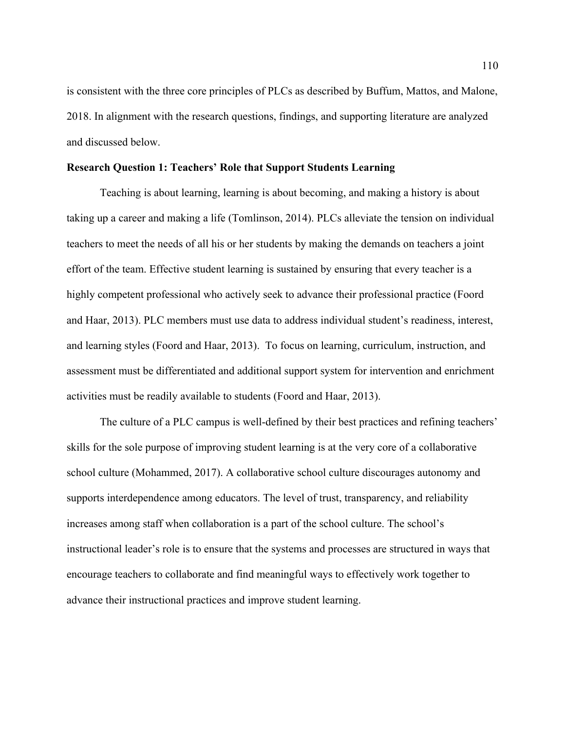is consistent with the three core principles of PLCs as described by Buffum, Mattos, and Malone, 2018. In alignment with the research questions, findings, and supporting literature are analyzed and discussed below.

**Research Question 1: Teachers' Role that Support Students Learning**

Teaching is about learning, learning is about becoming, and making a history is about taking up a career and making a life (Tomlinson, 2014). PLCs alleviate the tension on individual teachers to meet the needs of all his or her students by making the demands on teachers a joint effort of the team. Effective student learning is sustained by ensuring that every teacher is a highly competent professional who actively seek to advance their professional practice (Foord and Haar, 2013). PLC members must use data to address individual student's readiness, interest, and learning styles (Foord and Haar, 2013). To focus on learning, curriculum, instruction, and assessment must be differentiated and additional support system for intervention and enrichment activities must be readily available to students (Foord and Haar, 2013).

The culture of a PLC campus is well-defined by their best practices and refining teachers' skills for the sole purpose of improving student learning is at the very core of a collaborative school culture (Mohammed, 2017). A collaborative school culture discourages autonomy and supports interdependence among educators. The level of trust, transparency, and reliability increases among staff when collaboration is a part of the school culture. The school's instructional leader's role is to ensure that the systems and processes are structured in ways that encourage teachers to collaborate and find meaningful ways to effectively work together to advance their instructional practices and improve student learning.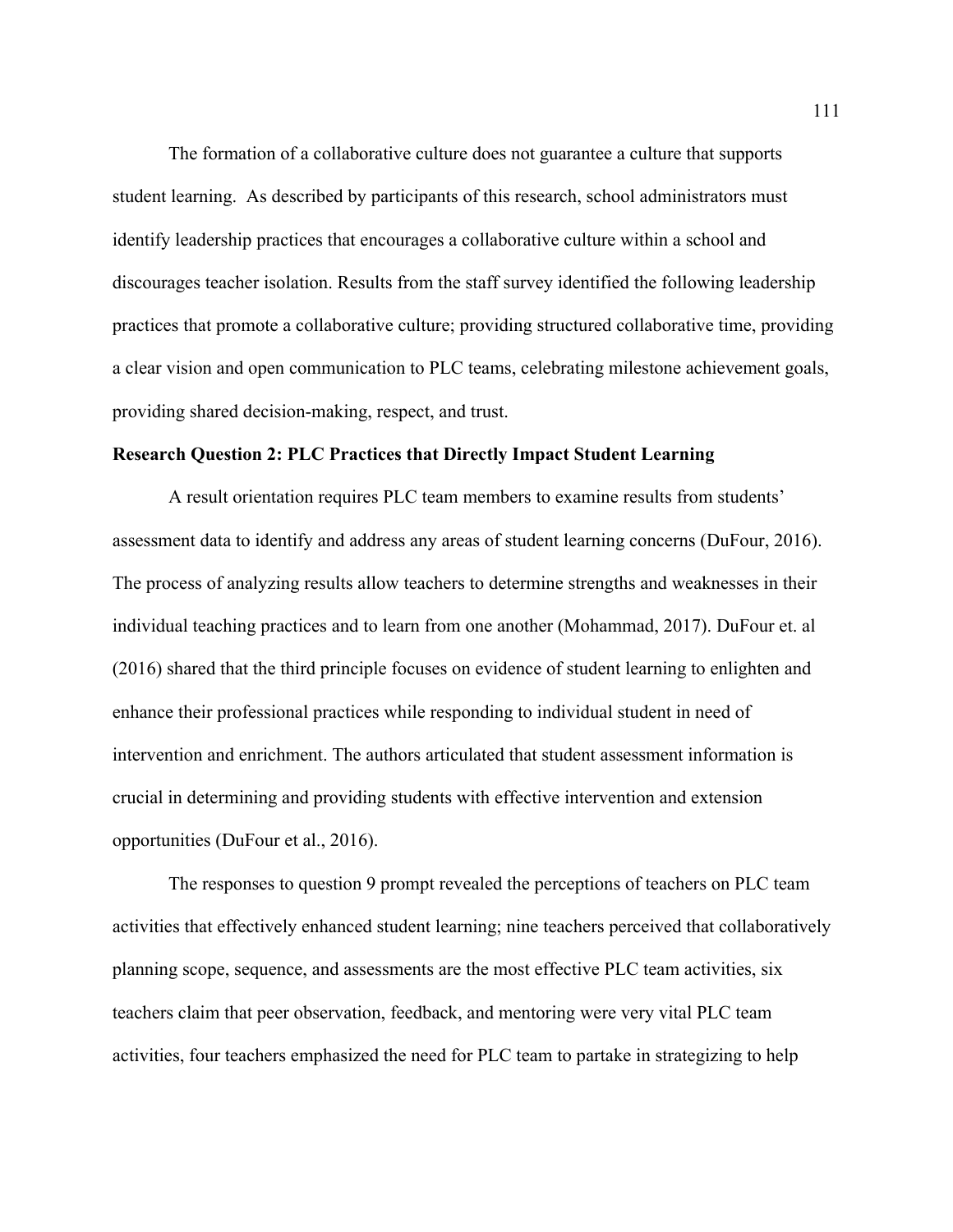The formation of a collaborative culture does not guarantee a culture that supports student learning.  As described by participants of this research, school administrators must identify leadership practices that encourages a collaborative culture within a school and discourages teacher isolation. Results from the staff survey identified the following leadership practices that promote a collaborative culture; providing structured collaborative time, providing a clear vision and open communication to PLC teams, celebrating milestone achievement goals, providing shared decision-making, respect, and trust.

**Research Question 2: PLC Practices that Directly Impact Student Learning**

A result orientation requires PLC team members to examine results from students' assessment data to identify and address any areas of student learning concerns (DuFour, 2016). The process of analyzing results allow teachers to determine strengths and weaknesses in their individual teaching practices and to learn from one another (Mohammad, 2017). DuFour et. al (2016) shared that the third principle focuses on evidence of student learning to enlighten and enhance their professional practices while responding to individual student in need of intervention and enrichment. The authors articulated that student assessment information is crucial in determining and providing students with effective intervention and extension opportunities (DuFour et al., 2016).

The responses to question 9 prompt revealed the perceptions of teachers on PLC team activities that effectively enhanced student learning; nine teachers perceived that collaboratively planning scope, sequence, and assessments are the most effective PLC team activities, six teachers claim that peer observation, feedback, and mentoring were very vital PLC team activities, four teachers emphasized the need for PLC team to partake in strategizing to help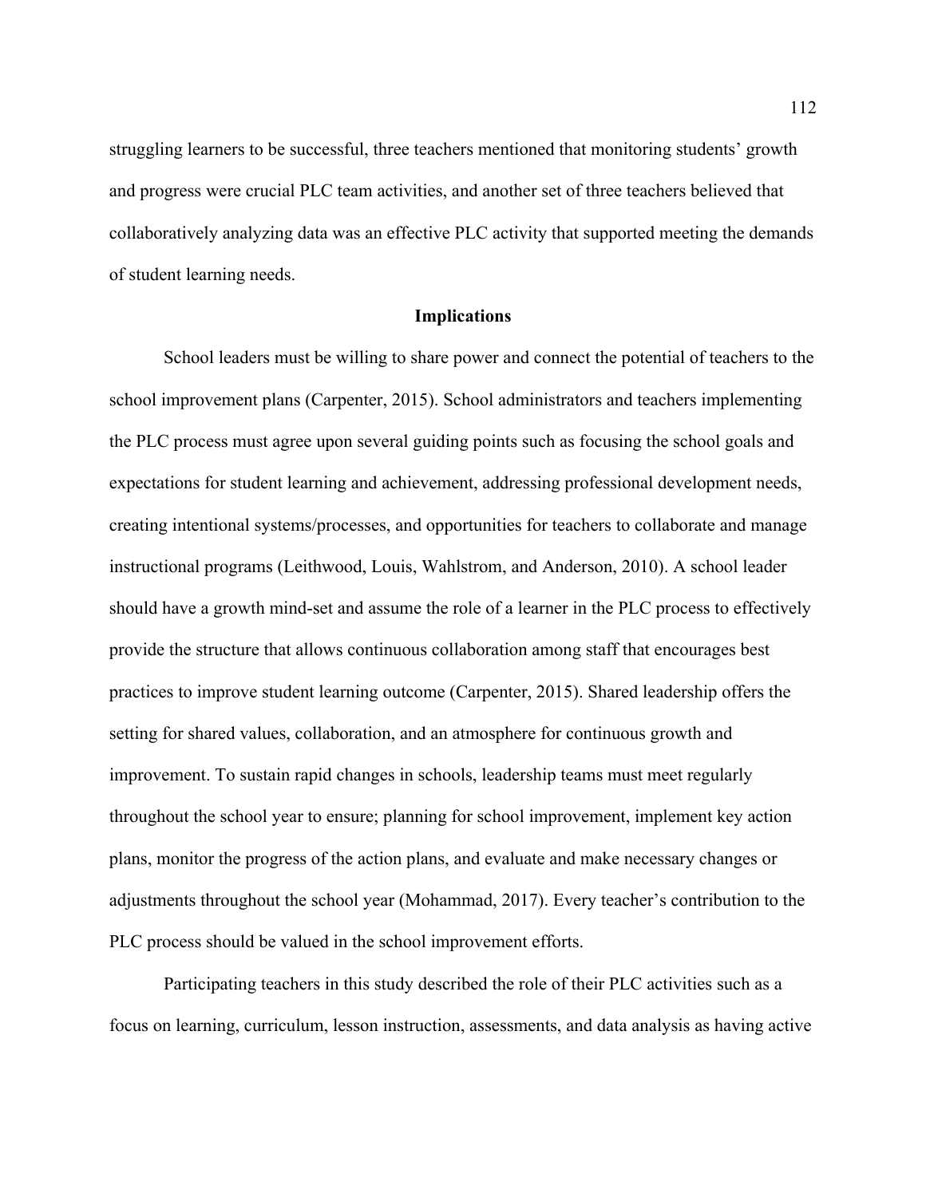struggling learners to be successful, three teachers mentioned that monitoring students' growth and progress were crucial PLC team activities, and another set of three teachers believed that collaboratively analyzing data was an effective PLC activity that supported meeting the demands of student learning needs.

## Implications

School leaders must be willing to share power and connect the potential of teachers to the school improvement plans (Carpenter, 2015). School administrators and teachers implementing the PLC process must agree upon several guiding points such as focusing the school goals and expectations for student learning and achievement, addressing professional development needs, creating intentional systems/processes, and opportunities for teachers to collaborate and manage instructional programs (Leithwood, Louis, Wahlstrom, and Anderson, 2010). A school leader should have a growth mind-set and assume the role of a learner in the PLC process to effectively provide the structure that allows continuous collaboration among staff that encourages best practices to improve student learning outcome (Carpenter, 2015). Shared leadership offers the setting for shared values, collaboration, and an atmosphere for continuous growth and improvement. To sustain rapid changes in schools, leadership teams must meet regularly throughout the school year to ensure; planning for school improvement, implement key action plans, monitor the progress of the action plans, and evaluate and make necessary changes or adjustments throughout the school year (Mohammad, 2017). Every teacher's contribution to the PLC process should be valued in the school improvement efforts.

Participating teachers in this study described the role of their PLC activities such as a focus on learning, curriculum, lesson instruction, assessments, and data analysis as having active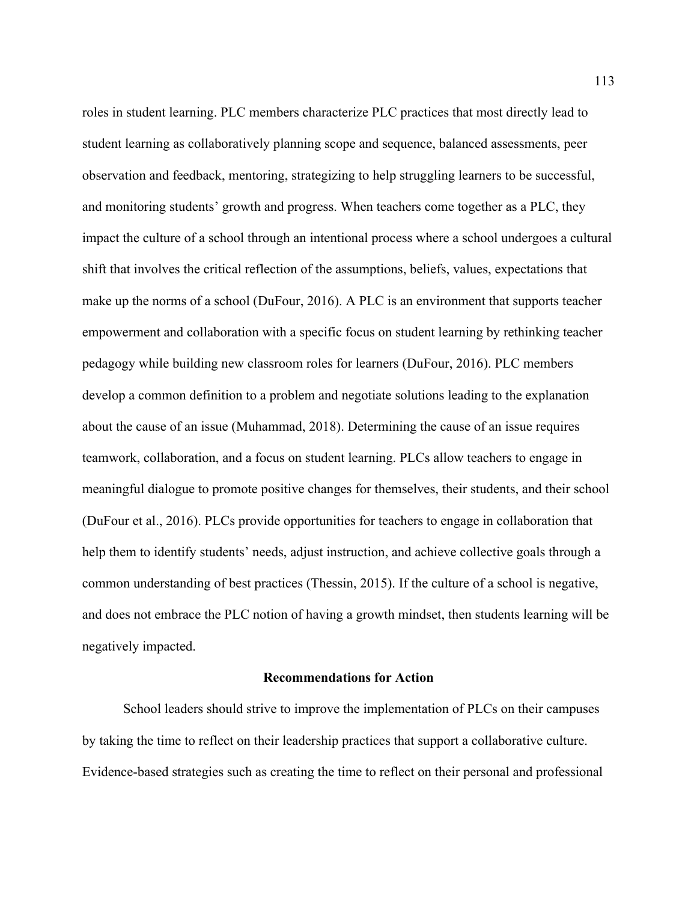roles in student learning. PLC members characterize PLC practices that most directly lead to student learning as collaboratively planning scope and sequence, balanced assessments, peer observation and feedback, mentoring, strategizing to help struggling learners to be successful, and monitoring students' growth and progress. When teachers come together as a PLC, they impact the culture of a school through an intentional process where a school undergoes a cultural shift that involves the critical reflection of the assumptions, beliefs, values, expectations that make up the norms of a school (DuFour, 2016). A PLC is an environment that supports teacher empowerment and collaboration with a specific focus on student learning by rethinking teacher pedagogy while building new classroom roles for learners (DuFour, 2016). PLC members develop a common definition to a problem and negotiate solutions leading to the explanation about the cause of an issue (Muhammad, 2018). Determining the cause of an issue requires teamwork, collaboration, and a focus on student learning. PLCs allow teachers to engage in meaningful dialogue to promote positive changes for themselves, their students, and their school (DuFour et al., 2016). PLCs provide opportunities for teachers to engage in collaboration that help them to identify students' needs, adjust instruction, and achieve collective goals through a common understanding of best practices (Thessin, 2015). If the culture of a school is negative, and does not embrace the PLC notion of having a growth mindset, then students learning will be negatively impacted.

## Recommendations for Action

School leaders should strive to improve the implementation of PLCs on their campuses by taking the time to reflect on their leadership practices that support a collaborative culture. Evidence-based strategies such as creating the time to reflect on their personal and professional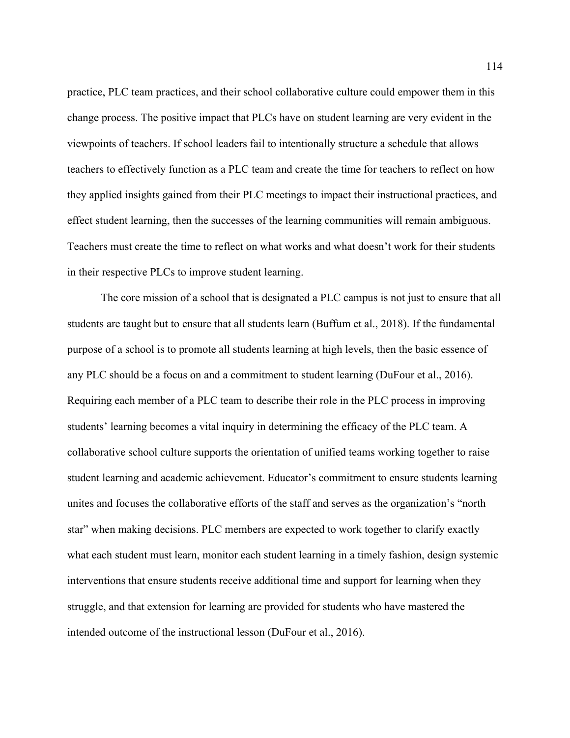practice, PLC team practices, and their school collaborative culture could empower them in this change process. The positive impact that PLCs have on student learning are very evident in the viewpoints of teachers. If school leaders fail to intentionally structure a schedule that allows teachers to effectively function as a PLC team and create the time for teachers to reflect on how they applied insights gained from their PLC meetings to impact their instructional practices, and effect student learning, then the successes of the learning communities will remain ambiguous. Teachers must create the time to reflect on what works and what doesn't work for their students in their respective PLCs to improve student learning.

The core mission of a school that is designated a PLC campus is not just to ensure that all students are taught but to ensure that all students learn (Buffum et al., 2018). If the fundamental purpose of a school is to promote all students learning at high levels, then the basic essence of any PLC should be a focus on and a commitment to student learning (DuFour et al., 2016). Requiring each member of a PLC team to describe their role in the PLC process in improving students' learning becomes a vital inquiry in determining the efficacy of the PLC team. A collaborative school culture supports the orientation of unified teams working together to raise student learning and academic achievement. Educator's commitment to ensure students learning unites and focuses the collaborative efforts of the staff and serves as the organization's "north star" when making decisions. PLC members are expected to work together to clarify exactly what each student must learn, monitor each student learning in a timely fashion, design systemic interventions that ensure students receive additional time and support for learning when they struggle, and that extension for learning are provided for students who have mastered the intended outcome of the instructional lesson (DuFour et al., 2016).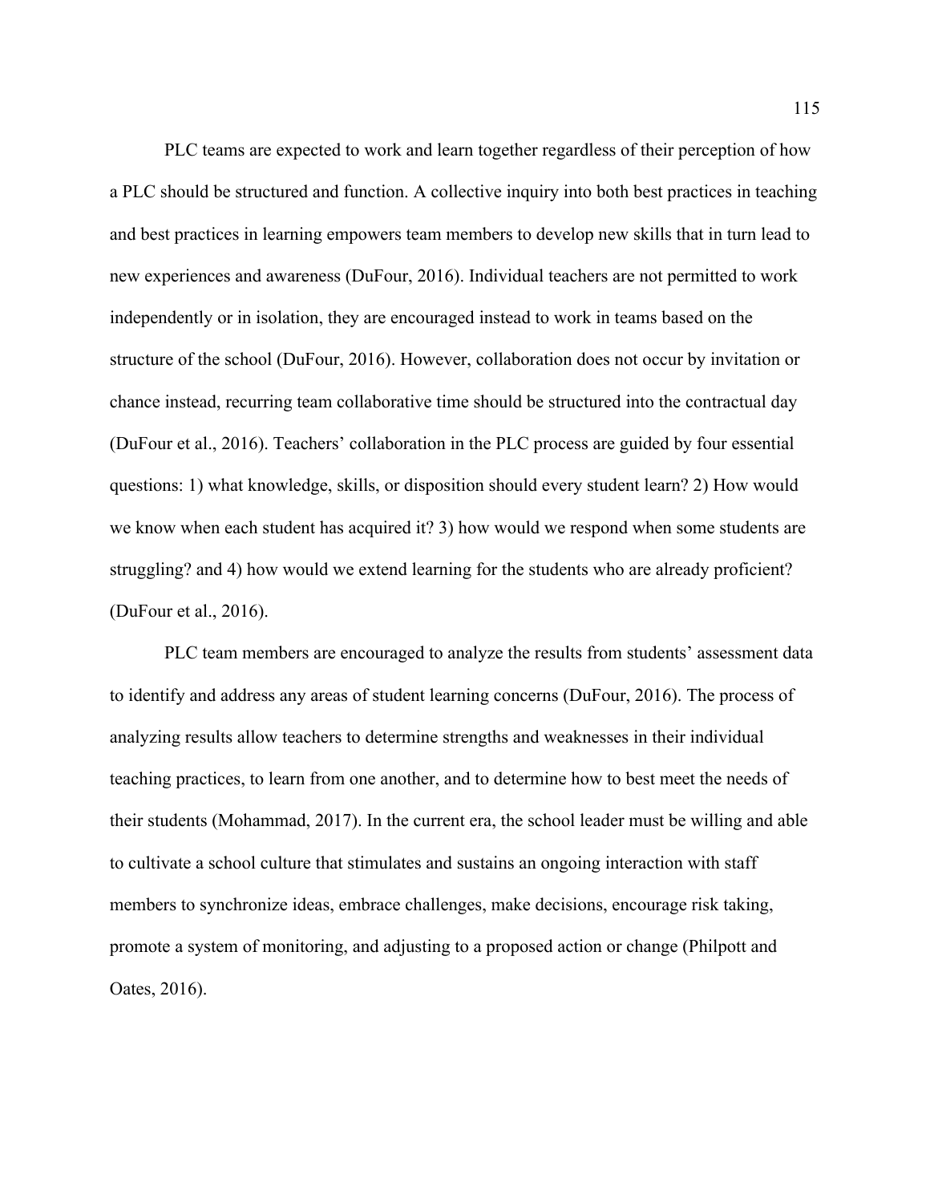PLC teams are expected to work and learn together regardless of their perception of how a PLC should be structured and function. A collective inquiry into both best practices in teaching and best practices in learning empowers team members to develop new skills that in turn lead to new experiences and awareness (DuFour, 2016). Individual teachers are not permitted to work independently or in isolation, they are encouraged instead to work in teams based on the structure of the school (DuFour, 2016). However, collaboration does not occur by invitation or chance instead, recurring team collaborative time should be structured into the contractual day (DuFour et al., 2016). Teachers' collaboration in the PLC process are guided by four essential questions: 1) what knowledge, skills, or disposition should every student learn? 2) How would we know when each student has acquired it? 3) how would we respond when some students are struggling? and 4) how would we extend learning for the students who are already proficient? (DuFour et al., 2016).

PLC team members are encouraged to analyze the results from students' assessment data to identify and address any areas of student learning concerns (DuFour, 2016). The process of analyzing results allow teachers to determine strengths and weaknesses in their individual teaching practices, to learn from one another, and to determine how to best meet the needs of their students (Mohammad, 2017). In the current era, the school leader must be willing and able to cultivate a school culture that stimulates and sustains an ongoing interaction with staff members to synchronize ideas, embrace challenges, make decisions, encourage risk taking, promote a system of monitoring, and adjusting to a proposed action or change (Philpott and Oates, 2016).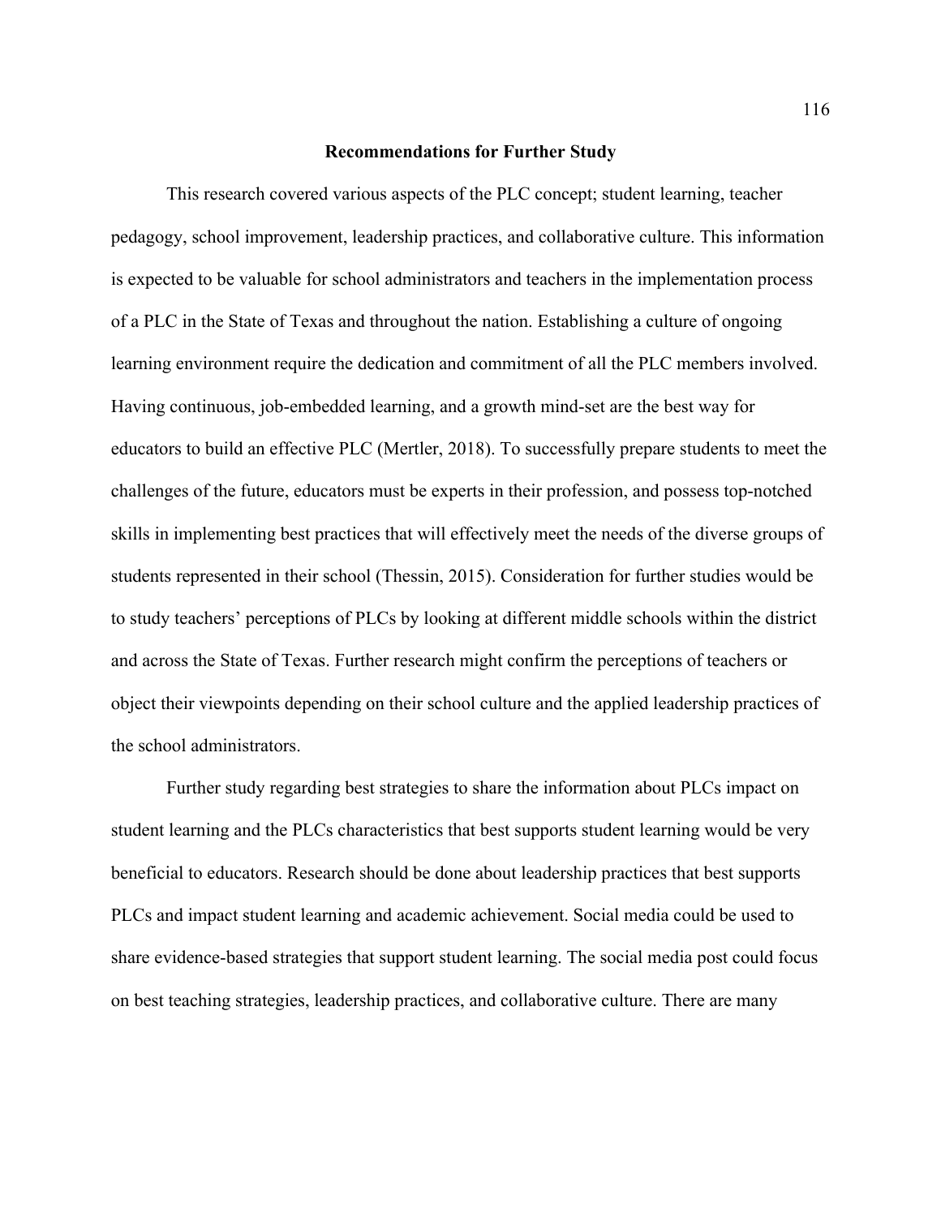## Recommendations for Further Study

This research covered various aspects of the PLC concept; student learning, teacher pedagogy, school improvement, leadership practices, and collaborative culture. This information is expected to be valuable for school administrators and teachers in the implementation process of a PLC in the State of Texas and throughout the nation. Establishing a culture of ongoing learning environment require the dedication and commitment of all the PLC members involved. Having continuous, job-embedded learning, and a growth mind-set are the best way for educators to build an effective PLC (Mertler, 2018). To successfully prepare students to meet the challenges of the future, educators must be experts in their profession, and possess top-notched skills in implementing best practices that will effectively meet the needs of the diverse groups of students represented in their school (Thessin, 2015). Consideration for further studies would be to study teachers' perceptions of PLCs by looking at different middle schools within the district and across the State of Texas. Further research might confirm the perceptions of teachers or object their viewpoints depending on their school culture and the applied leadership practices of the school administrators.

Further study regarding best strategies to share the information about PLCs impact on student learning and the PLCs characteristics that best supports student learning would be very beneficial to educators. Research should be done about leadership practices that best supports PLCs and impact student learning and academic achievement. Social media could be used to share evidence-based strategies that support student learning. The social media post could focus on best teaching strategies, leadership practices, and collaborative culture. There are many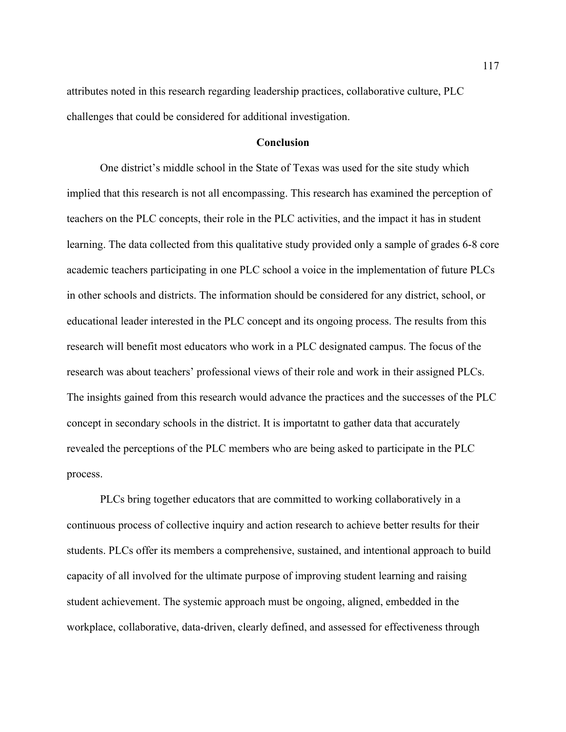attributes noted in this research regarding leadership practices, collaborative culture, PLC challenges that could be considered for additional investigation.

## Conclusion

One district's middle school in the State of Texas was used for the site study which implied that this research is not all encompassing. This research has examined the perception of teachers on the PLC concepts, their role in the PLC activities, and the impact it has in student learning. The data collected from this qualitative study provided only a sample of grades 6-8 core academic teachers participating in one PLC school a voice in the implementation of future PLCs in other schools and districts. The information should be considered for any district, school, or educational leader interested in the PLC concept and its ongoing process. The results from this research will benefit most educators who work in a PLC designated campus. The focus of the research was about teachers' professional views of their role and work in their assigned PLCs. The insights gained from this research would advance the practices and the successes of the PLC concept in secondary schools in the district. It is importatnt to gather data that accurately revealed the perceptions of the PLC members who are being asked to participate in the PLC process.

PLCs bring together educators that are committed to working collaboratively in a continuous process of collective inquiry and action research to achieve better results for their students. PLCs offer its members a comprehensive, sustained, and intentional approach to build capacity of all involved for the ultimate purpose of improving student learning and raising student achievement. The systemic approach must be ongoing, aligned, embedded in the workplace, collaborative, data-driven, clearly defined, and assessed for effectiveness through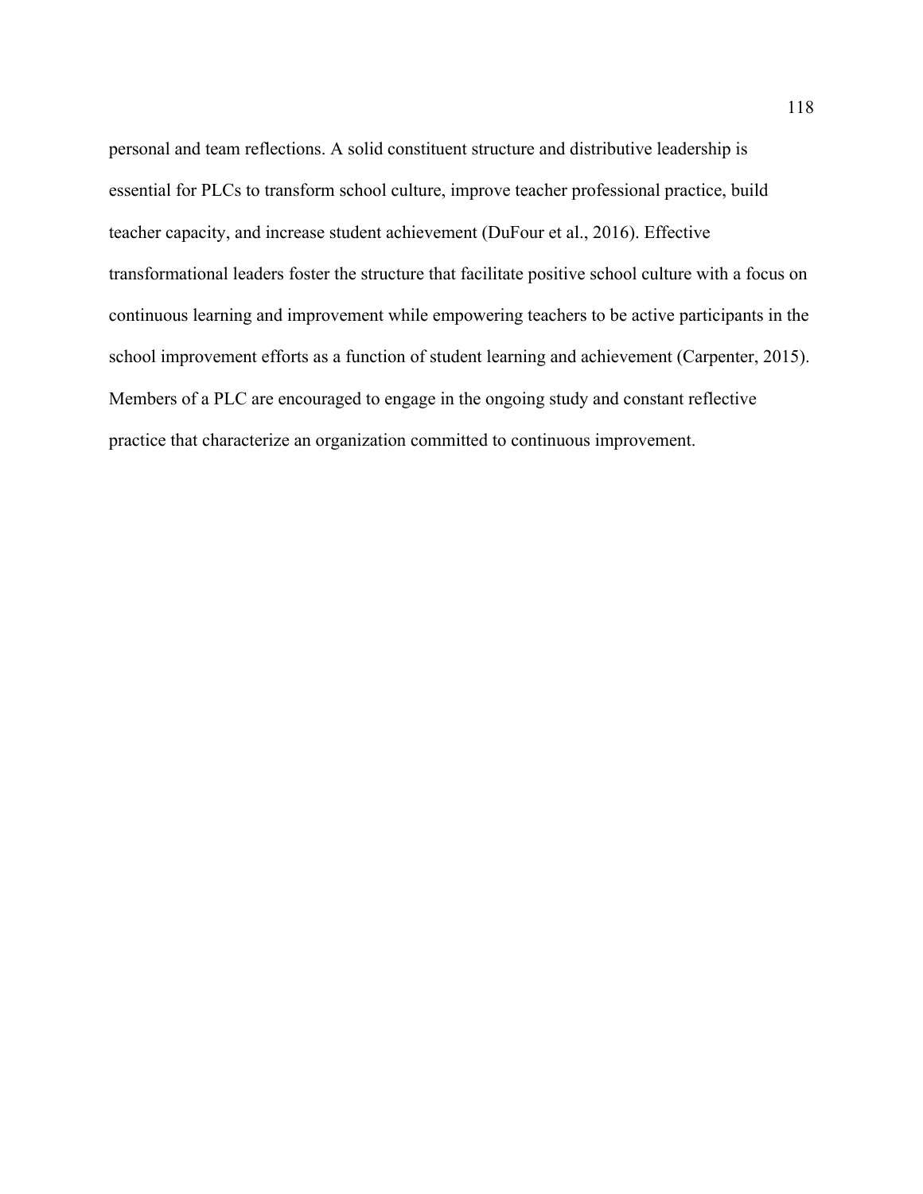personal and team reflections. A solid constituent structure and distributive leadership is essential for PLCs to transform school culture, improve teacher professional practice, build teacher capacity, and increase student achievement (DuFour et al., 2016). Effective transformational leaders foster the structure that facilitate positive school culture with a focus on continuous learning and improvement while empowering teachers to be active participants in the school improvement efforts as a function of student learning and achievement (Carpenter, 2015). Members of a PLC are encouraged to engage in the ongoing study and constant reflective practice that characterize an organization committed to continuous improvement.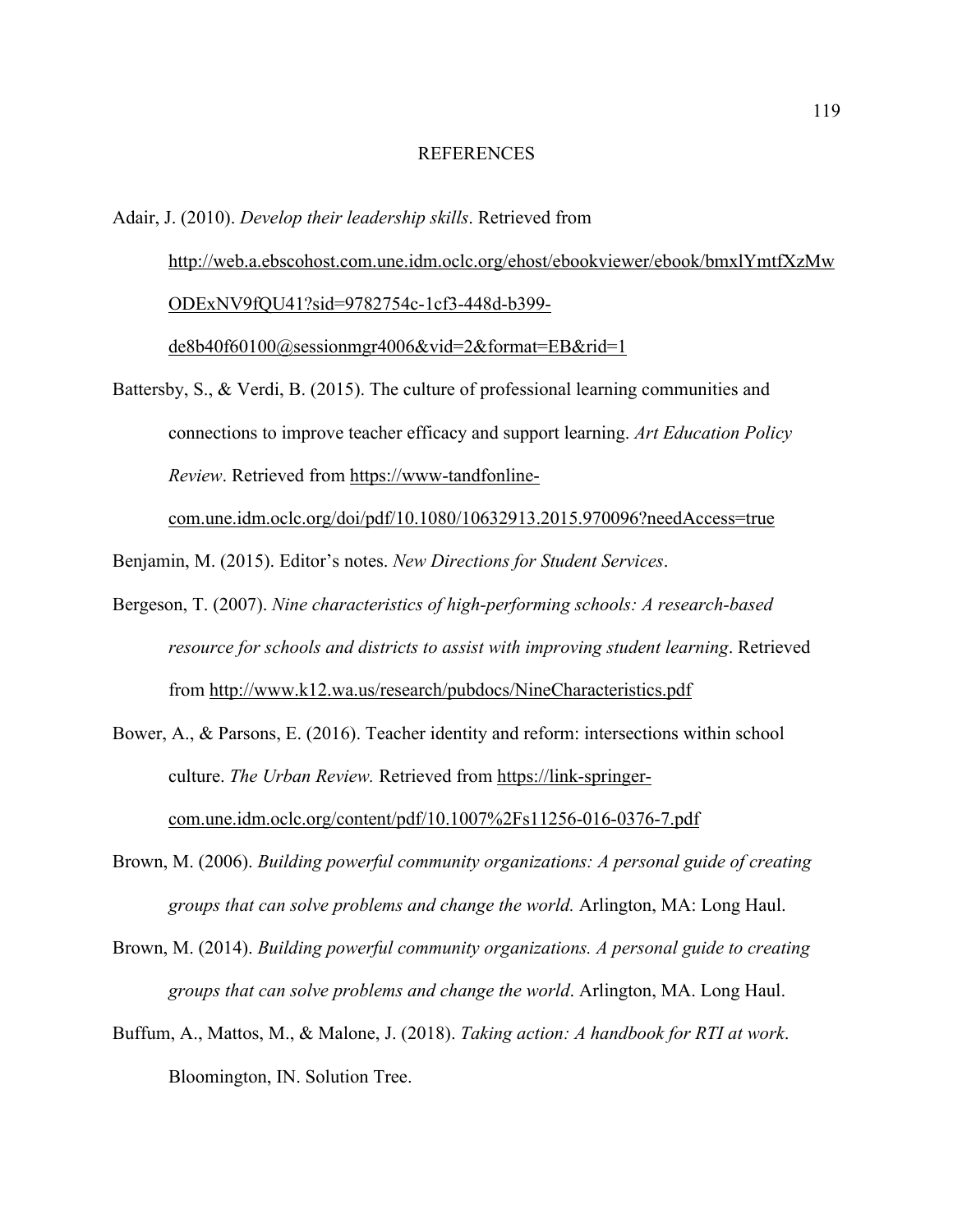# REFERENCES

Adair, J. (2010). *Develop their leadership skills*. Retrieved from http://web.a.ebscohost.com.une.idm.oclc.org/ehost/ebookviewer/ebook/bmxlYmtfXzMwODExNV9fQU41?sid=9782754c-1cf3-448d-b399-de8b40f60100@sessionmgr4006&vid=2&format=EB&rid=1

Battersby, S., & Verdi, B. (2015). The culture of professional learning communities and connections to improve teacher efficacy and support learning. *Art Education Policy Review*. Retrieved from https://www-tandfonline-com.une.idm.oclc.org/doi/pdf/10.1080/10632913.2015.970096?needAccess=true

Benjamin, M. (2015). Editor's notes. *New Directions for Student Services*.

Bergeson, T. (2007). *Nine characteristics of high-performing schools: A research-based resource for schools and districts to assist with improving student learning*. Retrieved from http://www.k12.wa.us/research/pubdocs/NineCharacteristics.pdf

Bower, A., & Parsons, E. (2016). Teacher identity and reform: intersections within school culture. *The Urban Review.* Retrieved from https://link-springer-com.une.idm.oclc.org/content/pdf/10.1007%2Fs11256-016-0376-7.pdf

Brown, M. (2006). *Building powerful community organizations: A personal guide of creating groups that can solve problems and change the world.* Arlington, MA: Long Haul.

Brown, M. (2014). *Building powerful community organizations. A personal guide to creating groups that can solve problems and change the world*. Arlington, MA. Long Haul.

Buffum, A., Mattos, M., & Malone, J. (2018). *Taking action: A handbook for RTI at work*. Bloomington, IN. Solution Tree.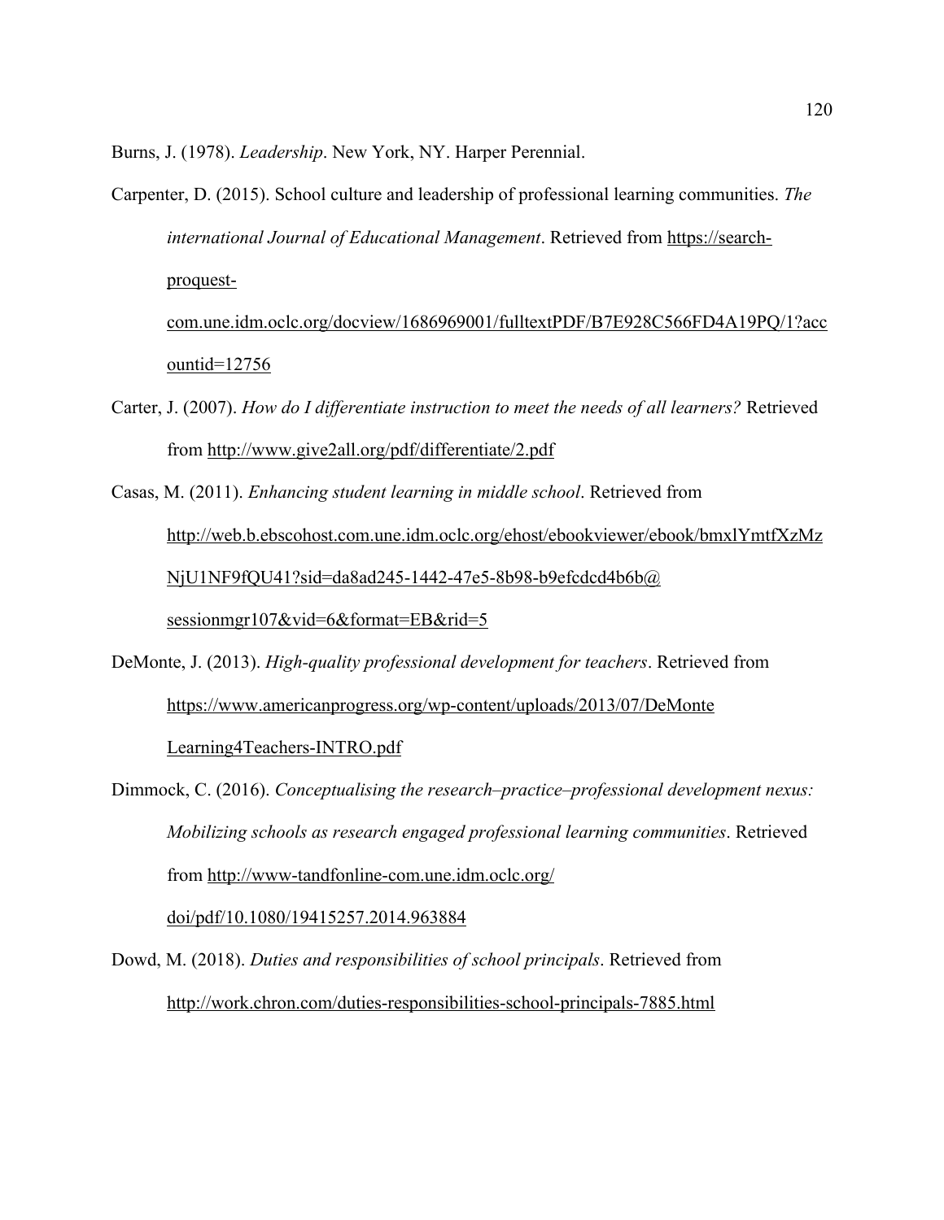Burns, J. (1978). *Leadership*. New York, NY. Harper Perennial.

Carpenter, D. (2015). School culture and leadership of professional learning communities. *The international Journal of Educational Management*. Retrieved from https://search-proquest-com.une.idm.oclc.org/docview/1686969001/fulltextPDF/B7E928C566FD4A19PQ/1?accountid=12756

Carter, J. (2007). *How do I differentiate instruction to meet the needs of all learners?* Retrieved from http://www.give2all.org/pdf/differentiate/2.pdf

Casas, M. (2011). *Enhancing student learning in middle school*. Retrieved from http://web.b.ebscohost.com.une.idm.oclc.org/ehost/ebookviewer/ebook/bmxlYmtfXzMzNjU1NF9fQU41?sid=da8ad245-1442-47e5-8b98-b9efcdcd4b6b@sessionmgr107&vid=6&format=EB&rid=5

DeMonte, J. (2013). *High-quality professional development for teachers*. Retrieved from https://www.americanprogress.org/wp-content/uploads/2013/07/DeMonte Learning4Teachers-INTRO.pdf

Dimmock, C. (2016). *Conceptualising the research–practice–professional development nexus: Mobilizing schools as research engaged professional learning communities*. Retrieved from http://www-tandfonline-com.une.idm.oclc.org/doi/pdf/10.1080/19415257.2014.963884

Dowd, M. (2018). *Duties and responsibilities of school principals*. Retrieved from http://work.chron.com/duties-responsibilities-school-principals-7885.html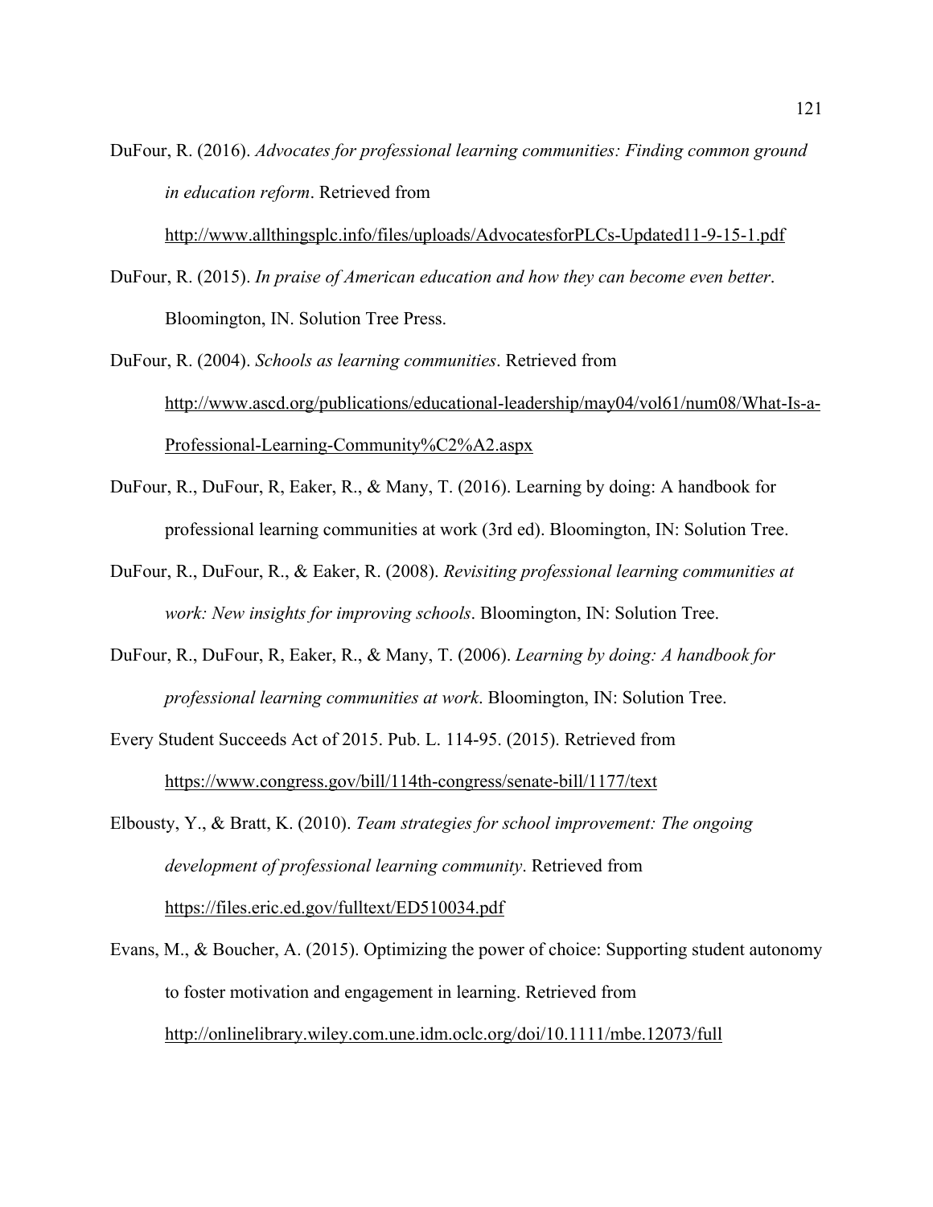DuFour, R. (2016). *Advocates for professional learning communities: Finding common ground in education reform*. Retrieved from http://www.allthingsplc.info/files/uploads/AdvocatesforPLCs-Updated11-9-15-1.pdf

DuFour, R. (2015). *In praise of American education and how they can become even better*. Bloomington, IN. Solution Tree Press.

DuFour, R. (2004). *Schools as learning communities*. Retrieved from http://www.ascd.org/publications/educational-leadership/may04/vol61/num08/What-Is-a-Professional-Learning-Community%C2%A2.aspx

DuFour, R., DuFour, R, Eaker, R., & Many, T. (2016). Learning by doing: A handbook for professional learning communities at work (3rd ed). Bloomington, IN: Solution Tree.

DuFour, R., DuFour, R., & Eaker, R. (2008). *Revisiting professional learning communities at work: New insights for improving schools*. Bloomington, IN: Solution Tree.

DuFour, R., DuFour, R, Eaker, R., & Many, T. (2006). *Learning by doing: A handbook for professional learning communities at work*. Bloomington, IN: Solution Tree.

Every Student Succeeds Act of 2015. Pub. L. 114-95. (2015). Retrieved from https://www.congress.gov/bill/114th-congress/senate-bill/1177/text

Elbousty, Y., & Bratt, K. (2010). *Team strategies for school improvement: The ongoing development of professional learning community*. Retrieved from https://files.eric.ed.gov/fulltext/ED510034.pdf

Evans, M., & Boucher, A. (2015). Optimizing the power of choice: Supporting student autonomy to foster motivation and engagement in learning. Retrieved from http://onlinelibrary.wiley.com.une.idm.oclc.org/doi/10.1111/mbe.12073/full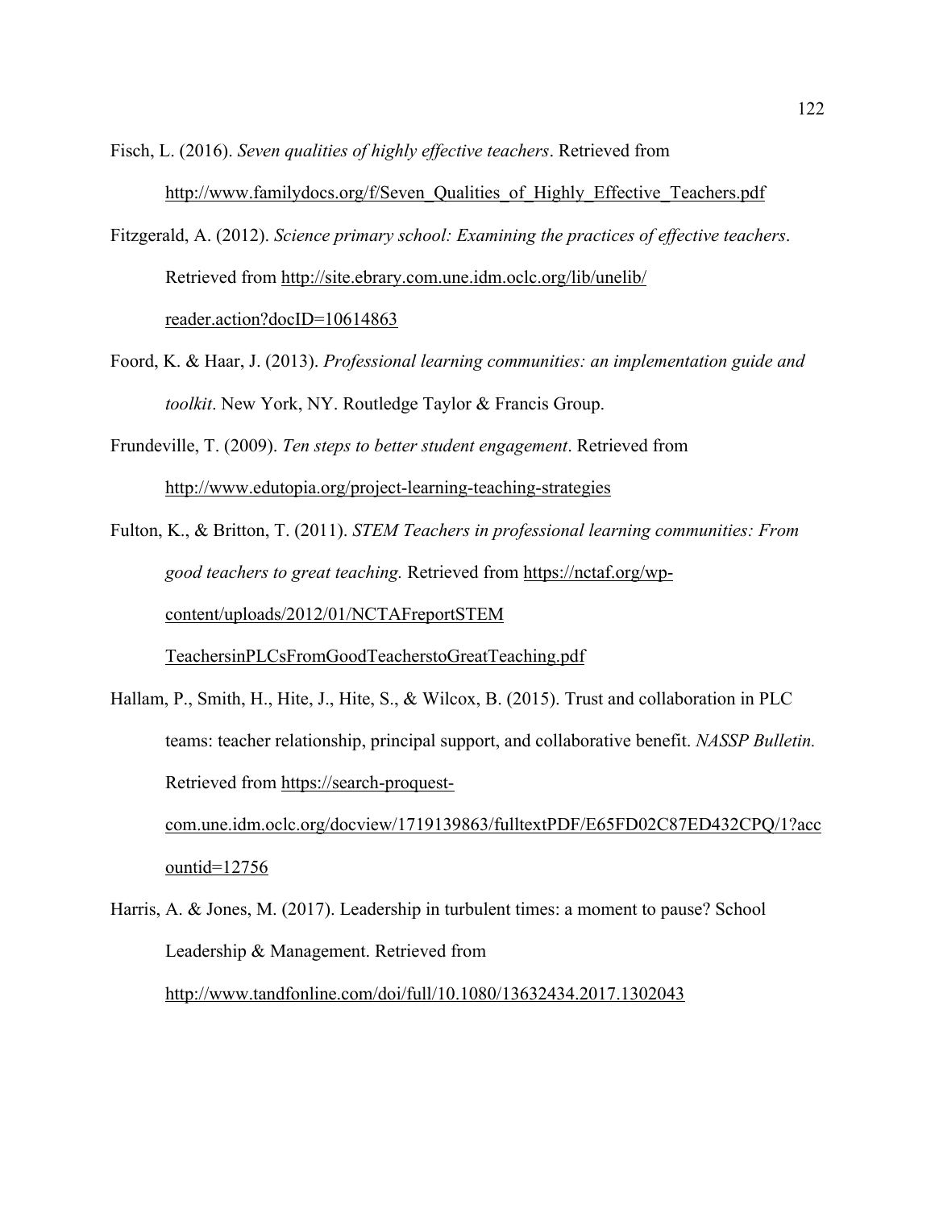Fisch, L. (2016). *Seven qualities of highly effective teachers*. Retrieved from http://www.familydocs.org/f/Seven_Qualities_of_Highly_Effective_Teachers.pdf

Fitzgerald, A. (2012). *Science primary school: Examining the practices of effective teachers*. Retrieved from http://site.ebrary.com.une.idm.oclc.org/lib/unelib/reader.action?docID=10614863

Foord, K. & Haar, J. (2013). *Professional learning communities: an implementation guide and toolkit*. New York, NY. Routledge Taylor & Francis Group.

Frundeville, T. (2009). *Ten steps to better student engagement*. Retrieved from http://www.edutopia.org/project-learning-teaching-strategies

Fulton, K., & Britton, T. (2011). *STEM Teachers in professional learning communities: From good teachers to great teaching.* Retrieved from https://nctaf.org/wp-content/uploads/2012/01/NCTAFreportSTEMTeachersinPLCsFromGoodTeacherstoGreatTeaching.pdf

Hallam, P., Smith, H., Hite, J., Hite, S., & Wilcox, B. (2015). Trust and collaboration in PLC teams: teacher relationship, principal support, and collaborative benefit. *NASSP Bulletin.* Retrieved from https://search-proquest-com.une.idm.oclc.org/docview/1719139863/fulltextPDF/E65FD02C87ED432CPQ/1?accountid=12756

Harris, A. & Jones, M. (2017). Leadership in turbulent times: a moment to pause? School Leadership & Management. Retrieved from http://www.tandfonline.com/doi/full/10.1080/13632434.2017.1302043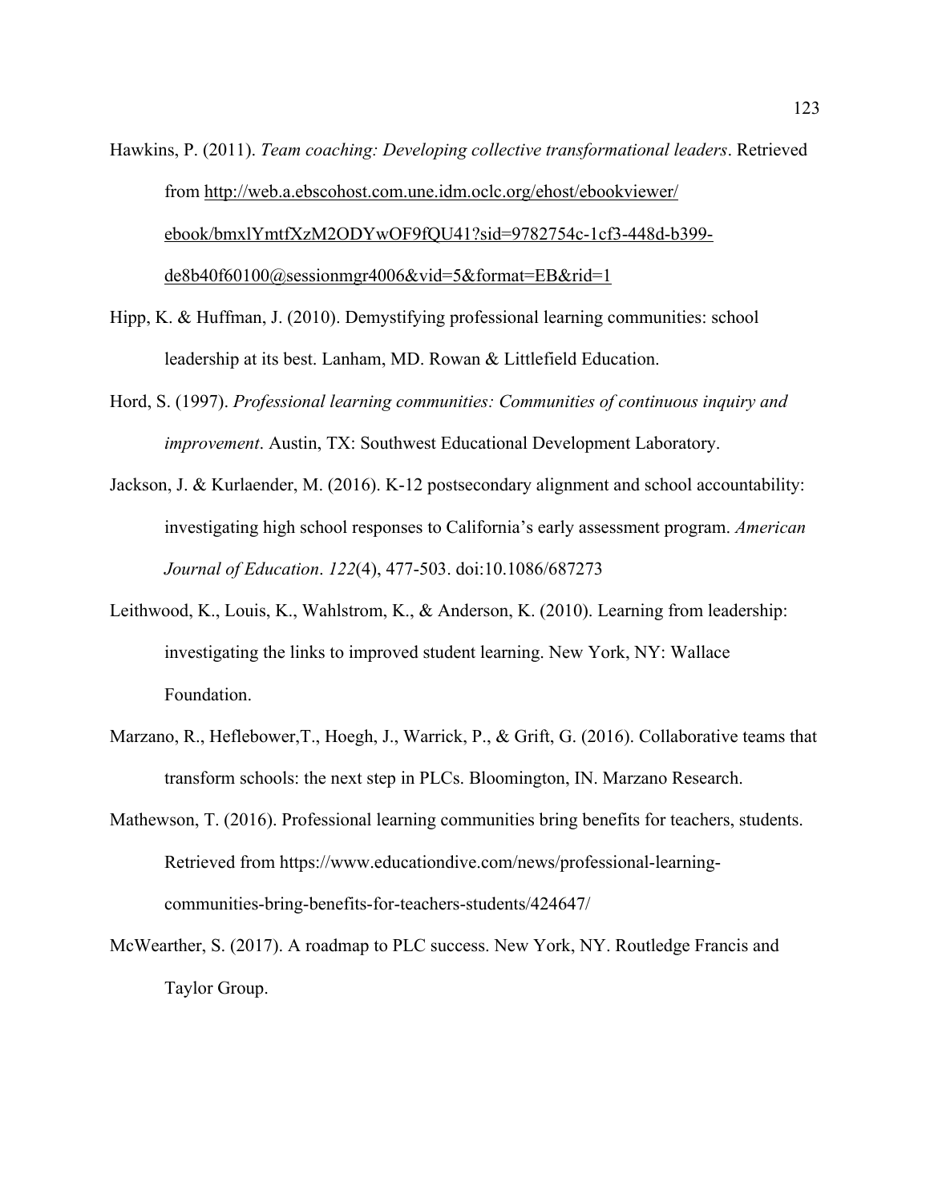Hawkins, P. (2011). *Team coaching: Developing collective transformational leaders*. Retrieved from http://web.a.ebscohost.com.une.idm.oclc.org/ehost/ebookviewer/ebook/bmxlYmtfXzM2ODYwOF9fQU41?sid=9782754c-1cf3-448d-b399-de8b40f60100@sessionmgr4006&vid=5&format=EB&rid=1

Hipp, K. & Huffman, J. (2010). Demystifying professional learning communities: school leadership at its best. Lanham, MD. Rowan & Littlefield Education.

Hord, S. (1997). *Professional learning communities: Communities of continuous inquiry and improvement*. Austin, TX: Southwest Educational Development Laboratory.

Jackson, J. & Kurlaender, M. (2016). K-12 postsecondary alignment and school accountability: investigating high school responses to California's early assessment program. *American Journal of Education*. *122*(4), 477-503. doi:10.1086/687273

Leithwood, K., Louis, K., Wahlstrom, K., & Anderson, K. (2010). Learning from leadership: investigating the links to improved student learning. New York, NY: Wallace Foundation.

Marzano, R., Heflebower,T., Hoegh, J., Warrick, P., & Grift, G. (2016). Collaborative teams that transform schools: the next step in PLCs. Bloomington, IN. Marzano Research.

Mathewson, T. (2016). Professional learning communities bring benefits for teachers, students. Retrieved from https://www.educationdive.com/news/professional-learning-communities-bring-benefits-for-teachers-students/424647/

McWearther, S. (2017). A roadmap to PLC success. New York, NY. Routledge Francis and Taylor Group.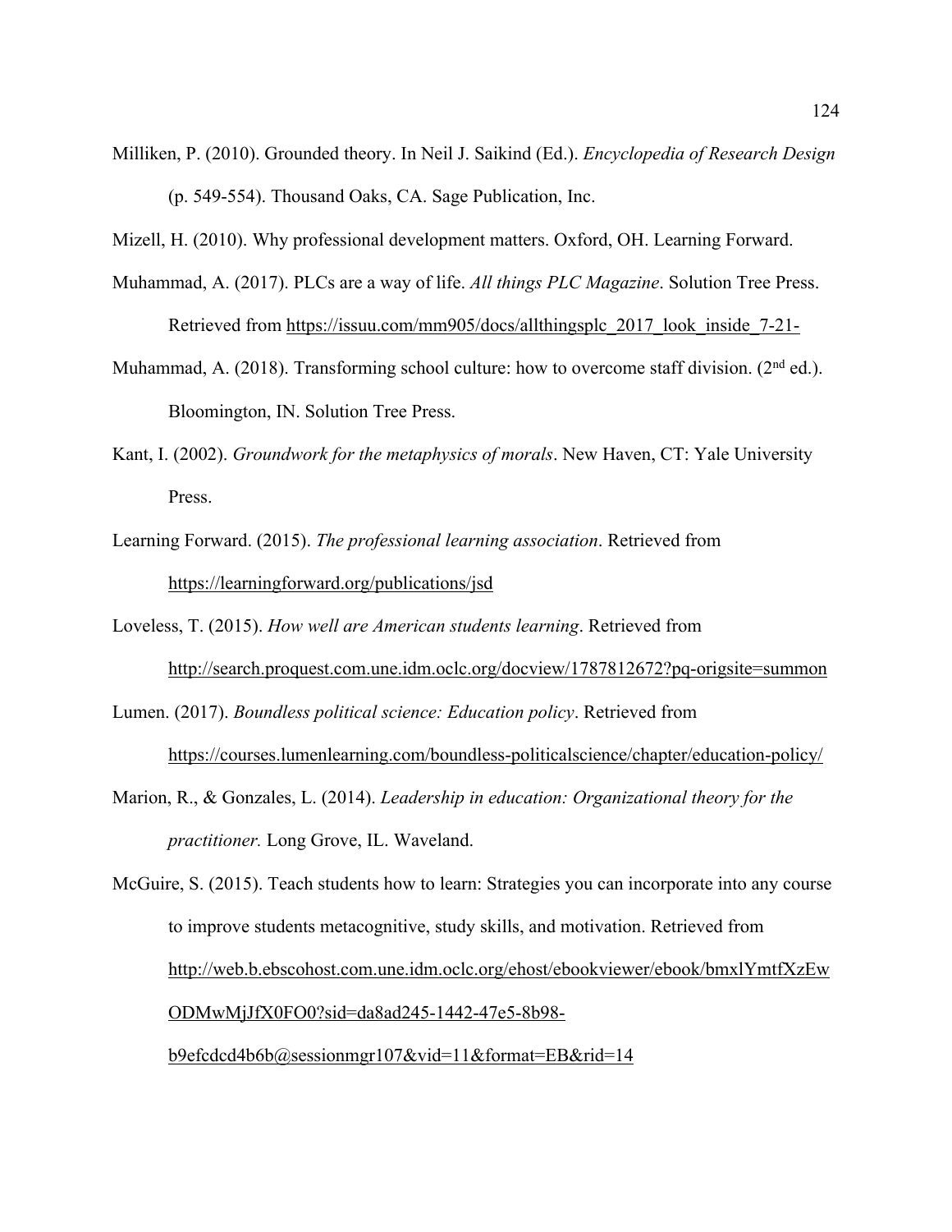Milliken, P. (2010). Grounded theory. In Neil J. Saikind (Ed.). *Encyclopedia of Research Design* (p. 549-554). Thousand Oaks, CA. Sage Publication, Inc.

Mizell, H. (2010). Why professional development matters. Oxford, OH. Learning Forward.

Muhammad, A. (2017). PLCs are a way of life. *All things PLC Magazine*. Solution Tree Press. Retrieved from https://issuu.com/mm905/docs/allthingsplc_2017_look_inside_7-21-

Muhammad, A. (2018). Transforming school culture: how to overcome staff division. (2nd ed.). Bloomington, IN. Solution Tree Press.

Kant, I. (2002). *Groundwork for the metaphysics of morals*. New Haven, CT: Yale University Press.

Learning Forward. (2015). *The professional learning association*. Retrieved from https://learningforward.org/publications/jsd

Loveless, T. (2015). *How well are American students learning*. Retrieved from http://search.proquest.com.une.idm.oclc.org/docview/1787812672?pq-origsite=summon

Lumen. (2017). *Boundless political science: Education policy*. Retrieved from https://courses.lumenlearning.com/boundless-politicalscience/chapter/education-policy/

Marion, R., & Gonzales, L. (2014). *Leadership in education: Organizational theory for the practitioner.* Long Grove, IL. Waveland.

McGuire, S. (2015). Teach students how to learn: Strategies you can incorporate into any course to improve students metacognitive, study skills, and motivation. Retrieved from http://web.b.ebscohost.com.une.idm.oclc.org/ehost/ebookviewer/ebook/bmxlYmtfXzEwODMwMjJfX0FO0?sid=da8ad245-1442-47e5-8b98-b9efcdcd4b6b@sessionmgr107&vid=11&format=EB&rid=14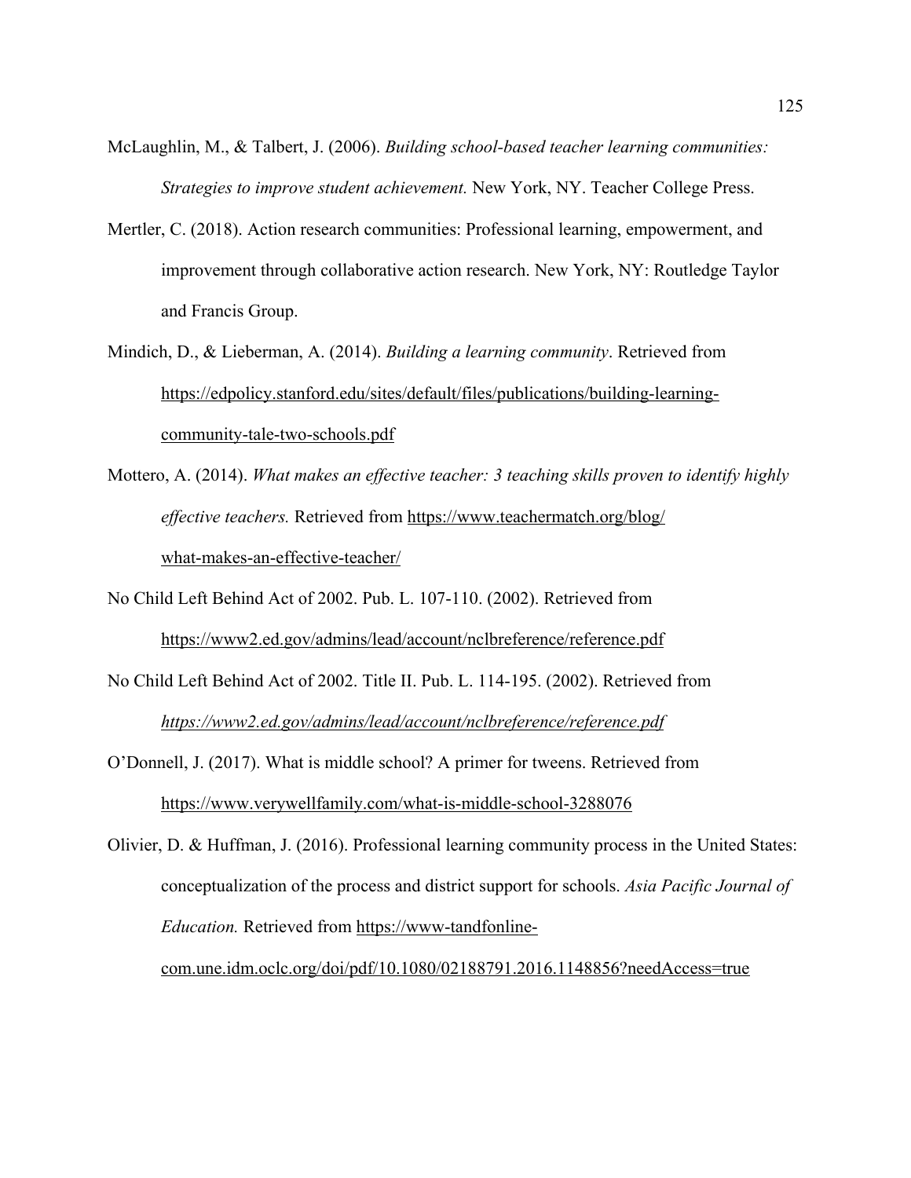McLaughlin, M., & Talbert, J. (2006). *Building school-based teacher learning communities: Strategies to improve student achievement.* New York, NY. Teacher College Press.

Mertler, C. (2018). Action research communities: Professional learning, empowerment, and improvement through collaborative action research. New York, NY: Routledge Taylor and Francis Group.

Mindich, D., & Lieberman, A. (2014). *Building a learning community*. Retrieved from https://edpolicy.stanford.edu/sites/default/files/publications/building-learning-community-tale-two-schools.pdf

Mottero, A. (2014). *What makes an effective teacher: 3 teaching skills proven to identify highly effective teachers.* Retrieved from https://www.teachermatch.org/blog/what-makes-an-effective-teacher/

No Child Left Behind Act of 2002. Pub. L. 107-110. (2002). Retrieved from https://www2.ed.gov/admins/lead/account/nclbreference/reference.pdf

No Child Left Behind Act of 2002. Title II. Pub. L. 114-195. (2002). Retrieved from *https://www2.ed.gov/admins/lead/account/nclbreference/reference.pdf*

O'Donnell, J. (2017). What is middle school? A primer for tweens. Retrieved from https://www.verywellfamily.com/what-is-middle-school-3288076

Olivier, D. & Huffman, J. (2016). Professional learning community process in the United States: conceptualization of the process and district support for schools. *Asia Pacific Journal of Education.* Retrieved from https://www-tandfonline-com.une.idm.oclc.org/doi/pdf/10.1080/02188791.2016.1148856?needAccess=true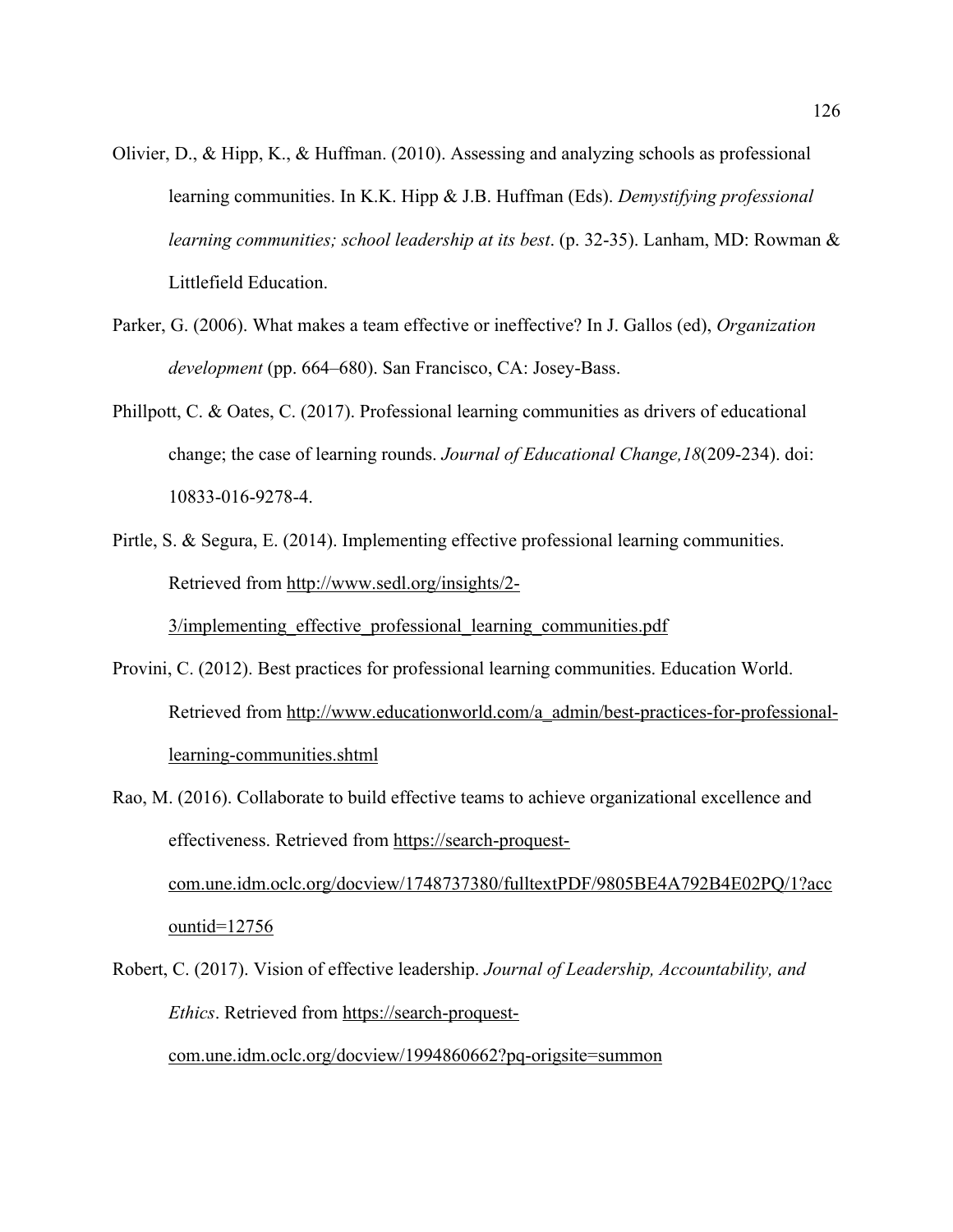Olivier, D., & Hipp, K., & Huffman. (2010). Assessing and analyzing schools as professional learning communities. In K.K. Hipp & J.B. Huffman (Eds). *Demystifying professional learning communities; school leadership at its best*. (p. 32-35). Lanham, MD: Rowman & Littlefield Education.

Parker, G. (2006). What makes a team effective or ineffective? In J. Gallos (ed), *Organization development* (pp. 664–680). San Francisco, CA: Josey-Bass.

Phillpott, C. & Oates, C. (2017). Professional learning communities as drivers of educational change; the case of learning rounds. *Journal of Educational Change,18*(209-234). doi: 10833-016-9278-4.

Pirtle, S. & Segura, E. (2014). Implementing effective professional learning communities. Retrieved from http://www.sedl.org/insights/2-3/implementing_effective_professional_learning_communities.pdf

Provini, C. (2012). Best practices for professional learning communities. Education World. Retrieved from http://www.educationworld.com/a_admin/best-practices-for-professional-learning-communities.shtml

Rao, M. (2016). Collaborate to build effective teams to achieve organizational excellence and effectiveness. Retrieved from https://search-proquest-com.une.idm.oclc.org/docview/1748737380/fulltextPDF/9805BE4A792B4E02PQ/1?accountid=12756

Robert, C. (2017). Vision of effective leadership. *Journal of Leadership, Accountability, and Ethics*. Retrieved from https://search-proquest-com.une.idm.oclc.org/docview/1994860662?pq-origsite=summon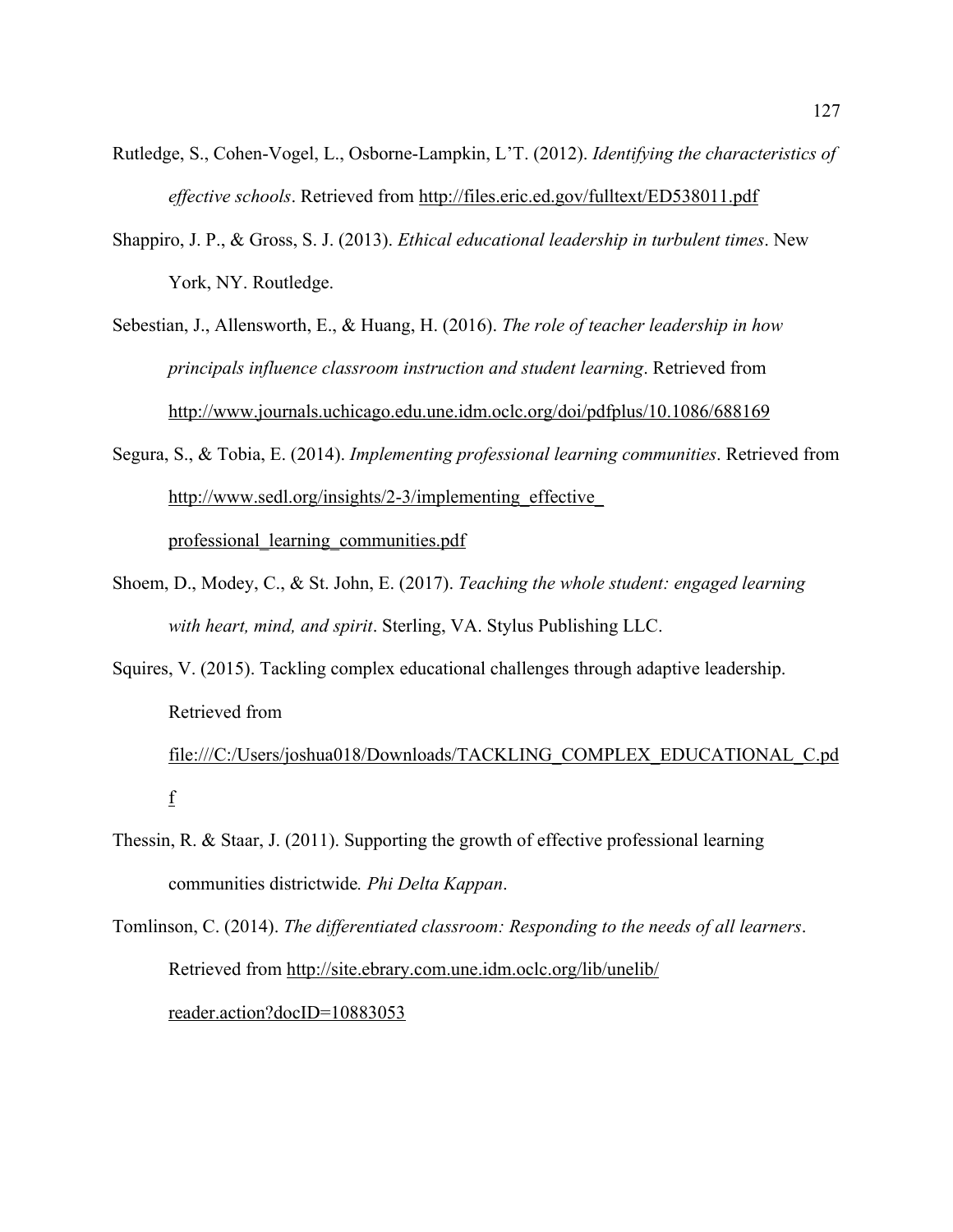Rutledge, S., Cohen-Vogel, L., Osborne-Lampkin, L'T. (2012). *Identifying the characteristics of effective schools*. Retrieved from http://files.eric.ed.gov/fulltext/ED538011.pdf

Shappiro, J. P., & Gross, S. J. (2013). *Ethical educational leadership in turbulent times*. New York, NY. Routledge.

Sebestian, J., Allensworth, E., & Huang, H. (2016). *The role of teacher leadership in how principals influence classroom instruction and student learning*. Retrieved from http://www.journals.uchicago.edu.une.idm.oclc.org/doi/pdfplus/10.1086/688169

Segura, S., & Tobia, E. (2014). *Implementing professional learning communities*. Retrieved from http://www.sedl.org/insights/2-3/implementing_effective_professional_learning_communities.pdf

Shoem, D., Modey, C., & St. John, E. (2017). *Teaching the whole student: engaged learning with heart, mind, and spirit*. Sterling, VA. Stylus Publishing LLC.

Squires, V. (2015). Tackling complex educational challenges through adaptive leadership. Retrieved from file:///C:/Users/joshua018/Downloads/TACKLING_COMPLEX_EDUCATIONAL_C.pdf

Thessin, R. & Staar, J. (2011). Supporting the growth of effective professional learning communities districtwide*. Phi Delta Kappan*.

Tomlinson, C. (2014). *The differentiated classroom: Responding to the needs of all learners*. Retrieved from http://site.ebrary.com.une.idm.oclc.org/lib/unelib/reader.action?docID=10883053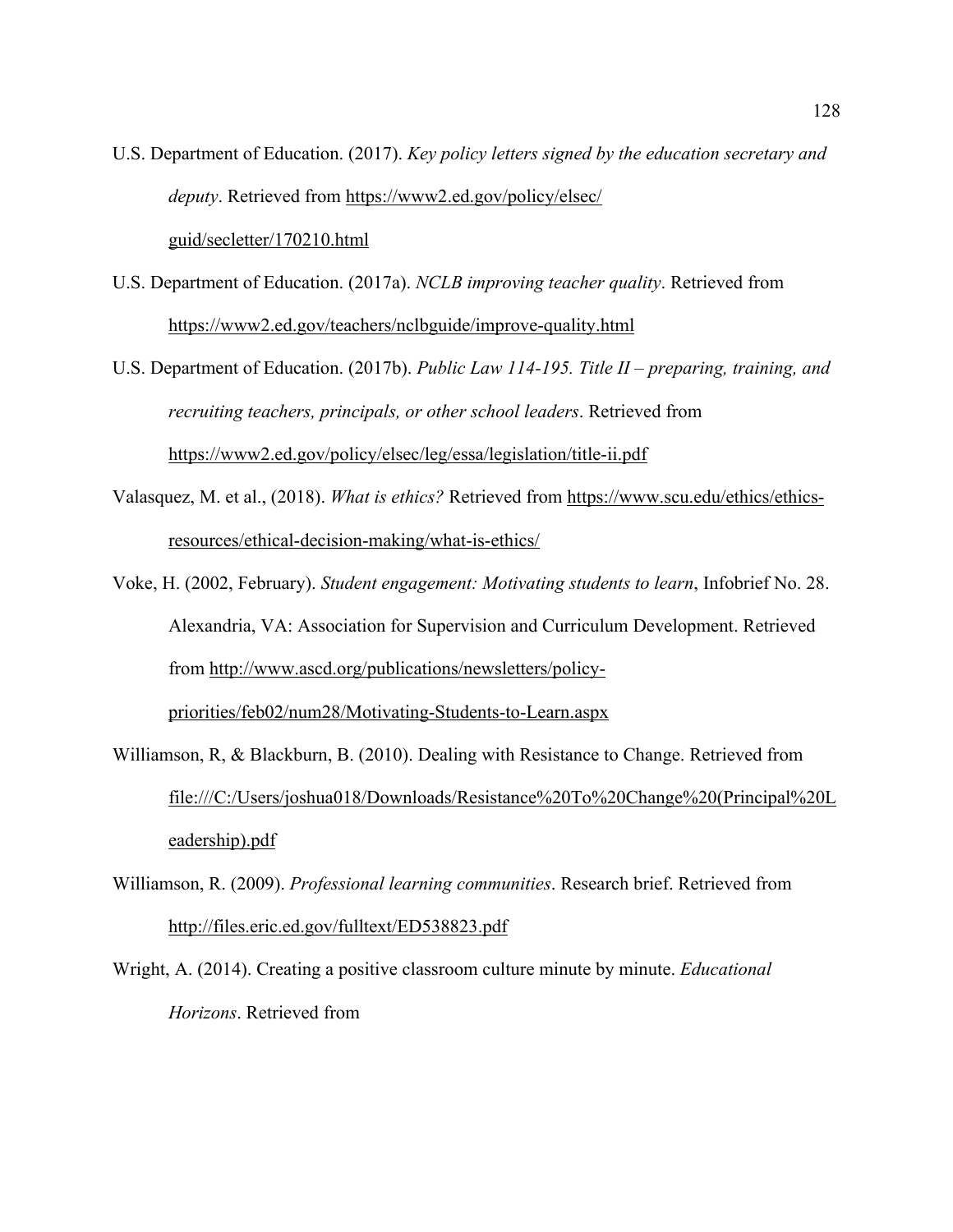U.S. Department of Education. (2017). *Key policy letters signed by the education secretary and deputy*. Retrieved from https://www2.ed.gov/policy/elsec/guid/secletter/170210.html

U.S. Department of Education. (2017a). *NCLB improving teacher quality*. Retrieved from https://www2.ed.gov/teachers/nclbguide/improve-quality.html

U.S. Department of Education. (2017b). *Public Law 114-195. Title II – preparing, training, and recruiting teachers, principals, or other school leaders*. Retrieved from https://www2.ed.gov/policy/elsec/leg/essa/legislation/title-ii.pdf

Valasquez, M. et al., (2018). *What is ethics?* Retrieved from https://www.scu.edu/ethics/ethics-resources/ethical-decision-making/what-is-ethics/

Voke, H. (2002, February). *Student engagement: Motivating students to learn*, Infobrief No. 28. Alexandria, VA: Association for Supervision and Curriculum Development. Retrieved from http://www.ascd.org/publications/newsletters/policy-priorities/feb02/num28/Motivating-Students-to-Learn.aspx

Williamson, R, & Blackburn, B. (2010). Dealing with Resistance to Change. Retrieved from file:///C:/Users/joshua018/Downloads/Resistance%20To%20Change%20(Principal%20Leadership).pdf

Williamson, R. (2009). *Professional learning communities*. Research brief. Retrieved from http://files.eric.ed.gov/fulltext/ED538823.pdf

Wright, A. (2014). Creating a positive classroom culture minute by minute. *Educational Horizons*. Retrieved from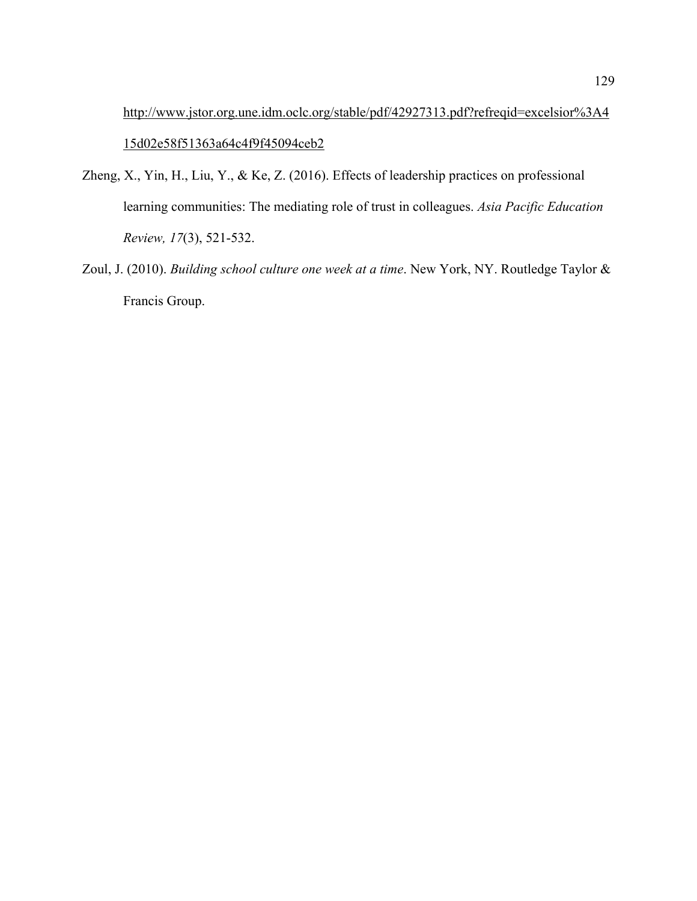http://www.jstor.org.une.idm.oclc.org/stable/pdf/42927313.pdf?refreqid=excelsior%3A415d02e58f51363a64c4f9f45094ceb2

Zheng, X., Yin, H., Liu, Y., & Ke, Z. (2016). Effects of leadership practices on professional learning communities: The mediating role of trust in colleagues. *Asia Pacific Education Review, 17*(3), 521-532.

Zoul, J. (2010). *Building school culture one week at a time*. New York, NY. Routledge Taylor & Francis Group.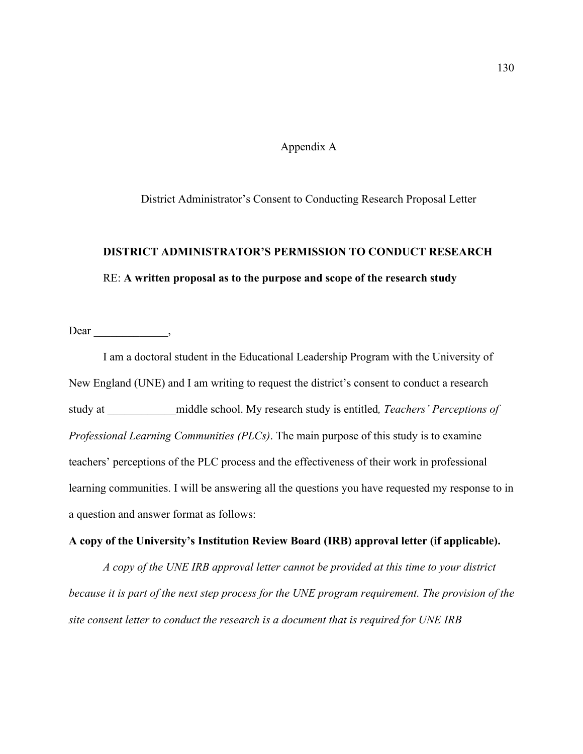# Appendix A

## District Administrator's Consent to Conducting Research Proposal Letter

**DISTRICT ADMINISTRATOR'S PERMISSION TO CONDUCT RESEARCH**

RE: **A written proposal as to the purpose and scope of the research study**

Dear _____________,

I am a doctoral student in the Educational Leadership Program with the University of New England (UNE) and I am writing to request the district's consent to conduct a research study at ____________middle school. My research study is entitled*, Teachers' Perceptions of Professional Learning Communities (PLCs)*. The main purpose of this study is to examine teachers' perceptions of the PLC process and the effectiveness of their work in professional learning communities. I will be answering all the questions you have requested my response to in a question and answer format as follows:

**A copy of the University's Institution Review Board (IRB) approval letter (if applicable).**

*A copy of the UNE IRB approval letter cannot be provided at this time to your district because it is part of the next step process for the UNE program requirement. The provision of the site consent letter to conduct the research is a document that is required for UNE IRB*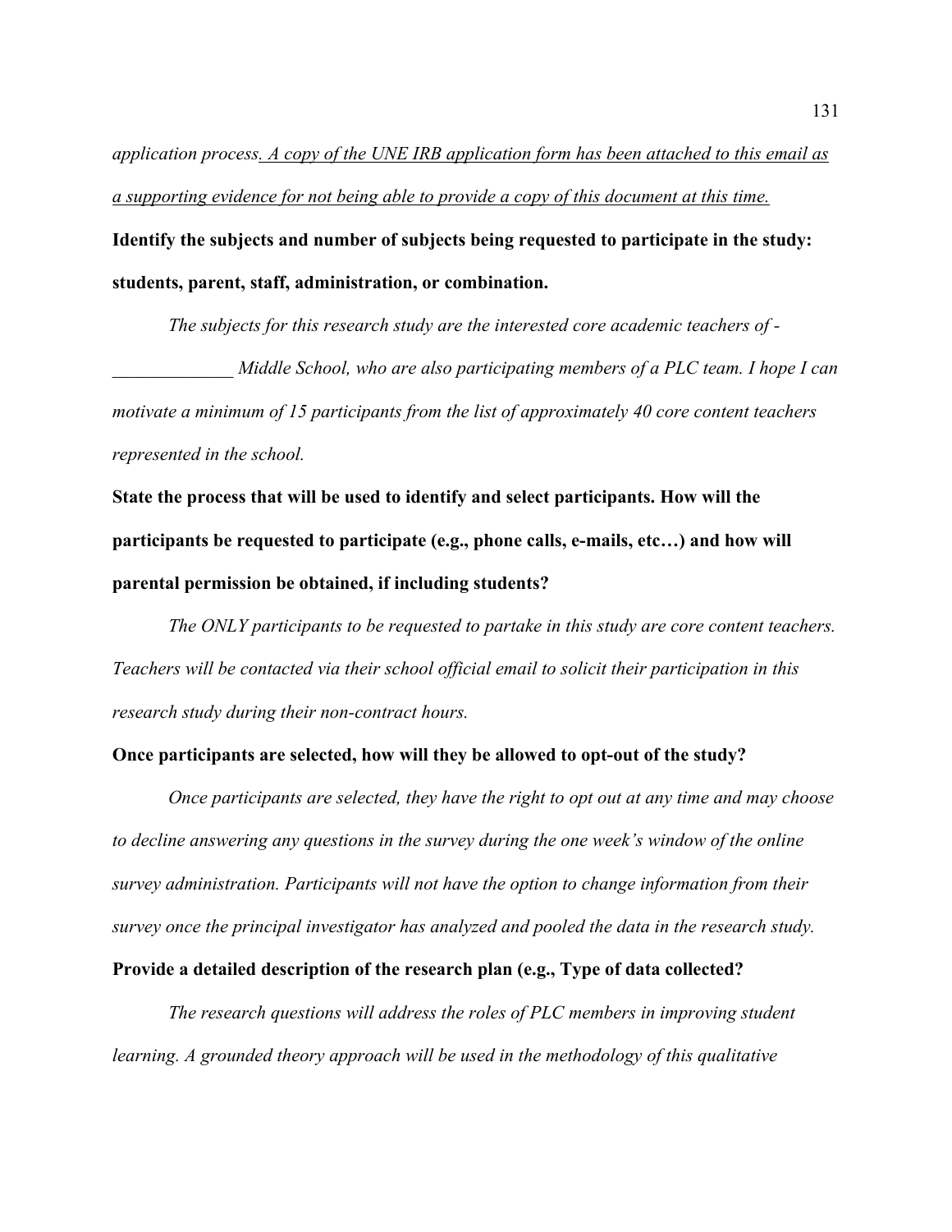*application process. A copy of the UNE IRB application form has been attached to this email as a supporting evidence for not being able to provide a copy of this document at this time.*

**Identify the subjects and number of subjects being requested to participate in the study: students, parent, staff, administration, or combination.**

*The subjects for this research study are the interested core academic teachers of - _____________ Middle School, who are also participating members of a PLC team. I hope I can motivate a minimum of 15 participants from the list of approximately 40 core content teachers represented in the school.*

**State the process that will be used to identify and select participants. How will the participants be requested to participate (e.g., phone calls, e-mails, etc…) and how will parental permission be obtained, if including students?**

*The ONLY participants to be requested to partake in this study are core content teachers. Teachers will be contacted via their school official email to solicit their participation in this research study during their non-contract hours.*

**Once participants are selected, how will they be allowed to opt-out of the study?**

*Once participants are selected, they have the right to opt out at any time and may choose to decline answering any questions in the survey during the one week's window of the online survey administration. Participants will not have the option to change information from their survey once the principal investigator has analyzed and pooled the data in the research study.*

**Provide a detailed description of the research plan (e.g., Type of data collected?**

*The research questions will address the roles of PLC members in improving student learning. A grounded theory approach will be used in the methodology of this qualitative*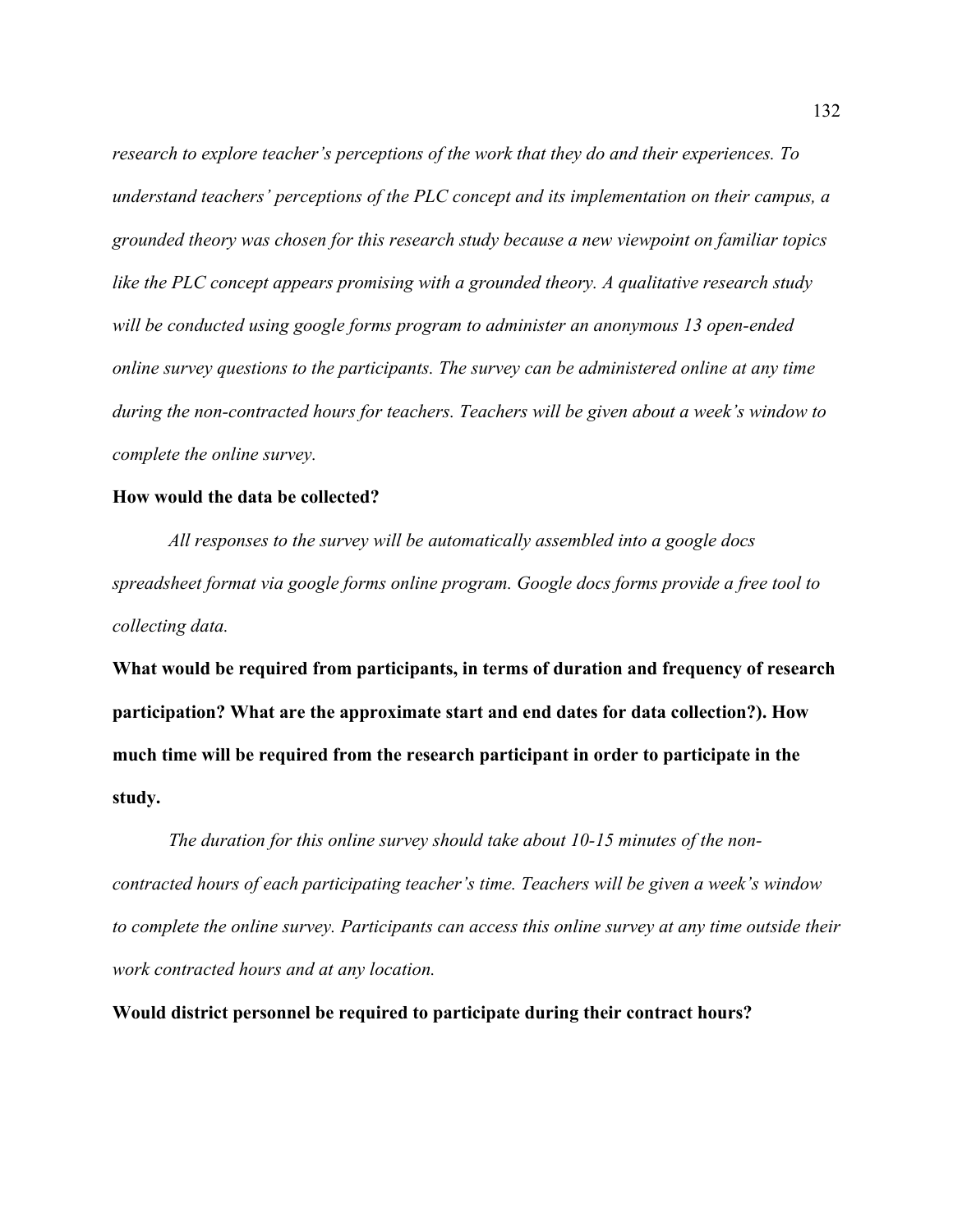*research to explore teacher's perceptions of the work that they do and their experiences. To understand teachers' perceptions of the PLC concept and its implementation on their campus, a grounded theory was chosen for this research study because a new viewpoint on familiar topics like the PLC concept appears promising with a grounded theory. A qualitative research study will be conducted using google forms program to administer an anonymous 13 open-ended online survey questions to the participants. The survey can be administered online at any time during the non-contracted hours for teachers. Teachers will be given about a week's window to complete the online survey.*

**How would the data be collected?**

*All responses to the survey will be automatically assembled into a google docs spreadsheet format via google forms online program. Google docs forms provide a free tool to collecting data.*

**What would be required from participants, in terms of duration and frequency of research participation? What are the approximate start and end dates for data collection?). How much time will be required from the research participant in order to participate in the study.**

*The duration for this online survey should take about 10-15 minutes of the non-contracted hours of each participating teacher's time. Teachers will be given a week's window to complete the online survey. Participants can access this online survey at any time outside their work contracted hours and at any location.*

**Would district personnel be required to participate during their contract hours?**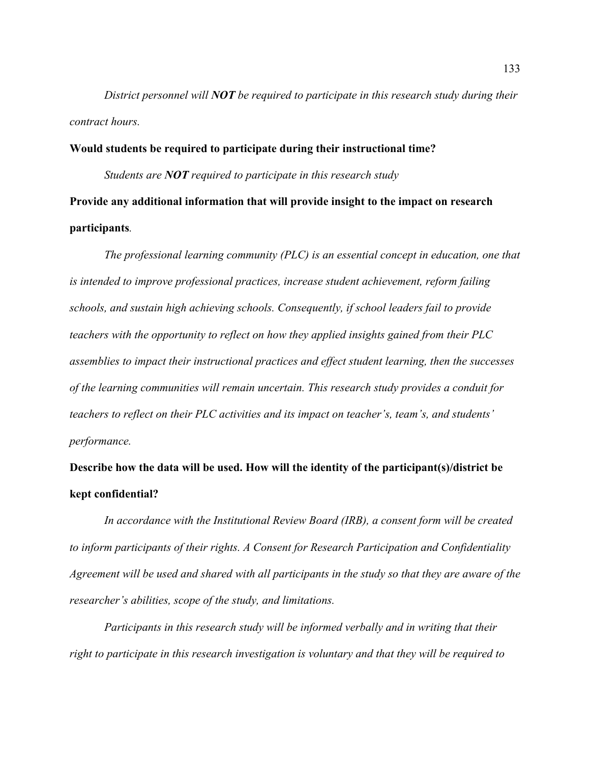*District personnel will **NOT** be required to participate in this research study during their contract hours.*

**Would students be required to participate during their instructional time?**

*Students are **NOT** required to participate in this research study*

**Provide any additional information that will provide insight to the impact on research participants.**

*The professional learning community (PLC) is an essential concept in education, one that is intended to improve professional practices, increase student achievement, reform failing schools, and sustain high achieving schools. Consequently, if school leaders fail to provide teachers with the opportunity to reflect on how they applied insights gained from their PLC assemblies to impact their instructional practices and effect student learning, then the successes of the learning communities will remain uncertain. This research study provides a conduit for teachers to reflect on their PLC activities and its impact on teacher's, team's, and students' performance.*

**Describe how the data will be used. How will the identity of the participant(s)/district be kept confidential?**

*In accordance with the Institutional Review Board (IRB), a consent form will be created to inform participants of their rights. A Consent for Research Participation and Confidentiality Agreement will be used and shared with all participants in the study so that they are aware of the researcher's abilities, scope of the study, and limitations.*

*Participants in this research study will be informed verbally and in writing that their right to participate in this research investigation is voluntary and that they will be required to*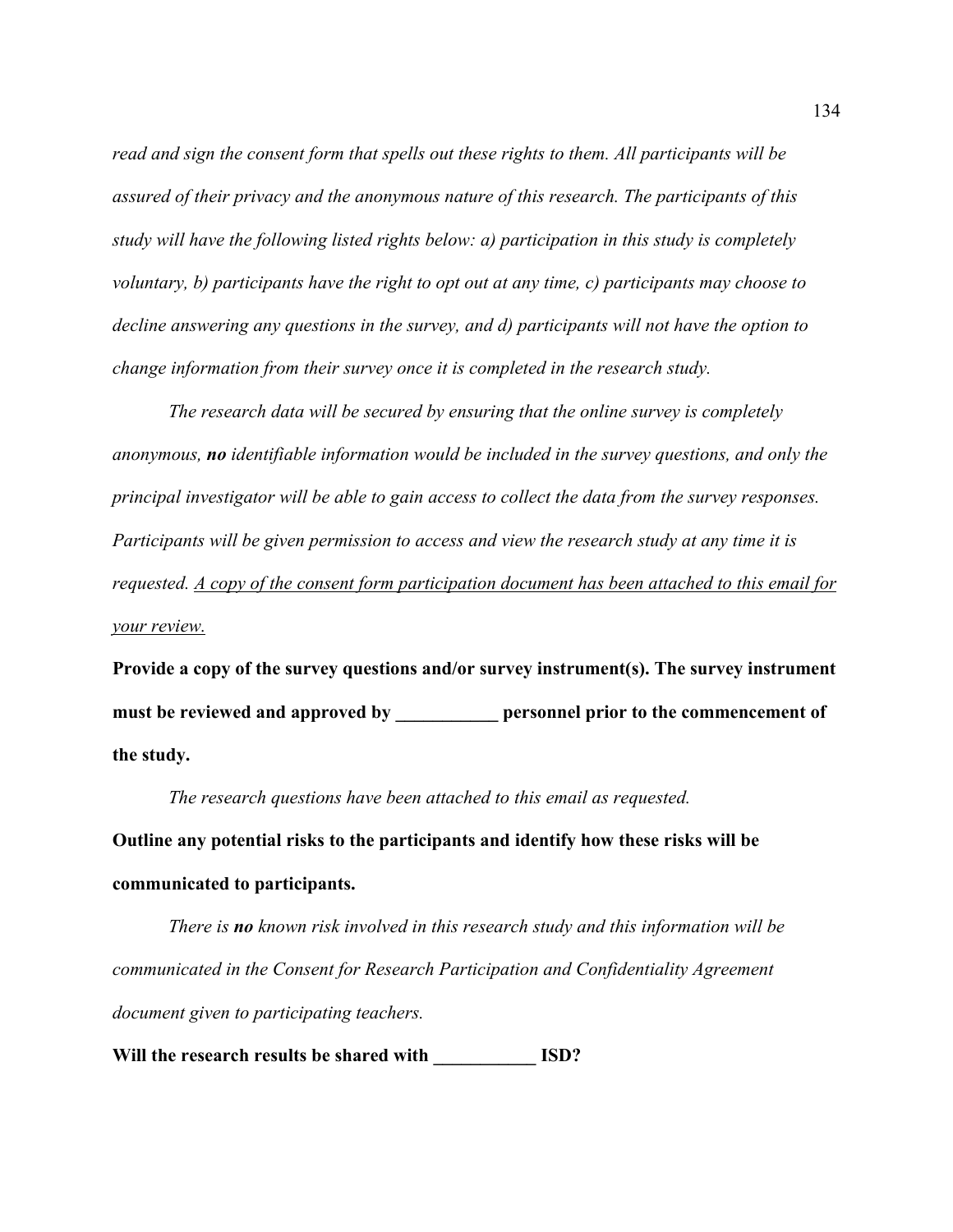*read and sign the consent form that spells out these rights to them. All participants will be assured of their privacy and the anonymous nature of this research. The participants of this study will have the following listed rights below: a) participation in this study is completely voluntary, b) participants have the right to opt out at any time, c) participants may choose to decline answering any questions in the survey, and d) participants will not have the option to change information from their survey once it is completed in the research study.*

*The research data will be secured by ensuring that the online survey is completely anonymous,* ***no*** *identifiable information would be included in the survey questions, and only the principal investigator will be able to gain access to collect the data from the survey responses. Participants will be given permission to access and view the research study at any time it is requested. <u>A copy of the consent form participation document has been attached to this email for your review.</u>*

**Provide a copy of the survey questions and/or survey instrument(s). The survey instrument must be reviewed and approved by ___________ personnel prior to the commencement of the study.**

*The research questions have been attached to this email as requested.*

**Outline any potential risks to the participants and identify how these risks will be communicated to participants.**

*There is* ***no*** *known risk involved in this research study and this information will be communicated in the Consent for Research Participation and Confidentiality Agreement document given to participating teachers.*

**Will the research results be shared with ___________ ISD?**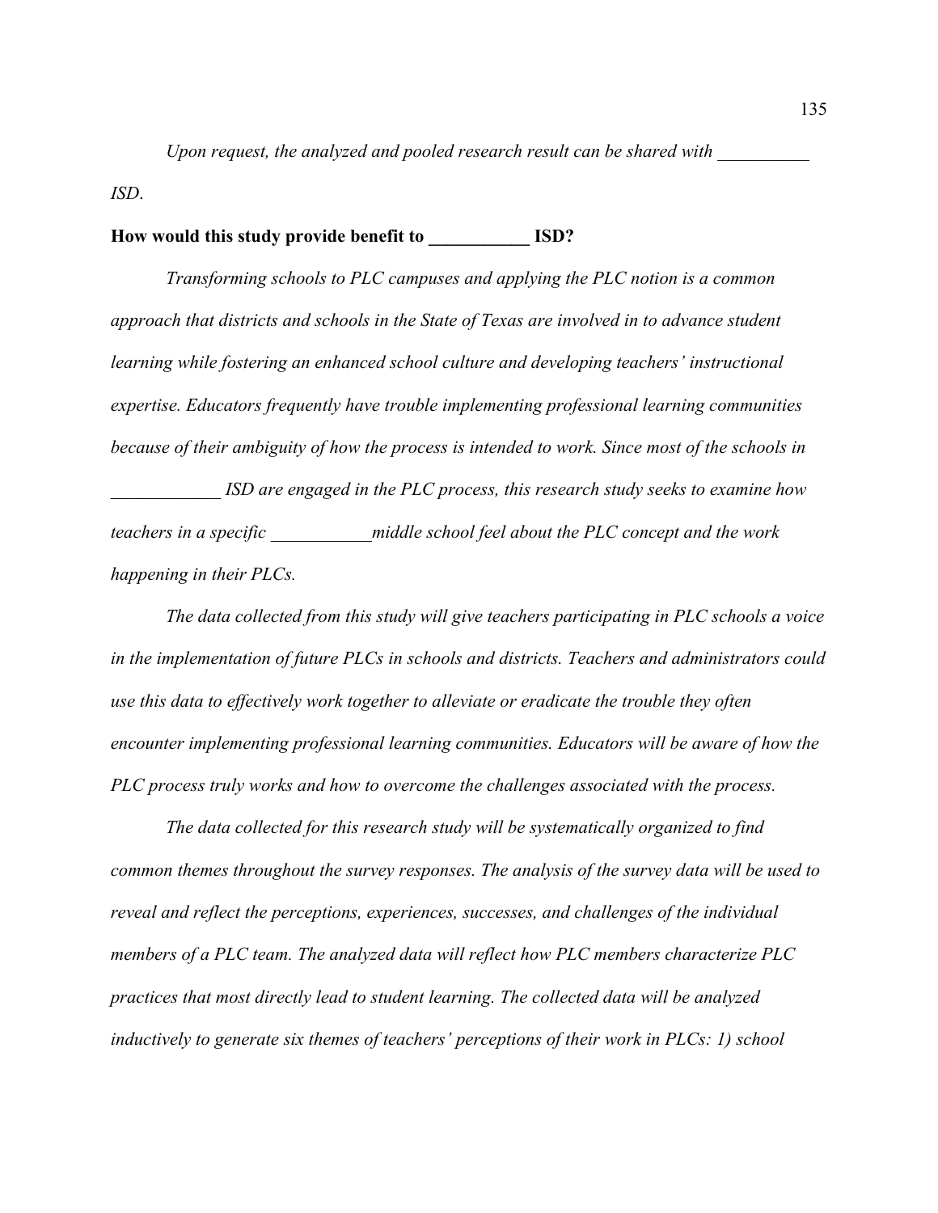*Upon request, the analyzed and pooled research result can be shared with __________ ISD*.

**How would this study provide benefit to ___________ ISD?**

*Transforming schools to PLC campuses and applying the PLC notion is a common approach that districts and schools in the State of Texas are involved in to advance student learning while fostering an enhanced school culture and developing teachers' instructional expertise. Educators frequently have trouble implementing professional learning communities because of their ambiguity of how the process is intended to work. Since most of the schools in ____________ ISD are engaged in the PLC process, this research study seeks to examine how teachers in a specific ___________middle school feel about the PLC concept and the work happening in their PLCs.*

*The data collected from this study will give teachers participating in PLC schools a voice in the implementation of future PLCs in schools and districts. Teachers and administrators could use this data to effectively work together to alleviate or eradicate the trouble they often encounter implementing professional learning communities. Educators will be aware of how the PLC process truly works and how to overcome the challenges associated with the process.*

*The data collected for this research study will be systematically organized to find common themes throughout the survey responses. The analysis of the survey data will be used to reveal and reflect the perceptions, experiences, successes, and challenges of the individual members of a PLC team. The analyzed data will reflect how PLC members characterize PLC practices that most directly lead to student learning. The collected data will be analyzed inductively to generate six themes of teachers' perceptions of their work in PLCs: 1) school*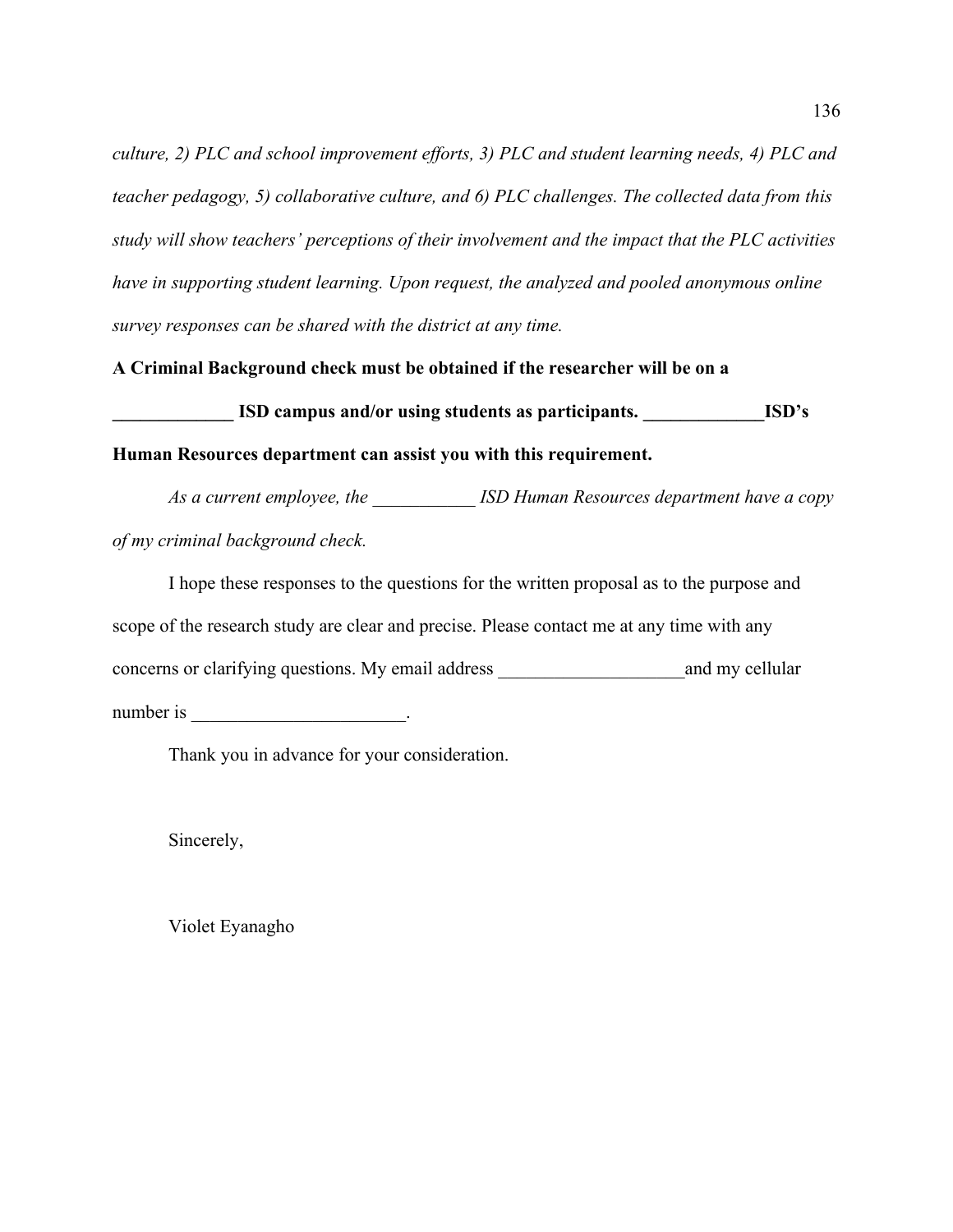*culture, 2) PLC and school improvement efforts, 3) PLC and student learning needs, 4) PLC and teacher pedagogy, 5) collaborative culture, and 6) PLC challenges. The collected data from this study will show teachers' perceptions of their involvement and the impact that the PLC activities have in supporting student learning. Upon request, the analyzed and pooled anonymous online survey responses can be shared with the district at any time.*

**A Criminal Background check must be obtained if the researcher will be on a _____________ ISD campus and/or using students as participants. _____________ISD's Human Resources department can assist you with this requirement.**

*As a current employee, the ___________ ISD Human Resources department have a copy of my criminal background check.*

I hope these responses to the questions for the written proposal as to the purpose and scope of the research study are clear and precise. Please contact me at any time with any concerns or clarifying questions. My email address ____________________and my cellular number is _______________________.

Thank you in advance for your consideration.

Sincerely,

Violet Eyanagho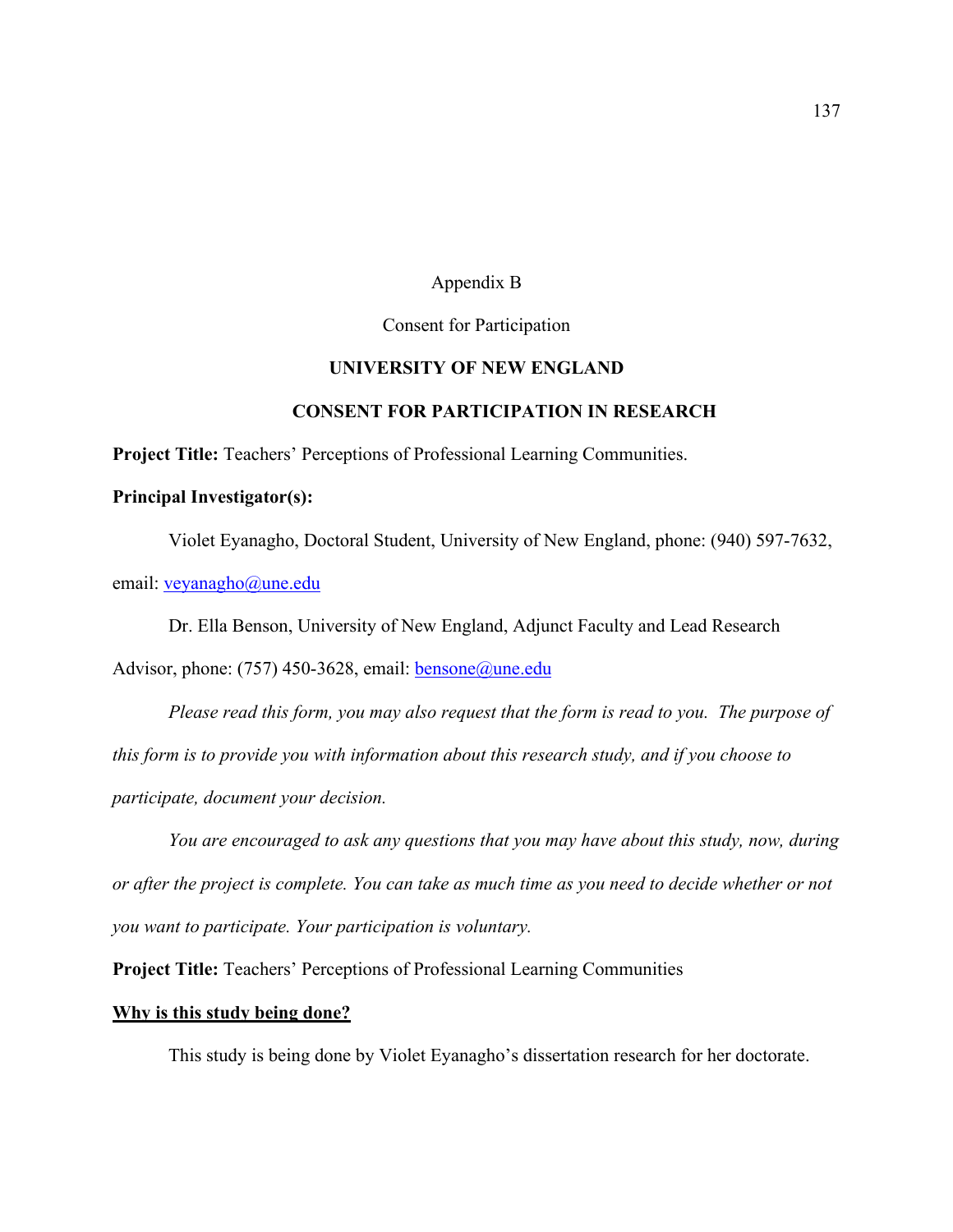Appendix B

Consent for Participation

**UNIVERSITY OF NEW ENGLAND**

**CONSENT FOR PARTICIPATION IN RESEARCH**

**Project Title:** Teachers' Perceptions of Professional Learning Communities.

**Principal Investigator(s):**

Violet Eyanagho, Doctoral Student, University of New England, phone: (940) 597-7632, email: veyanagho@une.edu

Dr. Ella Benson, University of New England, Adjunct Faculty and Lead Research Advisor, phone: (757) 450-3628, email: bensone@une.edu

*Please read this form, you may also request that the form is read to you. The purpose of this form is to provide you with information about this research study, and if you choose to participate, document your decision.*

*You are encouraged to ask any questions that you may have about this study, now, during or after the project is complete. You can take as much time as you need to decide whether or not you want to participate. Your participation is voluntary.*

**Project Title:** Teachers' Perceptions of Professional Learning Communities

**<u>Why is this study being done?</u>**

This study is being done by Violet Eyanagho's dissertation research for her doctorate.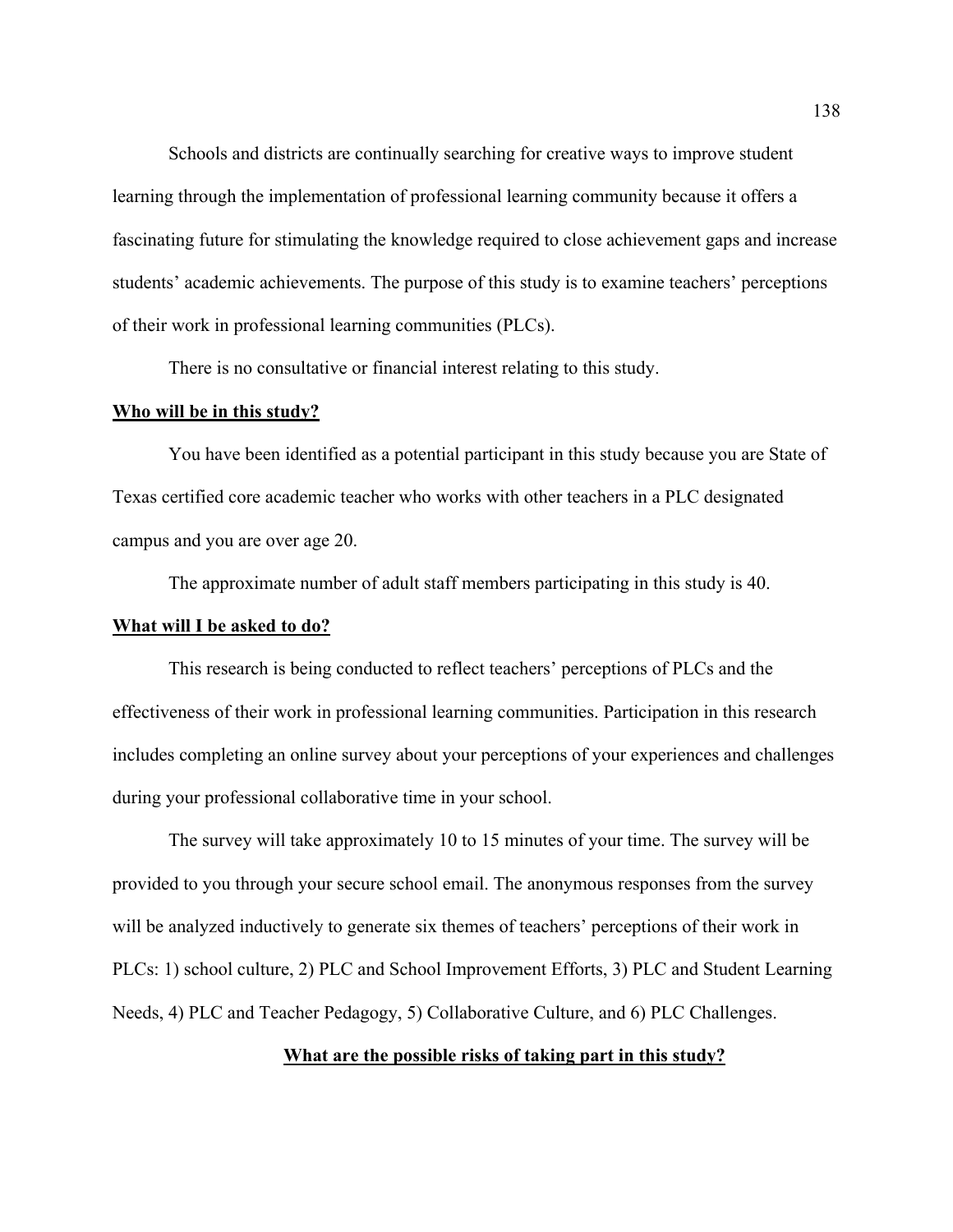Schools and districts are continually searching for creative ways to improve student learning through the implementation of professional learning community because it offers a fascinating future for stimulating the knowledge required to close achievement gaps and increase students' academic achievements. The purpose of this study is to examine teachers' perceptions of their work in professional learning communities (PLCs).

There is no consultative or financial interest relating to this study.

**Who will be in this study?**

You have been identified as a potential participant in this study because you are State of Texas certified core academic teacher who works with other teachers in a PLC designated campus and you are over age 20.

The approximate number of adult staff members participating in this study is 40.

**What will I be asked to do?**

This research is being conducted to reflect teachers' perceptions of PLCs and the effectiveness of their work in professional learning communities. Participation in this research includes completing an online survey about your perceptions of your experiences and challenges during your professional collaborative time in your school.

The survey will take approximately 10 to 15 minutes of your time. The survey will be provided to you through your secure school email. The anonymous responses from the survey will be analyzed inductively to generate six themes of teachers' perceptions of their work in PLCs: 1) school culture, 2) PLC and School Improvement Efforts, 3) PLC and Student Learning Needs, 4) PLC and Teacher Pedagogy, 5) Collaborative Culture, and 6) PLC Challenges.

**What are the possible risks of taking part in this study?**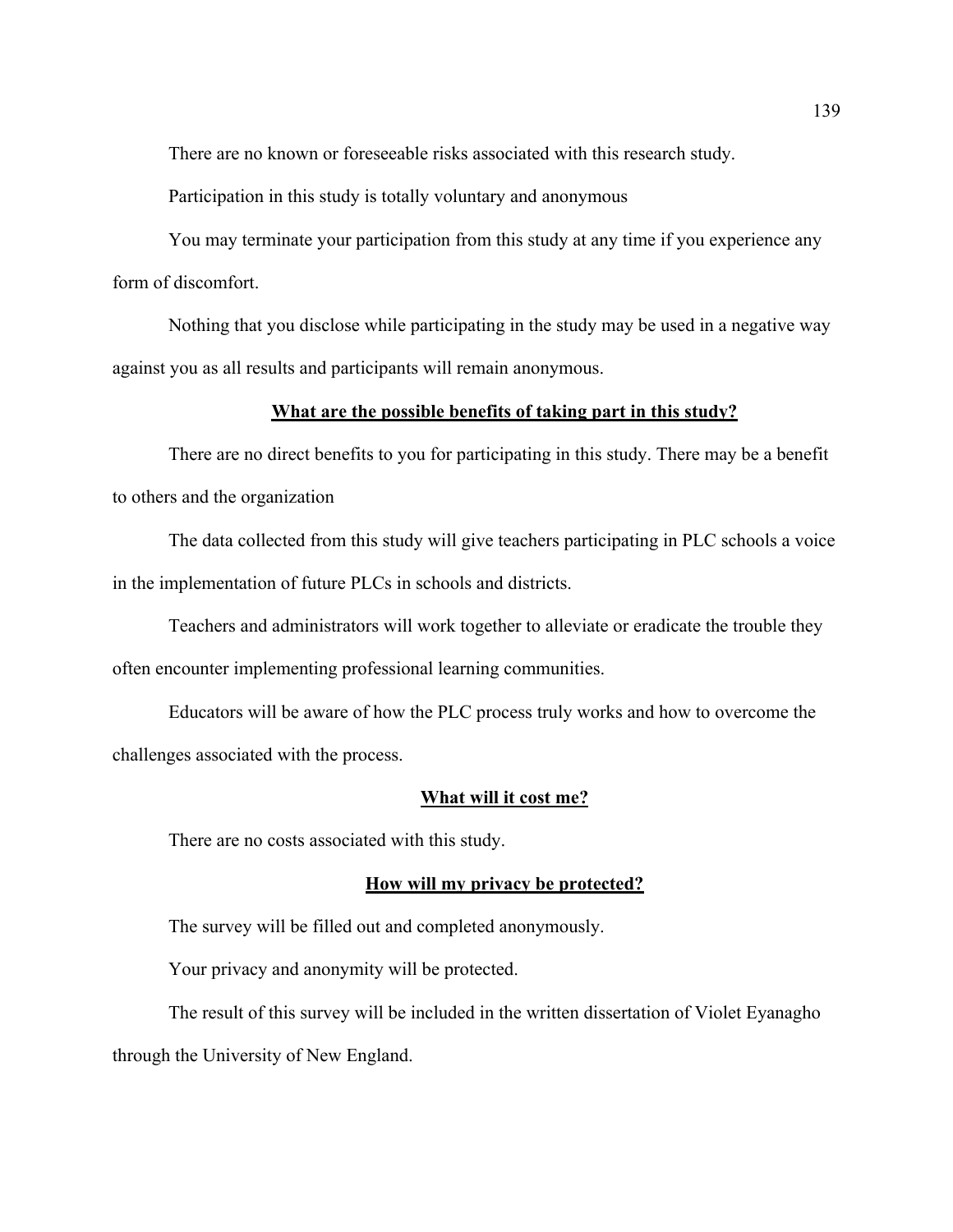There are no known or foreseeable risks associated with this research study.

Participation in this study is totally voluntary and anonymous

You may terminate your participation from this study at any time if you experience any form of discomfort.

Nothing that you disclose while participating in the study may be used in a negative way against you as all results and participants will remain anonymous.

**<u>What are the possible benefits of taking part in this study?</u>**

There are no direct benefits to you for participating in this study. There may be a benefit to others and the organization

The data collected from this study will give teachers participating in PLC schools a voice in the implementation of future PLCs in schools and districts.

Teachers and administrators will work together to alleviate or eradicate the trouble they often encounter implementing professional learning communities.

Educators will be aware of how the PLC process truly works and how to overcome the challenges associated with the process.

**<u>What will it cost me?</u>**

There are no costs associated with this study.

**<u>How will my privacy be protected?</u>**

The survey will be filled out and completed anonymously.

Your privacy and anonymity will be protected.

The result of this survey will be included in the written dissertation of Violet Eyanagho through the University of New England.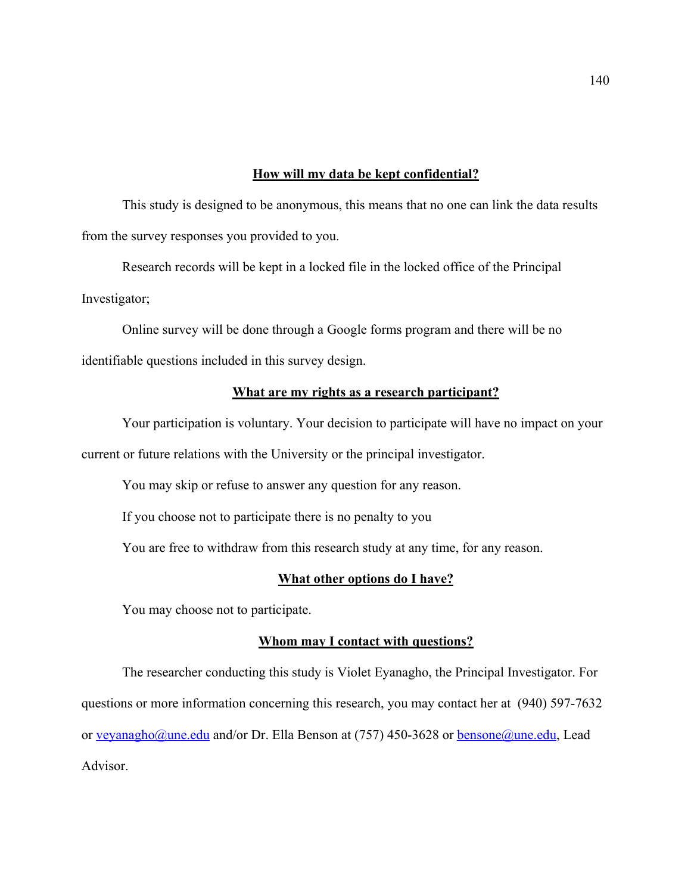**How will my data be kept confidential?**

This study is designed to be anonymous, this means that no one can link the data results from the survey responses you provided to you.

Research records will be kept in a locked file in the locked office of the Principal Investigator;

Online survey will be done through a Google forms program and there will be no identifiable questions included in this survey design.

**What are my rights as a research participant?**

Your participation is voluntary. Your decision to participate will have no impact on your current or future relations with the University or the principal investigator.

You may skip or refuse to answer any question for any reason.

If you choose not to participate there is no penalty to you

You are free to withdraw from this research study at any time, for any reason.

**What other options do I have?**

You may choose not to participate.

**Whom may I contact with questions?**

The researcher conducting this study is Violet Eyanagho, the Principal Investigator. For questions or more information concerning this research, you may contact her at (940) 597-7632 or veyanagho@une.edu and/or Dr. Ella Benson at (757) 450-3628 or bensone@une.edu, Lead Advisor.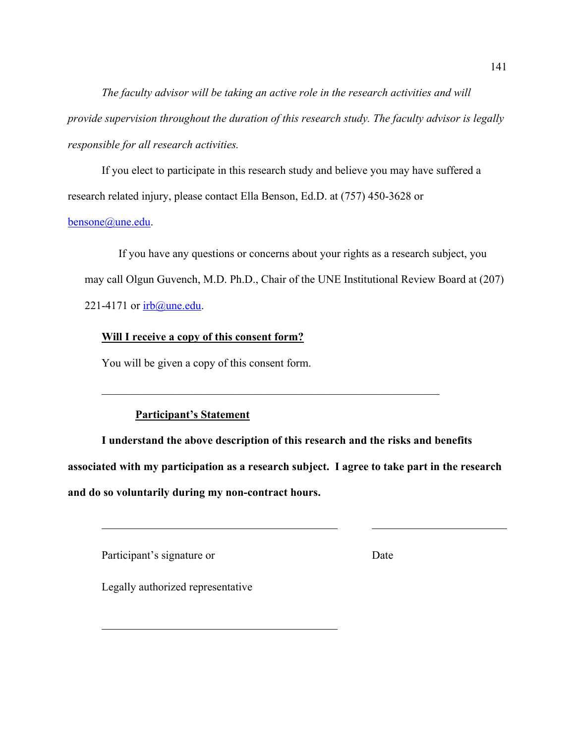*The faculty advisor will be taking an active role in the research activities and will provide supervision throughout the duration of this research study. The faculty advisor is legally responsible for all research activities.*

If you elect to participate in this research study and believe you may have suffered a research related injury, please contact Ella Benson, Ed.D. at (757) 450-3628 or bensone@une.edu.

If you have any questions or concerns about your rights as a research subject, you may call Olgun Guvench, M.D. Ph.D., Chair of the UNE Institutional Review Board at (207) 221-4171 or irb@une.edu.

**Will I receive a copy of this consent form?**

You will be given a copy of this consent form.

---

**Participant's Statement**

**I understand the above description of this research and the risks and benefits associated with my participation as a research subject. I agree to take part in the research and do so voluntarily during my non-contract hours.**

\_\_\_\_\_\_\_\_\_\_\_\_\_\_\_\_\_\_\_\_\_\_\_\_\_\_\_\_\_\_\_\_\_\_\_\_\_\_\_\_ &nbsp;&nbsp;&nbsp;&nbsp; \_\_\_\_\_\_\_\_\_\_\_\_\_\_\_\_\_\_\_\_\_\_

Participant's signature or &nbsp;&nbsp;&nbsp;&nbsp;&nbsp;&nbsp;&nbsp;&nbsp;&nbsp;&nbsp;&nbsp;&nbsp;&nbsp;&nbsp;&nbsp;&nbsp;&nbsp;&nbsp;&nbsp;&nbsp;&nbsp;&nbsp;&nbsp;&nbsp;&nbsp;&nbsp;&nbsp;&nbsp;&nbsp;&nbsp;&nbsp;&nbsp;&nbsp;&nbsp; Date

Legally authorized representative

\_\_\_\_\_\_\_\_\_\_\_\_\_\_\_\_\_\_\_\_\_\_\_\_\_\_\_\_\_\_\_\_\_\_\_\_\_\_\_\_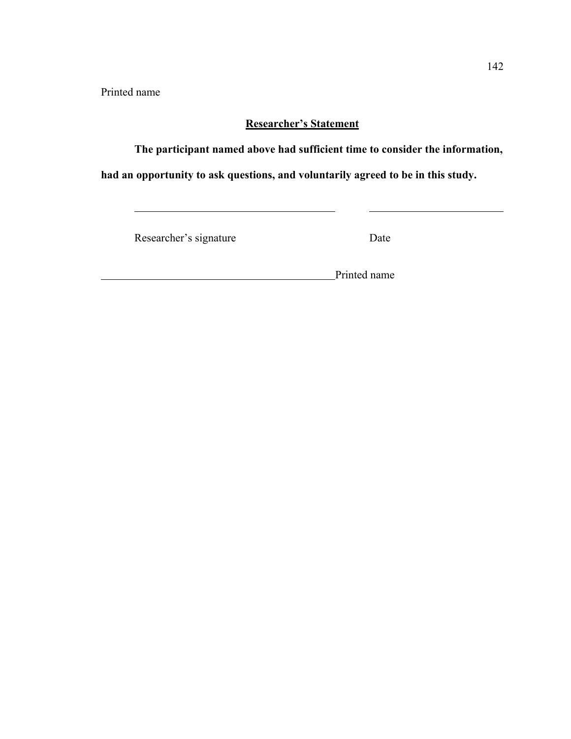Printed name

**<u>Researcher's Statement</u>**

**The participant named above had sufficient time to consider the information, had an opportunity to ask questions, and voluntarily agreed to be in this study.**

\_\_\_\_\_\_\_\_\_\_\_\_\_\_\_\_\_\_\_\_\_\_\_\_\_\_\_\_\_\_\_\_\_\_\_\_\_\_ \_\_\_\_\_\_\_\_\_\_\_\_\_\_\_\_\_\_\_\_\_\_\_\_\_

Researcher's signature Date

\_\_\_\_\_\_\_\_\_\_\_\_\_\_\_\_\_\_\_\_\_\_\_\_\_\_\_\_\_\_\_\_\_\_\_\_\_\_\_\_\_\_\_\_Printed name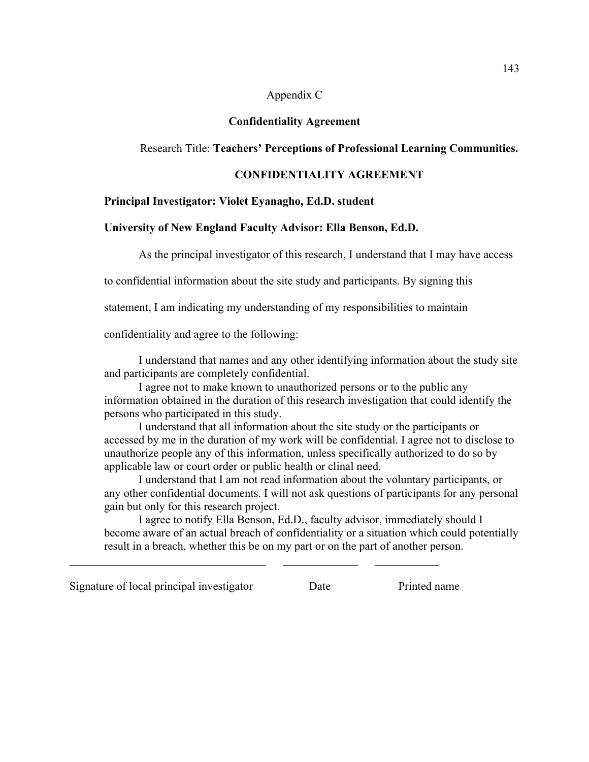Appendix C

**Confidentiality Agreement**

Research Title: **Teachers' Perceptions of Professional Learning Communities.**

**CONFIDENTIALITY AGREEMENT**

**Principal Investigator: Violet Eyanagho, Ed.D. student**

**University of New England Faculty Advisor: Ella Benson, Ed.D.**

As the principal investigator of this research, I understand that I may have access to confidential information about the site study and participants. By signing this statement, I am indicating my understanding of my responsibilities to maintain confidentiality and agree to the following:

I understand that names and any other identifying information about the study site and participants are completely confidential.

I agree not to make known to unauthorized persons or to the public any information obtained in the duration of this research investigation that could identify the persons who participated in this study.

I understand that all information about the site study or the participants or accessed by me in the duration of my work will be confidential. I agree not to disclose to unauthorize people any of this information, unless specifically authorized to do so by applicable law or court order or public health or clinal need.

I understand that I am not read information about the voluntary participants, or any other confidential documents. I will not ask questions of participants for any personal gain but only for this research project.

I agree to notify Ella Benson, Ed.D., faculty advisor, immediately should I become aware of an actual breach of confidentiality or a situation which could potentially result in a breach, whether this be on my part or on the part of another person.

___________________________________ _____________ ___________

Signature of local principal investigator Date Printed name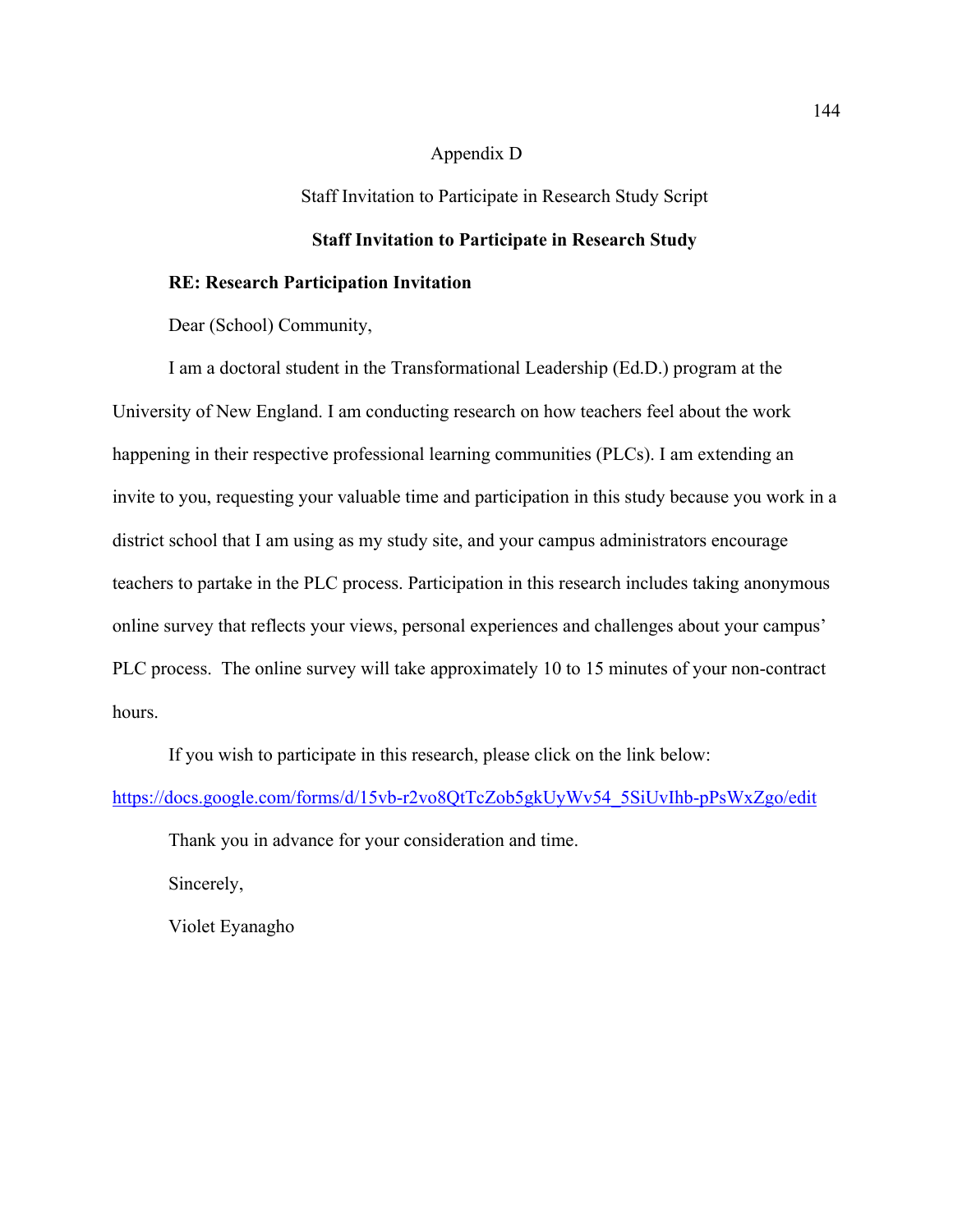# Appendix D

## Staff Invitation to Participate in Research Study Script

**Staff Invitation to Participate in Research Study**

**RE: Research Participation Invitation**

Dear (School) Community,

I am a doctoral student in the Transformational Leadership (Ed.D.) program at the University of New England. I am conducting research on how teachers feel about the work happening in their respective professional learning communities (PLCs). I am extending an invite to you, requesting your valuable time and participation in this study because you work in a district school that I am using as my study site, and your campus administrators encourage teachers to partake in the PLC process. Participation in this research includes taking anonymous online survey that reflects your views, personal experiences and challenges about your campus' PLC process. The online survey will take approximately 10 to 15 minutes of your non-contract hours.

If you wish to participate in this research, please click on the link below:

https://docs.google.com/forms/d/15vb-r2vo8QtTcZob5gkUyWv54_5SiUvIhb-pPsWxZgo/edit

Thank you in advance for your consideration and time.

Sincerely,

Violet Eyanagho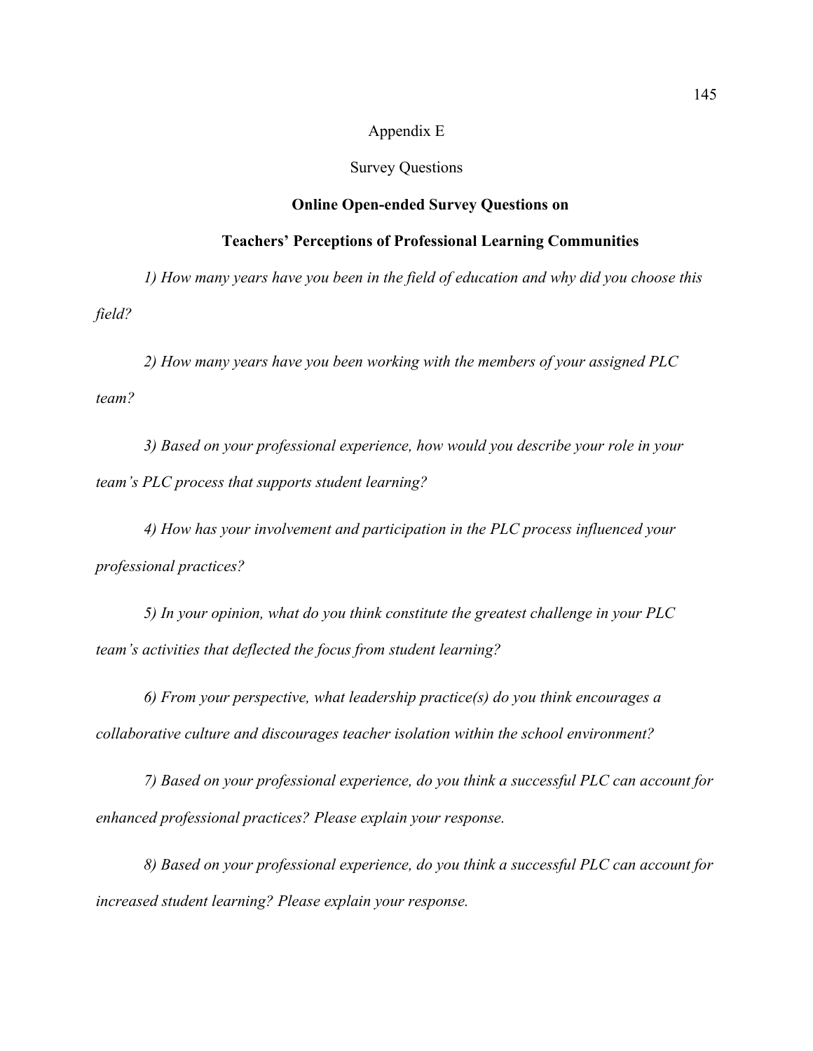# Appendix E

## Survey Questions

### **Online Open-ended Survey Questions on Teachers' Perceptions of Professional Learning Communities**

*1) How many years have you been in the field of education and why did you choose this field?*

*2) How many years have you been working with the members of your assigned PLC team?*

*3) Based on your professional experience, how would you describe your role in your team's PLC process that supports student learning?*

*4) How has your involvement and participation in the PLC process influenced your professional practices?*

*5) In your opinion, what do you think constitute the greatest challenge in your PLC team's activities that deflected the focus from student learning?*

*6) From your perspective, what leadership practice(s) do you think encourages a collaborative culture and discourages teacher isolation within the school environment?*

*7) Based on your professional experience, do you think a successful PLC can account for enhanced professional practices? Please explain your response.*

*8) Based on your professional experience, do you think a successful PLC can account for increased student learning? Please explain your response.*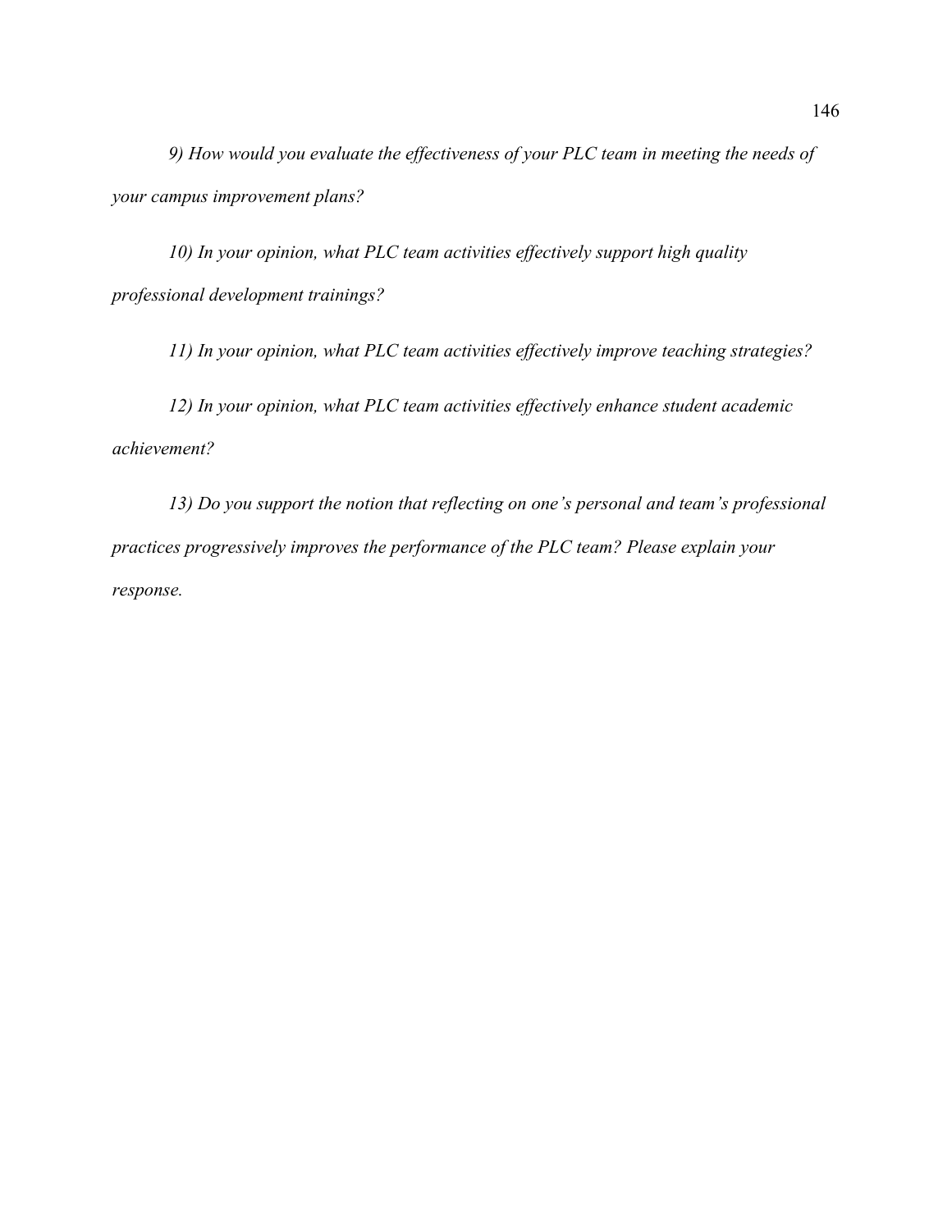*9) How would you evaluate the effectiveness of your PLC team in meeting the needs of your campus improvement plans?*

*10) In your opinion, what PLC team activities effectively support high quality professional development trainings?*

*11) In your opinion, what PLC team activities effectively improve teaching strategies?*

*12) In your opinion, what PLC team activities effectively enhance student academic achievement?*

*13) Do you support the notion that reflecting on one's personal and team's professional practices progressively improves the performance of the PLC team? Please explain your response.*